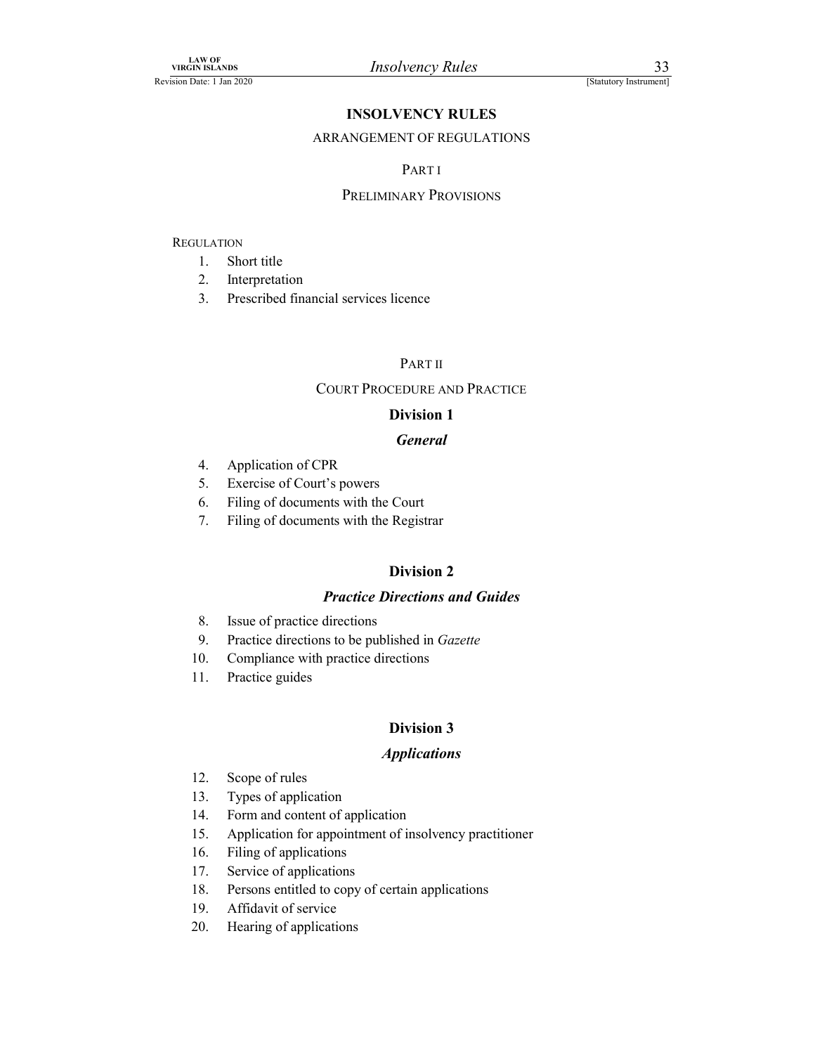# INSOLVENCY RULES

ARRANGEMENT OF REGULATIONS

## PART I

## PRELIMINARY PROVISIONS

REGULATION

1. Short title
2. Interpretation
3. Prescribed financial services licence

## PART II

## COURT PROCEDURE AND PRACTICE

### Division 1

### *General*

4. Application of CPR
5. Exercise of Court's powers
6. Filing of documents with the Court
7. Filing of documents with the Registrar

### Division 2

### *Practice Directions and Guides*

8. Issue of practice directions
9. Practice directions to be published in *Gazette*
10. Compliance with practice directions
11. Practice guides

### Division 3

### *Applications*

12. Scope of rules
13. Types of application
14. Form and content of application
15. Application for appointment of insolvency practitioner
16. Filing of applications
17. Service of applications
18. Persons entitled to copy of certain applications
19. Affidavit of service
20. Hearing of applications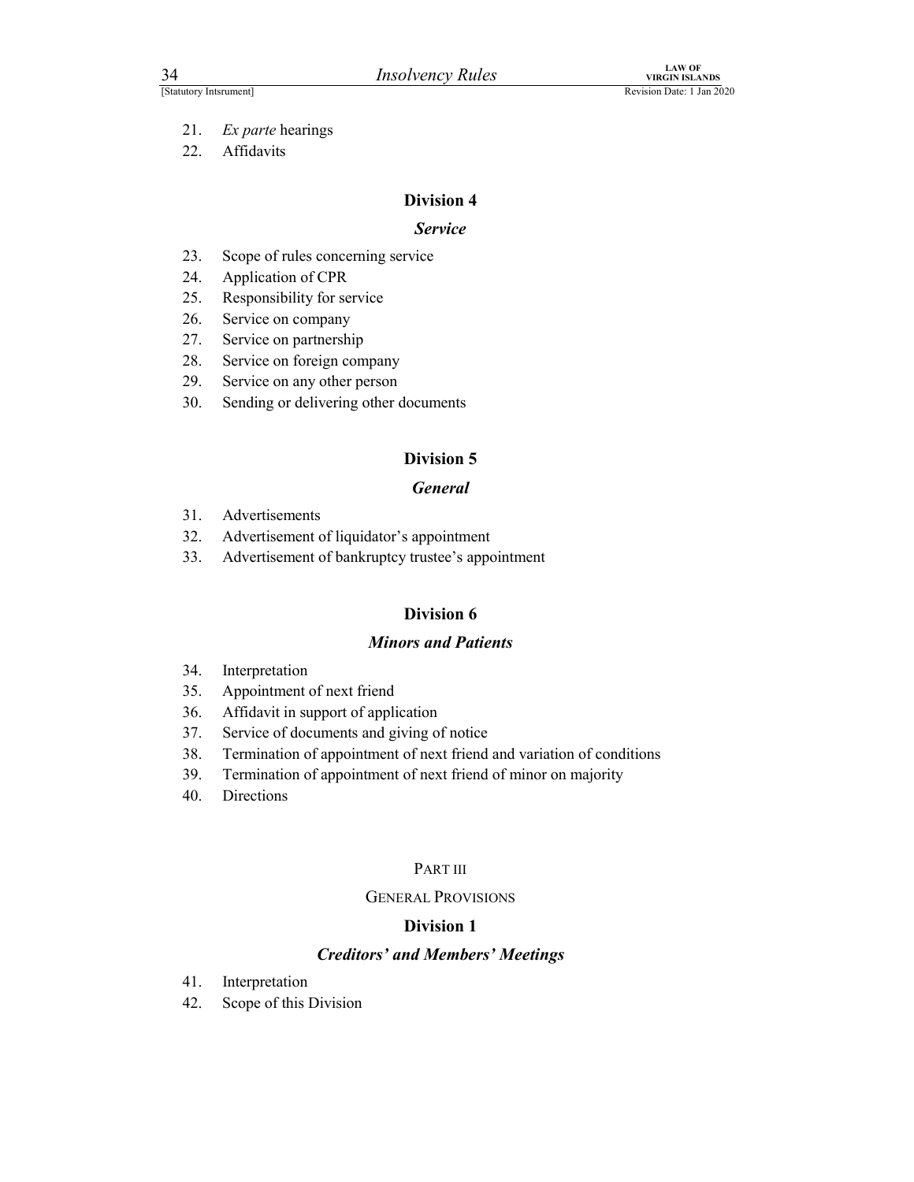21. *Ex parte* hearings
22. Affidavits

### Division 4

### *Service*

23. Scope of rules concerning service
24. Application of CPR
25. Responsibility for service
26. Service on company
27. Service on partnership
28. Service on foreign company
29. Service on any other person
30. Sending or delivering other documents

### Division 5

### *General*

31. Advertisements
32. Advertisement of liquidator's appointment
33. Advertisement of bankruptcy trustee's appointment

### Division 6

### *Minors and Patients*

34. Interpretation
35. Appointment of next friend
36. Affidavit in support of application
37. Service of documents and giving of notice
38. Termination of appointment of next friend and variation of conditions
39. Termination of appointment of next friend of minor on majority
40. Directions

## PART III

## GENERAL PROVISIONS

### Division 1

### *Creditors' and Members' Meetings*

41. Interpretation
42. Scope of this Division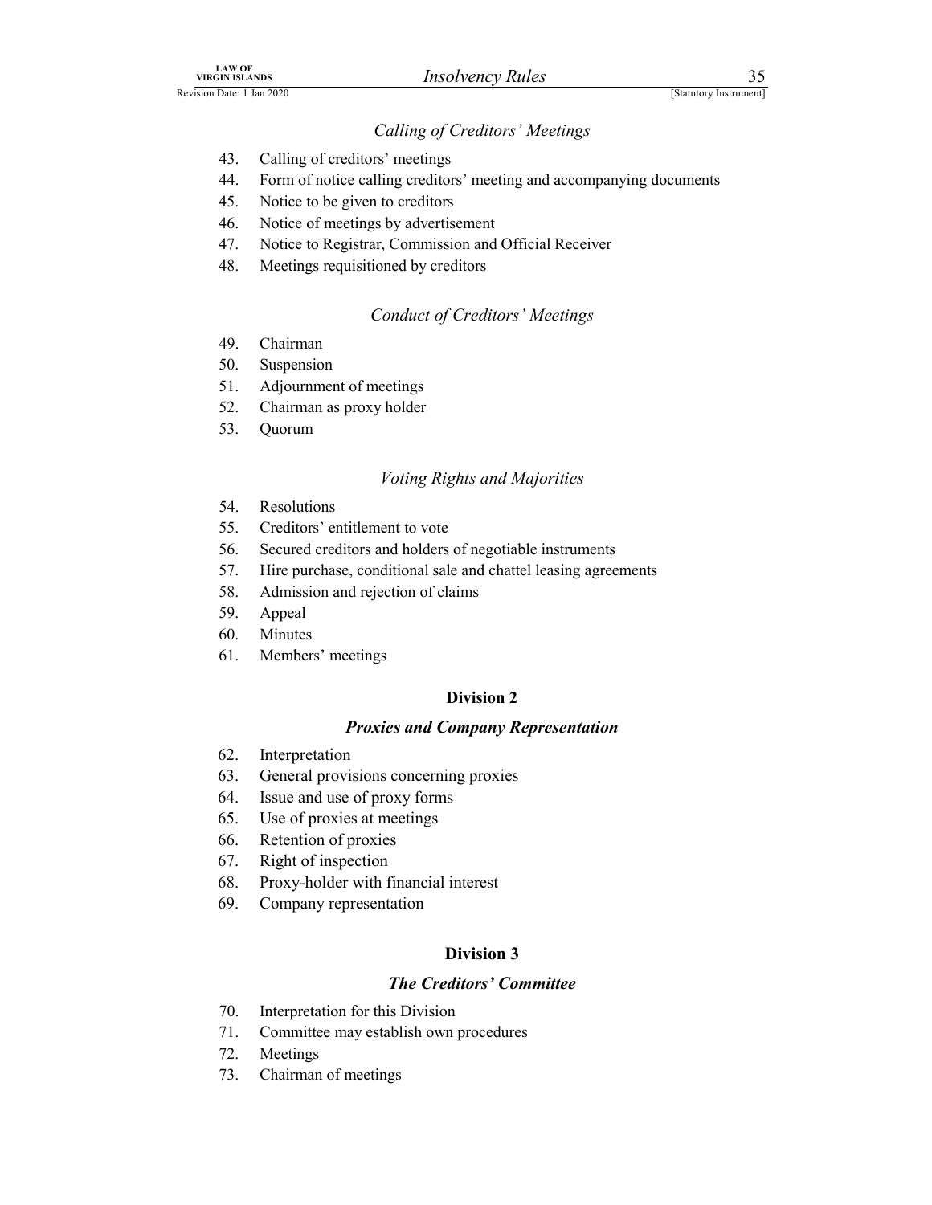*Calling of Creditors' Meetings*

43. Calling of creditors' meetings
44. Form of notice calling creditors' meeting and accompanying documents
45. Notice to be given to creditors
46. Notice of meetings by advertisement
47. Notice to Registrar, Commission and Official Receiver
48. Meetings requisitioned by creditors

*Conduct of Creditors' Meetings*

49. Chairman
50. Suspension
51. Adjournment of meetings
52. Chairman as proxy holder
53. Quorum

*Voting Rights and Majorities*

54. Resolutions
55. Creditors' entitlement to vote
56. Secured creditors and holders of negotiable instruments
57. Hire purchase, conditional sale and chattel leasing agreements
58. Admission and rejection of claims
59. Appeal
60. Minutes
61. Members' meetings

**Division 2**

***Proxies and Company Representation***

62. Interpretation
63. General provisions concerning proxies
64. Issue and use of proxy forms
65. Use of proxies at meetings
66. Retention of proxies
67. Right of inspection
68. Proxy-holder with financial interest
69. Company representation

**Division 3**

***The Creditors' Committee***

70. Interpretation for this Division
71. Committee may establish own procedures
72. Meetings
73. Chairman of meetings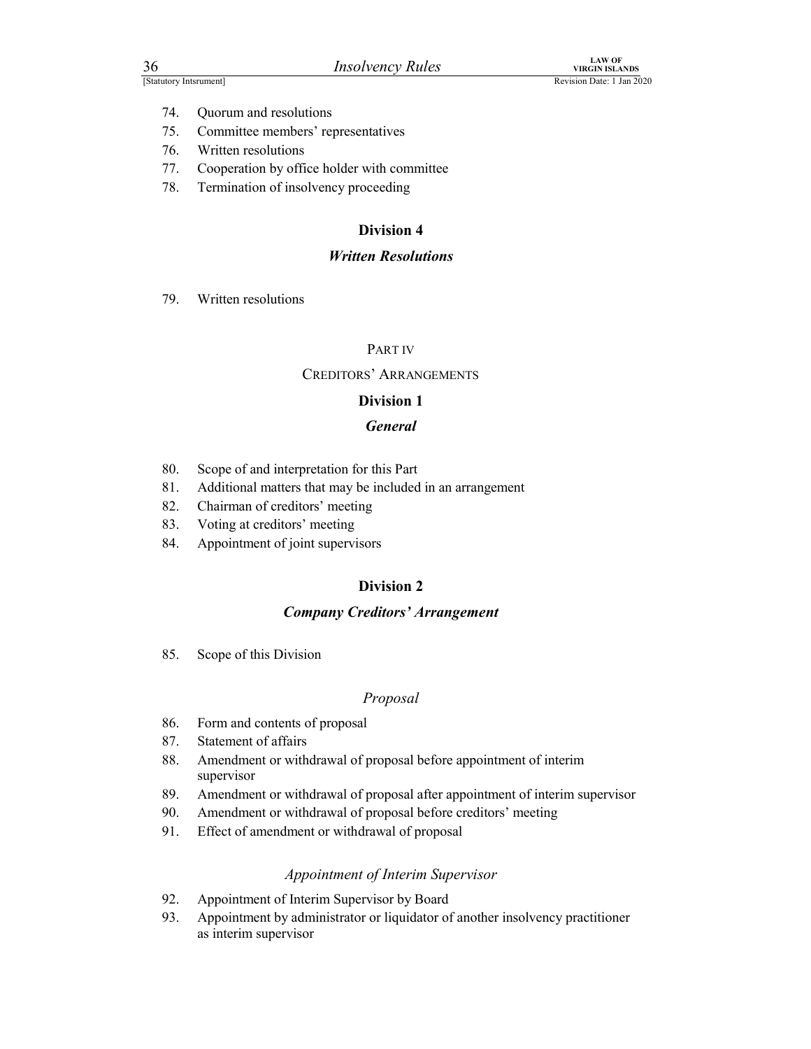74. Quorum and resolutions
75. Committee members' representatives
76. Written resolutions
77. Cooperation by office holder with committee
78. Termination of insolvency proceeding

### Division 4

### *Written Resolutions*

79. Written resolutions

## PART IV

## CREDITORS' ARRANGEMENTS

### Division 1

### *General*

80. Scope of and interpretation for this Part
81. Additional matters that may be included in an arrangement
82. Chairman of creditors' meeting
83. Voting at creditors' meeting
84. Appointment of joint supervisors

### Division 2

### *Company Creditors' Arrangement*

85. Scope of this Division

#### *Proposal*

86. Form and contents of proposal
87. Statement of affairs
88. Amendment or withdrawal of proposal before appointment of interim supervisor
89. Amendment or withdrawal of proposal after appointment of interim supervisor
90. Amendment or withdrawal of proposal before creditors' meeting
91. Effect of amendment or withdrawal of proposal

#### *Appointment of Interim Supervisor*

92. Appointment of Interim Supervisor by Board
93. Appointment by administrator or liquidator of another insolvency practitioner as interim supervisor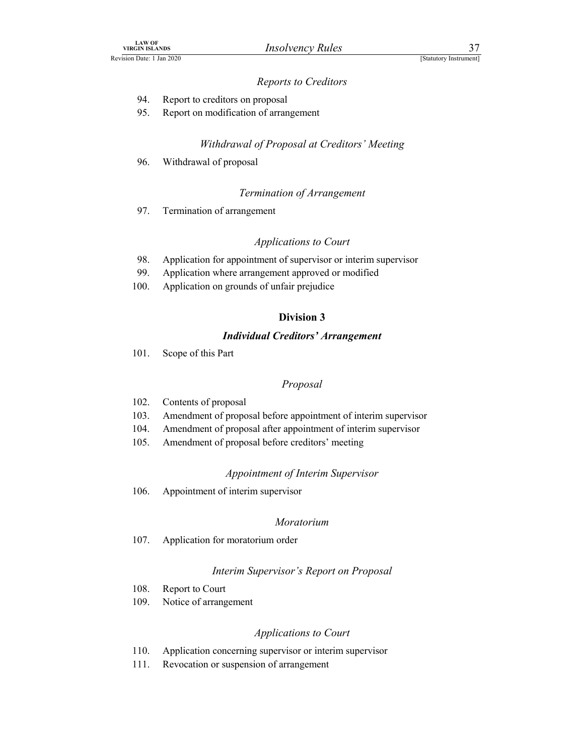*Reports to Creditors*

94. Report to creditors on proposal
95. Report on modification of arrangement

*Withdrawal of Proposal at Creditors' Meeting*

96. Withdrawal of proposal

*Termination of Arrangement*

97. Termination of arrangement

*Applications to Court*

98. Application for appointment of supervisor or interim supervisor
99. Application where arrangement approved or modified
100. Application on grounds of unfair prejudice

**Division 3**

***Individual Creditors' Arrangement***

101. Scope of this Part

*Proposal*

102. Contents of proposal
103. Amendment of proposal before appointment of interim supervisor
104. Amendment of proposal after appointment of interim supervisor
105. Amendment of proposal before creditors' meeting

*Appointment of Interim Supervisor*

106. Appointment of interim supervisor

*Moratorium*

107. Application for moratorium order

*Interim Supervisor's Report on Proposal*

108. Report to Court
109. Notice of arrangement

*Applications to Court*

110. Application concerning supervisor or interim supervisor
111. Revocation or suspension of arrangement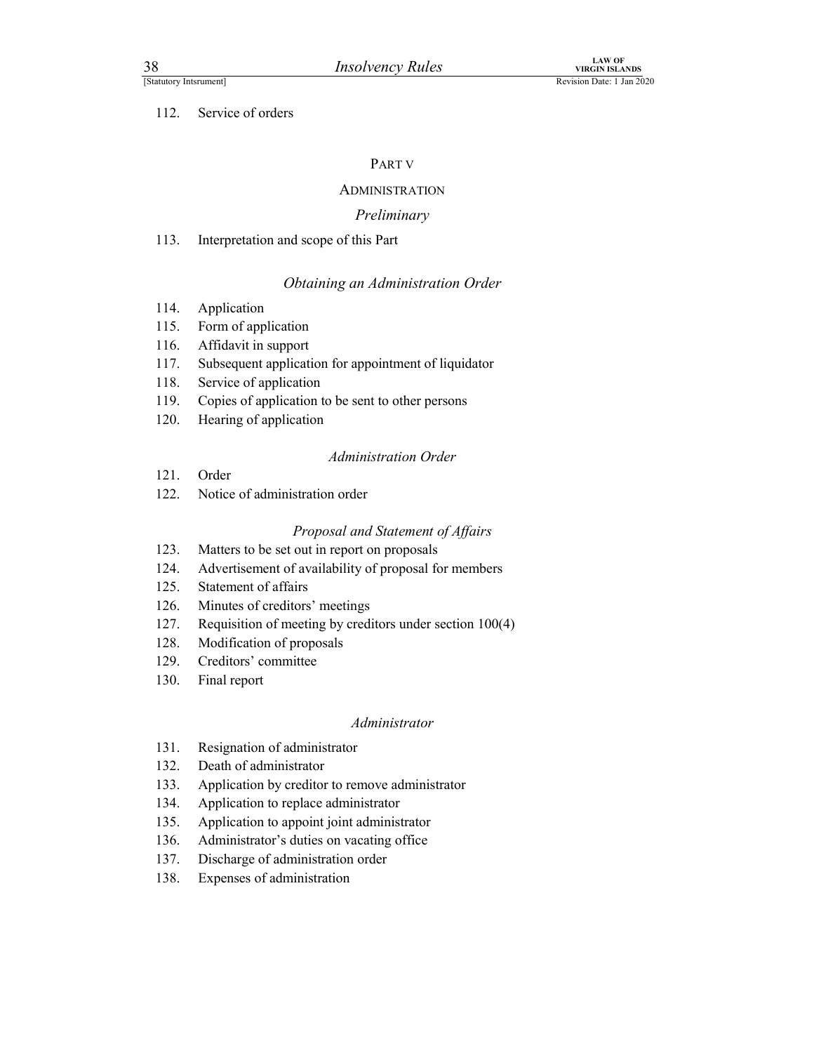112. Service of orders

## PART V

## ADMINISTRATION

### *Preliminary*

113. Interpretation and scope of this Part

### *Obtaining an Administration Order*

114. Application
115. Form of application
116. Affidavit in support
117. Subsequent application for appointment of liquidator
118. Service of application
119. Copies of application to be sent to other persons
120. Hearing of application

### *Administration Order*

121. Order
122. Notice of administration order

### *Proposal and Statement of Affairs*

123. Matters to be set out in report on proposals
124. Advertisement of availability of proposal for members
125. Statement of affairs
126. Minutes of creditors' meetings
127. Requisition of meeting by creditors under section 100(4)
128. Modification of proposals
129. Creditors' committee
130. Final report

### *Administrator*

131. Resignation of administrator
132. Death of administrator
133. Application by creditor to remove administrator
134. Application to replace administrator
135. Application to appoint joint administrator
136. Administrator's duties on vacating office
137. Discharge of administration order
138. Expenses of administration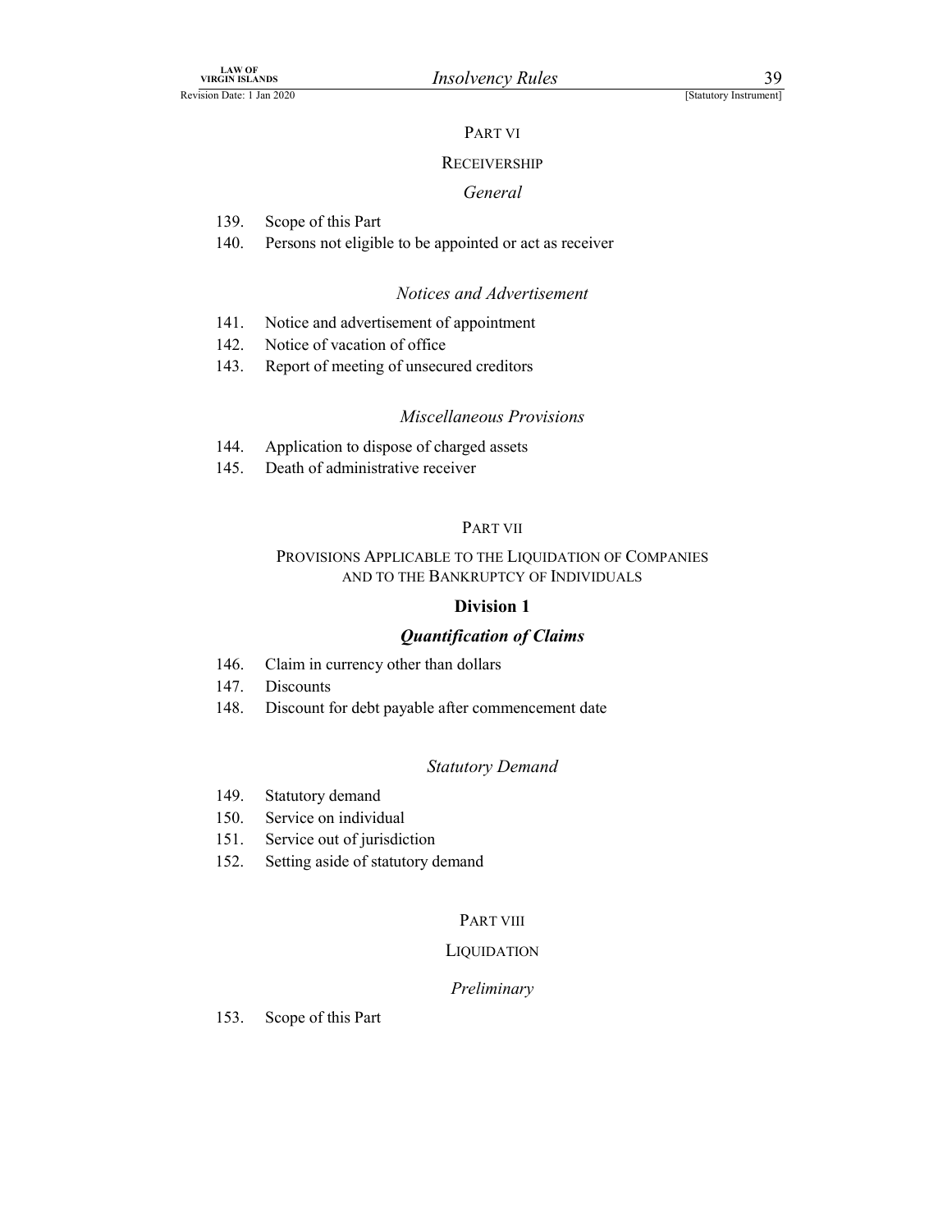PART VI

RECEIVERSHIP

*General*

139. Scope of this Part
140. Persons not eligible to be appointed or act as receiver

*Notices and Advertisement*

141. Notice and advertisement of appointment
142. Notice of vacation of office
143. Report of meeting of unsecured creditors

*Miscellaneous Provisions*

144. Application to dispose of charged assets
145. Death of administrative receiver

PART VII

PROVISIONS APPLICABLE TO THE LIQUIDATION OF COMPANIES AND TO THE BANKRUPTCY OF INDIVIDUALS

**Division 1**

***Quantification of Claims***

146. Claim in currency other than dollars
147. Discounts
148. Discount for debt payable after commencement date

*Statutory Demand*

149. Statutory demand
150. Service on individual
151. Service out of jurisdiction
152. Setting aside of statutory demand

PART VIII

LIQUIDATION

*Preliminary*

153. Scope of this Part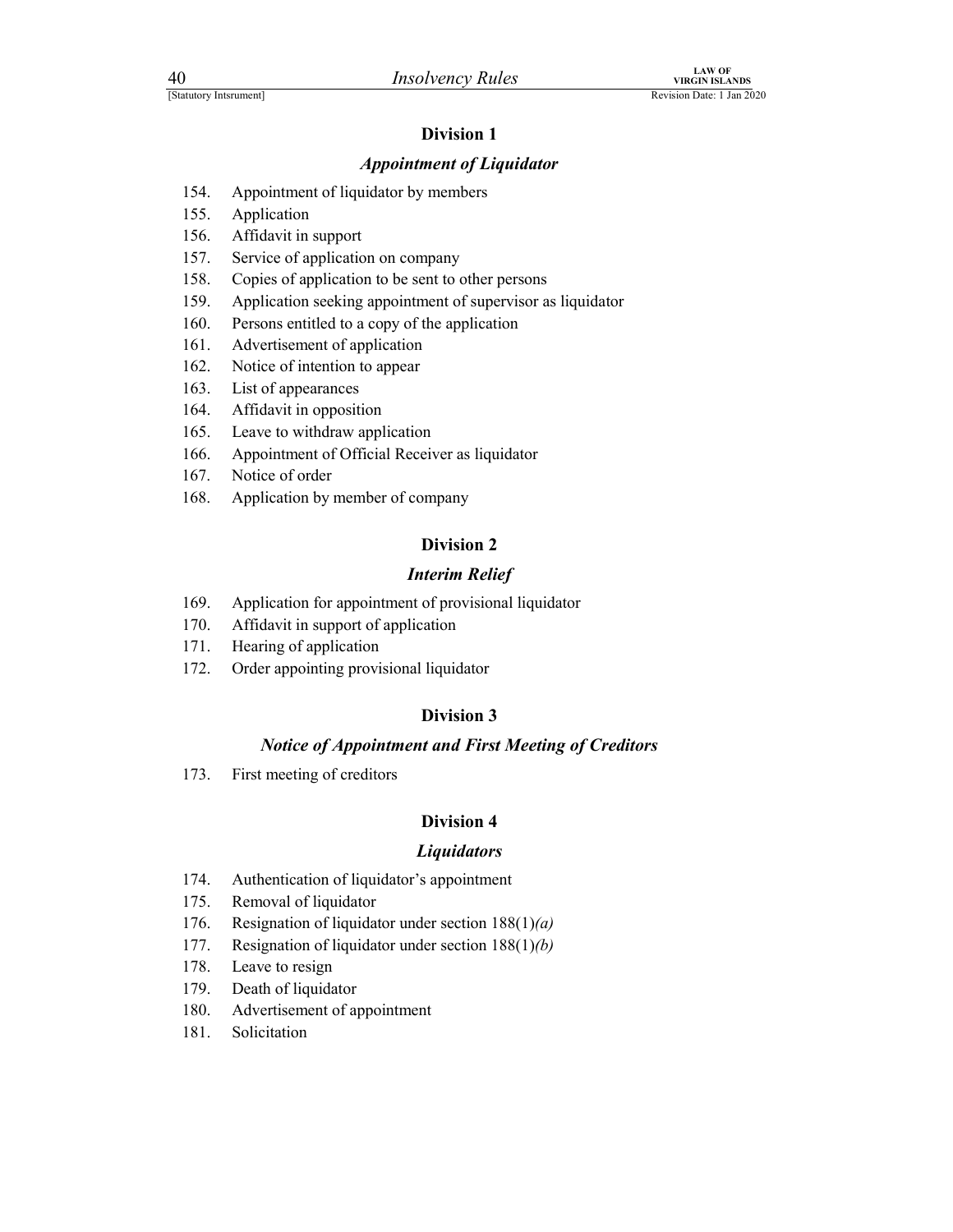## Division 1

### *Appointment of Liquidator*

154. Appointment of liquidator by members
155. Application
156. Affidavit in support
157. Service of application on company
158. Copies of application to be sent to other persons
159. Application seeking appointment of supervisor as liquidator
160. Persons entitled to a copy of the application
161. Advertisement of application
162. Notice of intention to appear
163. List of appearances
164. Affidavit in opposition
165. Leave to withdraw application
166. Appointment of Official Receiver as liquidator
167. Notice of order
168. Application by member of company

## Division 2

### *Interim Relief*

169. Application for appointment of provisional liquidator
170. Affidavit in support of application
171. Hearing of application
172. Order appointing provisional liquidator

## Division 3

### *Notice of Appointment and First Meeting of Creditors*

173. First meeting of creditors

## Division 4

### *Liquidators*

174. Authentication of liquidator's appointment
175. Removal of liquidator
176. Resignation of liquidator under section 188(1)*(a)*
177. Resignation of liquidator under section 188(1)*(b)*
178. Leave to resign
179. Death of liquidator
180. Advertisement of appointment
181. Solicitation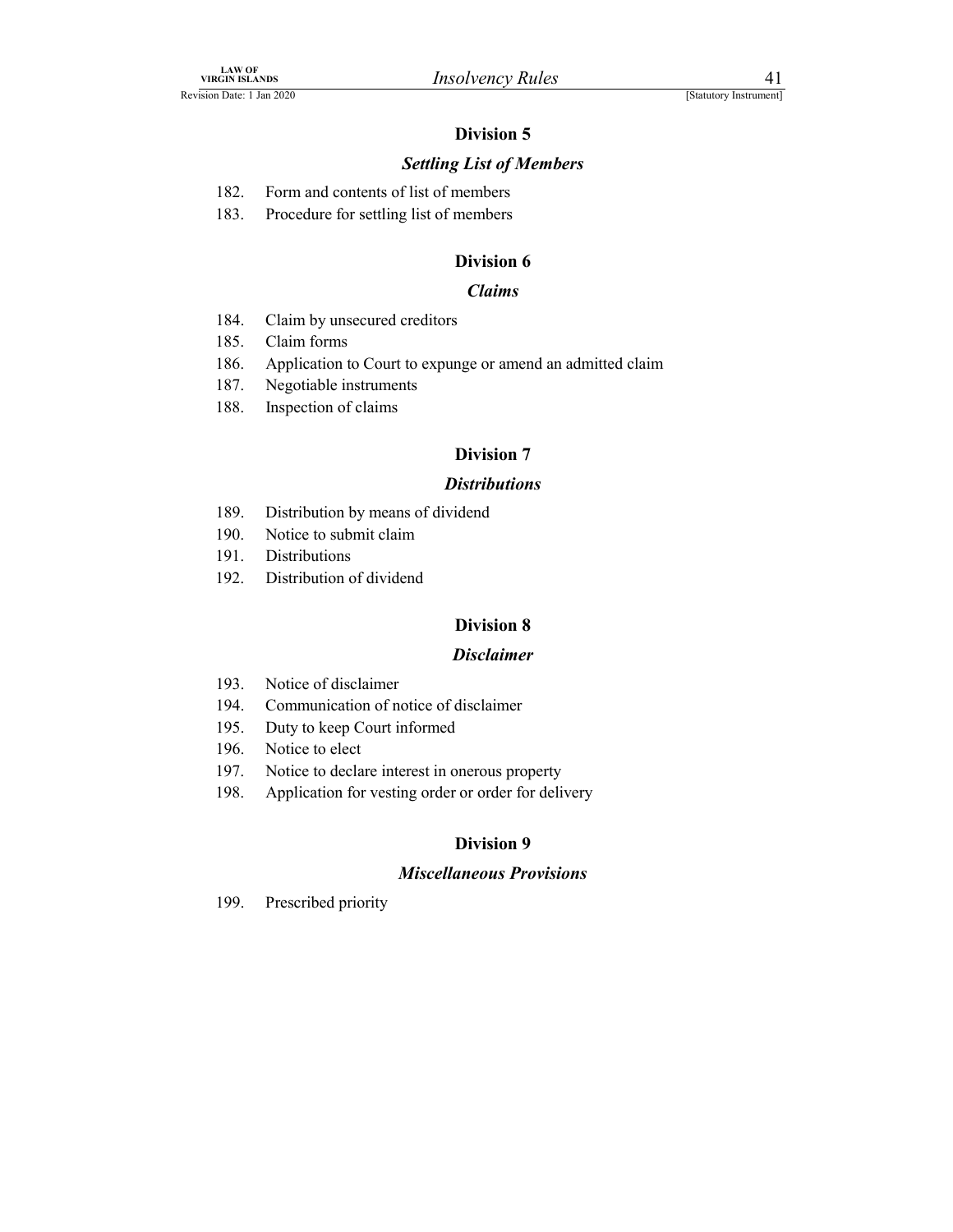## Division 5

### *Settling List of Members*

182. Form and contents of list of members
183. Procedure for settling list of members

## Division 6

### *Claims*

184. Claim by unsecured creditors
185. Claim forms
186. Application to Court to expunge or amend an admitted claim
187. Negotiable instruments
188. Inspection of claims

## Division 7

### *Distributions*

189. Distribution by means of dividend
190. Notice to submit claim
191. Distributions
192. Distribution of dividend

## Division 8

### *Disclaimer*

193. Notice of disclaimer
194. Communication of notice of disclaimer
195. Duty to keep Court informed
196. Notice to elect
197. Notice to declare interest in onerous property
198. Application for vesting order or order for delivery

## Division 9

### *Miscellaneous Provisions*

199. Prescribed priority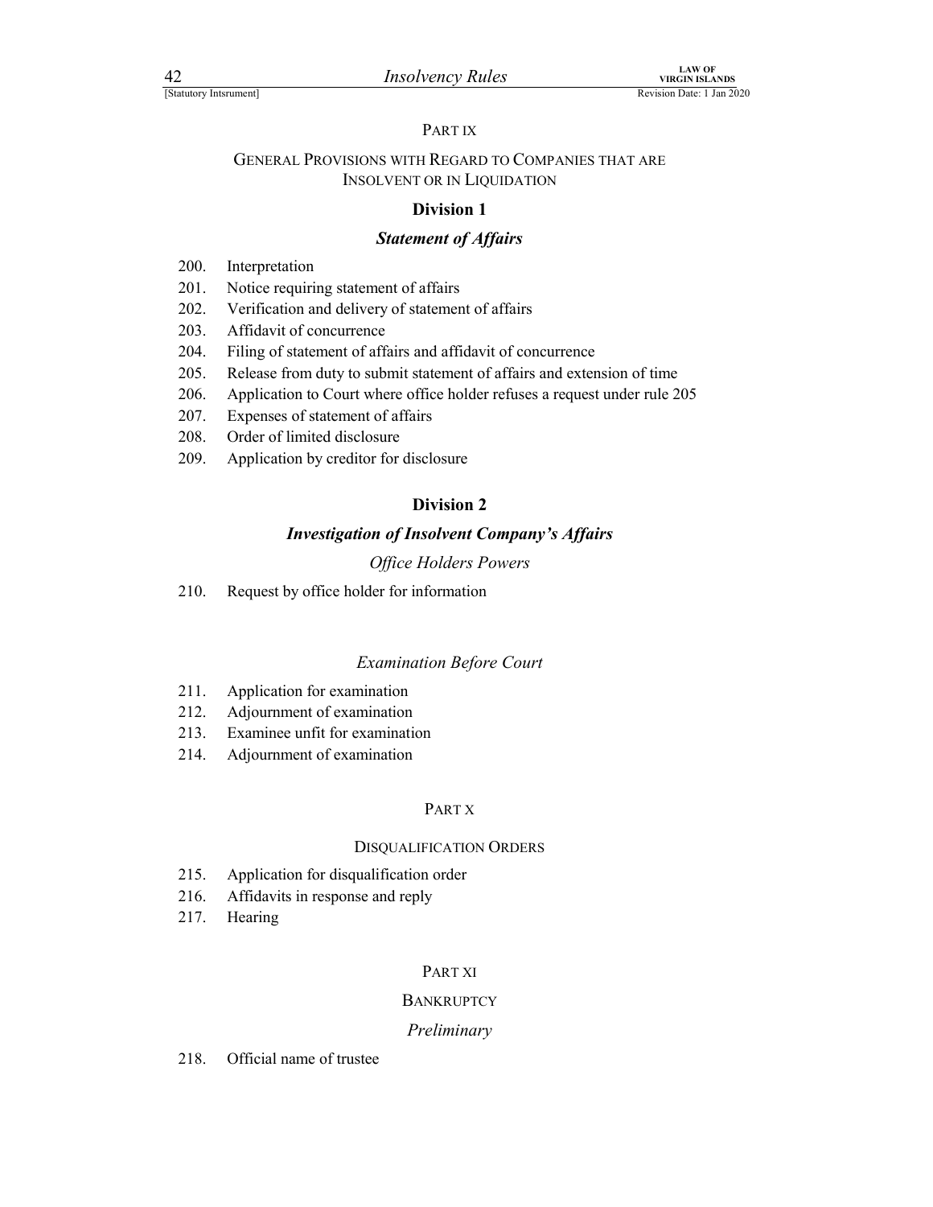PART IX

GENERAL PROVISIONS WITH REGARD TO COMPANIES THAT ARE INSOLVENT OR IN LIQUIDATION

**Division 1**

***Statement of Affairs***

200. Interpretation
201. Notice requiring statement of affairs
202. Verification and delivery of statement of affairs
203. Affidavit of concurrence
204. Filing of statement of affairs and affidavit of concurrence
205. Release from duty to submit statement of affairs and extension of time
206. Application to Court where office holder refuses a request under rule 205
207. Expenses of statement of affairs
208. Order of limited disclosure
209. Application by creditor for disclosure

**Division 2**

***Investigation of Insolvent Company's Affairs***

*Office Holders Powers*

210. Request by office holder for information

*Examination Before Court*

211. Application for examination
212. Adjournment of examination
213. Examinee unfit for examination
214. Adjournment of examination

PART X

DISQUALIFICATION ORDERS

215. Application for disqualification order
216. Affidavits in response and reply
217. Hearing

PART XI

BANKRUPTCY

*Preliminary*

218. Official name of trustee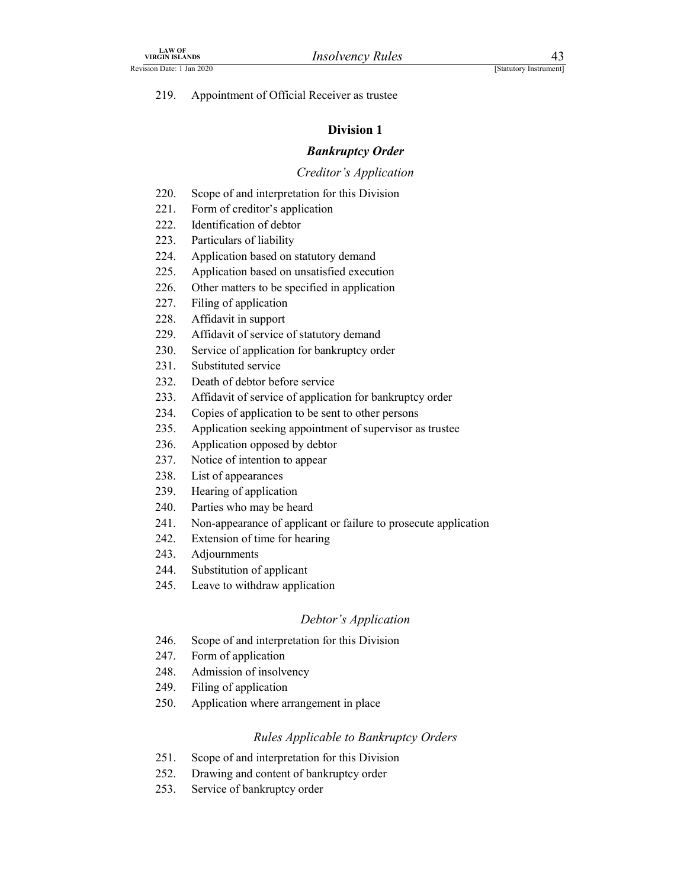219. Appointment of Official Receiver as trustee

## Division 1

### *Bankruptcy Order*

#### *Creditor's Application*

220. Scope of and interpretation for this Division
221. Form of creditor's application
222. Identification of debtor
223. Particulars of liability
224. Application based on statutory demand
225. Application based on unsatisfied execution
226. Other matters to be specified in application
227. Filing of application
228. Affidavit in support
229. Affidavit of service of statutory demand
230. Service of application for bankruptcy order
231. Substituted service
232. Death of debtor before service
233. Affidavit of service of application for bankruptcy order
234. Copies of application to be sent to other persons
235. Application seeking appointment of supervisor as trustee
236. Application opposed by debtor
237. Notice of intention to appear
238. List of appearances
239. Hearing of application
240. Parties who may be heard
241. Non-appearance of applicant or failure to prosecute application
242. Extension of time for hearing
243. Adjournments
244. Substitution of applicant
245. Leave to withdraw application

#### *Debtor's Application*

246. Scope of and interpretation for this Division
247. Form of application
248. Admission of insolvency
249. Filing of application
250. Application where arrangement in place

#### *Rules Applicable to Bankruptcy Orders*

251. Scope of and interpretation for this Division
252. Drawing and content of bankruptcy order
253. Service of bankruptcy order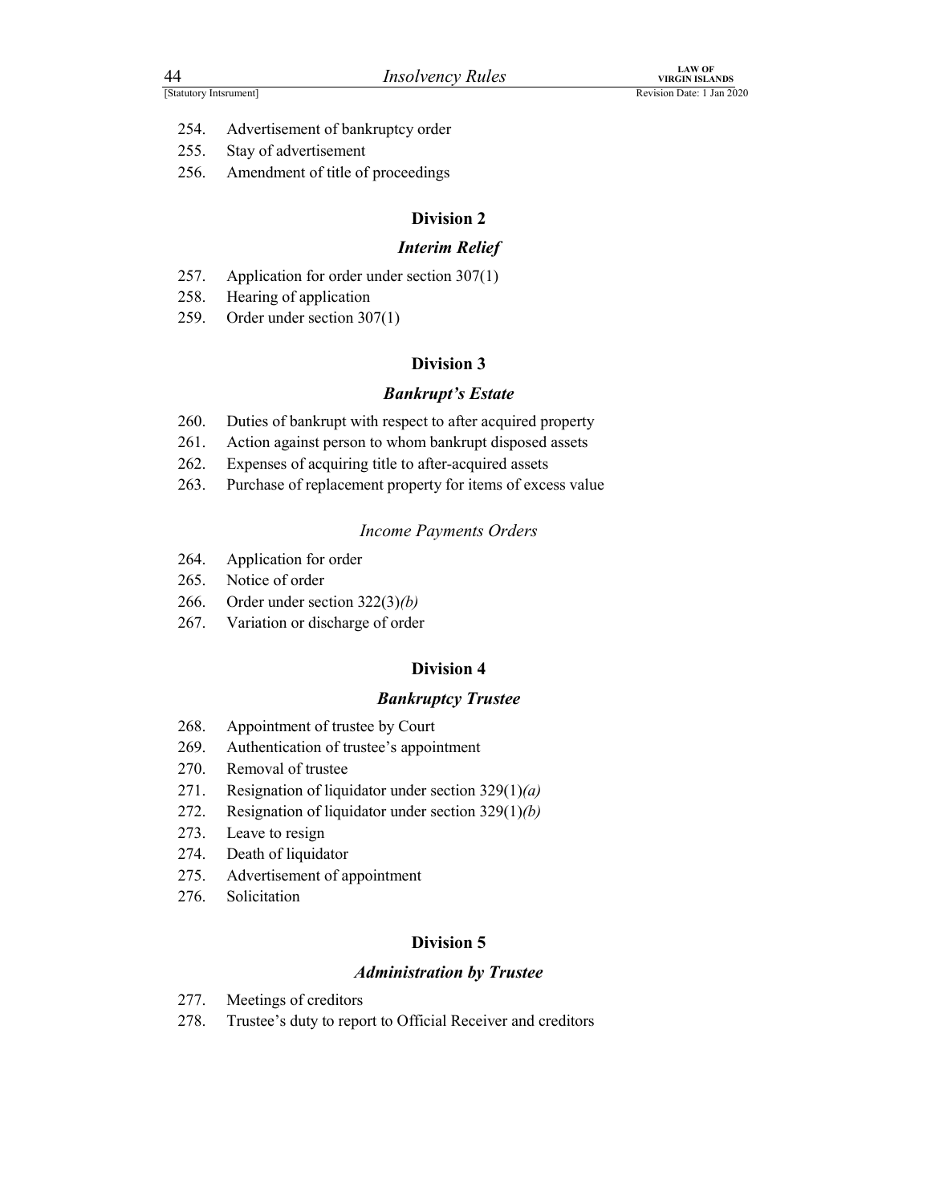254. Advertisement of bankruptcy order
255. Stay of advertisement
256. Amendment of title of proceedings

### Division 2

### *Interim Relief*

257. Application for order under section 307(1)
258. Hearing of application
259. Order under section 307(1)

### Division 3

### *Bankrupt's Estate*

260. Duties of bankrupt with respect to after acquired property
261. Action against person to whom bankrupt disposed assets
262. Expenses of acquiring title to after-acquired assets
263. Purchase of replacement property for items of excess value

*Income Payments Orders*

264. Application for order
265. Notice of order
266. Order under section 322(3)*(b)*
267. Variation or discharge of order

### Division 4

### *Bankruptcy Trustee*

268. Appointment of trustee by Court
269. Authentication of trustee's appointment
270. Removal of trustee
271. Resignation of liquidator under section 329(1)*(a)*
272. Resignation of liquidator under section 329(1)*(b)*
273. Leave to resign
274. Death of liquidator
275. Advertisement of appointment
276. Solicitation

### Division 5

### *Administration by Trustee*

277. Meetings of creditors
278. Trustee's duty to report to Official Receiver and creditors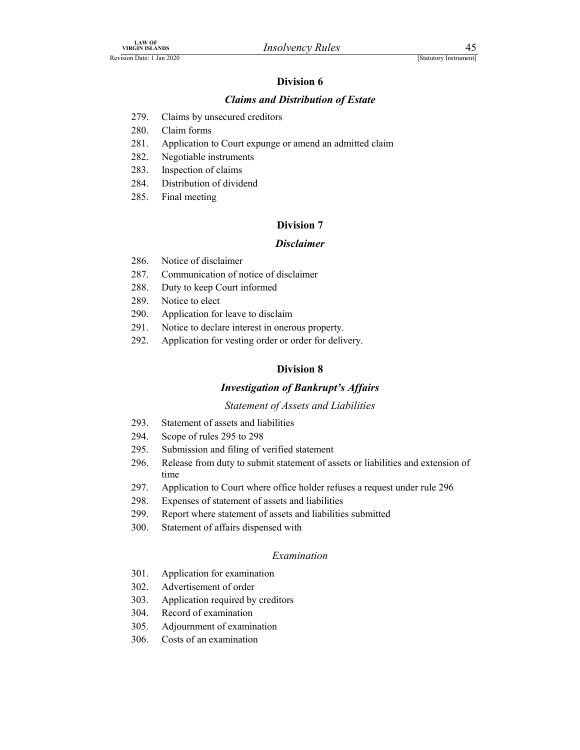## Division 6

### *Claims and Distribution of Estate*

279. Claims by unsecured creditors
280. Claim forms
281. Application to Court expunge or amend an admitted claim
282. Negotiable instruments
283. Inspection of claims
284. Distribution of dividend
285. Final meeting

## Division 7

### *Disclaimer*

286. Notice of disclaimer
287. Communication of notice of disclaimer
288. Duty to keep Court informed
289. Notice to elect
290. Application for leave to disclaim
291. Notice to declare interest in onerous property.
292. Application for vesting order or order for delivery.

## Division 8

### *Investigation of Bankrupt's Affairs*

*Statement of Assets and Liabilities*

293. Statement of assets and liabilities
294. Scope of rules 295 to 298
295. Submission and filing of verified statement
296. Release from duty to submit statement of assets or liabilities and extension of time
297. Application to Court where office holder refuses a request under rule 296
298. Expenses of statement of assets and liabilities
299. Report where statement of assets and liabilities submitted
300. Statement of affairs dispensed with

*Examination*

301. Application for examination
302. Advertisement of order
303. Application required by creditors
304. Record of examination
305. Adjournment of examination
306. Costs of an examination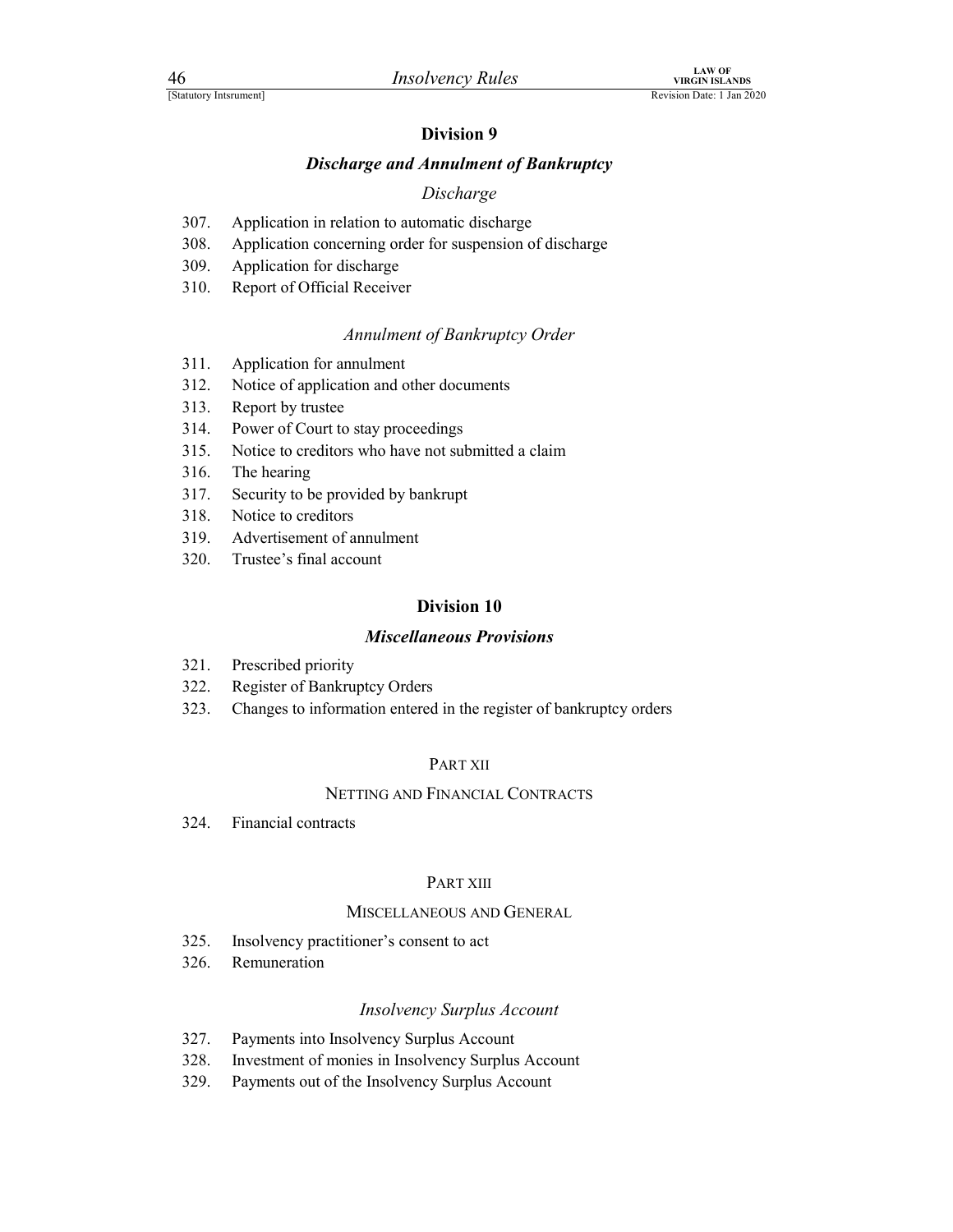## Division 9

### *Discharge and Annulment of Bankruptcy*

#### *Discharge*

307. Application in relation to automatic discharge
308. Application concerning order for suspension of discharge
309. Application for discharge
310. Report of Official Receiver

#### *Annulment of Bankruptcy Order*

311. Application for annulment
312. Notice of application and other documents
313. Report by trustee
314. Power of Court to stay proceedings
315. Notice to creditors who have not submitted a claim
316. The hearing
317. Security to be provided by bankrupt
318. Notice to creditors
319. Advertisement of annulment
320. Trustee's final account

## Division 10

### *Miscellaneous Provisions*

321. Prescribed priority
322. Register of Bankruptcy Orders
323. Changes to information entered in the register of bankruptcy orders

## PART XII

### NETTING AND FINANCIAL CONTRACTS

324. Financial contracts

## PART XIII

### MISCELLANEOUS AND GENERAL

325. Insolvency practitioner's consent to act
326. Remuneration

#### *Insolvency Surplus Account*

327. Payments into Insolvency Surplus Account
328. Investment of monies in Insolvency Surplus Account
329. Payments out of the Insolvency Surplus Account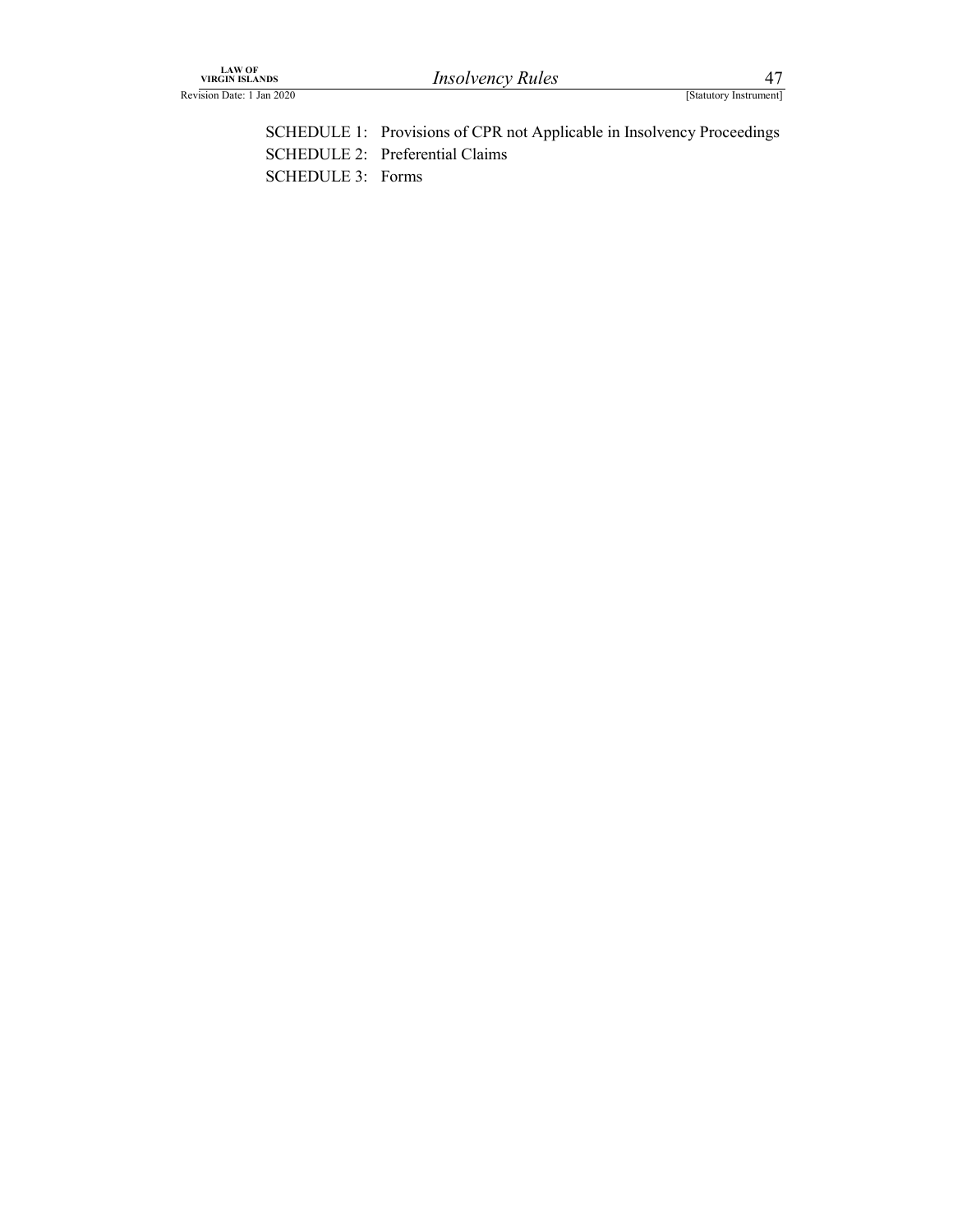SCHEDULE 1: Provisions of CPR not Applicable in Insolvency Proceedings

SCHEDULE 2: Preferential Claims

SCHEDULE 3: Forms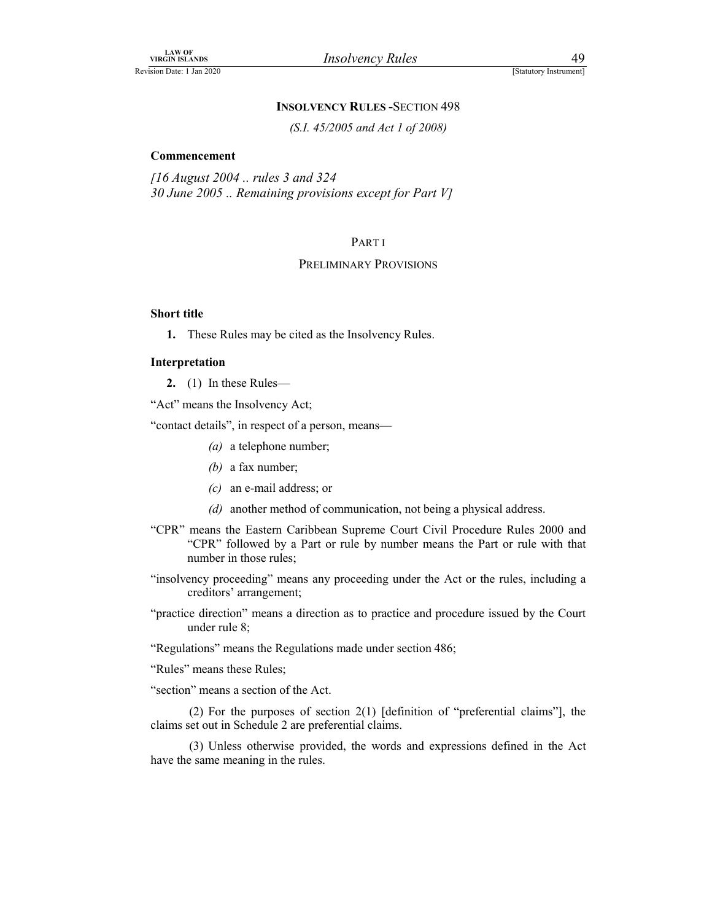# INSOLVENCY RULES - SECTION 498

*(S.I. 45/2005 and Act 1 of 2008)*

**Commencement**

*[16 August 2004 .. rules 3 and 324*
*30 June 2005 .. Remaining provisions except for Part V]*

## PART I

## PRELIMINARY PROVISIONS

**Short title**

**1.** These Rules may be cited as the Insolvency Rules.

**Interpretation**

**2.** (1) In these Rules—

"Act" means the Insolvency Act;

"contact details", in respect of a person, means—

*(a)* a telephone number;

*(b)* a fax number;

*(c)* an e-mail address; or

*(d)* another method of communication, not being a physical address.

"CPR" means the Eastern Caribbean Supreme Court Civil Procedure Rules 2000 and "CPR" followed by a Part or rule by number means the Part or rule with that number in those rules;

"insolvency proceeding" means any proceeding under the Act or the rules, including a creditors' arrangement;

"practice direction" means a direction as to practice and procedure issued by the Court under rule 8;

"Regulations" means the Regulations made under section 486;

"Rules" means these Rules;

"section" means a section of the Act.

(2) For the purposes of section 2(1) [definition of "preferential claims"], the claims set out in Schedule 2 are preferential claims.

(3) Unless otherwise provided, the words and expressions defined in the Act have the same meaning in the rules.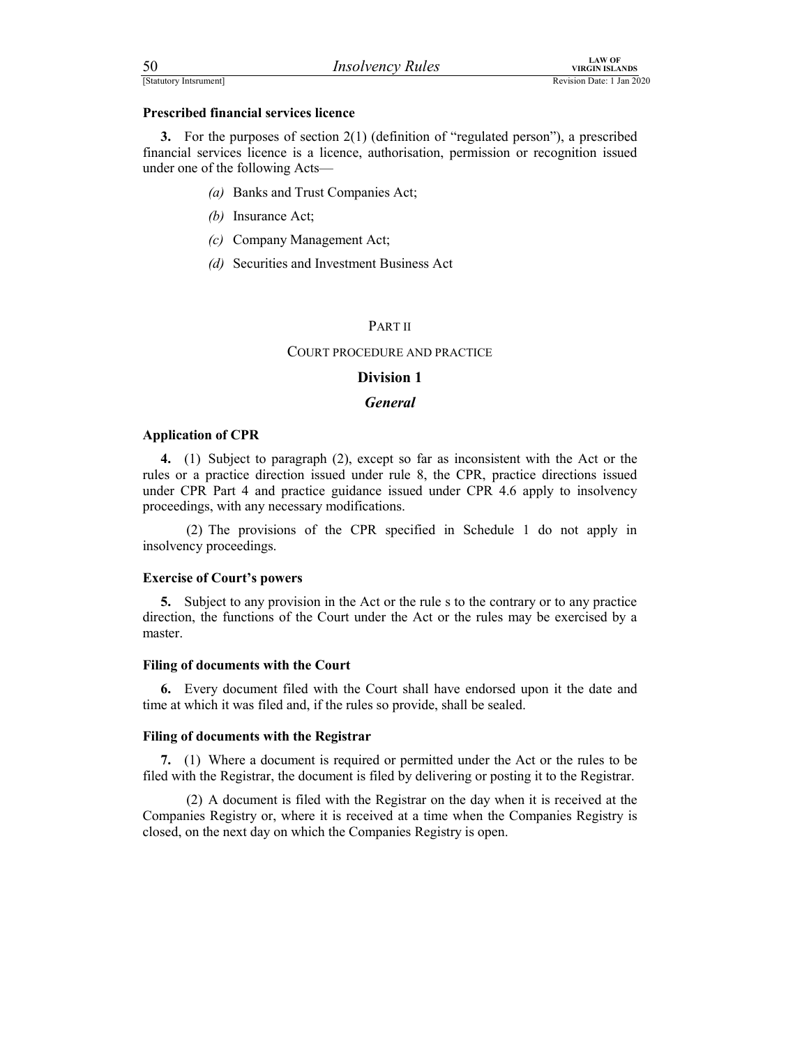**Prescribed financial services licence**

**3.** For the purposes of section 2(1) (definition of "regulated person"), a prescribed financial services licence is a licence, authorisation, permission or recognition issued under one of the following Acts—

*(a)* Banks and Trust Companies Act;

*(b)* Insurance Act;

*(c)* Company Management Act;

*(d)* Securities and Investment Business Act

## PART II

## COURT PROCEDURE AND PRACTICE

### Division 1

### *General*

**Application of CPR**

**4.** (1) Subject to paragraph (2), except so far as inconsistent with the Act or the rules or a practice direction issued under rule 8, the CPR, practice directions issued under CPR Part 4 and practice guidance issued under CPR 4.6 apply to insolvency proceedings, with any necessary modifications.

(2) The provisions of the CPR specified in Schedule 1 do not apply in insolvency proceedings.

**Exercise of Court's powers**

**5.** Subject to any provision in the Act or the rule s to the contrary or to any practice direction, the functions of the Court under the Act or the rules may be exercised by a master.

**Filing of documents with the Court**

**6.** Every document filed with the Court shall have endorsed upon it the date and time at which it was filed and, if the rules so provide, shall be sealed.

**Filing of documents with the Registrar**

**7.** (1) Where a document is required or permitted under the Act or the rules to be filed with the Registrar, the document is filed by delivering or posting it to the Registrar.

(2) A document is filed with the Registrar on the day when it is received at the Companies Registry or, where it is received at a time when the Companies Registry is closed, on the next day on which the Companies Registry is open.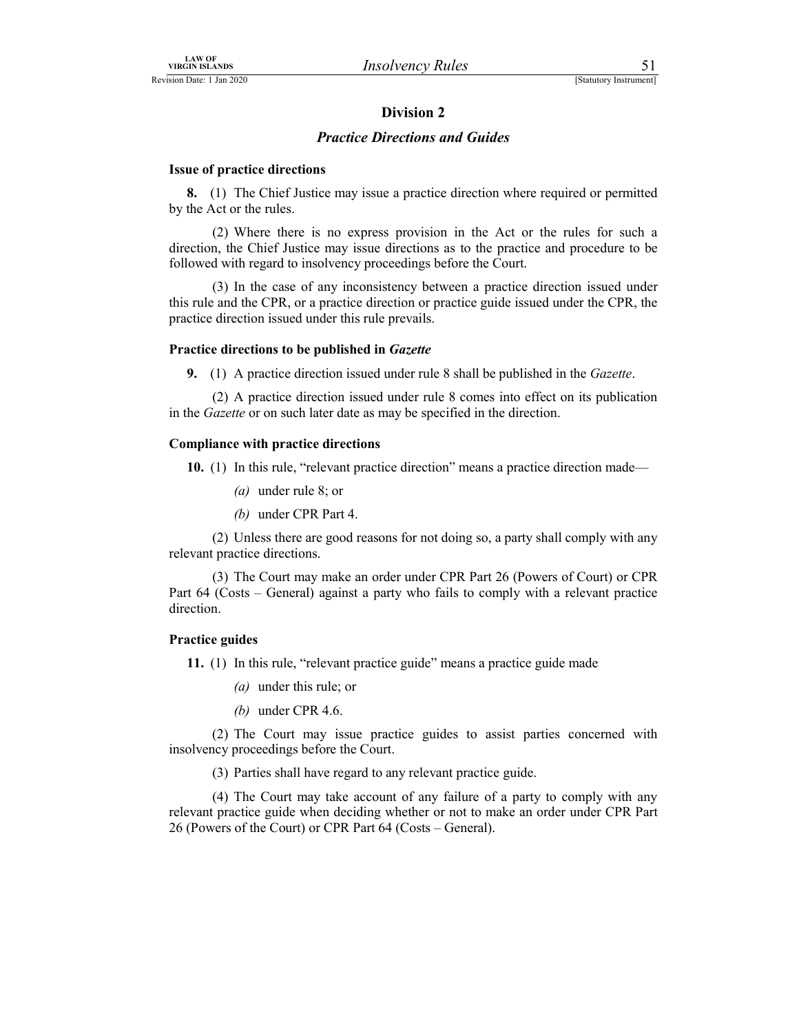## Division 2

### *Practice Directions and Guides*

**Issue of practice directions**

**8.** (1) The Chief Justice may issue a practice direction where required or permitted by the Act or the rules.

(2) Where there is no express provision in the Act or the rules for such a direction, the Chief Justice may issue directions as to the practice and procedure to be followed with regard to insolvency proceedings before the Court.

(3) In the case of any inconsistency between a practice direction issued under this rule and the CPR, or a practice direction or practice guide issued under the CPR, the practice direction issued under this rule prevails.

**Practice directions to be published in *Gazette***

**9.** (1) A practice direction issued under rule 8 shall be published in the *Gazette*.

(2) A practice direction issued under rule 8 comes into effect on its publication in the *Gazette* or on such later date as may be specified in the direction.

**Compliance with practice directions**

**10.** (1) In this rule, "relevant practice direction" means a practice direction made—

*(a)* under rule 8; or

*(b)* under CPR Part 4.

(2) Unless there are good reasons for not doing so, a party shall comply with any relevant practice directions.

(3) The Court may make an order under CPR Part 26 (Powers of Court) or CPR Part 64 (Costs – General) against a party who fails to comply with a relevant practice direction.

**Practice guides**

**11.** (1) In this rule, "relevant practice guide" means a practice guide made

*(a)* under this rule; or

*(b)* under CPR 4.6.

(2) The Court may issue practice guides to assist parties concerned with insolvency proceedings before the Court.

(3) Parties shall have regard to any relevant practice guide.

(4) The Court may take account of any failure of a party to comply with any relevant practice guide when deciding whether or not to make an order under CPR Part 26 (Powers of the Court) or CPR Part 64 (Costs – General).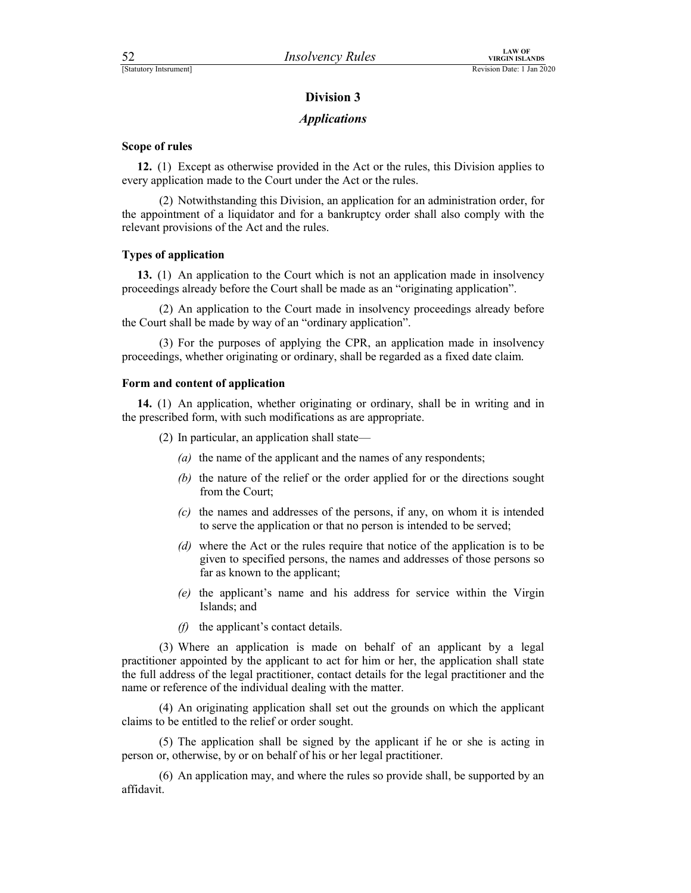## Division 3

### *Applications*

**Scope of rules**

**12.** (1) Except as otherwise provided in the Act or the rules, this Division applies to every application made to the Court under the Act or the rules.

(2) Notwithstanding this Division, an application for an administration order, for the appointment of a liquidator and for a bankruptcy order shall also comply with the relevant provisions of the Act and the rules.

**Types of application**

**13.** (1) An application to the Court which is not an application made in insolvency proceedings already before the Court shall be made as an "originating application".

(2) An application to the Court made in insolvency proceedings already before the Court shall be made by way of an "ordinary application".

(3) For the purposes of applying the CPR, an application made in insolvency proceedings, whether originating or ordinary, shall be regarded as a fixed date claim.

**Form and content of application**

**14.** (1) An application, whether originating or ordinary, shall be in writing and in the prescribed form, with such modifications as are appropriate.

(2) In particular, an application shall state—

*(a)* the name of the applicant and the names of any respondents;

*(b)* the nature of the relief or the order applied for or the directions sought from the Court;

*(c)* the names and addresses of the persons, if any, on whom it is intended to serve the application or that no person is intended to be served;

*(d)* where the Act or the rules require that notice of the application is to be given to specified persons, the names and addresses of those persons so far as known to the applicant;

*(e)* the applicant's name and his address for service within the Virgin Islands; and

*(f)* the applicant's contact details.

(3) Where an application is made on behalf of an applicant by a legal practitioner appointed by the applicant to act for him or her, the application shall state the full address of the legal practitioner, contact details for the legal practitioner and the name or reference of the individual dealing with the matter.

(4) An originating application shall set out the grounds on which the applicant claims to be entitled to the relief or order sought.

(5) The application shall be signed by the applicant if he or she is acting in person or, otherwise, by or on behalf of his or her legal practitioner.

(6) An application may, and where the rules so provide shall, be supported by an affidavit.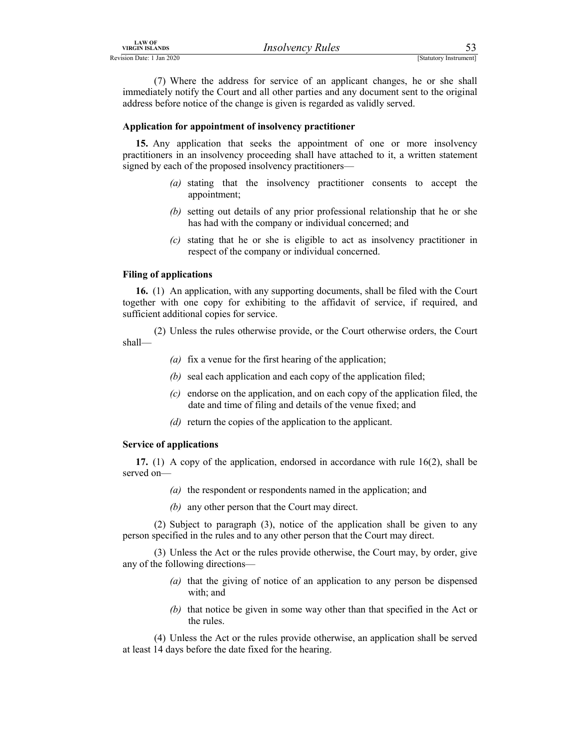(7) Where the address for service of an applicant changes, he or she shall immediately notify the Court and all other parties and any document sent to the original address before notice of the change is given is regarded as validly served.

**Application for appointment of insolvency practitioner**

**15.** Any application that seeks the appointment of one or more insolvency practitioners in an insolvency proceeding shall have attached to it, a written statement signed by each of the proposed insolvency practitioners—

*(a)* stating that the insolvency practitioner consents to accept the appointment;

*(b)* setting out details of any prior professional relationship that he or she has had with the company or individual concerned; and

*(c)* stating that he or she is eligible to act as insolvency practitioner in respect of the company or individual concerned.

**Filing of applications**

**16.** (1) An application, with any supporting documents, shall be filed with the Court together with one copy for exhibiting to the affidavit of service, if required, and sufficient additional copies for service.

(2) Unless the rules otherwise provide, or the Court otherwise orders, the Court shall—

*(a)* fix a venue for the first hearing of the application;

*(b)* seal each application and each copy of the application filed;

*(c)* endorse on the application, and on each copy of the application filed, the date and time of filing and details of the venue fixed; and

*(d)* return the copies of the application to the applicant.

**Service of applications**

**17.** (1) A copy of the application, endorsed in accordance with rule 16(2), shall be served on—

*(a)* the respondent or respondents named in the application; and

*(b)* any other person that the Court may direct.

(2) Subject to paragraph (3), notice of the application shall be given to any person specified in the rules and to any other person that the Court may direct.

(3) Unless the Act or the rules provide otherwise, the Court may, by order, give any of the following directions—

*(a)* that the giving of notice of an application to any person be dispensed with; and

*(b)* that notice be given in some way other than that specified in the Act or the rules.

(4) Unless the Act or the rules provide otherwise, an application shall be served at least 14 days before the date fixed for the hearing.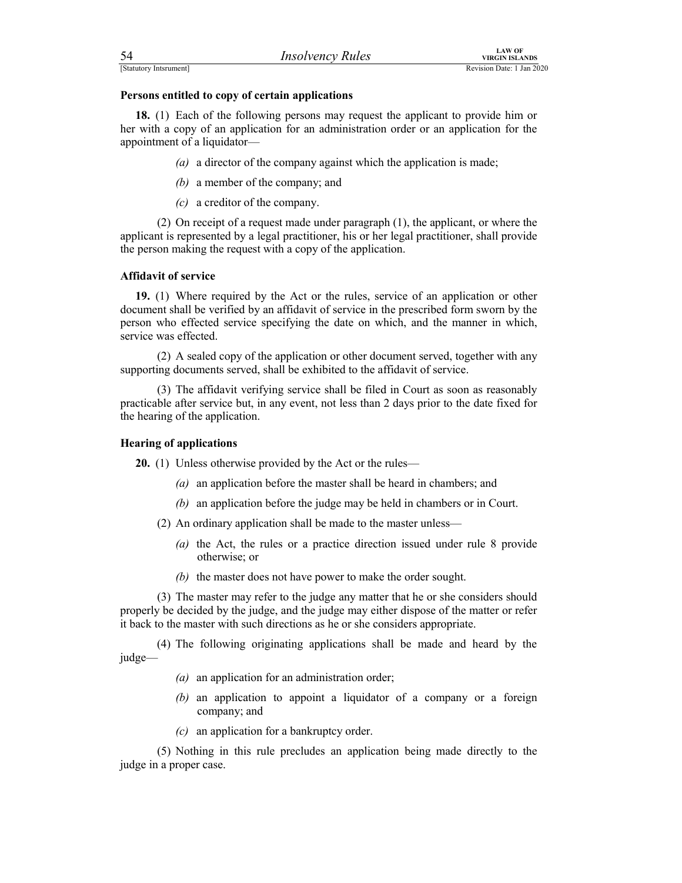**Persons entitled to copy of certain applications**

**18.** (1) Each of the following persons may request the applicant to provide him or her with a copy of an application for an administration order or an application for the appointment of a liquidator—

*(a)* a director of the company against which the application is made;

*(b)* a member of the company; and

*(c)* a creditor of the company.

(2) On receipt of a request made under paragraph (1), the applicant, or where the applicant is represented by a legal practitioner, his or her legal practitioner, shall provide the person making the request with a copy of the application.

**Affidavit of service**

**19.** (1) Where required by the Act or the rules, service of an application or other document shall be verified by an affidavit of service in the prescribed form sworn by the person who effected service specifying the date on which, and the manner in which, service was effected.

(2) A sealed copy of the application or other document served, together with any supporting documents served, shall be exhibited to the affidavit of service.

(3) The affidavit verifying service shall be filed in Court as soon as reasonably practicable after service but, in any event, not less than 2 days prior to the date fixed for the hearing of the application.

**Hearing of applications**

**20.** (1) Unless otherwise provided by the Act or the rules—

*(a)* an application before the master shall be heard in chambers; and

*(b)* an application before the judge may be held in chambers or in Court.

(2) An ordinary application shall be made to the master unless—

*(a)* the Act, the rules or a practice direction issued under rule 8 provide otherwise; or

*(b)* the master does not have power to make the order sought.

(3) The master may refer to the judge any matter that he or she considers should properly be decided by the judge, and the judge may either dispose of the matter or refer it back to the master with such directions as he or she considers appropriate.

(4) The following originating applications shall be made and heard by the judge—

*(a)* an application for an administration order;

*(b)* an application to appoint a liquidator of a company or a foreign company; and

*(c)* an application for a bankruptcy order.

(5) Nothing in this rule precludes an application being made directly to the judge in a proper case.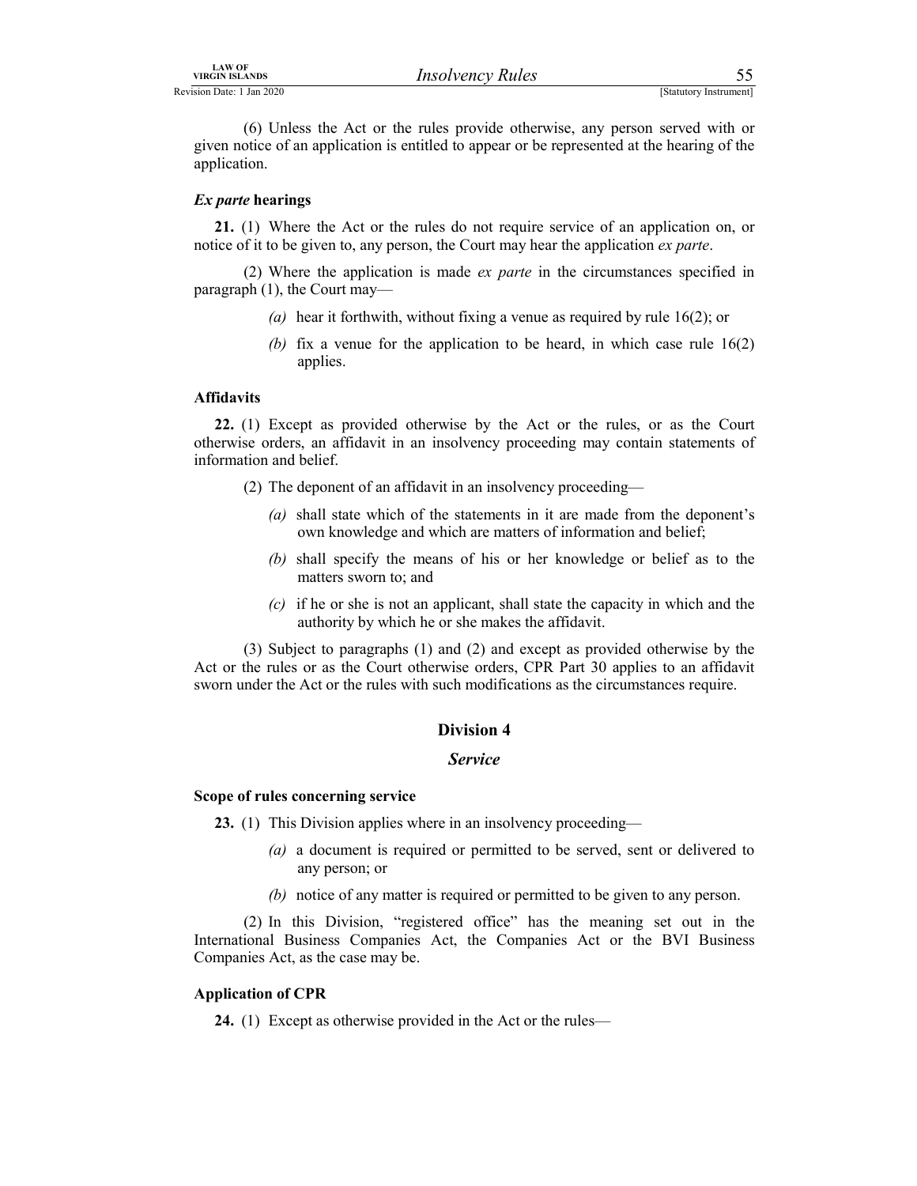(6) Unless the Act or the rules provide otherwise, any person served with or given notice of an application is entitled to appear or be represented at the hearing of the application.

### *Ex parte* hearings

**21.** (1) Where the Act or the rules do not require service of an application on, or notice of it to be given to, any person, the Court may hear the application *ex parte*.

(2) Where the application is made *ex parte* in the circumstances specified in paragraph (1), the Court may—

*(a)* hear it forthwith, without fixing a venue as required by rule 16(2); or

*(b)* fix a venue for the application to be heard, in which case rule 16(2) applies.

### Affidavits

**22.** (1) Except as provided otherwise by the Act or the rules, or as the Court otherwise orders, an affidavit in an insolvency proceeding may contain statements of information and belief.

(2) The deponent of an affidavit in an insolvency proceeding—

*(a)* shall state which of the statements in it are made from the deponent's own knowledge and which are matters of information and belief;

*(b)* shall specify the means of his or her knowledge or belief as to the matters sworn to; and

*(c)* if he or she is not an applicant, shall state the capacity in which and the authority by which he or she makes the affidavit.

(3) Subject to paragraphs (1) and (2) and except as provided otherwise by the Act or the rules or as the Court otherwise orders, CPR Part 30 applies to an affidavit sworn under the Act or the rules with such modifications as the circumstances require.

## Division 4

## *Service*

### Scope of rules concerning service

**23.** (1) This Division applies where in an insolvency proceeding—

*(a)* a document is required or permitted to be served, sent or delivered to any person; or

*(b)* notice of any matter is required or permitted to be given to any person.

(2) In this Division, "registered office" has the meaning set out in the International Business Companies Act, the Companies Act or the BVI Business Companies Act, as the case may be.

### Application of CPR

**24.** (1) Except as otherwise provided in the Act or the rules—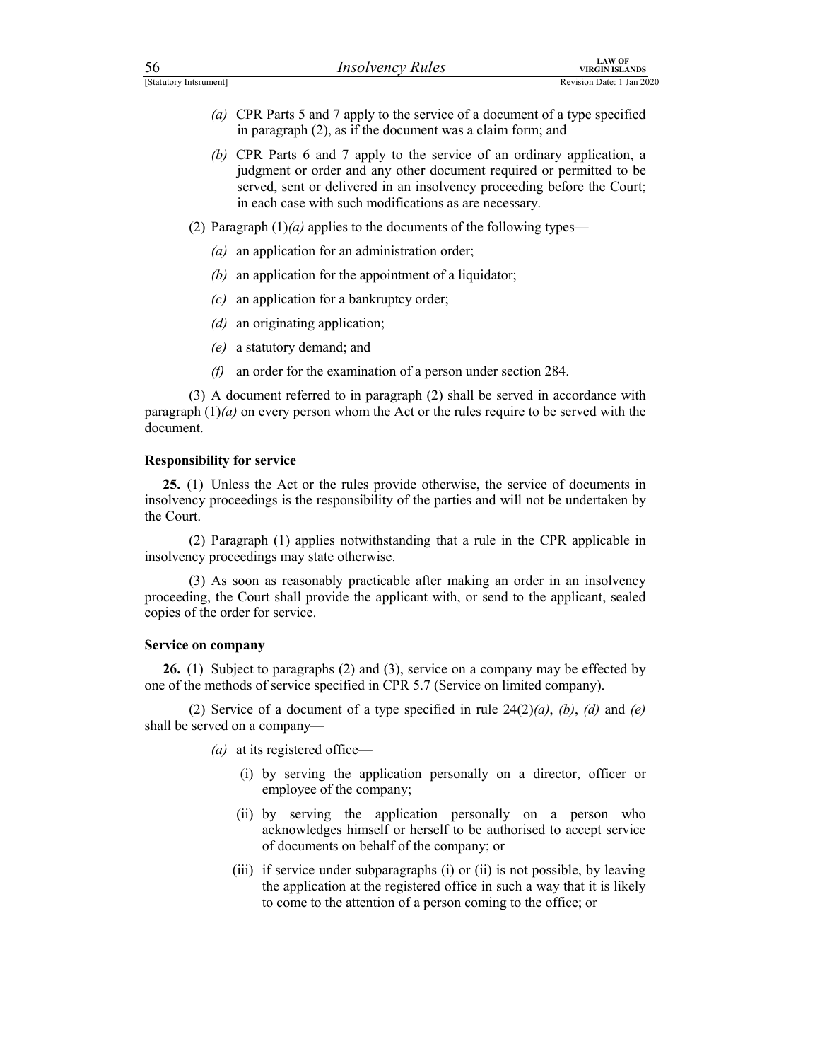*(a)* CPR Parts 5 and 7 apply to the service of a document of a type specified in paragraph (2), as if the document was a claim form; and

*(b)* CPR Parts 6 and 7 apply to the service of an ordinary application, a judgment or order and any other document required or permitted to be served, sent or delivered in an insolvency proceeding before the Court; in each case with such modifications as are necessary.

(2) Paragraph (1)*(a)* applies to the documents of the following types—

*(a)* an application for an administration order;

*(b)* an application for the appointment of a liquidator;

*(c)* an application for a bankruptcy order;

*(d)* an originating application;

*(e)* a statutory demand; and

*(f)* an order for the examination of a person under section 284.

(3) A document referred to in paragraph (2) shall be served in accordance with paragraph (1)*(a)* on every person whom the Act or the rules require to be served with the document.

**Responsibility for service**

**25.** (1) Unless the Act or the rules provide otherwise, the service of documents in insolvency proceedings is the responsibility of the parties and will not be undertaken by the Court.

(2) Paragraph (1) applies notwithstanding that a rule in the CPR applicable in insolvency proceedings may state otherwise.

(3) As soon as reasonably practicable after making an order in an insolvency proceeding, the Court shall provide the applicant with, or send to the applicant, sealed copies of the order for service.

**Service on company**

**26.** (1) Subject to paragraphs (2) and (3), service on a company may be effected by one of the methods of service specified in CPR 5.7 (Service on limited company).

(2) Service of a document of a type specified in rule 24(2)*(a)*, *(b)*, *(d)* and *(e)* shall be served on a company—

*(a)* at its registered office—

(i) by serving the application personally on a director, officer or employee of the company;

(ii) by serving the application personally on a person who acknowledges himself or herself to be authorised to accept service of documents on behalf of the company; or

(iii) if service under subparagraphs (i) or (ii) is not possible, by leaving the application at the registered office in such a way that it is likely to come to the attention of a person coming to the office; or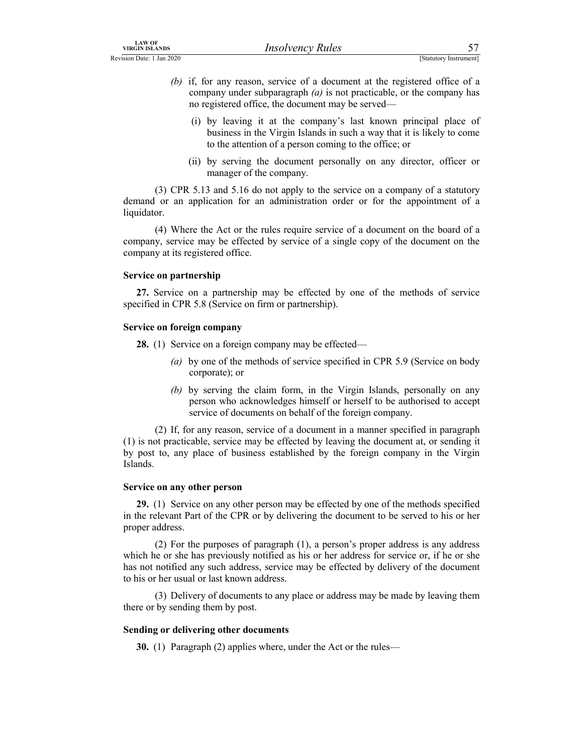*(b)* if, for any reason, service of a document at the registered office of a company under subparagraph *(a)* is not practicable, or the company has no registered office, the document may be served—

(i) by leaving it at the company's last known principal place of business in the Virgin Islands in such a way that it is likely to come to the attention of a person coming to the office; or

(ii) by serving the document personally on any director, officer or manager of the company.

(3) CPR 5.13 and 5.16 do not apply to the service on a company of a statutory demand or an application for an administration order or for the appointment of a liquidator.

(4) Where the Act or the rules require service of a document on the board of a company, service may be effected by service of a single copy of the document on the company at its registered office.

**Service on partnership**

**27.** Service on a partnership may be effected by one of the methods of service specified in CPR 5.8 (Service on firm or partnership).

**Service on foreign company**

**28.** (1) Service on a foreign company may be effected—

*(a)* by one of the methods of service specified in CPR 5.9 (Service on body corporate); or

*(b)* by serving the claim form, in the Virgin Islands, personally on any person who acknowledges himself or herself to be authorised to accept service of documents on behalf of the foreign company.

(2) If, for any reason, service of a document in a manner specified in paragraph (1) is not practicable, service may be effected by leaving the document at, or sending it by post to, any place of business established by the foreign company in the Virgin Islands.

**Service on any other person**

**29.** (1) Service on any other person may be effected by one of the methods specified in the relevant Part of the CPR or by delivering the document to be served to his or her proper address.

(2) For the purposes of paragraph (1), a person's proper address is any address which he or she has previously notified as his or her address for service or, if he or she has not notified any such address, service may be effected by delivery of the document to his or her usual or last known address.

(3) Delivery of documents to any place or address may be made by leaving them there or by sending them by post.

**Sending or delivering other documents**

**30.** (1) Paragraph (2) applies where, under the Act or the rules—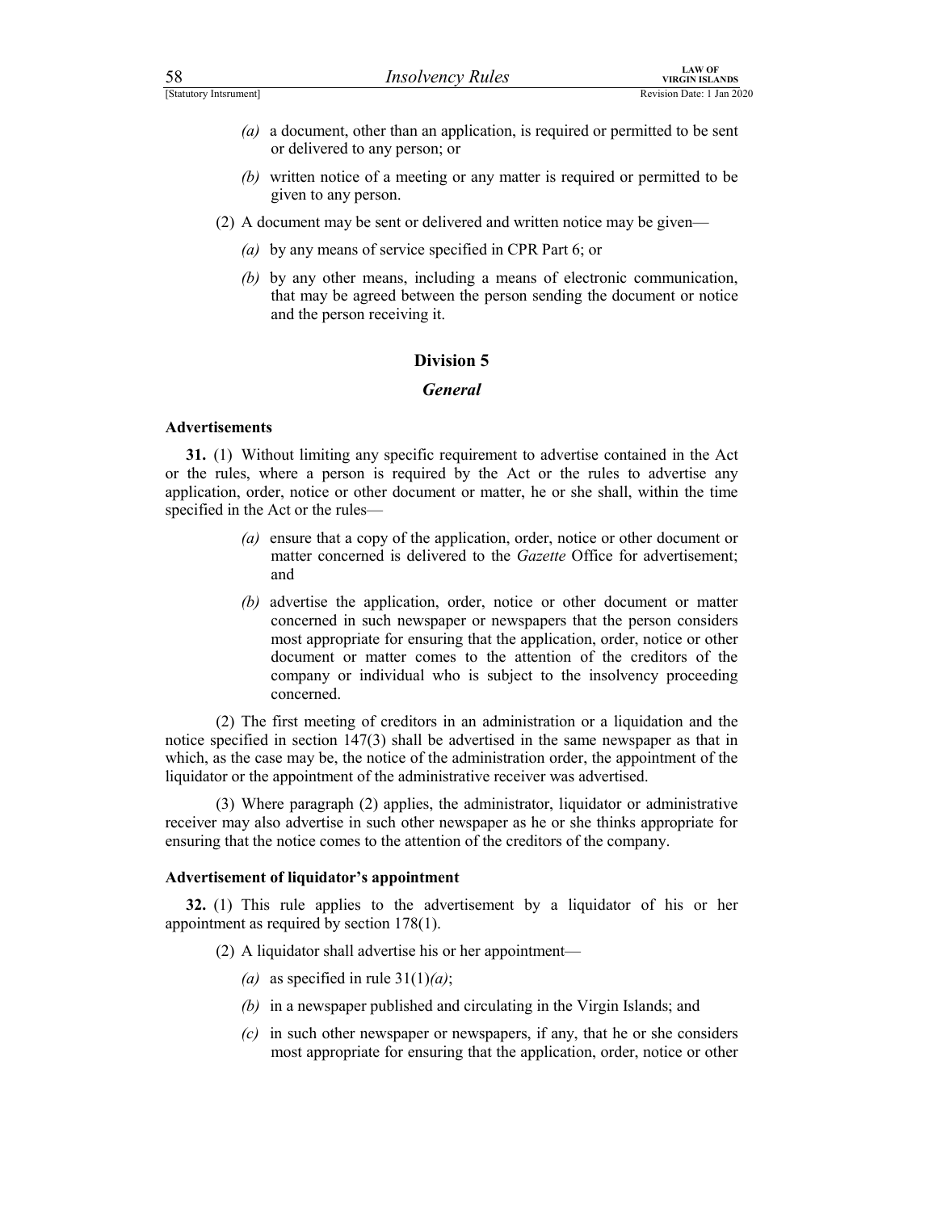(a) a document, other than an application, is required or permitted to be sent or delivered to any person; or

(b) written notice of a meeting or any matter is required or permitted to be given to any person.

(2) A document may be sent or delivered and written notice may be given—

(a) by any means of service specified in CPR Part 6; or

(b) by any other means, including a means of electronic communication, that may be agreed between the person sending the document or notice and the person receiving it.

## Division 5

### *General*

**Advertisements**

**31.** (1) Without limiting any specific requirement to advertise contained in the Act or the rules, where a person is required by the Act or the rules to advertise any application, order, notice or other document or matter, he or she shall, within the time specified in the Act or the rules—

(a) ensure that a copy of the application, order, notice or other document or matter concerned is delivered to the *Gazette* Office for advertisement; and

(b) advertise the application, order, notice or other document or matter concerned in such newspaper or newspapers that the person considers most appropriate for ensuring that the application, order, notice or other document or matter comes to the attention of the creditors of the company or individual who is subject to the insolvency proceeding concerned.

(2) The first meeting of creditors in an administration or a liquidation and the notice specified in section 147(3) shall be advertised in the same newspaper as that in which, as the case may be, the notice of the administration order, the appointment of the liquidator or the appointment of the administrative receiver was advertised.

(3) Where paragraph (2) applies, the administrator, liquidator or administrative receiver may also advertise in such other newspaper as he or she thinks appropriate for ensuring that the notice comes to the attention of the creditors of the company.

**Advertisement of liquidator's appointment**

**32.** (1) This rule applies to the advertisement by a liquidator of his or her appointment as required by section 178(1).

(2) A liquidator shall advertise his or her appointment—

(a) as specified in rule 31(1)*(a)*;

(b) in a newspaper published and circulating in the Virgin Islands; and

(c) in such other newspaper or newspapers, if any, that he or she considers most appropriate for ensuring that the application, order, notice or other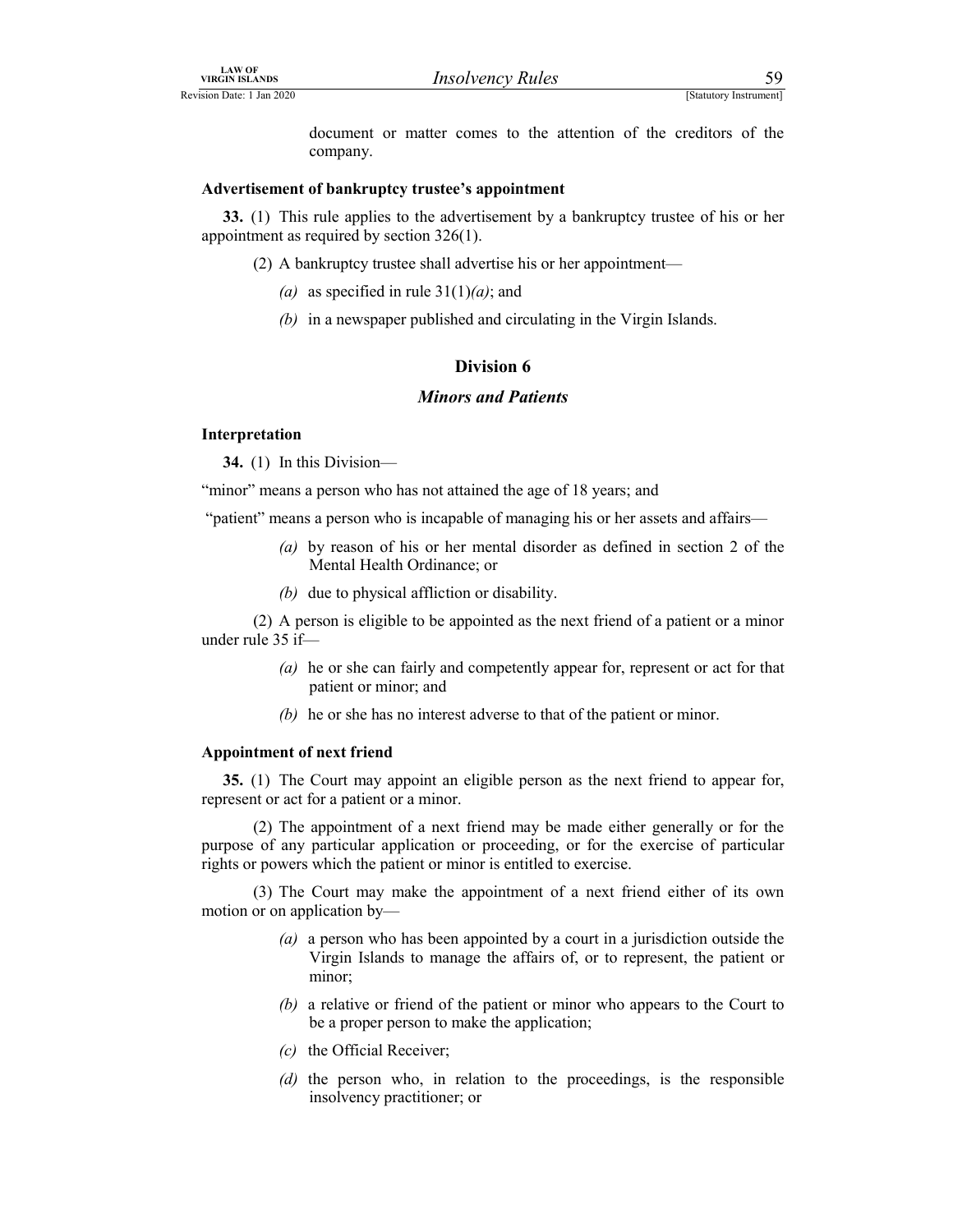document or matter comes to the attention of the creditors of the company.

**Advertisement of bankruptcy trustee's appointment**

**33.** (1) This rule applies to the advertisement by a bankruptcy trustee of his or her appointment as required by section 326(1).

(2) A bankruptcy trustee shall advertise his or her appointment—

*(a)* as specified in rule 31(1)*(a)*; and

*(b)* in a newspaper published and circulating in the Virgin Islands.

## Division 6

## *Minors and Patients*

**Interpretation**

**34.** (1) In this Division—

"minor" means a person who has not attained the age of 18 years; and

"patient" means a person who is incapable of managing his or her assets and affairs—

*(a)* by reason of his or her mental disorder as defined in section 2 of the Mental Health Ordinance; or

*(b)* due to physical affliction or disability.

(2) A person is eligible to be appointed as the next friend of a patient or a minor under rule 35 if—

*(a)* he or she can fairly and competently appear for, represent or act for that patient or minor; and

*(b)* he or she has no interest adverse to that of the patient or minor.

**Appointment of next friend**

**35.** (1) The Court may appoint an eligible person as the next friend to appear for, represent or act for a patient or a minor.

(2) The appointment of a next friend may be made either generally or for the purpose of any particular application or proceeding, or for the exercise of particular rights or powers which the patient or minor is entitled to exercise.

(3) The Court may make the appointment of a next friend either of its own motion or on application by—

*(a)* a person who has been appointed by a court in a jurisdiction outside the Virgin Islands to manage the affairs of, or to represent, the patient or minor;

*(b)* a relative or friend of the patient or minor who appears to the Court to be a proper person to make the application;

*(c)* the Official Receiver;

*(d)* the person who, in relation to the proceedings, is the responsible insolvency practitioner; or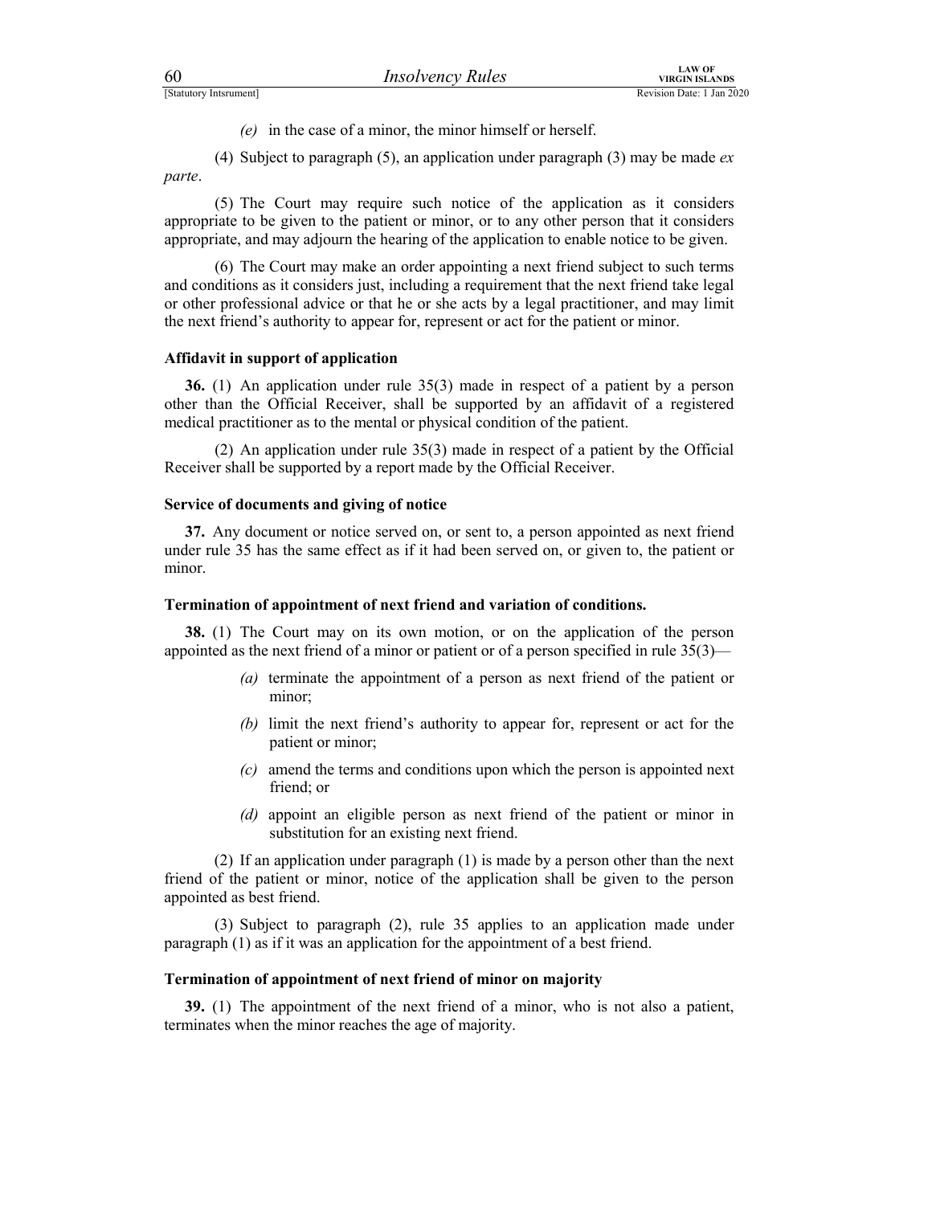*(e)* in the case of a minor, the minor himself or herself.

(4) Subject to paragraph (5), an application under paragraph (3) may be made *ex parte*.

(5) The Court may require such notice of the application as it considers appropriate to be given to the patient or minor, or to any other person that it considers appropriate, and may adjourn the hearing of the application to enable notice to be given.

(6) The Court may make an order appointing a next friend subject to such terms and conditions as it considers just, including a requirement that the next friend take legal or other professional advice or that he or she acts by a legal practitioner, and may limit the next friend's authority to appear for, represent or act for the patient or minor.

**Affidavit in support of application**

**36.** (1) An application under rule 35(3) made in respect of a patient by a person other than the Official Receiver, shall be supported by an affidavit of a registered medical practitioner as to the mental or physical condition of the patient.

(2) An application under rule 35(3) made in respect of a patient by the Official Receiver shall be supported by a report made by the Official Receiver.

**Service of documents and giving of notice**

**37.** Any document or notice served on, or sent to, a person appointed as next friend under rule 35 has the same effect as if it had been served on, or given to, the patient or minor.

**Termination of appointment of next friend and variation of conditions.**

**38.** (1) The Court may on its own motion, or on the application of the person appointed as the next friend of a minor or patient or of a person specified in rule 35(3)—

*(a)* terminate the appointment of a person as next friend of the patient or minor;

*(b)* limit the next friend's authority to appear for, represent or act for the patient or minor;

*(c)* amend the terms and conditions upon which the person is appointed next friend; or

*(d)* appoint an eligible person as next friend of the patient or minor in substitution for an existing next friend.

(2) If an application under paragraph (1) is made by a person other than the next friend of the patient or minor, notice of the application shall be given to the person appointed as best friend.

(3) Subject to paragraph (2), rule 35 applies to an application made under paragraph (1) as if it was an application for the appointment of a best friend.

**Termination of appointment of next friend of minor on majority**

**39.** (1) The appointment of the next friend of a minor, who is not also a patient, terminates when the minor reaches the age of majority.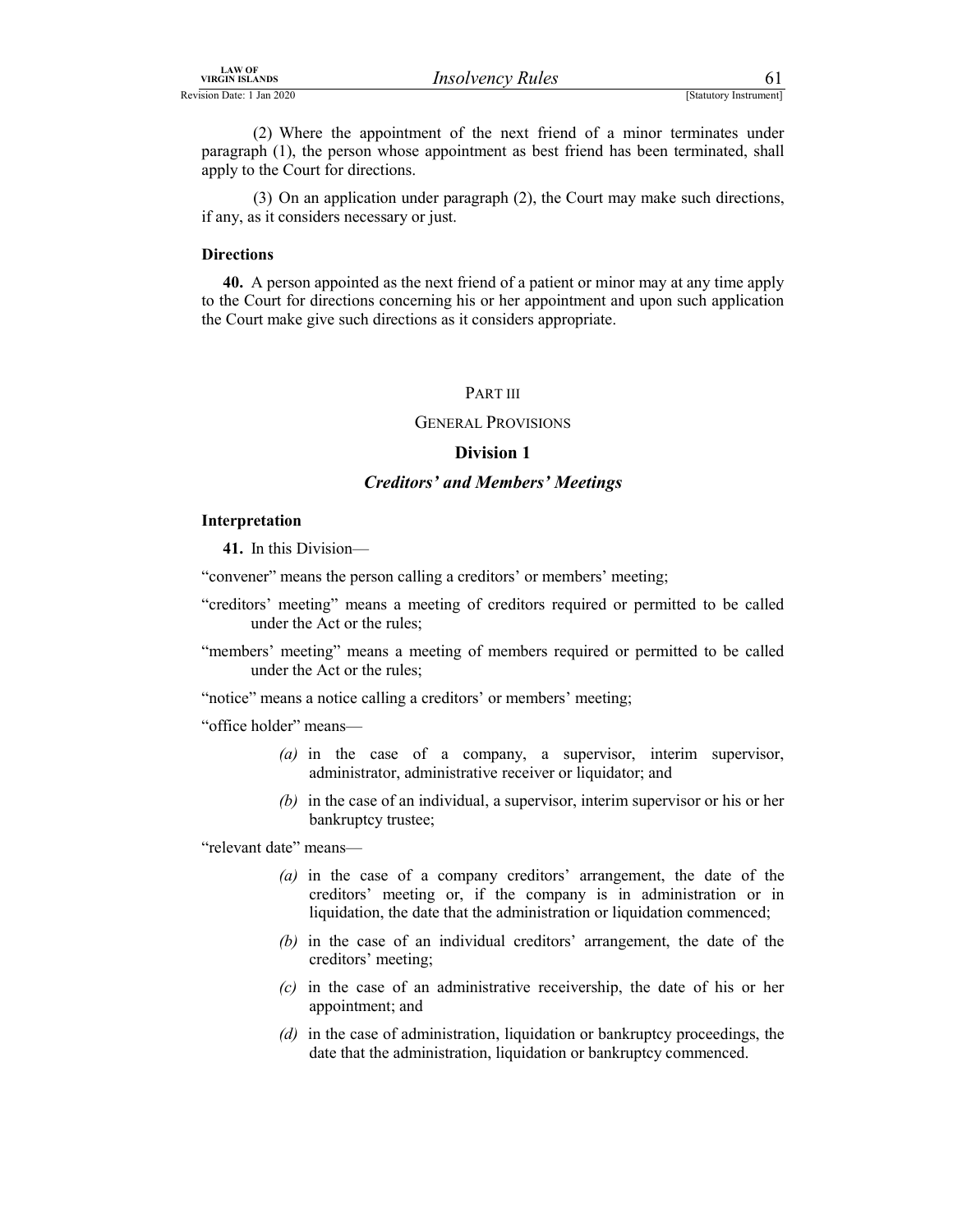(2) Where the appointment of the next friend of a minor terminates under paragraph (1), the person whose appointment as best friend has been terminated, shall apply to the Court for directions.

(3) On an application under paragraph (2), the Court may make such directions, if any, as it considers necessary or just.

**Directions**

**40.** A person appointed as the next friend of a patient or minor may at any time apply to the Court for directions concerning his or her appointment and upon such application the Court make give such directions as it considers appropriate.

PART III

GENERAL PROVISIONS

## Division 1

## *Creditors' and Members' Meetings*

**Interpretation**

**41.** In this Division—

"convener" means the person calling a creditors' or members' meeting;

"creditors' meeting" means a meeting of creditors required or permitted to be called under the Act or the rules;

"members' meeting" means a meeting of members required or permitted to be called under the Act or the rules;

"notice" means a notice calling a creditors' or members' meeting;

"office holder" means—

*(a)* in the case of a company, a supervisor, interim supervisor, administrator, administrative receiver or liquidator; and

*(b)* in the case of an individual, a supervisor, interim supervisor or his or her bankruptcy trustee;

"relevant date" means—

*(a)* in the case of a company creditors' arrangement, the date of the creditors' meeting or, if the company is in administration or in liquidation, the date that the administration or liquidation commenced;

*(b)* in the case of an individual creditors' arrangement, the date of the creditors' meeting;

*(c)* in the case of an administrative receivership, the date of his or her appointment; and

*(d)* in the case of administration, liquidation or bankruptcy proceedings, the date that the administration, liquidation or bankruptcy commenced.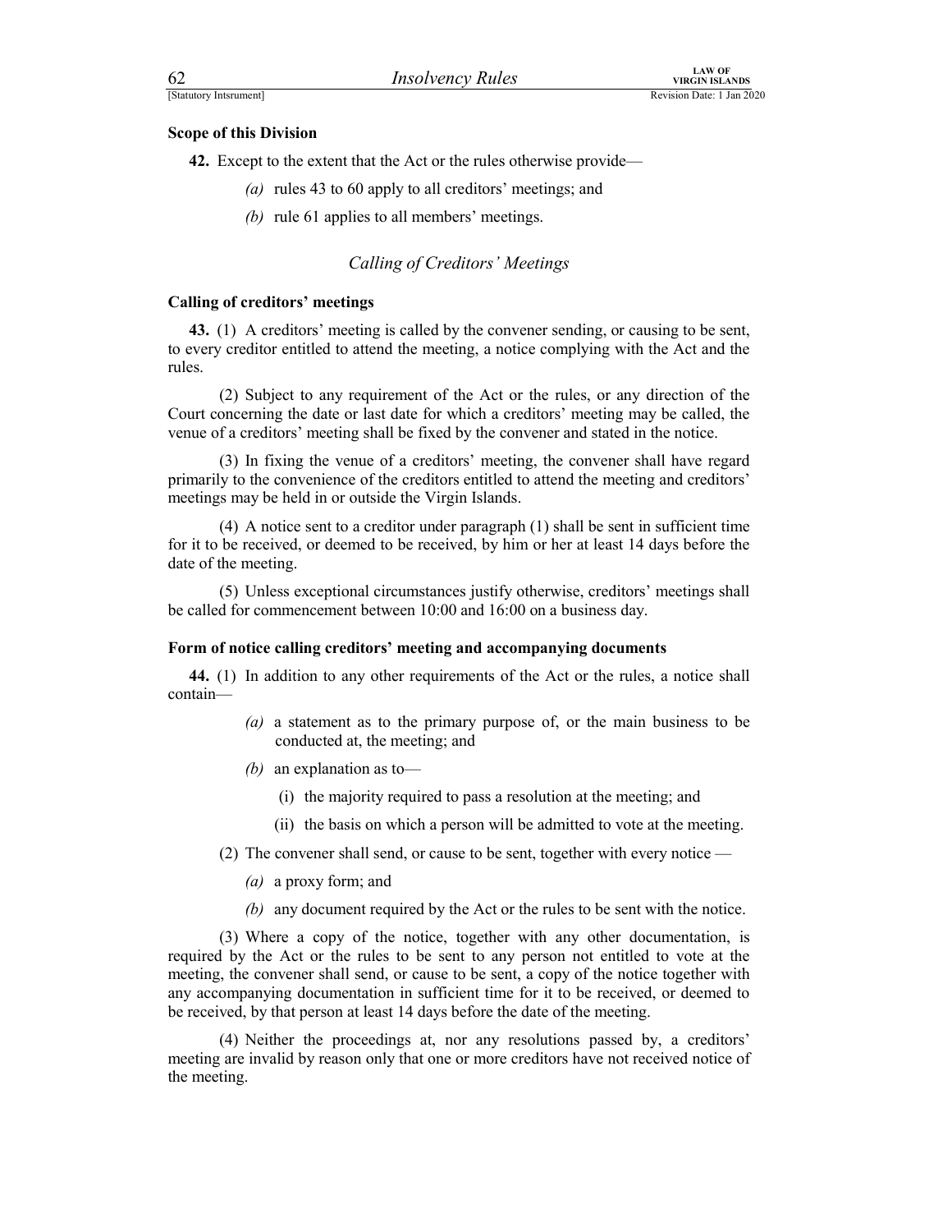### Scope of this Division

**42.** Except to the extent that the Act or the rules otherwise provide—

*(a)* rules 43 to 60 apply to all creditors' meetings; and

*(b)* rule 61 applies to all members' meetings.

## *Calling of Creditors' Meetings*

### Calling of creditors' meetings

**43.** (1) A creditors' meeting is called by the convener sending, or causing to be sent, to every creditor entitled to attend the meeting, a notice complying with the Act and the rules.

(2) Subject to any requirement of the Act or the rules, or any direction of the Court concerning the date or last date for which a creditors' meeting may be called, the venue of a creditors' meeting shall be fixed by the convener and stated in the notice.

(3) In fixing the venue of a creditors' meeting, the convener shall have regard primarily to the convenience of the creditors entitled to attend the meeting and creditors' meetings may be held in or outside the Virgin Islands.

(4) A notice sent to a creditor under paragraph (1) shall be sent in sufficient time for it to be received, or deemed to be received, by him or her at least 14 days before the date of the meeting.

(5) Unless exceptional circumstances justify otherwise, creditors' meetings shall be called for commencement between 10:00 and 16:00 on a business day.

### Form of notice calling creditors' meeting and accompanying documents

**44.** (1) In addition to any other requirements of the Act or the rules, a notice shall contain—

*(a)* a statement as to the primary purpose of, or the main business to be conducted at, the meeting; and

*(b)* an explanation as to—

(i) the majority required to pass a resolution at the meeting; and

(ii) the basis on which a person will be admitted to vote at the meeting.

(2) The convener shall send, or cause to be sent, together with every notice —

*(a)* a proxy form; and

*(b)* any document required by the Act or the rules to be sent with the notice.

(3) Where a copy of the notice, together with any other documentation, is required by the Act or the rules to be sent to any person not entitled to vote at the meeting, the convener shall send, or cause to be sent, a copy of the notice together with any accompanying documentation in sufficient time for it to be received, or deemed to be received, by that person at least 14 days before the date of the meeting.

(4) Neither the proceedings at, nor any resolutions passed by, a creditors' meeting are invalid by reason only that one or more creditors have not received notice of the meeting.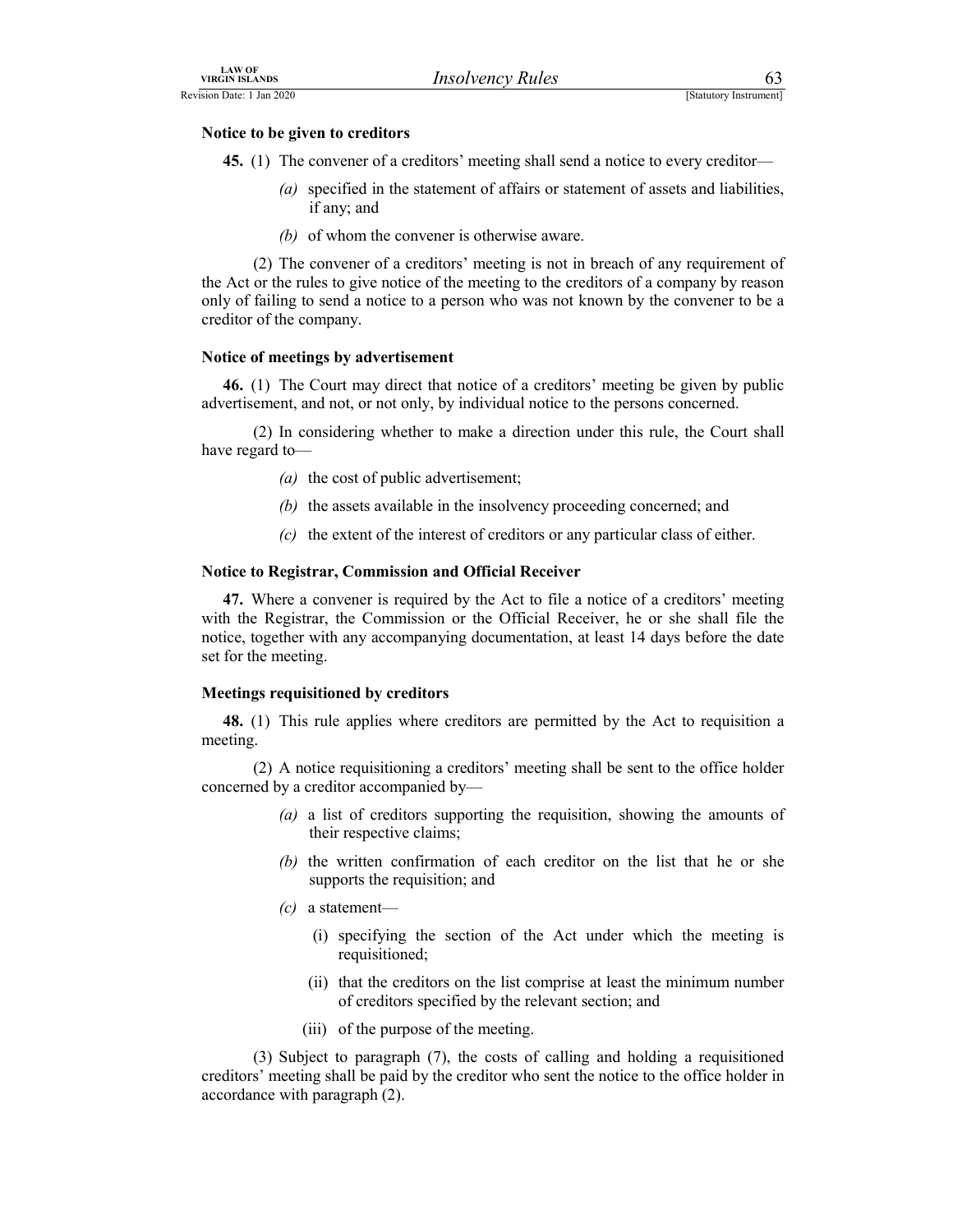**Notice to be given to creditors**

**45.** (1) The convener of a creditors' meeting shall send a notice to every creditor—

*(a)* specified in the statement of affairs or statement of assets and liabilities, if any; and

*(b)* of whom the convener is otherwise aware.

(2) The convener of a creditors' meeting is not in breach of any requirement of the Act or the rules to give notice of the meeting to the creditors of a company by reason only of failing to send a notice to a person who was not known by the convener to be a creditor of the company.

**Notice of meetings by advertisement**

**46.** (1) The Court may direct that notice of a creditors' meeting be given by public advertisement, and not, or not only, by individual notice to the persons concerned.

(2) In considering whether to make a direction under this rule, the Court shall have regard to—

*(a)* the cost of public advertisement;

*(b)* the assets available in the insolvency proceeding concerned; and

*(c)* the extent of the interest of creditors or any particular class of either.

**Notice to Registrar, Commission and Official Receiver**

**47.** Where a convener is required by the Act to file a notice of a creditors' meeting with the Registrar, the Commission or the Official Receiver, he or she shall file the notice, together with any accompanying documentation, at least 14 days before the date set for the meeting.

**Meetings requisitioned by creditors**

**48.** (1) This rule applies where creditors are permitted by the Act to requisition a meeting.

(2) A notice requisitioning a creditors' meeting shall be sent to the office holder concerned by a creditor accompanied by—

*(a)* a list of creditors supporting the requisition, showing the amounts of their respective claims;

*(b)* the written confirmation of each creditor on the list that he or she supports the requisition; and

*(c)* a statement—

(i) specifying the section of the Act under which the meeting is requisitioned;

(ii) that the creditors on the list comprise at least the minimum number of creditors specified by the relevant section; and

(iii) of the purpose of the meeting.

(3) Subject to paragraph (7), the costs of calling and holding a requisitioned creditors' meeting shall be paid by the creditor who sent the notice to the office holder in accordance with paragraph (2).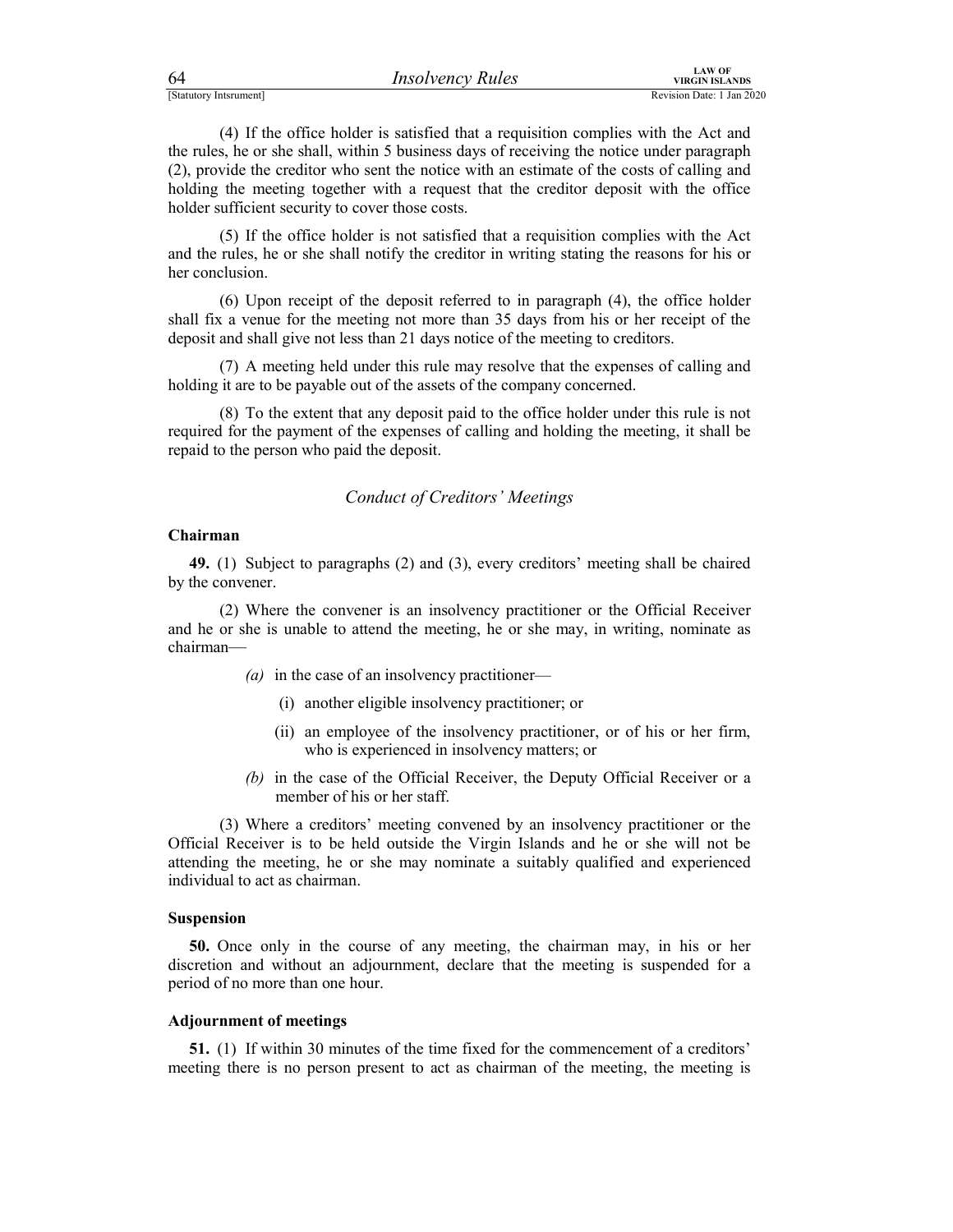(4) If the office holder is satisfied that a requisition complies with the Act and the rules, he or she shall, within 5 business days of receiving the notice under paragraph (2), provide the creditor who sent the notice with an estimate of the costs of calling and holding the meeting together with a request that the creditor deposit with the office holder sufficient security to cover those costs.

(5) If the office holder is not satisfied that a requisition complies with the Act and the rules, he or she shall notify the creditor in writing stating the reasons for his or her conclusion.

(6) Upon receipt of the deposit referred to in paragraph (4), the office holder shall fix a venue for the meeting not more than 35 days from his or her receipt of the deposit and shall give not less than 21 days notice of the meeting to creditors.

(7) A meeting held under this rule may resolve that the expenses of calling and holding it are to be payable out of the assets of the company concerned.

(8) To the extent that any deposit paid to the office holder under this rule is not required for the payment of the expenses of calling and holding the meeting, it shall be repaid to the person who paid the deposit.

## *Conduct of Creditors' Meetings*

**Chairman**

**49.** (1) Subject to paragraphs (2) and (3), every creditors' meeting shall be chaired by the convener.

(2) Where the convener is an insolvency practitioner or the Official Receiver and he or she is unable to attend the meeting, he or she may, in writing, nominate as chairman—

*(a)* in the case of an insolvency practitioner—

(i) another eligible insolvency practitioner; or

(ii) an employee of the insolvency practitioner, or of his or her firm, who is experienced in insolvency matters; or

*(b)* in the case of the Official Receiver, the Deputy Official Receiver or a member of his or her staff.

(3) Where a creditors' meeting convened by an insolvency practitioner or the Official Receiver is to be held outside the Virgin Islands and he or she will not be attending the meeting, he or she may nominate a suitably qualified and experienced individual to act as chairman.

**Suspension**

**50.** Once only in the course of any meeting, the chairman may, in his or her discretion and without an adjournment, declare that the meeting is suspended for a period of no more than one hour.

**Adjournment of meetings**

**51.** (1) If within 30 minutes of the time fixed for the commencement of a creditors' meeting there is no person present to act as chairman of the meeting, the meeting is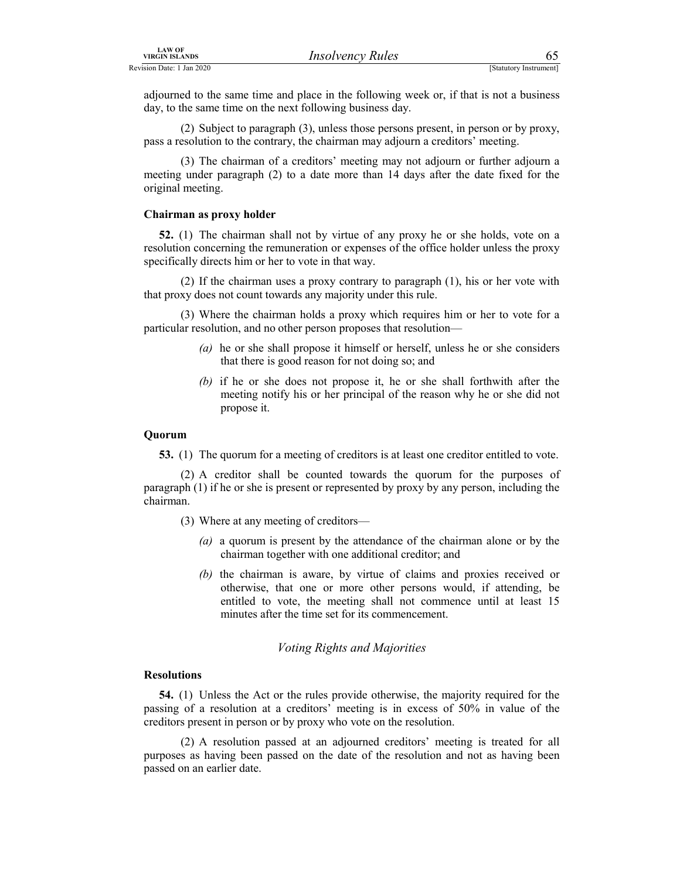adjourned to the same time and place in the following week or, if that is not a business day, to the same time on the next following business day.

(2) Subject to paragraph (3), unless those persons present, in person or by proxy, pass a resolution to the contrary, the chairman may adjourn a creditors' meeting.

(3) The chairman of a creditors' meeting may not adjourn or further adjourn a meeting under paragraph (2) to a date more than 14 days after the date fixed for the original meeting.

**Chairman as proxy holder**

**52.** (1) The chairman shall not by virtue of any proxy he or she holds, vote on a resolution concerning the remuneration or expenses of the office holder unless the proxy specifically directs him or her to vote in that way.

(2) If the chairman uses a proxy contrary to paragraph (1), his or her vote with that proxy does not count towards any majority under this rule.

(3) Where the chairman holds a proxy which requires him or her to vote for a particular resolution, and no other person proposes that resolution—

*(a)* he or she shall propose it himself or herself, unless he or she considers that there is good reason for not doing so; and

*(b)* if he or she does not propose it, he or she shall forthwith after the meeting notify his or her principal of the reason why he or she did not propose it.

**Quorum**

**53.** (1) The quorum for a meeting of creditors is at least one creditor entitled to vote.

(2) A creditor shall be counted towards the quorum for the purposes of paragraph (1) if he or she is present or represented by proxy by any person, including the chairman.

(3) Where at any meeting of creditors—

*(a)* a quorum is present by the attendance of the chairman alone or by the chairman together with one additional creditor; and

*(b)* the chairman is aware, by virtue of claims and proxies received or otherwise, that one or more other persons would, if attending, be entitled to vote, the meeting shall not commence until at least 15 minutes after the time set for its commencement.

*Voting Rights and Majorities*

**Resolutions**

**54.** (1) Unless the Act or the rules provide otherwise, the majority required for the passing of a resolution at a creditors' meeting is in excess of 50% in value of the creditors present in person or by proxy who vote on the resolution.

(2) A resolution passed at an adjourned creditors' meeting is treated for all purposes as having been passed on the date of the resolution and not as having been passed on an earlier date.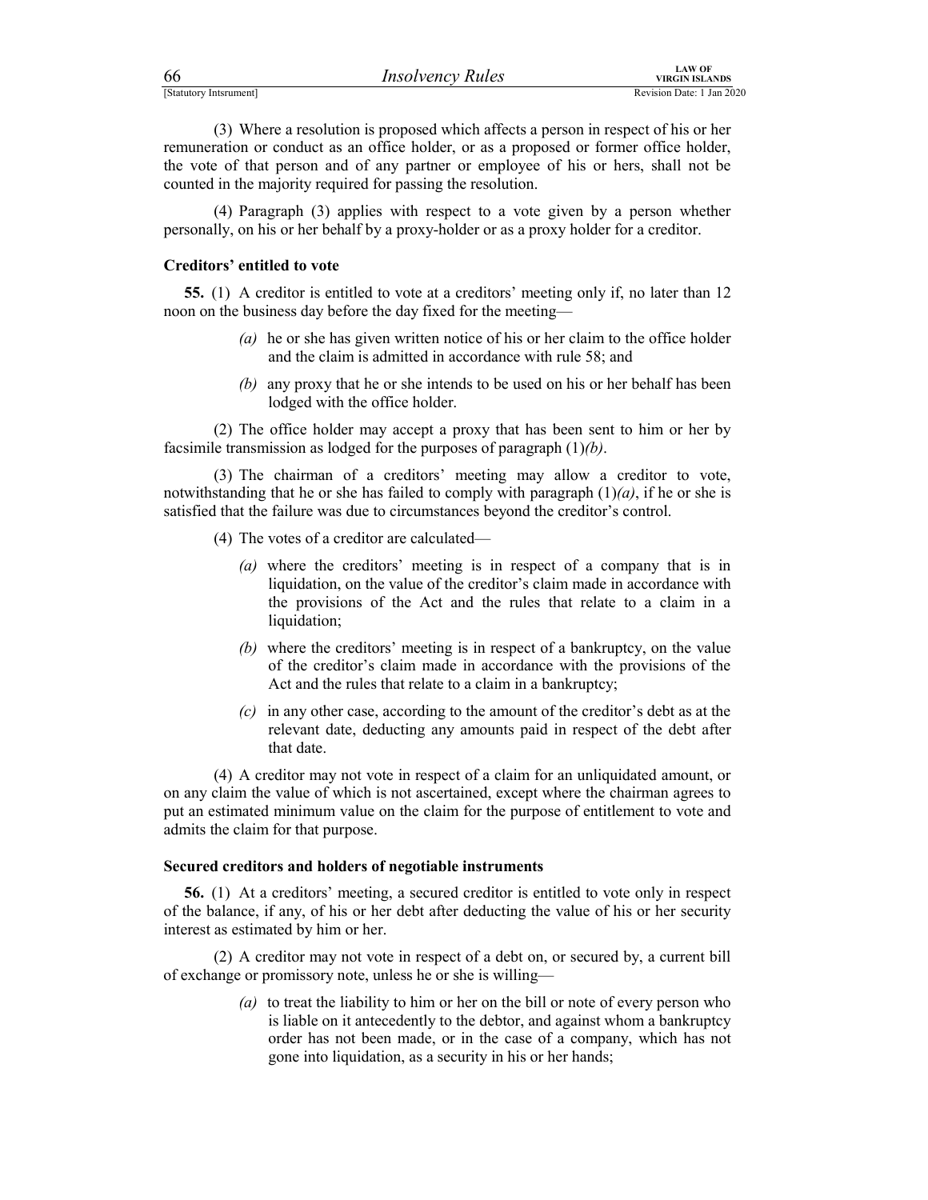(3) Where a resolution is proposed which affects a person in respect of his or her remuneration or conduct as an office holder, or as a proposed or former office holder, the vote of that person and of any partner or employee of his or hers, shall not be counted in the majority required for passing the resolution.

(4) Paragraph (3) applies with respect to a vote given by a person whether personally, on his or her behalf by a proxy-holder or as a proxy holder for a creditor.

**Creditors' entitled to vote**

**55.** (1) A creditor is entitled to vote at a creditors' meeting only if, no later than 12 noon on the business day before the day fixed for the meeting—

*(a)* he or she has given written notice of his or her claim to the office holder and the claim is admitted in accordance with rule 58; and

*(b)* any proxy that he or she intends to be used on his or her behalf has been lodged with the office holder.

(2) The office holder may accept a proxy that has been sent to him or her by facsimile transmission as lodged for the purposes of paragraph (1)*(b)*.

(3) The chairman of a creditors' meeting may allow a creditor to vote, notwithstanding that he or she has failed to comply with paragraph (1)*(a)*, if he or she is satisfied that the failure was due to circumstances beyond the creditor's control.

(4) The votes of a creditor are calculated—

*(a)* where the creditors' meeting is in respect of a company that is in liquidation, on the value of the creditor's claim made in accordance with the provisions of the Act and the rules that relate to a claim in a liquidation;

*(b)* where the creditors' meeting is in respect of a bankruptcy, on the value of the creditor's claim made in accordance with the provisions of the Act and the rules that relate to a claim in a bankruptcy;

*(c)* in any other case, according to the amount of the creditor's debt as at the relevant date, deducting any amounts paid in respect of the debt after that date.

(4) A creditor may not vote in respect of a claim for an unliquidated amount, or on any claim the value of which is not ascertained, except where the chairman agrees to put an estimated minimum value on the claim for the purpose of entitlement to vote and admits the claim for that purpose.

**Secured creditors and holders of negotiable instruments**

**56.** (1) At a creditors' meeting, a secured creditor is entitled to vote only in respect of the balance, if any, of his or her debt after deducting the value of his or her security interest as estimated by him or her.

(2) A creditor may not vote in respect of a debt on, or secured by, a current bill of exchange or promissory note, unless he or she is willing—

*(a)* to treat the liability to him or her on the bill or note of every person who is liable on it antecedently to the debtor, and against whom a bankruptcy order has not been made, or in the case of a company, which has not gone into liquidation, as a security in his or her hands;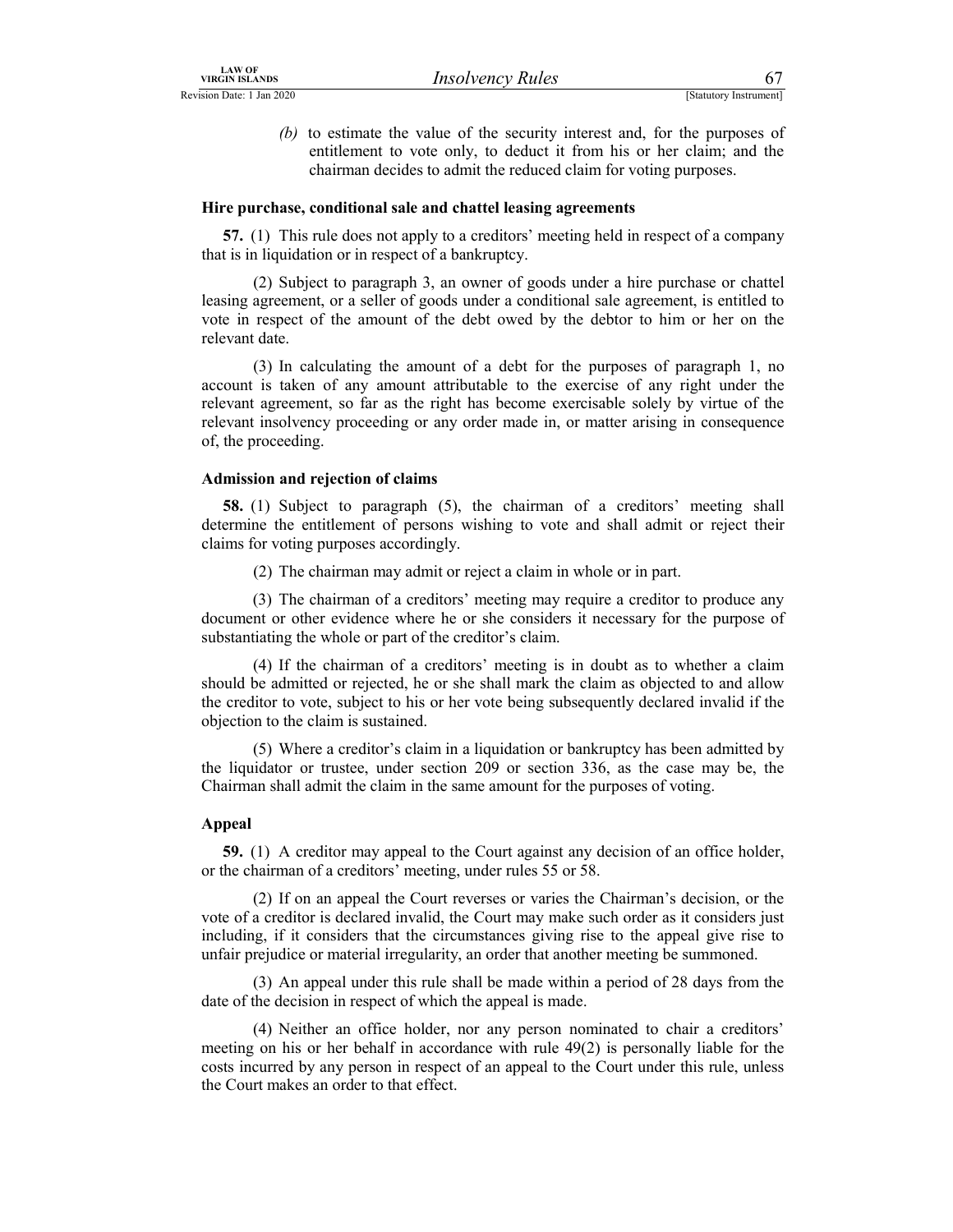(b) to estimate the value of the security interest and, for the purposes of entitlement to vote only, to deduct it from his or her claim; and the chairman decides to admit the reduced claim for voting purposes.

### Hire purchase, conditional sale and chattel leasing agreements

**57.** (1) This rule does not apply to a creditors' meeting held in respect of a company that is in liquidation or in respect of a bankruptcy.

(2) Subject to paragraph 3, an owner of goods under a hire purchase or chattel leasing agreement, or a seller of goods under a conditional sale agreement, is entitled to vote in respect of the amount of the debt owed by the debtor to him or her on the relevant date.

(3) In calculating the amount of a debt for the purposes of paragraph 1, no account is taken of any amount attributable to the exercise of any right under the relevant agreement, so far as the right has become exercisable solely by virtue of the relevant insolvency proceeding or any order made in, or matter arising in consequence of, the proceeding.

### Admission and rejection of claims

**58.** (1) Subject to paragraph (5), the chairman of a creditors' meeting shall determine the entitlement of persons wishing to vote and shall admit or reject their claims for voting purposes accordingly.

(2) The chairman may admit or reject a claim in whole or in part.

(3) The chairman of a creditors' meeting may require a creditor to produce any document or other evidence where he or she considers it necessary for the purpose of substantiating the whole or part of the creditor's claim.

(4) If the chairman of a creditors' meeting is in doubt as to whether a claim should be admitted or rejected, he or she shall mark the claim as objected to and allow the creditor to vote, subject to his or her vote being subsequently declared invalid if the objection to the claim is sustained.

(5) Where a creditor's claim in a liquidation or bankruptcy has been admitted by the liquidator or trustee, under section 209 or section 336, as the case may be, the Chairman shall admit the claim in the same amount for the purposes of voting.

### Appeal

**59.** (1) A creditor may appeal to the Court against any decision of an office holder, or the chairman of a creditors' meeting, under rules 55 or 58.

(2) If on an appeal the Court reverses or varies the Chairman's decision, or the vote of a creditor is declared invalid, the Court may make such order as it considers just including, if it considers that the circumstances giving rise to the appeal give rise to unfair prejudice or material irregularity, an order that another meeting be summoned.

(3) An appeal under this rule shall be made within a period of 28 days from the date of the decision in respect of which the appeal is made.

(4) Neither an office holder, nor any person nominated to chair a creditors' meeting on his or her behalf in accordance with rule 49(2) is personally liable for the costs incurred by any person in respect of an appeal to the Court under this rule, unless the Court makes an order to that effect.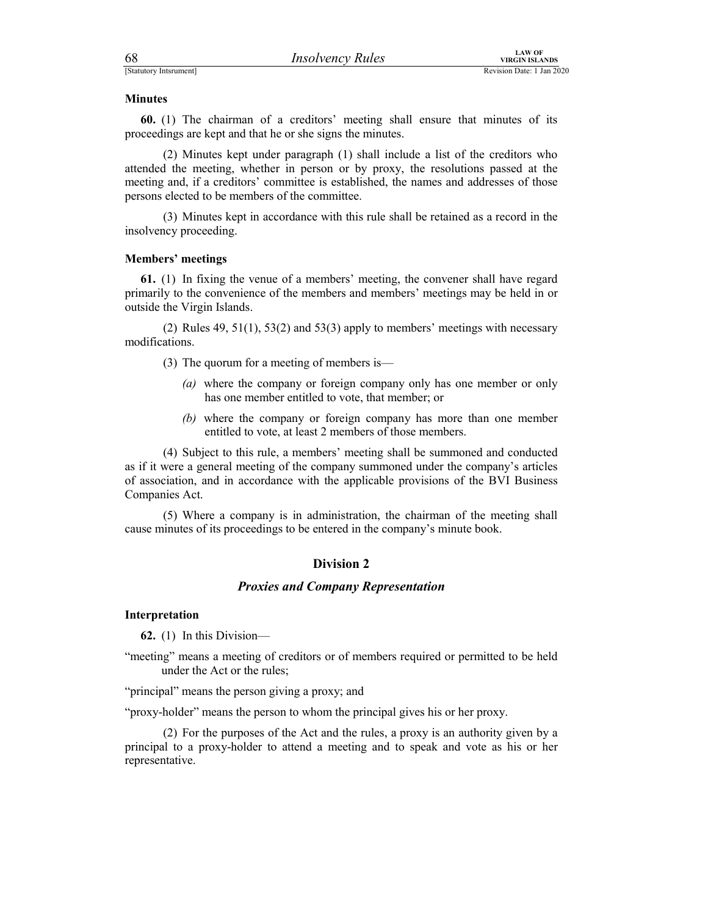**Minutes**

**60.** (1) The chairman of a creditors' meeting shall ensure that minutes of its proceedings are kept and that he or she signs the minutes.

(2) Minutes kept under paragraph (1) shall include a list of the creditors who attended the meeting, whether in person or by proxy, the resolutions passed at the meeting and, if a creditors' committee is established, the names and addresses of those persons elected to be members of the committee.

(3) Minutes kept in accordance with this rule shall be retained as a record in the insolvency proceeding.

**Members' meetings**

**61.** (1) In fixing the venue of a members' meeting, the convener shall have regard primarily to the convenience of the members and members' meetings may be held in or outside the Virgin Islands.

(2) Rules 49, 51(1), 53(2) and 53(3) apply to members' meetings with necessary modifications.

(3) The quorum for a meeting of members is—

*(a)* where the company or foreign company only has one member or only has one member entitled to vote, that member; or

*(b)* where the company or foreign company has more than one member entitled to vote, at least 2 members of those members.

(4) Subject to this rule, a members' meeting shall be summoned and conducted as if it were a general meeting of the company summoned under the company's articles of association, and in accordance with the applicable provisions of the BVI Business Companies Act.

(5) Where a company is in administration, the chairman of the meeting shall cause minutes of its proceedings to be entered in the company's minute book.

## Division 2

### *Proxies and Company Representation*

**Interpretation**

**62.** (1) In this Division—

"meeting" means a meeting of creditors or of members required or permitted to be held under the Act or the rules;

"principal" means the person giving a proxy; and

"proxy-holder" means the person to whom the principal gives his or her proxy.

(2) For the purposes of the Act and the rules, a proxy is an authority given by a principal to a proxy-holder to attend a meeting and to speak and vote as his or her representative.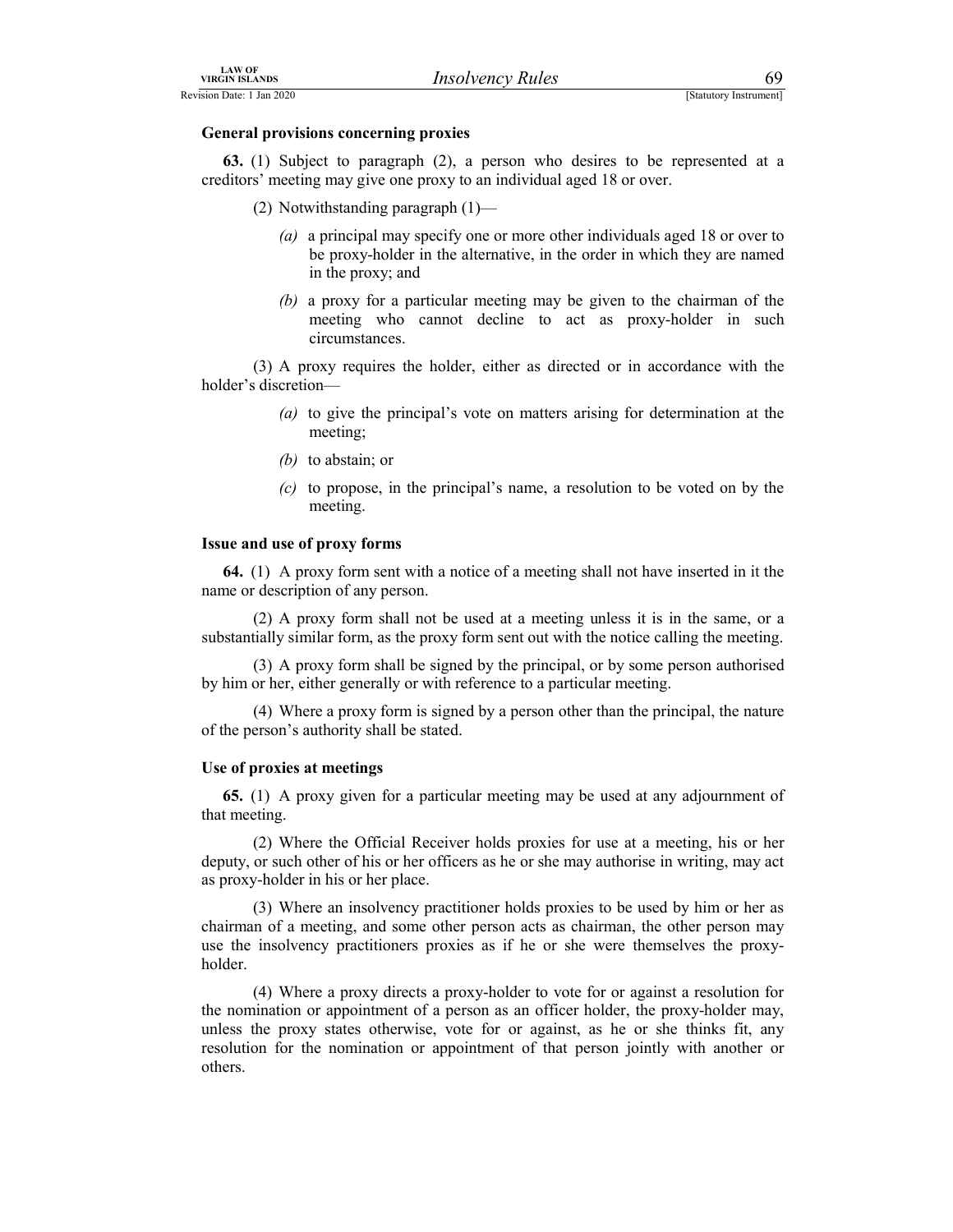### General provisions concerning proxies

**63.** (1) Subject to paragraph (2), a person who desires to be represented at a creditors' meeting may give one proxy to an individual aged 18 or over.

(2) Notwithstanding paragraph (1)—

*(a)* a principal may specify one or more other individuals aged 18 or over to be proxy-holder in the alternative, in the order in which they are named in the proxy; and

*(b)* a proxy for a particular meeting may be given to the chairman of the meeting who cannot decline to act as proxy-holder in such circumstances.

(3) A proxy requires the holder, either as directed or in accordance with the holder's discretion—

*(a)* to give the principal's vote on matters arising for determination at the meeting;

*(b)* to abstain; or

*(c)* to propose, in the principal's name, a resolution to be voted on by the meeting.

### Issue and use of proxy forms

**64.** (1) A proxy form sent with a notice of a meeting shall not have inserted in it the name or description of any person.

(2) A proxy form shall not be used at a meeting unless it is in the same, or a substantially similar form, as the proxy form sent out with the notice calling the meeting.

(3) A proxy form shall be signed by the principal, or by some person authorised by him or her, either generally or with reference to a particular meeting.

(4) Where a proxy form is signed by a person other than the principal, the nature of the person's authority shall be stated.

### Use of proxies at meetings

**65.** (1) A proxy given for a particular meeting may be used at any adjournment of that meeting.

(2) Where the Official Receiver holds proxies for use at a meeting, his or her deputy, or such other of his or her officers as he or she may authorise in writing, may act as proxy-holder in his or her place.

(3) Where an insolvency practitioner holds proxies to be used by him or her as chairman of a meeting, and some other person acts as chairman, the other person may use the insolvency practitioners proxies as if he or she were themselves the proxy-holder.

(4) Where a proxy directs a proxy-holder to vote for or against a resolution for the nomination or appointment of a person as an officer holder, the proxy-holder may, unless the proxy states otherwise, vote for or against, as he or she thinks fit, any resolution for the nomination or appointment of that person jointly with another or others.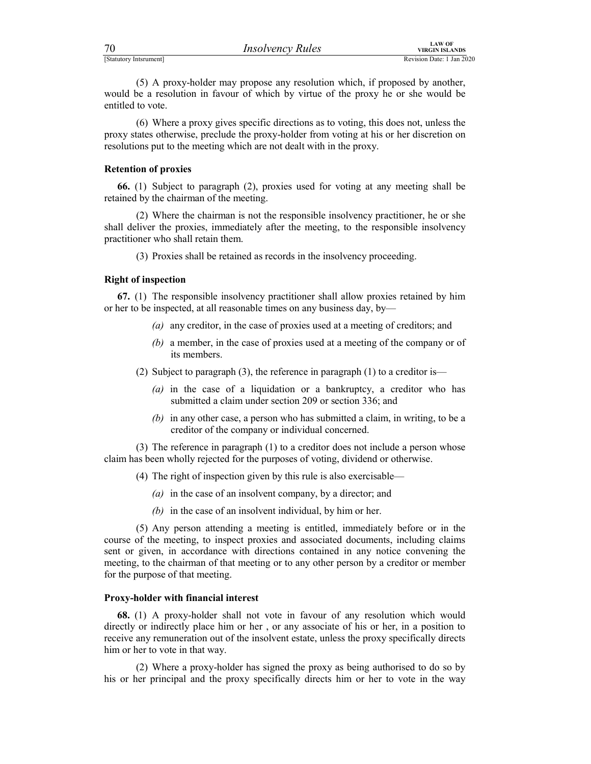(5) A proxy-holder may propose any resolution which, if proposed by another, would be a resolution in favour of which by virtue of the proxy he or she would be entitled to vote.

(6) Where a proxy gives specific directions as to voting, this does not, unless the proxy states otherwise, preclude the proxy-holder from voting at his or her discretion on resolutions put to the meeting which are not dealt with in the proxy.

**Retention of proxies**

**66.** (1) Subject to paragraph (2), proxies used for voting at any meeting shall be retained by the chairman of the meeting.

(2) Where the chairman is not the responsible insolvency practitioner, he or she shall deliver the proxies, immediately after the meeting, to the responsible insolvency practitioner who shall retain them.

(3) Proxies shall be retained as records in the insolvency proceeding.

**Right of inspection**

**67.** (1) The responsible insolvency practitioner shall allow proxies retained by him or her to be inspected, at all reasonable times on any business day, by—

*(a)* any creditor, in the case of proxies used at a meeting of creditors; and

*(b)* a member, in the case of proxies used at a meeting of the company or of its members.

(2) Subject to paragraph (3), the reference in paragraph (1) to a creditor is—

*(a)* in the case of a liquidation or a bankruptcy, a creditor who has submitted a claim under section 209 or section 336; and

*(b)* in any other case, a person who has submitted a claim, in writing, to be a creditor of the company or individual concerned.

(3) The reference in paragraph (1) to a creditor does not include a person whose claim has been wholly rejected for the purposes of voting, dividend or otherwise.

(4) The right of inspection given by this rule is also exercisable—

*(a)* in the case of an insolvent company, by a director; and

*(b)* in the case of an insolvent individual, by him or her.

(5) Any person attending a meeting is entitled, immediately before or in the course of the meeting, to inspect proxies and associated documents, including claims sent or given, in accordance with directions contained in any notice convening the meeting, to the chairman of that meeting or to any other person by a creditor or member for the purpose of that meeting.

**Proxy-holder with financial interest**

**68.** (1) A proxy-holder shall not vote in favour of any resolution which would directly or indirectly place him or her , or any associate of his or her, in a position to receive any remuneration out of the insolvent estate, unless the proxy specifically directs him or her to vote in that way.

(2) Where a proxy-holder has signed the proxy as being authorised to do so by his or her principal and the proxy specifically directs him or her to vote in the way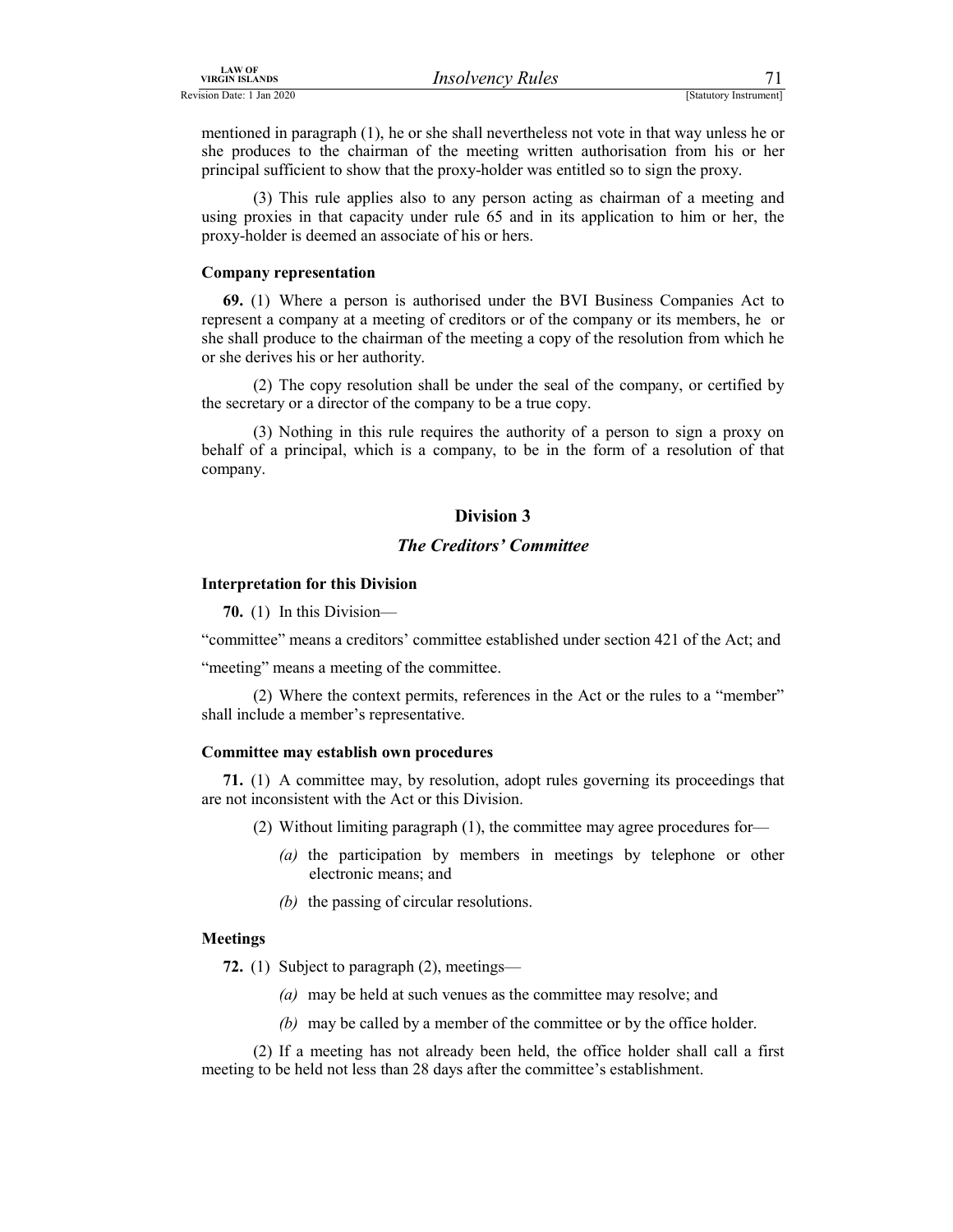mentioned in paragraph (1), he or she shall nevertheless not vote in that way unless he or she produces to the chairman of the meeting written authorisation from his or her principal sufficient to show that the proxy-holder was entitled so to sign the proxy.

(3) This rule applies also to any person acting as chairman of a meeting and using proxies in that capacity under rule 65 and in its application to him or her, the proxy-holder is deemed an associate of his or hers.

**Company representation**

**69.** (1) Where a person is authorised under the BVI Business Companies Act to represent a company at a meeting of creditors or of the company or its members, he or she shall produce to the chairman of the meeting a copy of the resolution from which he or she derives his or her authority.

(2) The copy resolution shall be under the seal of the company, or certified by the secretary or a director of the company to be a true copy.

(3) Nothing in this rule requires the authority of a person to sign a proxy on behalf of a principal, which is a company, to be in the form of a resolution of that company.

## Division 3

### *The Creditors' Committee*

**Interpretation for this Division**

**70.** (1) In this Division—

"committee" means a creditors' committee established under section 421 of the Act; and

"meeting" means a meeting of the committee.

(2) Where the context permits, references in the Act or the rules to a "member" shall include a member's representative.

**Committee may establish own procedures**

**71.** (1) A committee may, by resolution, adopt rules governing its proceedings that are not inconsistent with the Act or this Division.

(2) Without limiting paragraph (1), the committee may agree procedures for—

*(a)* the participation by members in meetings by telephone or other electronic means; and

*(b)* the passing of circular resolutions.

**Meetings**

**72.** (1) Subject to paragraph (2), meetings—

*(a)* may be held at such venues as the committee may resolve; and

*(b)* may be called by a member of the committee or by the office holder.

(2) If a meeting has not already been held, the office holder shall call a first meeting to be held not less than 28 days after the committee's establishment.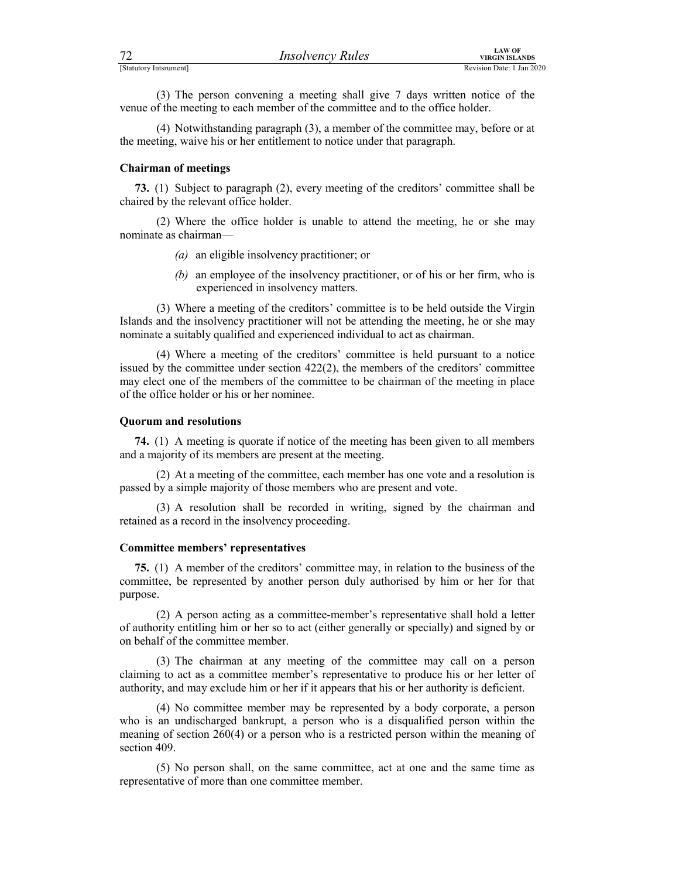(3) The person convening a meeting shall give 7 days written notice of the venue of the meeting to each member of the committee and to the office holder.

(4) Notwithstanding paragraph (3), a member of the committee may, before or at the meeting, waive his or her entitlement to notice under that paragraph.

### Chairman of meetings

**73.** (1) Subject to paragraph (2), every meeting of the creditors' committee shall be chaired by the relevant office holder.

(2) Where the office holder is unable to attend the meeting, he or she may nominate as chairman—

*(a)* an eligible insolvency practitioner; or

*(b)* an employee of the insolvency practitioner, or of his or her firm, who is experienced in insolvency matters.

(3) Where a meeting of the creditors' committee is to be held outside the Virgin Islands and the insolvency practitioner will not be attending the meeting, he or she may nominate a suitably qualified and experienced individual to act as chairman.

(4) Where a meeting of the creditors' committee is held pursuant to a notice issued by the committee under section 422(2), the members of the creditors' committee may elect one of the members of the committee to be chairman of the meeting in place of the office holder or his or her nominee.

### Quorum and resolutions

**74.** (1) A meeting is quorate if notice of the meeting has been given to all members and a majority of its members are present at the meeting.

(2) At a meeting of the committee, each member has one vote and a resolution is passed by a simple majority of those members who are present and vote.

(3) A resolution shall be recorded in writing, signed by the chairman and retained as a record in the insolvency proceeding.

### Committee members' representatives

**75.** (1) A member of the creditors' committee may, in relation to the business of the committee, be represented by another person duly authorised by him or her for that purpose.

(2) A person acting as a committee-member's representative shall hold a letter of authority entitling him or her so to act (either generally or specially) and signed by or on behalf of the committee member.

(3) The chairman at any meeting of the committee may call on a person claiming to act as a committee member's representative to produce his or her letter of authority, and may exclude him or her if it appears that his or her authority is deficient.

(4) No committee member may be represented by a body corporate, a person who is an undischarged bankrupt, a person who is a disqualified person within the meaning of section 260(4) or a person who is a restricted person within the meaning of section 409.

(5) No person shall, on the same committee, act at one and the same time as representative of more than one committee member.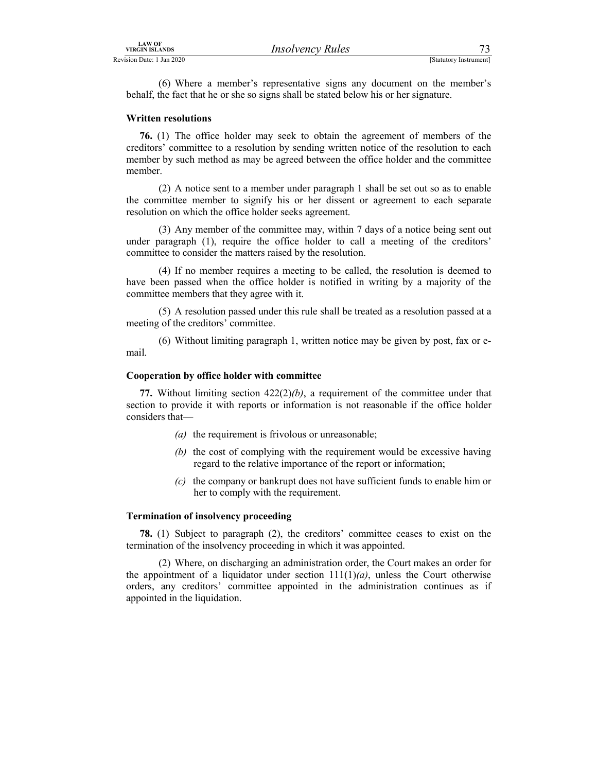(6) Where a member's representative signs any document on the member's behalf, the fact that he or she so signs shall be stated below his or her signature.

### Written resolutions

**76.** (1) The office holder may seek to obtain the agreement of members of the creditors' committee to a resolution by sending written notice of the resolution to each member by such method as may be agreed between the office holder and the committee member.

(2) A notice sent to a member under paragraph 1 shall be set out so as to enable the committee member to signify his or her dissent or agreement to each separate resolution on which the office holder seeks agreement.

(3) Any member of the committee may, within 7 days of a notice being sent out under paragraph (1), require the office holder to call a meeting of the creditors' committee to consider the matters raised by the resolution.

(4) If no member requires a meeting to be called, the resolution is deemed to have been passed when the office holder is notified in writing by a majority of the committee members that they agree with it.

(5) A resolution passed under this rule shall be treated as a resolution passed at a meeting of the creditors' committee.

(6) Without limiting paragraph 1, written notice may be given by post, fax or e-mail.

### Cooperation by office holder with committee

**77.** Without limiting section 422(2)*(b)*, a requirement of the committee under that section to provide it with reports or information is not reasonable if the office holder considers that—

*(a)* the requirement is frivolous or unreasonable;

*(b)* the cost of complying with the requirement would be excessive having regard to the relative importance of the report or information;

*(c)* the company or bankrupt does not have sufficient funds to enable him or her to comply with the requirement.

### Termination of insolvency proceeding

**78.** (1) Subject to paragraph (2), the creditors' committee ceases to exist on the termination of the insolvency proceeding in which it was appointed.

(2) Where, on discharging an administration order, the Court makes an order for the appointment of a liquidator under section 111(1)*(a)*, unless the Court otherwise orders, any creditors' committee appointed in the administration continues as if appointed in the liquidation.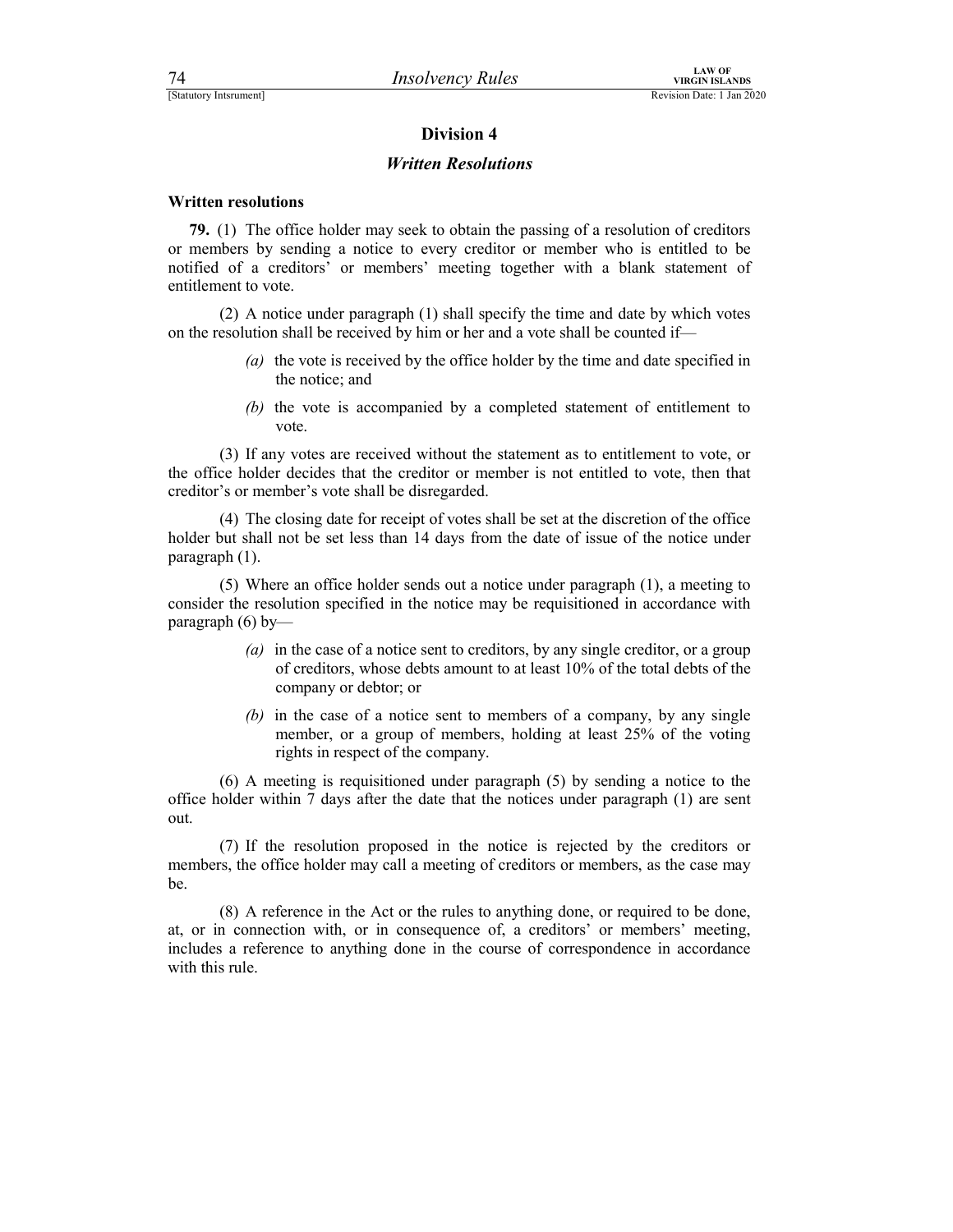## Division 4

### *Written Resolutions*

**Written resolutions**

**79.** (1) The office holder may seek to obtain the passing of a resolution of creditors or members by sending a notice to every creditor or member who is entitled to be notified of a creditors' or members' meeting together with a blank statement of entitlement to vote.

(2) A notice under paragraph (1) shall specify the time and date by which votes on the resolution shall be received by him or her and a vote shall be counted if—

*(a)* the vote is received by the office holder by the time and date specified in the notice; and

*(b)* the vote is accompanied by a completed statement of entitlement to vote.

(3) If any votes are received without the statement as to entitlement to vote, or the office holder decides that the creditor or member is not entitled to vote, then that creditor's or member's vote shall be disregarded.

(4) The closing date for receipt of votes shall be set at the discretion of the office holder but shall not be set less than 14 days from the date of issue of the notice under paragraph (1).

(5) Where an office holder sends out a notice under paragraph (1), a meeting to consider the resolution specified in the notice may be requisitioned in accordance with paragraph (6) by—

*(a)* in the case of a notice sent to creditors, by any single creditor, or a group of creditors, whose debts amount to at least 10% of the total debts of the company or debtor; or

*(b)* in the case of a notice sent to members of a company, by any single member, or a group of members, holding at least 25% of the voting rights in respect of the company.

(6) A meeting is requisitioned under paragraph (5) by sending a notice to the office holder within 7 days after the date that the notices under paragraph (1) are sent out.

(7) If the resolution proposed in the notice is rejected by the creditors or members, the office holder may call a meeting of creditors or members, as the case may be.

(8) A reference in the Act or the rules to anything done, or required to be done, at, or in connection with, or in consequence of, a creditors' or members' meeting, includes a reference to anything done in the course of correspondence in accordance with this rule.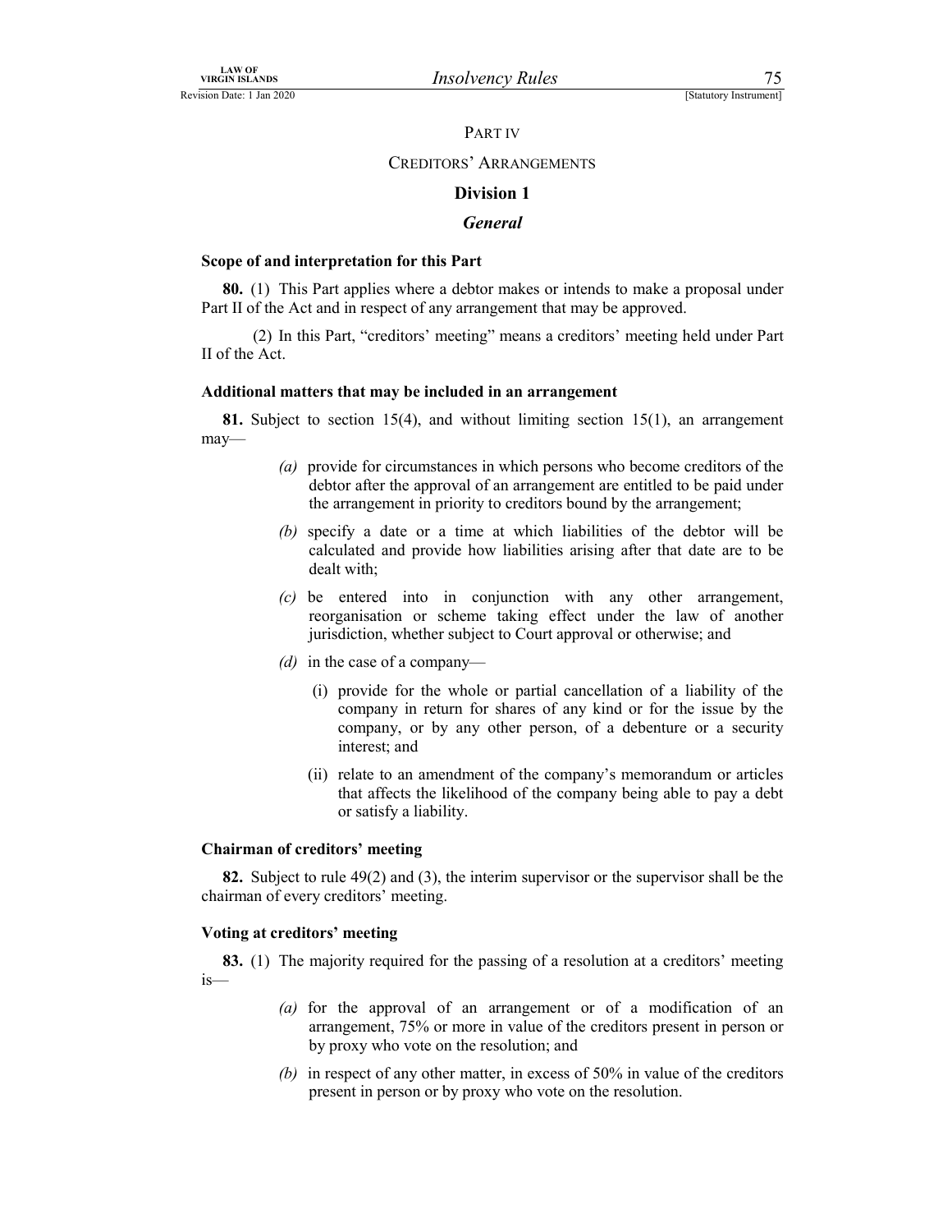## PART IV

## CREDITORS' ARRANGEMENTS

### Division 1

### *General*

**Scope of and interpretation for this Part**

**80.** (1) This Part applies where a debtor makes or intends to make a proposal under Part II of the Act and in respect of any arrangement that may be approved.

(2) In this Part, "creditors' meeting" means a creditors' meeting held under Part II of the Act.

**Additional matters that may be included in an arrangement**

**81.** Subject to section 15(4), and without limiting section 15(1), an arrangement may—

*(a)* provide for circumstances in which persons who become creditors of the debtor after the approval of an arrangement are entitled to be paid under the arrangement in priority to creditors bound by the arrangement;

*(b)* specify a date or a time at which liabilities of the debtor will be calculated and provide how liabilities arising after that date are to be dealt with;

*(c)* be entered into in conjunction with any other arrangement, reorganisation or scheme taking effect under the law of another jurisdiction, whether subject to Court approval or otherwise; and

*(d)* in the case of a company—

(i) provide for the whole or partial cancellation of a liability of the company in return for shares of any kind or for the issue by the company, or by any other person, of a debenture or a security interest; and

(ii) relate to an amendment of the company's memorandum or articles that affects the likelihood of the company being able to pay a debt or satisfy a liability.

**Chairman of creditors' meeting**

**82.** Subject to rule 49(2) and (3), the interim supervisor or the supervisor shall be the chairman of every creditors' meeting.

**Voting at creditors' meeting**

**83.** (1) The majority required for the passing of a resolution at a creditors' meeting is—

*(a)* for the approval of an arrangement or of a modification of an arrangement, 75% or more in value of the creditors present in person or by proxy who vote on the resolution; and

*(b)* in respect of any other matter, in excess of 50% in value of the creditors present in person or by proxy who vote on the resolution.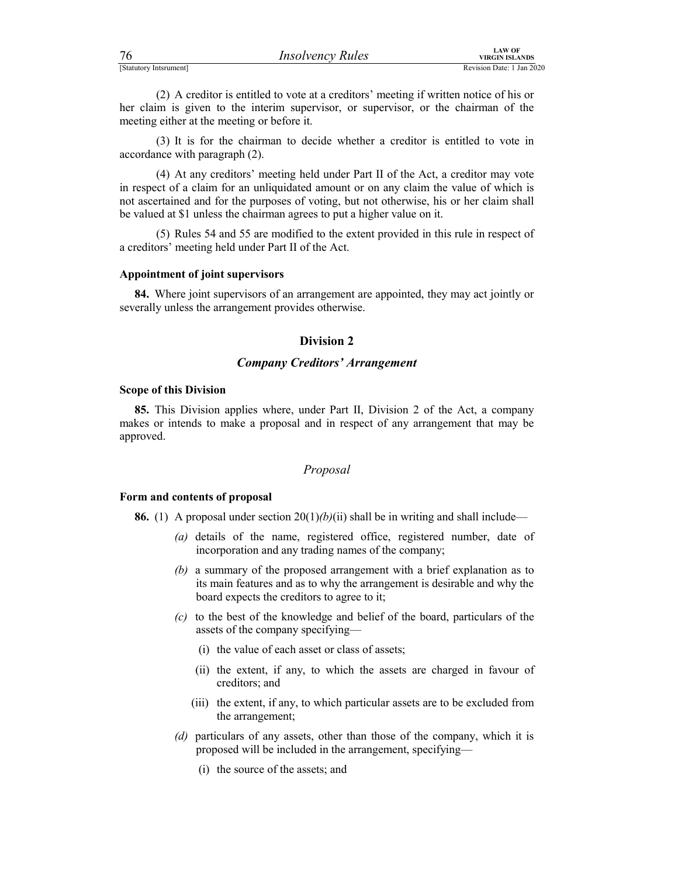(2) A creditor is entitled to vote at a creditors' meeting if written notice of his or her claim is given to the interim supervisor, or supervisor, or the chairman of the meeting either at the meeting or before it.

(3) It is for the chairman to decide whether a creditor is entitled to vote in accordance with paragraph (2).

(4) At any creditors' meeting held under Part II of the Act, a creditor may vote in respect of a claim for an unliquidated amount or on any claim the value of which is not ascertained and for the purposes of voting, but not otherwise, his or her claim shall be valued at $1 unless the chairman agrees to put a higher value on it.

(5) Rules 54 and 55 are modified to the extent provided in this rule in respect of a creditors' meeting held under Part II of the Act.

**Appointment of joint supervisors**

**84.** Where joint supervisors of an arrangement are appointed, they may act jointly or severally unless the arrangement provides otherwise.

## Division 2

### *Company Creditors' Arrangement*

**Scope of this Division**

**85.** This Division applies where, under Part II, Division 2 of the Act, a company makes or intends to make a proposal and in respect of any arrangement that may be approved.

### *Proposal*

**Form and contents of proposal**

**86.** (1) A proposal under section 20(1)*(b)*(ii) shall be in writing and shall include—

*(a)* details of the name, registered office, registered number, date of incorporation and any trading names of the company;

*(b)* a summary of the proposed arrangement with a brief explanation as to its main features and as to why the arrangement is desirable and why the board expects the creditors to agree to it;

*(c)* to the best of the knowledge and belief of the board, particulars of the assets of the company specifying—

(i) the value of each asset or class of assets;

(ii) the extent, if any, to which the assets are charged in favour of creditors; and

(iii) the extent, if any, to which particular assets are to be excluded from the arrangement;

*(d)* particulars of any assets, other than those of the company, which it is proposed will be included in the arrangement, specifying—

(i) the source of the assets; and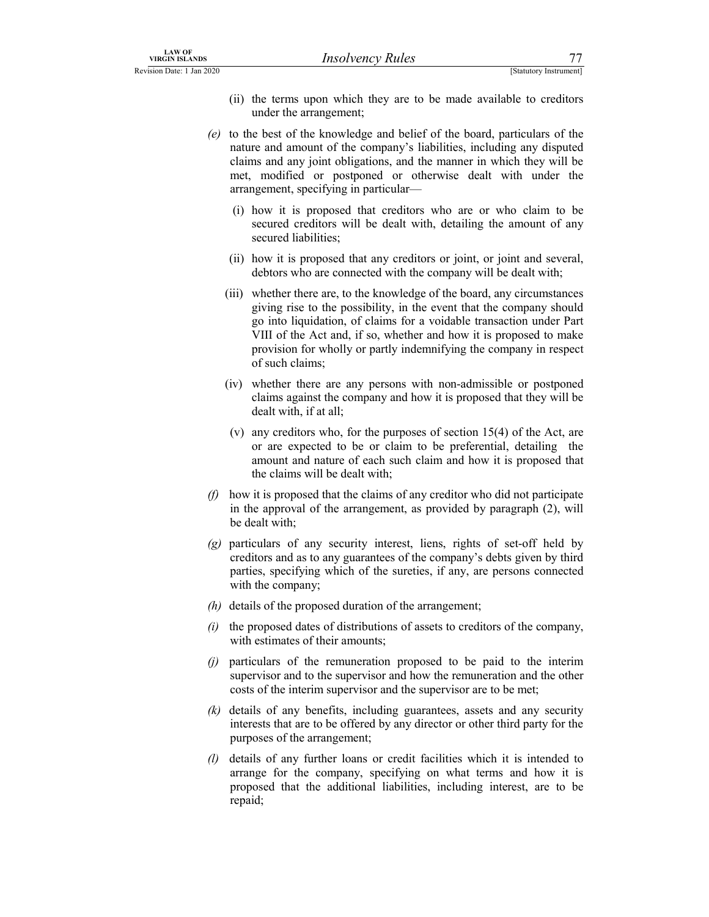(ii) the terms upon which they are to be made available to creditors under the arrangement;

*(e)* to the best of the knowledge and belief of the board, particulars of the nature and amount of the company's liabilities, including any disputed claims and any joint obligations, and the manner in which they will be met, modified or postponed or otherwise dealt with under the arrangement, specifying in particular—

(i) how it is proposed that creditors who are or who claim to be secured creditors will be dealt with, detailing the amount of any secured liabilities;

(ii) how it is proposed that any creditors or joint, or joint and several, debtors who are connected with the company will be dealt with;

(iii) whether there are, to the knowledge of the board, any circumstances giving rise to the possibility, in the event that the company should go into liquidation, of claims for a voidable transaction under Part VIII of the Act and, if so, whether and how it is proposed to make provision for wholly or partly indemnifying the company in respect of such claims;

(iv) whether there are any persons with non-admissible or postponed claims against the company and how it is proposed that they will be dealt with, if at all;

(v) any creditors who, for the purposes of section 15(4) of the Act, are or are expected to be or claim to be preferential, detailing the amount and nature of each such claim and how it is proposed that the claims will be dealt with;

*(f)* how it is proposed that the claims of any creditor who did not participate in the approval of the arrangement, as provided by paragraph (2), will be dealt with;

*(g)* particulars of any security interest, liens, rights of set-off held by creditors and as to any guarantees of the company's debts given by third parties, specifying which of the sureties, if any, are persons connected with the company;

*(h)* details of the proposed duration of the arrangement;

*(i)* the proposed dates of distributions of assets to creditors of the company, with estimates of their amounts;

*(j)* particulars of the remuneration proposed to be paid to the interim supervisor and to the supervisor and how the remuneration and the other costs of the interim supervisor and the supervisor are to be met;

*(k)* details of any benefits, including guarantees, assets and any security interests that are to be offered by any director or other third party for the purposes of the arrangement;

*(l)* details of any further loans or credit facilities which it is intended to arrange for the company, specifying on what terms and how it is proposed that the additional liabilities, including interest, are to be repaid;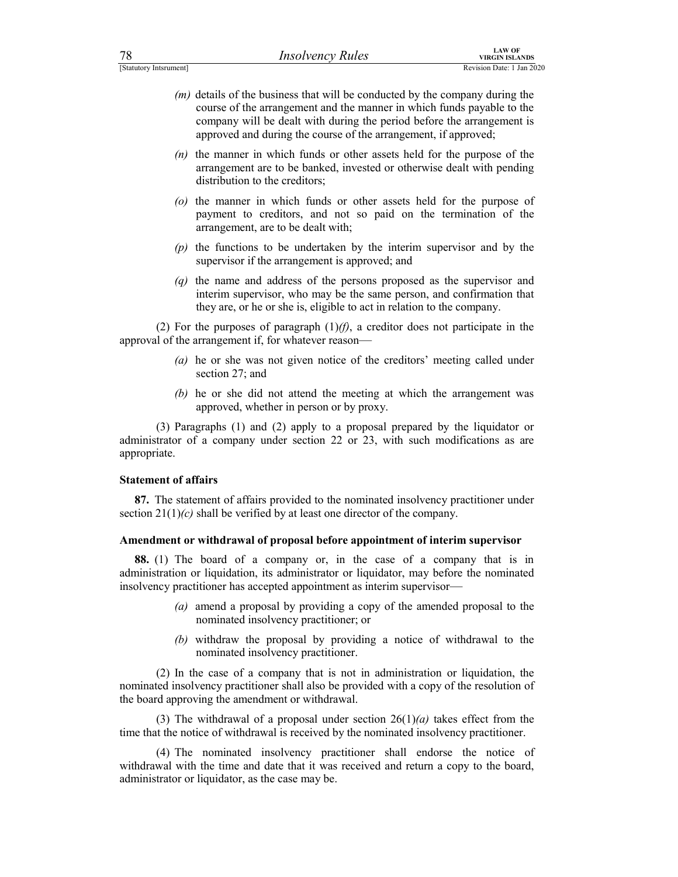*(m)* details of the business that will be conducted by the company during the course of the arrangement and the manner in which funds payable to the company will be dealt with during the period before the arrangement is approved and during the course of the arrangement, if approved;

*(n)* the manner in which funds or other assets held for the purpose of the arrangement are to be banked, invested or otherwise dealt with pending distribution to the creditors;

*(o)* the manner in which funds or other assets held for the purpose of payment to creditors, and not so paid on the termination of the arrangement, are to be dealt with;

*(p)* the functions to be undertaken by the interim supervisor and by the supervisor if the arrangement is approved; and

*(q)* the name and address of the persons proposed as the supervisor and interim supervisor, who may be the same person, and confirmation that they are, or he or she is, eligible to act in relation to the company.

(2) For the purposes of paragraph (1)*(f)*, a creditor does not participate in the approval of the arrangement if, for whatever reason—

*(a)* he or she was not given notice of the creditors' meeting called under section 27; and

*(b)* he or she did not attend the meeting at which the arrangement was approved, whether in person or by proxy.

(3) Paragraphs (1) and (2) apply to a proposal prepared by the liquidator or administrator of a company under section 22 or 23, with such modifications as are appropriate.

**Statement of affairs**

**87.** The statement of affairs provided to the nominated insolvency practitioner under section 21(1)*(c)* shall be verified by at least one director of the company.

**Amendment or withdrawal of proposal before appointment of interim supervisor**

**88.** (1) The board of a company or, in the case of a company that is in administration or liquidation, its administrator or liquidator, may before the nominated insolvency practitioner has accepted appointment as interim supervisor—

*(a)* amend a proposal by providing a copy of the amended proposal to the nominated insolvency practitioner; or

*(b)* withdraw the proposal by providing a notice of withdrawal to the nominated insolvency practitioner.

(2) In the case of a company that is not in administration or liquidation, the nominated insolvency practitioner shall also be provided with a copy of the resolution of the board approving the amendment or withdrawal.

(3) The withdrawal of a proposal under section 26(1)*(a)* takes effect from the time that the notice of withdrawal is received by the nominated insolvency practitioner.

(4) The nominated insolvency practitioner shall endorse the notice of withdrawal with the time and date that it was received and return a copy to the board, administrator or liquidator, as the case may be.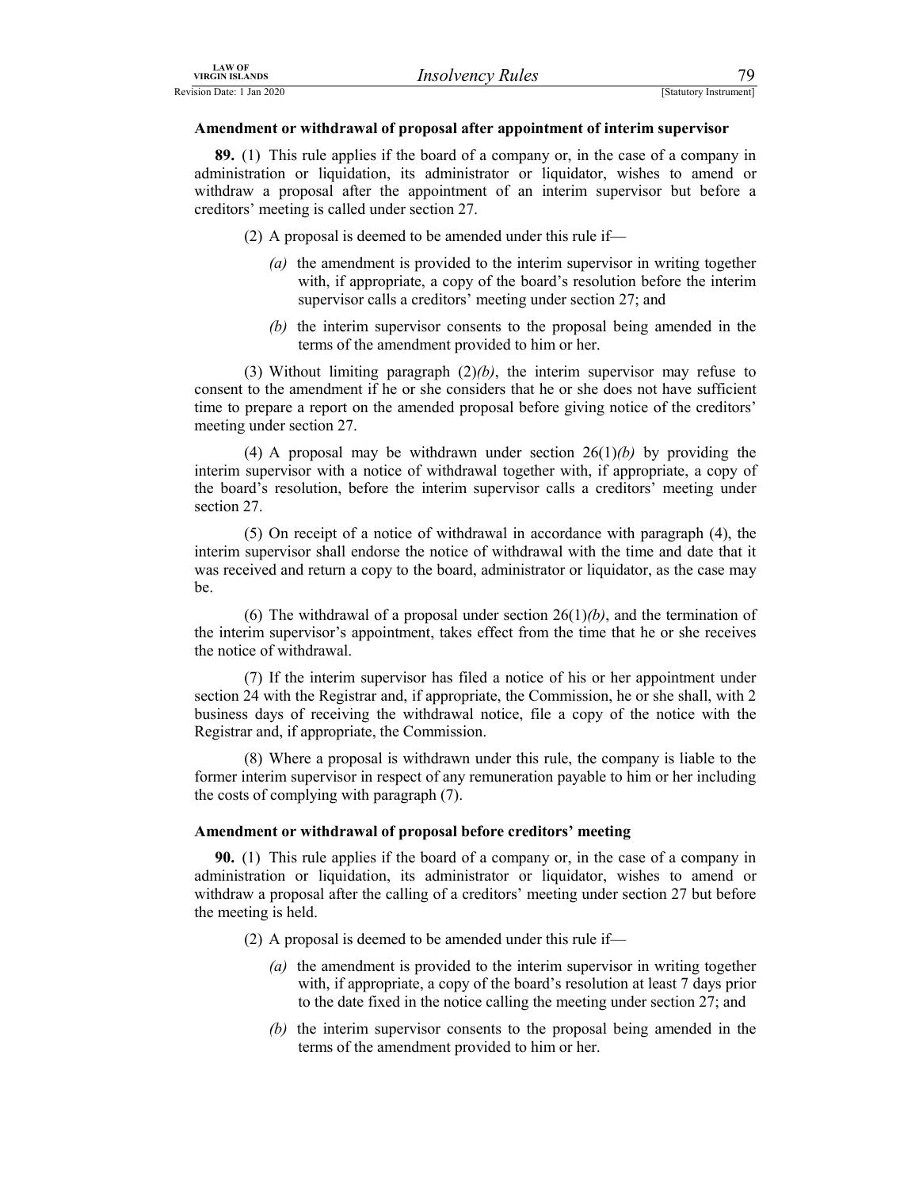### Amendment or withdrawal of proposal after appointment of interim supervisor

**89.** (1) This rule applies if the board of a company or, in the case of a company in administration or liquidation, its administrator or liquidator, wishes to amend or withdraw a proposal after the appointment of an interim supervisor but before a creditors' meeting is called under section 27.

(2) A proposal is deemed to be amended under this rule if—

*(a)* the amendment is provided to the interim supervisor in writing together with, if appropriate, a copy of the board's resolution before the interim supervisor calls a creditors' meeting under section 27; and

*(b)* the interim supervisor consents to the proposal being amended in the terms of the amendment provided to him or her.

(3) Without limiting paragraph (2)*(b)*, the interim supervisor may refuse to consent to the amendment if he or she considers that he or she does not have sufficient time to prepare a report on the amended proposal before giving notice of the creditors' meeting under section 27.

(4) A proposal may be withdrawn under section 26(1)*(b)* by providing the interim supervisor with a notice of withdrawal together with, if appropriate, a copy of the board's resolution, before the interim supervisor calls a creditors' meeting under section 27.

(5) On receipt of a notice of withdrawal in accordance with paragraph (4), the interim supervisor shall endorse the notice of withdrawal with the time and date that it was received and return a copy to the board, administrator or liquidator, as the case may be.

(6) The withdrawal of a proposal under section 26(1)*(b)*, and the termination of the interim supervisor's appointment, takes effect from the time that he or she receives the notice of withdrawal.

(7) If the interim supervisor has filed a notice of his or her appointment under section 24 with the Registrar and, if appropriate, the Commission, he or she shall, with 2 business days of receiving the withdrawal notice, file a copy of the notice with the Registrar and, if appropriate, the Commission.

(8) Where a proposal is withdrawn under this rule, the company is liable to the former interim supervisor in respect of any remuneration payable to him or her including the costs of complying with paragraph (7).

### Amendment or withdrawal of proposal before creditors' meeting

**90.** (1) This rule applies if the board of a company or, in the case of a company in administration or liquidation, its administrator or liquidator, wishes to amend or withdraw a proposal after the calling of a creditors' meeting under section 27 but before the meeting is held.

(2) A proposal is deemed to be amended under this rule if—

*(a)* the amendment is provided to the interim supervisor in writing together with, if appropriate, a copy of the board's resolution at least 7 days prior to the date fixed in the notice calling the meeting under section 27; and

*(b)* the interim supervisor consents to the proposal being amended in the terms of the amendment provided to him or her.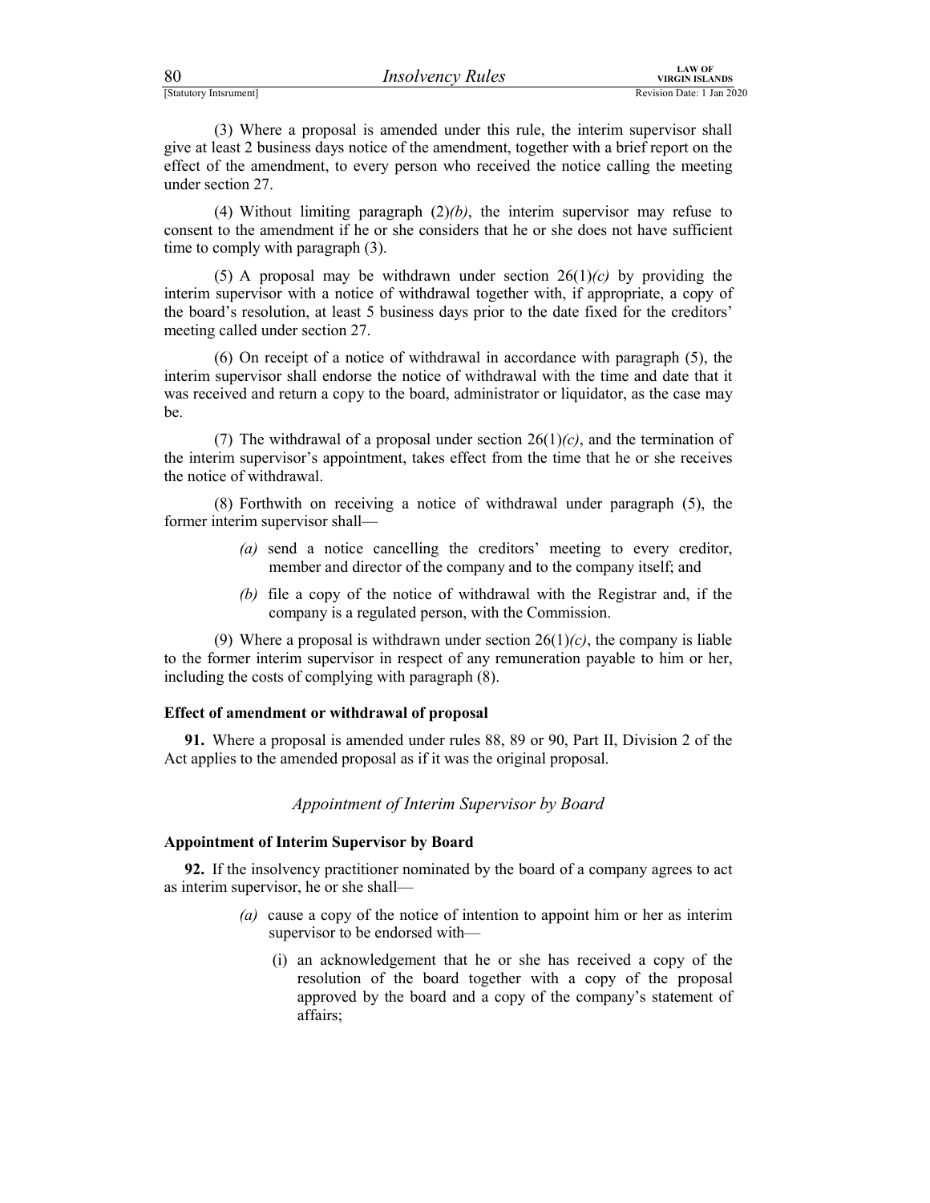(3) Where a proposal is amended under this rule, the interim supervisor shall give at least 2 business days notice of the amendment, together with a brief report on the effect of the amendment, to every person who received the notice calling the meeting under section 27.

(4) Without limiting paragraph (2)*(b)*, the interim supervisor may refuse to consent to the amendment if he or she considers that he or she does not have sufficient time to comply with paragraph (3).

(5) A proposal may be withdrawn under section 26(1)*(c)* by providing the interim supervisor with a notice of withdrawal together with, if appropriate, a copy of the board's resolution, at least 5 business days prior to the date fixed for the creditors' meeting called under section 27.

(6) On receipt of a notice of withdrawal in accordance with paragraph (5), the interim supervisor shall endorse the notice of withdrawal with the time and date that it was received and return a copy to the board, administrator or liquidator, as the case may be.

(7) The withdrawal of a proposal under section 26(1)*(c)*, and the termination of the interim supervisor's appointment, takes effect from the time that he or she receives the notice of withdrawal.

(8) Forthwith on receiving a notice of withdrawal under paragraph (5), the former interim supervisor shall—

*(a)* send a notice cancelling the creditors' meeting to every creditor, member and director of the company and to the company itself; and

*(b)* file a copy of the notice of withdrawal with the Registrar and, if the company is a regulated person, with the Commission.

(9) Where a proposal is withdrawn under section 26(1)*(c)*, the company is liable to the former interim supervisor in respect of any remuneration payable to him or her, including the costs of complying with paragraph (8).

**Effect of amendment or withdrawal of proposal**

**91.** Where a proposal is amended under rules 88, 89 or 90, Part II, Division 2 of the Act applies to the amended proposal as if it was the original proposal.

*Appointment of Interim Supervisor by Board*

**Appointment of Interim Supervisor by Board**

**92.** If the insolvency practitioner nominated by the board of a company agrees to act as interim supervisor, he or she shall—

*(a)* cause a copy of the notice of intention to appoint him or her as interim supervisor to be endorsed with—

(i) an acknowledgement that he or she has received a copy of the resolution of the board together with a copy of the proposal approved by the board and a copy of the company's statement of affairs;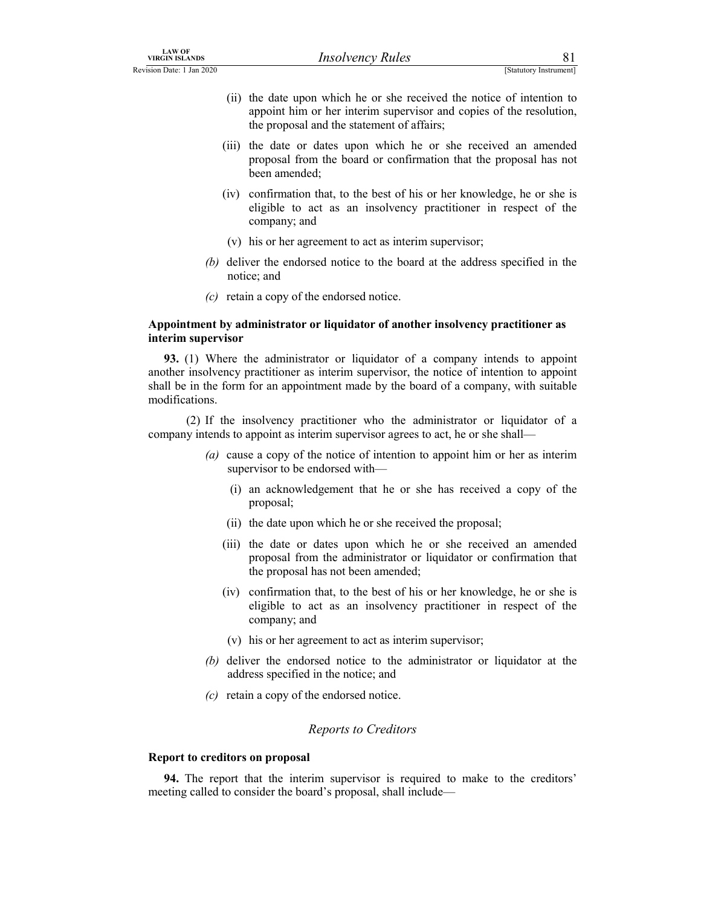(ii) the date upon which he or she received the notice of intention to appoint him or her interim supervisor and copies of the resolution, the proposal and the statement of affairs;

(iii) the date or dates upon which he or she received an amended proposal from the board or confirmation that the proposal has not been amended;

(iv) confirmation that, to the best of his or her knowledge, he or she is eligible to act as an insolvency practitioner in respect of the company; and

(v) his or her agreement to act as interim supervisor;

*(b)* deliver the endorsed notice to the board at the address specified in the notice; and

*(c)* retain a copy of the endorsed notice.

**Appointment by administrator or liquidator of another insolvency practitioner as interim supervisor**

**93.** (1) Where the administrator or liquidator of a company intends to appoint another insolvency practitioner as interim supervisor, the notice of intention to appoint shall be in the form for an appointment made by the board of a company, with suitable modifications.

(2) If the insolvency practitioner who the administrator or liquidator of a company intends to appoint as interim supervisor agrees to act, he or she shall—

*(a)* cause a copy of the notice of intention to appoint him or her as interim supervisor to be endorsed with—

(i) an acknowledgement that he or she has received a copy of the proposal;

(ii) the date upon which he or she received the proposal;

(iii) the date or dates upon which he or she received an amended proposal from the administrator or liquidator or confirmation that the proposal has not been amended;

(iv) confirmation that, to the best of his or her knowledge, he or she is eligible to act as an insolvency practitioner in respect of the company; and

(v) his or her agreement to act as interim supervisor;

*(b)* deliver the endorsed notice to the administrator or liquidator at the address specified in the notice; and

*(c)* retain a copy of the endorsed notice.

*Reports to Creditors*

**Report to creditors on proposal**

**94.** The report that the interim supervisor is required to make to the creditors' meeting called to consider the board's proposal, shall include—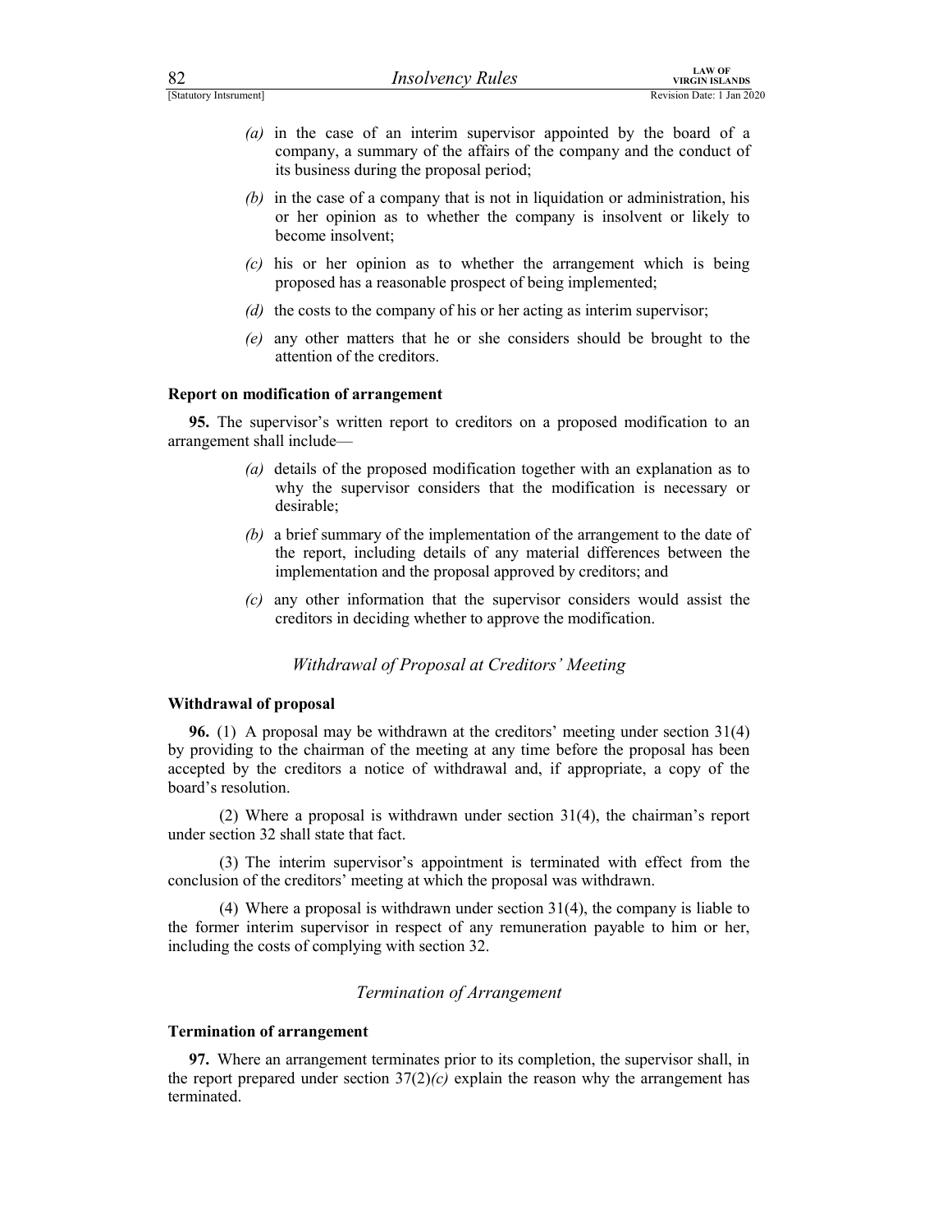(a) in the case of an interim supervisor appointed by the board of a company, a summary of the affairs of the company and the conduct of its business during the proposal period;

(b) in the case of a company that is not in liquidation or administration, his or her opinion as to whether the company is insolvent or likely to become insolvent;

(c) his or her opinion as to whether the arrangement which is being proposed has a reasonable prospect of being implemented;

(d) the costs to the company of his or her acting as interim supervisor;

(e) any other matters that he or she considers should be brought to the attention of the creditors.

**Report on modification of arrangement**

**95.** The supervisor's written report to creditors on a proposed modification to an arrangement shall include—

(a) details of the proposed modification together with an explanation as to why the supervisor considers that the modification is necessary or desirable;

(b) a brief summary of the implementation of the arrangement to the date of the report, including details of any material differences between the implementation and the proposal approved by creditors; and

(c) any other information that the supervisor considers would assist the creditors in deciding whether to approve the modification.

*Withdrawal of Proposal at Creditors' Meeting*

**Withdrawal of proposal**

**96.** (1) A proposal may be withdrawn at the creditors' meeting under section 31(4) by providing to the chairman of the meeting at any time before the proposal has been accepted by the creditors a notice of withdrawal and, if appropriate, a copy of the board's resolution.

(2) Where a proposal is withdrawn under section 31(4), the chairman's report under section 32 shall state that fact.

(3) The interim supervisor's appointment is terminated with effect from the conclusion of the creditors' meeting at which the proposal was withdrawn.

(4) Where a proposal is withdrawn under section 31(4), the company is liable to the former interim supervisor in respect of any remuneration payable to him or her, including the costs of complying with section 32.

*Termination of Arrangement*

**Termination of arrangement**

**97.** Where an arrangement terminates prior to its completion, the supervisor shall, in the report prepared under section 37(2)*(c)* explain the reason why the arrangement has terminated.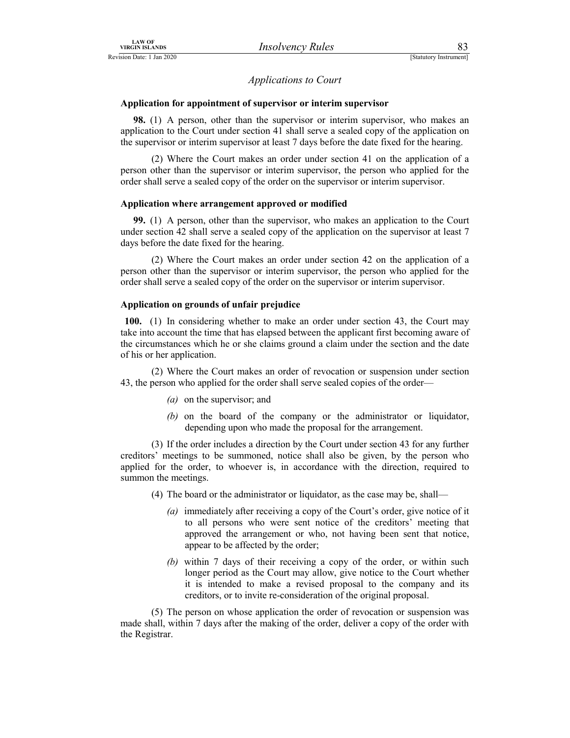## *Applications to Court*

### Application for appointment of supervisor or interim supervisor

**98.** (1) A person, other than the supervisor or interim supervisor, who makes an application to the Court under section 41 shall serve a sealed copy of the application on the supervisor or interim supervisor at least 7 days before the date fixed for the hearing.

(2) Where the Court makes an order under section 41 on the application of a person other than the supervisor or interim supervisor, the person who applied for the order shall serve a sealed copy of the order on the supervisor or interim supervisor.

### Application where arrangement approved or modified

**99.** (1) A person, other than the supervisor, who makes an application to the Court under section 42 shall serve a sealed copy of the application on the supervisor at least 7 days before the date fixed for the hearing.

(2) Where the Court makes an order under section 42 on the application of a person other than the supervisor or interim supervisor, the person who applied for the order shall serve a sealed copy of the order on the supervisor or interim supervisor.

### Application on grounds of unfair prejudice

**100.** (1) In considering whether to make an order under section 43, the Court may take into account the time that has elapsed between the applicant first becoming aware of the circumstances which he or she claims ground a claim under the section and the date of his or her application.

(2) Where the Court makes an order of revocation or suspension under section 43, the person who applied for the order shall serve sealed copies of the order—

*(a)* on the supervisor; and

*(b)* on the board of the company or the administrator or liquidator, depending upon who made the proposal for the arrangement.

(3) If the order includes a direction by the Court under section 43 for any further creditors' meetings to be summoned, notice shall also be given, by the person who applied for the order, to whoever is, in accordance with the direction, required to summon the meetings.

(4) The board or the administrator or liquidator, as the case may be, shall—

*(a)* immediately after receiving a copy of the Court's order, give notice of it to all persons who were sent notice of the creditors' meeting that approved the arrangement or who, not having been sent that notice, appear to be affected by the order;

*(b)* within 7 days of their receiving a copy of the order, or within such longer period as the Court may allow, give notice to the Court whether it is intended to make a revised proposal to the company and its creditors, or to invite re-consideration of the original proposal.

(5) The person on whose application the order of revocation or suspension was made shall, within 7 days after the making of the order, deliver a copy of the order with the Registrar.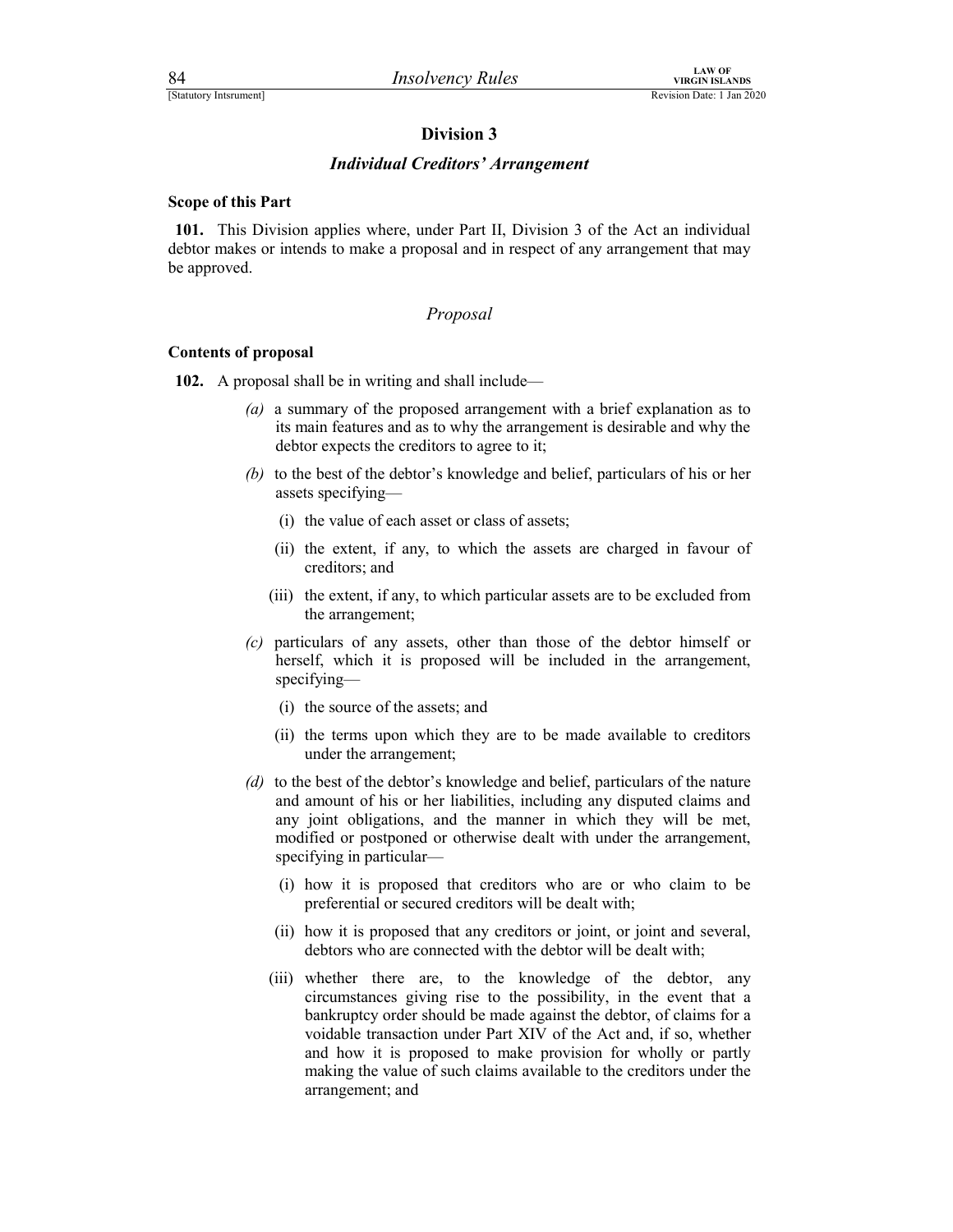## Division 3

### *Individual Creditors' Arrangement*

**Scope of this Part**

**101.** This Division applies where, under Part II, Division 3 of the Act an individual debtor makes or intends to make a proposal and in respect of any arrangement that may be approved.

*Proposal*

**Contents of proposal**

**102.** A proposal shall be in writing and shall include—

*(a)* a summary of the proposed arrangement with a brief explanation as to its main features and as to why the arrangement is desirable and why the debtor expects the creditors to agree to it;

*(b)* to the best of the debtor's knowledge and belief, particulars of his or her assets specifying—

(i) the value of each asset or class of assets;

(ii) the extent, if any, to which the assets are charged in favour of creditors; and

(iii) the extent, if any, to which particular assets are to be excluded from the arrangement;

*(c)* particulars of any assets, other than those of the debtor himself or herself, which it is proposed will be included in the arrangement, specifying—

(i) the source of the assets; and

(ii) the terms upon which they are to be made available to creditors under the arrangement;

*(d)* to the best of the debtor's knowledge and belief, particulars of the nature and amount of his or her liabilities, including any disputed claims and any joint obligations, and the manner in which they will be met, modified or postponed or otherwise dealt with under the arrangement, specifying in particular—

(i) how it is proposed that creditors who are or who claim to be preferential or secured creditors will be dealt with;

(ii) how it is proposed that any creditors or joint, or joint and several, debtors who are connected with the debtor will be dealt with;

(iii) whether there are, to the knowledge of the debtor, any circumstances giving rise to the possibility, in the event that a bankruptcy order should be made against the debtor, of claims for a voidable transaction under Part XIV of the Act and, if so, whether and how it is proposed to make provision for wholly or partly making the value of such claims available to the creditors under the arrangement; and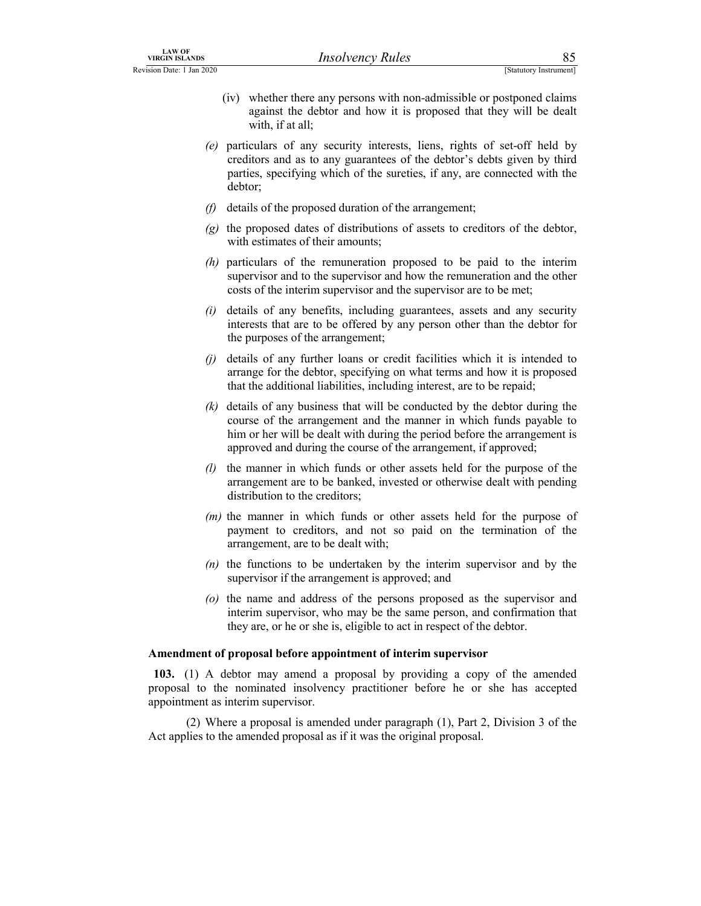(iv) whether there any persons with non-admissible or postponed claims against the debtor and how it is proposed that they will be dealt with, if at all;

*(e)* particulars of any security interests, liens, rights of set-off held by creditors and as to any guarantees of the debtor's debts given by third parties, specifying which of the sureties, if any, are connected with the debtor;

*(f)* details of the proposed duration of the arrangement;

*(g)* the proposed dates of distributions of assets to creditors of the debtor, with estimates of their amounts;

*(h)* particulars of the remuneration proposed to be paid to the interim supervisor and to the supervisor and how the remuneration and the other costs of the interim supervisor and the supervisor are to be met;

*(i)* details of any benefits, including guarantees, assets and any security interests that are to be offered by any person other than the debtor for the purposes of the arrangement;

*(j)* details of any further loans or credit facilities which it is intended to arrange for the debtor, specifying on what terms and how it is proposed that the additional liabilities, including interest, are to be repaid;

*(k)* details of any business that will be conducted by the debtor during the course of the arrangement and the manner in which funds payable to him or her will be dealt with during the period before the arrangement is approved and during the course of the arrangement, if approved;

*(l)* the manner in which funds or other assets held for the purpose of the arrangement are to be banked, invested or otherwise dealt with pending distribution to the creditors;

*(m)* the manner in which funds or other assets held for the purpose of payment to creditors, and not so paid on the termination of the arrangement, are to be dealt with;

*(n)* the functions to be undertaken by the interim supervisor and by the supervisor if the arrangement is approved; and

*(o)* the name and address of the persons proposed as the supervisor and interim supervisor, who may be the same person, and confirmation that they are, or he or she is, eligible to act in respect of the debtor.

**Amendment of proposal before appointment of interim supervisor**

**103.** (1) A debtor may amend a proposal by providing a copy of the amended proposal to the nominated insolvency practitioner before he or she has accepted appointment as interim supervisor.

(2) Where a proposal is amended under paragraph (1), Part 2, Division 3 of the Act applies to the amended proposal as if it was the original proposal.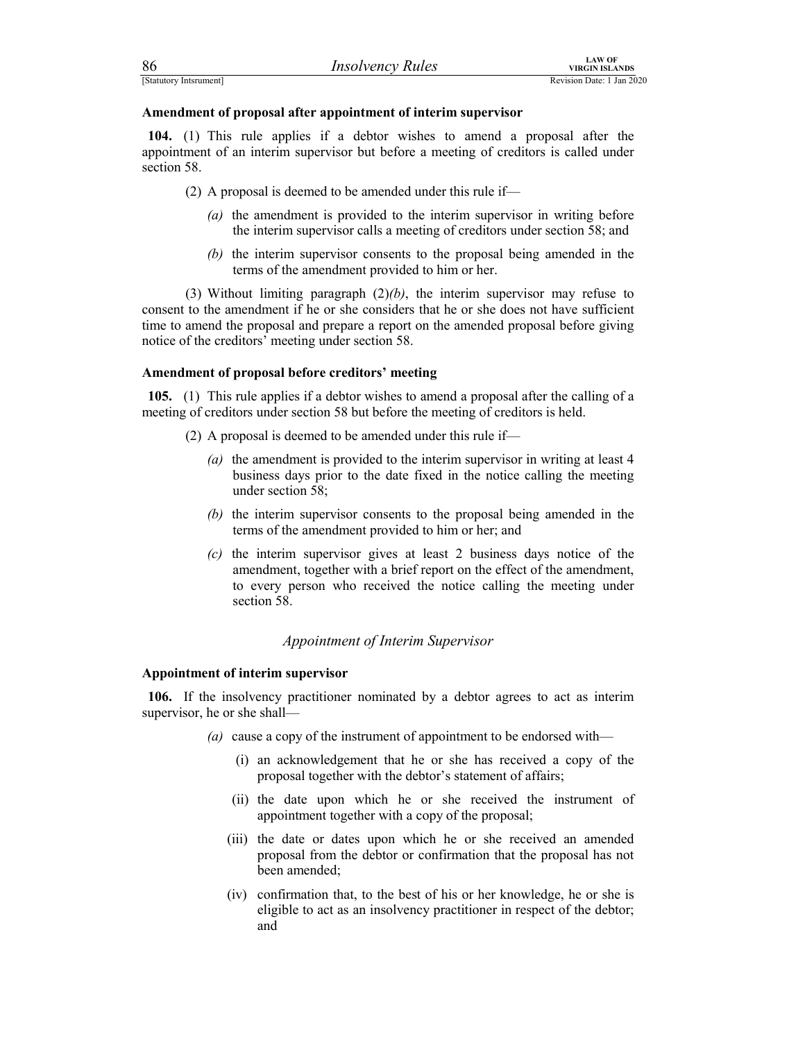**Amendment of proposal after appointment of interim supervisor**

**104.** (1) This rule applies if a debtor wishes to amend a proposal after the appointment of an interim supervisor but before a meeting of creditors is called under section 58.

(2) A proposal is deemed to be amended under this rule if—

*(a)* the amendment is provided to the interim supervisor in writing before the interim supervisor calls a meeting of creditors under section 58; and

*(b)* the interim supervisor consents to the proposal being amended in the terms of the amendment provided to him or her.

(3) Without limiting paragraph (2)*(b)*, the interim supervisor may refuse to consent to the amendment if he or she considers that he or she does not have sufficient time to amend the proposal and prepare a report on the amended proposal before giving notice of the creditors' meeting under section 58.

**Amendment of proposal before creditors' meeting**

**105.** (1) This rule applies if a debtor wishes to amend a proposal after the calling of a meeting of creditors under section 58 but before the meeting of creditors is held.

(2) A proposal is deemed to be amended under this rule if—

*(a)* the amendment is provided to the interim supervisor in writing at least 4 business days prior to the date fixed in the notice calling the meeting under section 58;

*(b)* the interim supervisor consents to the proposal being amended in the terms of the amendment provided to him or her; and

*(c)* the interim supervisor gives at least 2 business days notice of the amendment, together with a brief report on the effect of the amendment, to every person who received the notice calling the meeting under section 58.

*Appointment of Interim Supervisor*

**Appointment of interim supervisor**

**106.** If the insolvency practitioner nominated by a debtor agrees to act as interim supervisor, he or she shall—

*(a)* cause a copy of the instrument of appointment to be endorsed with—

(i) an acknowledgement that he or she has received a copy of the proposal together with the debtor's statement of affairs;

(ii) the date upon which he or she received the instrument of appointment together with a copy of the proposal;

(iii) the date or dates upon which he or she received an amended proposal from the debtor or confirmation that the proposal has not been amended;

(iv) confirmation that, to the best of his or her knowledge, he or she is eligible to act as an insolvency practitioner in respect of the debtor; and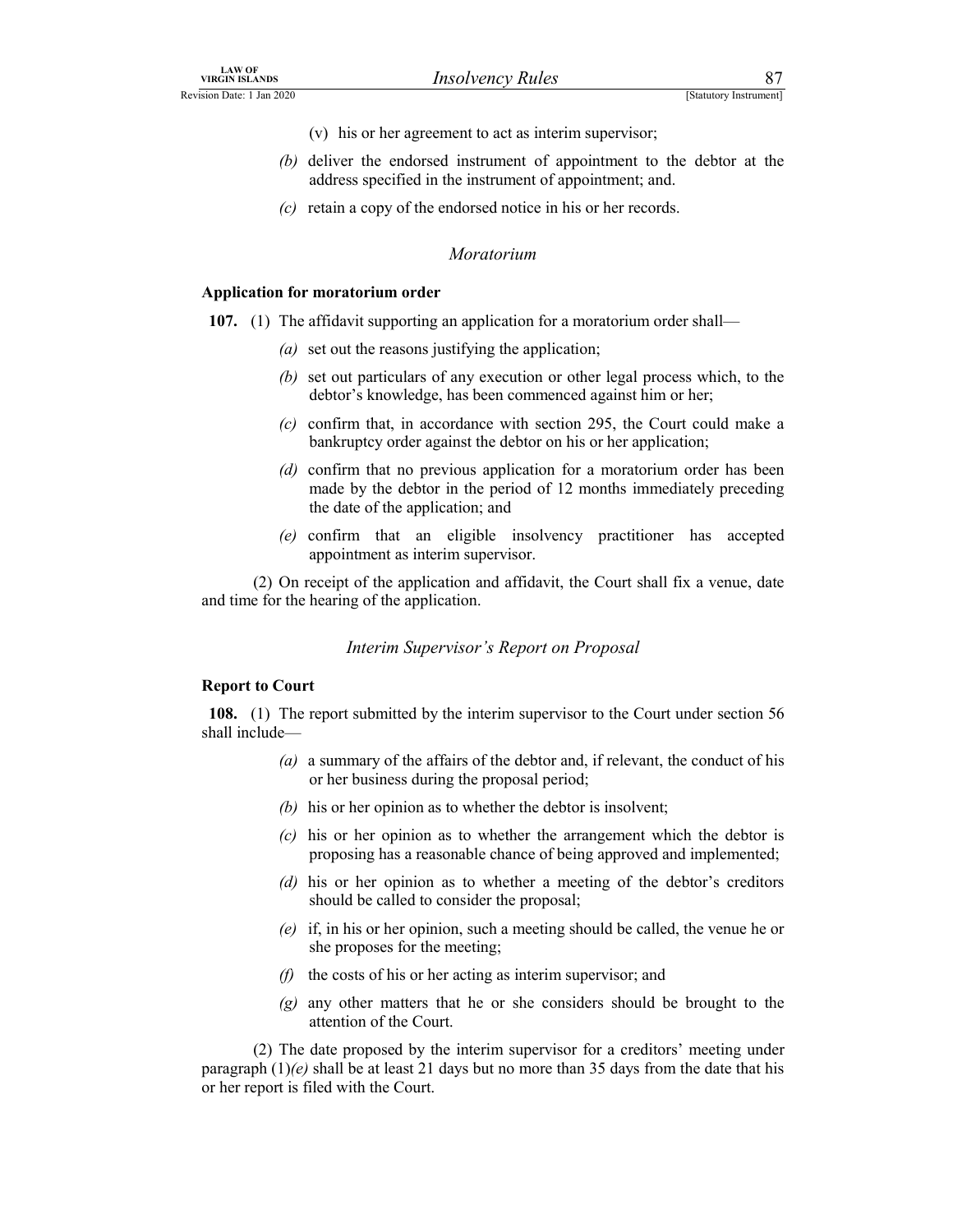(v) his or her agreement to act as interim supervisor;

*(b)* deliver the endorsed instrument of appointment to the debtor at the address specified in the instrument of appointment; and.

*(c)* retain a copy of the endorsed notice in his or her records.

### *Moratorium*

**Application for moratorium order**

**107.** (1) The affidavit supporting an application for a moratorium order shall—

*(a)* set out the reasons justifying the application;

*(b)* set out particulars of any execution or other legal process which, to the debtor's knowledge, has been commenced against him or her;

*(c)* confirm that, in accordance with section 295, the Court could make a bankruptcy order against the debtor on his or her application;

*(d)* confirm that no previous application for a moratorium order has been made by the debtor in the period of 12 months immediately preceding the date of the application; and

*(e)* confirm that an eligible insolvency practitioner has accepted appointment as interim supervisor.

(2) On receipt of the application and affidavit, the Court shall fix a venue, date and time for the hearing of the application.

### *Interim Supervisor's Report on Proposal*

**Report to Court**

**108.** (1) The report submitted by the interim supervisor to the Court under section 56 shall include—

*(a)* a summary of the affairs of the debtor and, if relevant, the conduct of his or her business during the proposal period;

*(b)* his or her opinion as to whether the debtor is insolvent;

*(c)* his or her opinion as to whether the arrangement which the debtor is proposing has a reasonable chance of being approved and implemented;

*(d)* his or her opinion as to whether a meeting of the debtor's creditors should be called to consider the proposal;

*(e)* if, in his or her opinion, such a meeting should be called, the venue he or she proposes for the meeting;

*(f)* the costs of his or her acting as interim supervisor; and

*(g)* any other matters that he or she considers should be brought to the attention of the Court.

(2) The date proposed by the interim supervisor for a creditors' meeting under paragraph (1)*(e)* shall be at least 21 days but no more than 35 days from the date that his or her report is filed with the Court.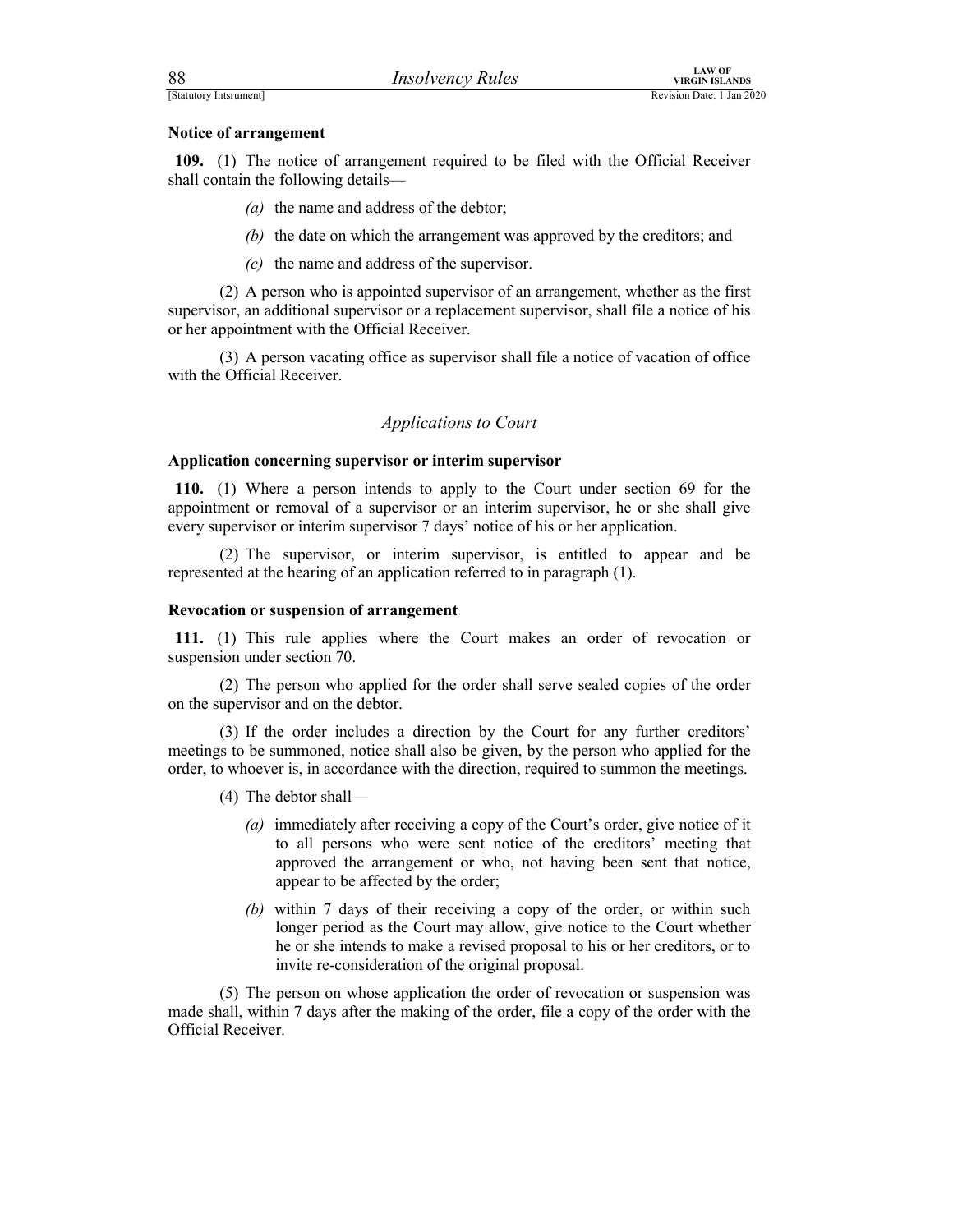**Notice of arrangement**

**109.** (1) The notice of arrangement required to be filed with the Official Receiver shall contain the following details—

*(a)* the name and address of the debtor;

*(b)* the date on which the arrangement was approved by the creditors; and

*(c)* the name and address of the supervisor.

(2) A person who is appointed supervisor of an arrangement, whether as the first supervisor, an additional supervisor or a replacement supervisor, shall file a notice of his or her appointment with the Official Receiver.

(3) A person vacating office as supervisor shall file a notice of vacation of office with the Official Receiver.

*Applications to Court*

**Application concerning supervisor or interim supervisor**

**110.** (1) Where a person intends to apply to the Court under section 69 for the appointment or removal of a supervisor or an interim supervisor, he or she shall give every supervisor or interim supervisor 7 days' notice of his or her application.

(2) The supervisor, or interim supervisor, is entitled to appear and be represented at the hearing of an application referred to in paragraph (1).

**Revocation or suspension of arrangement**

**111.** (1) This rule applies where the Court makes an order of revocation or suspension under section 70.

(2) The person who applied for the order shall serve sealed copies of the order on the supervisor and on the debtor.

(3) If the order includes a direction by the Court for any further creditors' meetings to be summoned, notice shall also be given, by the person who applied for the order, to whoever is, in accordance with the direction, required to summon the meetings.

(4) The debtor shall—

*(a)* immediately after receiving a copy of the Court's order, give notice of it to all persons who were sent notice of the creditors' meeting that approved the arrangement or who, not having been sent that notice, appear to be affected by the order;

*(b)* within 7 days of their receiving a copy of the order, or within such longer period as the Court may allow, give notice to the Court whether he or she intends to make a revised proposal to his or her creditors, or to invite re-consideration of the original proposal.

(5) The person on whose application the order of revocation or suspension was made shall, within 7 days after the making of the order, file a copy of the order with the Official Receiver.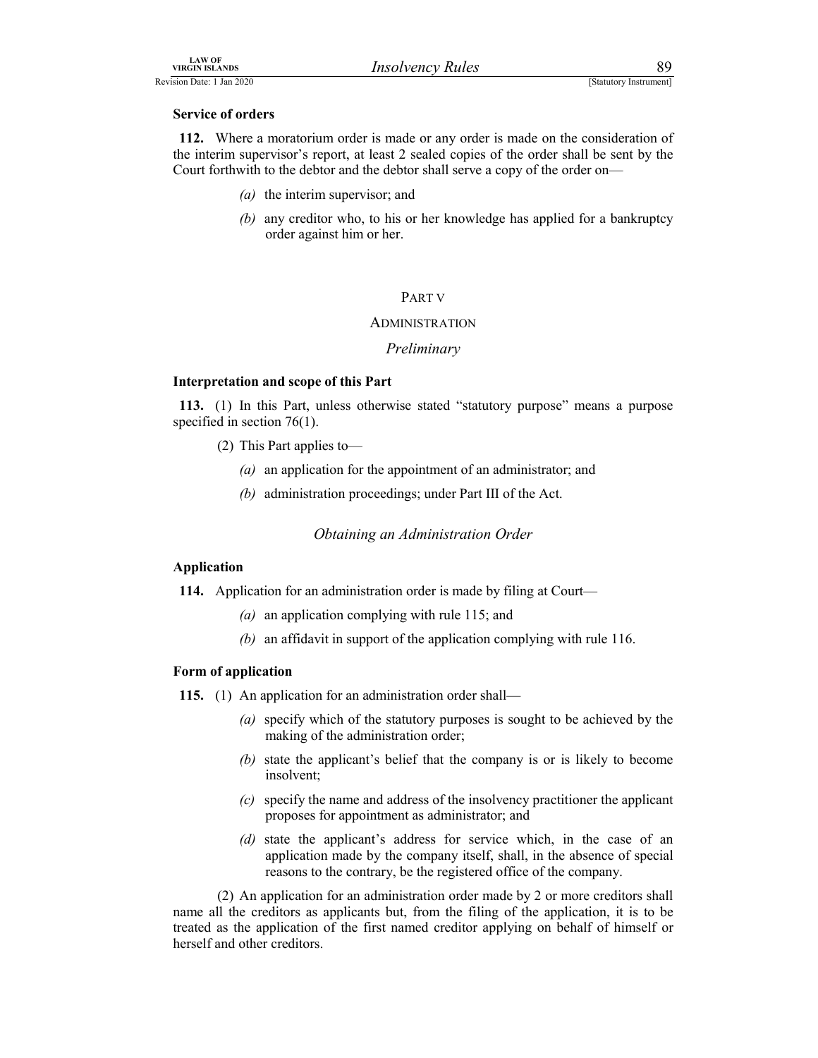**Service of orders**

**112.** Where a moratorium order is made or any order is made on the consideration of the interim supervisor's report, at least 2 sealed copies of the order shall be sent by the Court forthwith to the debtor and the debtor shall serve a copy of the order on—

*(a)* the interim supervisor; and

*(b)* any creditor who, to his or her knowledge has applied for a bankruptcy order against him or her.

## PART V

## ADMINISTRATION

### *Preliminary*

**Interpretation and scope of this Part**

**113.** (1) In this Part, unless otherwise stated "statutory purpose" means a purpose specified in section 76(1).

(2) This Part applies to—

*(a)* an application for the appointment of an administrator; and

*(b)* administration proceedings; under Part III of the Act.

### *Obtaining an Administration Order*

**Application**

**114.** Application for an administration order is made by filing at Court—

*(a)* an application complying with rule 115; and

*(b)* an affidavit in support of the application complying with rule 116.

**Form of application**

**115.** (1) An application for an administration order shall—

*(a)* specify which of the statutory purposes is sought to be achieved by the making of the administration order;

*(b)* state the applicant's belief that the company is or is likely to become insolvent;

*(c)* specify the name and address of the insolvency practitioner the applicant proposes for appointment as administrator; and

*(d)* state the applicant's address for service which, in the case of an application made by the company itself, shall, in the absence of special reasons to the contrary, be the registered office of the company.

(2) An application for an administration order made by 2 or more creditors shall name all the creditors as applicants but, from the filing of the application, it is to be treated as the application of the first named creditor applying on behalf of himself or herself and other creditors.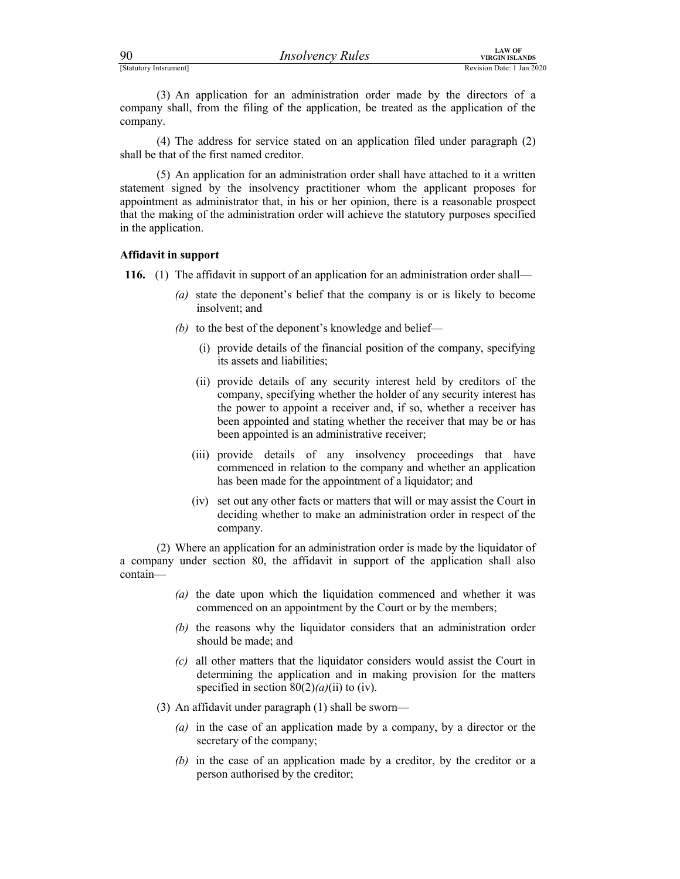(3) An application for an administration order made by the directors of a company shall, from the filing of the application, be treated as the application of the company.

(4) The address for service stated on an application filed under paragraph (2) shall be that of the first named creditor.

(5) An application for an administration order shall have attached to it a written statement signed by the insolvency practitioner whom the applicant proposes for appointment as administrator that, in his or her opinion, there is a reasonable prospect that the making of the administration order will achieve the statutory purposes specified in the application.

**Affidavit in support**

**116.** (1) The affidavit in support of an application for an administration order shall—

*(a)* state the deponent's belief that the company is or is likely to become insolvent; and

*(b)* to the best of the deponent's knowledge and belief—

(i) provide details of the financial position of the company, specifying its assets and liabilities;

(ii) provide details of any security interest held by creditors of the company, specifying whether the holder of any security interest has the power to appoint a receiver and, if so, whether a receiver has been appointed and stating whether the receiver that may be or has been appointed is an administrative receiver;

(iii) provide details of any insolvency proceedings that have commenced in relation to the company and whether an application has been made for the appointment of a liquidator; and

(iv) set out any other facts or matters that will or may assist the Court in deciding whether to make an administration order in respect of the company.

(2) Where an application for an administration order is made by the liquidator of a company under section 80, the affidavit in support of the application shall also contain—

*(a)* the date upon which the liquidation commenced and whether it was commenced on an appointment by the Court or by the members;

*(b)* the reasons why the liquidator considers that an administration order should be made; and

*(c)* all other matters that the liquidator considers would assist the Court in determining the application and in making provision for the matters specified in section 80(2)*(a)*(ii) to (iv).

(3) An affidavit under paragraph (1) shall be sworn—

*(a)* in the case of an application made by a company, by a director or the secretary of the company;

*(b)* in the case of an application made by a creditor, by the creditor or a person authorised by the creditor;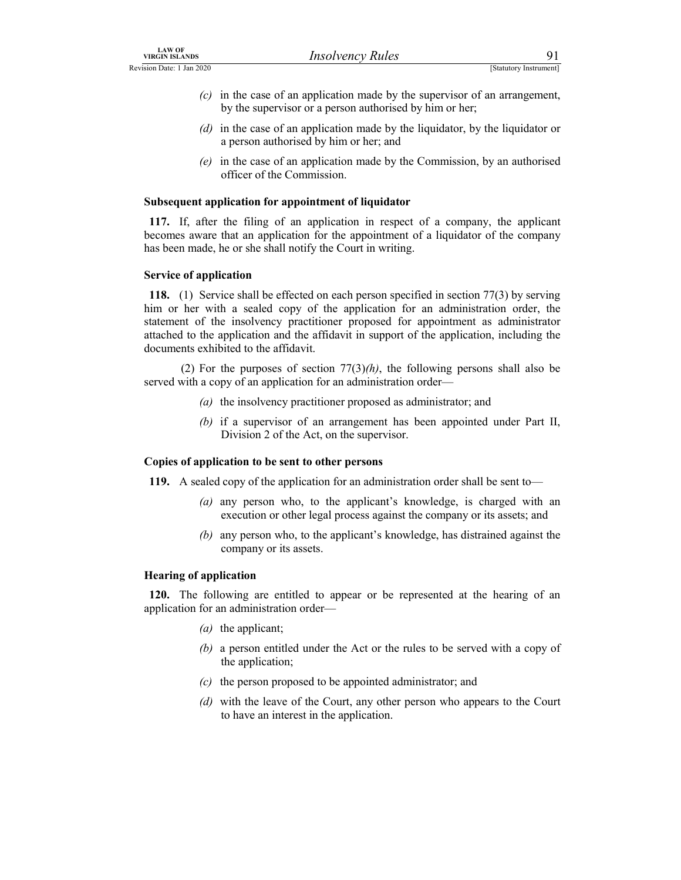(c) in the case of an application made by the supervisor of an arrangement, by the supervisor or a person authorised by him or her;

(d) in the case of an application made by the liquidator, by the liquidator or a person authorised by him or her; and

(e) in the case of an application made by the Commission, by an authorised officer of the Commission.

**Subsequent application for appointment of liquidator**

**117.** If, after the filing of an application in respect of a company, the applicant becomes aware that an application for the appointment of a liquidator of the company has been made, he or she shall notify the Court in writing.

**Service of application**

**118.** (1) Service shall be effected on each person specified in section 77(3) by serving him or her with a sealed copy of the application for an administration order, the statement of the insolvency practitioner proposed for appointment as administrator attached to the application and the affidavit in support of the application, including the documents exhibited to the affidavit.

(2) For the purposes of section 77(3)*(h)*, the following persons shall also be served with a copy of an application for an administration order—

*(a)* the insolvency practitioner proposed as administrator; and

*(b)* if a supervisor of an arrangement has been appointed under Part II, Division 2 of the Act, on the supervisor.

**Copies of application to be sent to other persons**

**119.** A sealed copy of the application for an administration order shall be sent to—

*(a)* any person who, to the applicant's knowledge, is charged with an execution or other legal process against the company or its assets; and

*(b)* any person who, to the applicant's knowledge, has distrained against the company or its assets.

**Hearing of application**

**120.** The following are entitled to appear or be represented at the hearing of an application for an administration order—

*(a)* the applicant;

*(b)* a person entitled under the Act or the rules to be served with a copy of the application;

*(c)* the person proposed to be appointed administrator; and

*(d)* with the leave of the Court, any other person who appears to the Court to have an interest in the application.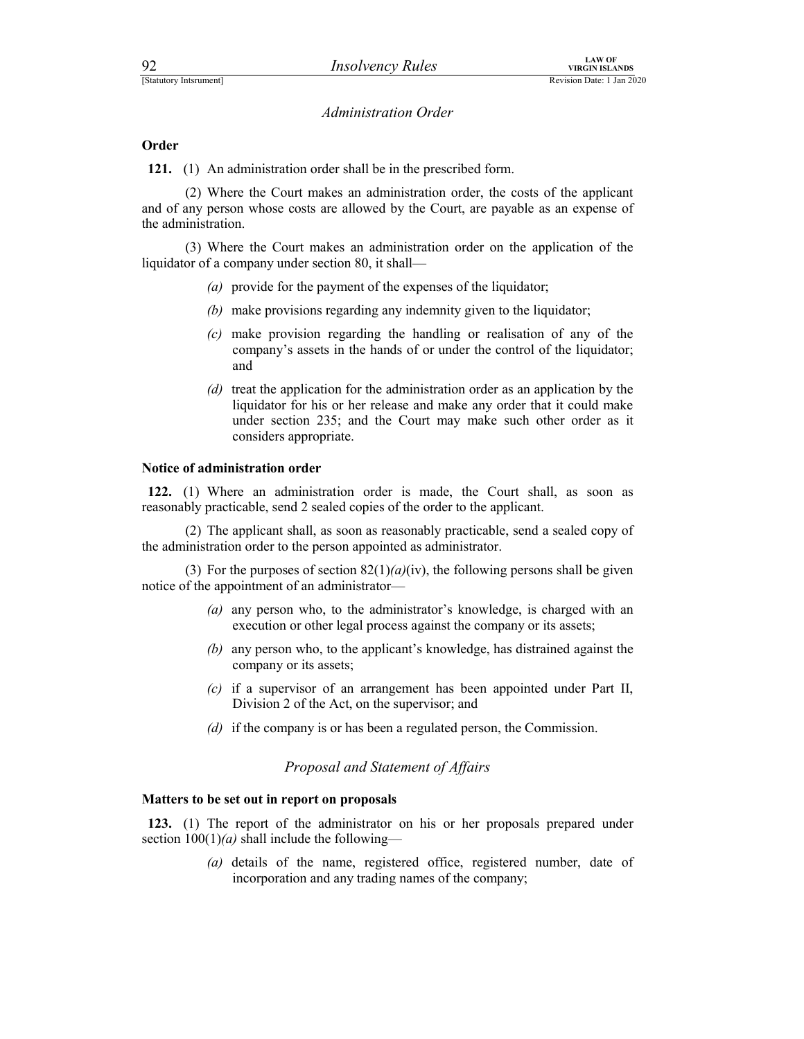### *Administration Order*

**Order**

**121.** (1) An administration order shall be in the prescribed form.

(2) Where the Court makes an administration order, the costs of the applicant and of any person whose costs are allowed by the Court, are payable as an expense of the administration.

(3) Where the Court makes an administration order on the application of the liquidator of a company under section 80, it shall—

- *(a)* provide for the payment of the expenses of the liquidator;
- *(b)* make provisions regarding any indemnity given to the liquidator;
- *(c)* make provision regarding the handling or realisation of any of the company's assets in the hands of or under the control of the liquidator; and
- *(d)* treat the application for the administration order as an application by the liquidator for his or her release and make any order that it could make under section 235; and the Court may make such other order as it considers appropriate.

**Notice of administration order**

**122.** (1) Where an administration order is made, the Court shall, as soon as reasonably practicable, send 2 sealed copies of the order to the applicant.

(2) The applicant shall, as soon as reasonably practicable, send a sealed copy of the administration order to the person appointed as administrator.

(3) For the purposes of section 82(1)*(a)*(iv), the following persons shall be given notice of the appointment of an administrator—

- *(a)* any person who, to the administrator's knowledge, is charged with an execution or other legal process against the company or its assets;
- *(b)* any person who, to the applicant's knowledge, has distrained against the company or its assets;
- *(c)* if a supervisor of an arrangement has been appointed under Part II, Division 2 of the Act, on the supervisor; and
- *(d)* if the company is or has been a regulated person, the Commission.

### *Proposal and Statement of Affairs*

**Matters to be set out in report on proposals**

**123.** (1) The report of the administrator on his or her proposals prepared under section 100(1)*(a)* shall include the following—

- *(a)* details of the name, registered office, registered number, date of incorporation and any trading names of the company;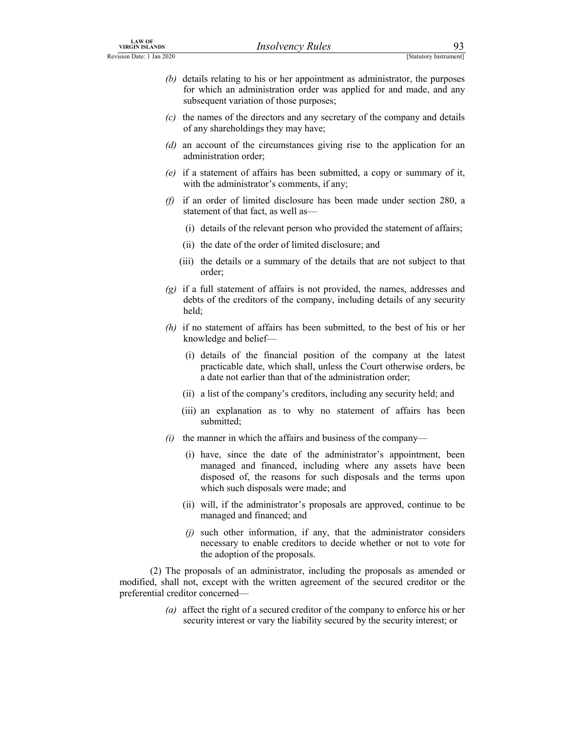*(b)* details relating to his or her appointment as administrator, the purposes for which an administration order was applied for and made, and any subsequent variation of those purposes;

*(c)* the names of the directors and any secretary of the company and details of any shareholdings they may have;

*(d)* an account of the circumstances giving rise to the application for an administration order;

*(e)* if a statement of affairs has been submitted, a copy or summary of it, with the administrator's comments, if any;

*(f)* if an order of limited disclosure has been made under section 280, a statement of that fact, as well as—

(i) details of the relevant person who provided the statement of affairs;

(ii) the date of the order of limited disclosure; and

(iii) the details or a summary of the details that are not subject to that order;

*(g)* if a full statement of affairs is not provided, the names, addresses and debts of the creditors of the company, including details of any security held;

*(h)* if no statement of affairs has been submitted, to the best of his or her knowledge and belief—

(i) details of the financial position of the company at the latest practicable date, which shall, unless the Court otherwise orders, be a date not earlier than that of the administration order;

(ii) a list of the company's creditors, including any security held; and

(iii) an explanation as to why no statement of affairs has been submitted;

*(i)* the manner in which the affairs and business of the company—

(i) have, since the date of the administrator's appointment, been managed and financed, including where any assets have been disposed of, the reasons for such disposals and the terms upon which such disposals were made; and

(ii) will, if the administrator's proposals are approved, continue to be managed and financed; and

*(j)* such other information, if any, that the administrator considers necessary to enable creditors to decide whether or not to vote for the adoption of the proposals.

(2) The proposals of an administrator, including the proposals as amended or modified, shall not, except with the written agreement of the secured creditor or the preferential creditor concerned—

*(a)* affect the right of a secured creditor of the company to enforce his or her security interest or vary the liability secured by the security interest; or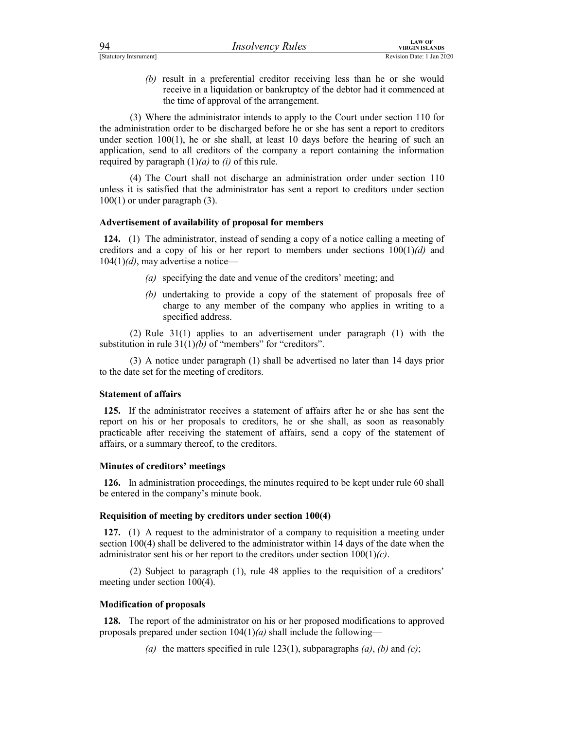(b) result in a preferential creditor receiving less than he or she would receive in a liquidation or bankruptcy of the debtor had it commenced at the time of approval of the arrangement.

(3) Where the administrator intends to apply to the Court under section 110 for the administration order to be discharged before he or she has sent a report to creditors under section 100(1), he or she shall, at least 10 days before the hearing of such an application, send to all creditors of the company a report containing the information required by paragraph (1)*(a)* to *(i)* of this rule.

(4) The Court shall not discharge an administration order under section 110 unless it is satisfied that the administrator has sent a report to creditors under section 100(1) or under paragraph (3).

**Advertisement of availability of proposal for members**

**124.** (1) The administrator, instead of sending a copy of a notice calling a meeting of creditors and a copy of his or her report to members under sections 100(1)*(d)* and 104(1)*(d)*, may advertise a notice—

*(a)* specifying the date and venue of the creditors' meeting; and

*(b)* undertaking to provide a copy of the statement of proposals free of charge to any member of the company who applies in writing to a specified address.

(2) Rule 31(1) applies to an advertisement under paragraph (1) with the substitution in rule 31(1)*(b)* of "members" for "creditors".

(3) A notice under paragraph (1) shall be advertised no later than 14 days prior to the date set for the meeting of creditors.

**Statement of affairs**

**125.** If the administrator receives a statement of affairs after he or she has sent the report on his or her proposals to creditors, he or she shall, as soon as reasonably practicable after receiving the statement of affairs, send a copy of the statement of affairs, or a summary thereof, to the creditors.

**Minutes of creditors' meetings**

**126.** In administration proceedings, the minutes required to be kept under rule 60 shall be entered in the company's minute book.

**Requisition of meeting by creditors under section 100(4)**

**127.** (1) A request to the administrator of a company to requisition a meeting under section 100(4) shall be delivered to the administrator within 14 days of the date when the administrator sent his or her report to the creditors under section 100(1)*(c)*.

(2) Subject to paragraph (1), rule 48 applies to the requisition of a creditors' meeting under section 100(4).

**Modification of proposals**

**128.** The report of the administrator on his or her proposed modifications to approved proposals prepared under section 104(1)*(a)* shall include the following—

*(a)* the matters specified in rule 123(1), subparagraphs *(a)*, *(b)* and *(c)*;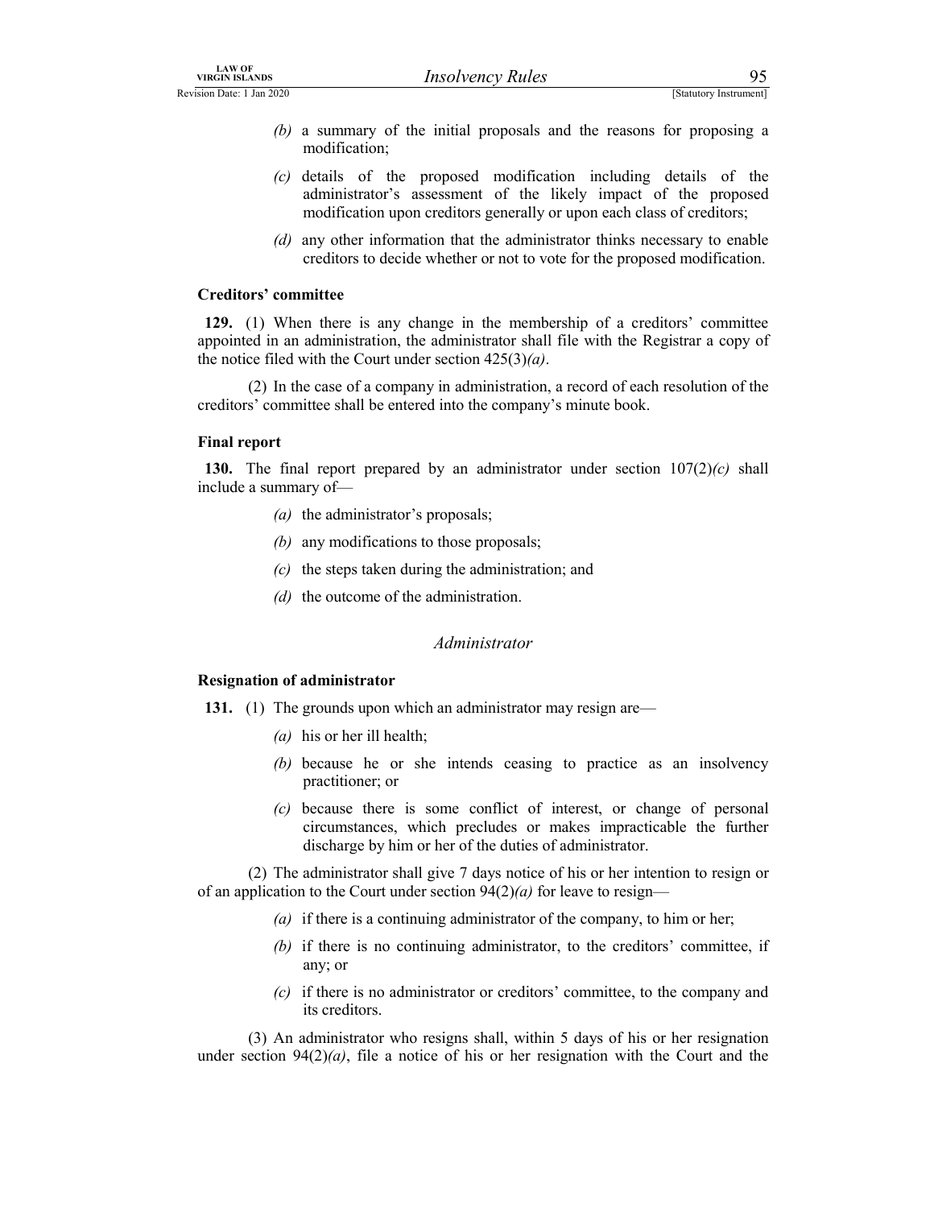(b) a summary of the initial proposals and the reasons for proposing a modification;

(c) details of the proposed modification including details of the administrator's assessment of the likely impact of the proposed modification upon creditors generally or upon each class of creditors;

(d) any other information that the administrator thinks necessary to enable creditors to decide whether or not to vote for the proposed modification.

**Creditors' committee**

**129.** (1) When there is any change in the membership of a creditors' committee appointed in an administration, the administrator shall file with the Registrar a copy of the notice filed with the Court under section 425(3)*(a)*.

(2) In the case of a company in administration, a record of each resolution of the creditors' committee shall be entered into the company's minute book.

**Final report**

**130.** The final report prepared by an administrator under section 107(2)*(c)* shall include a summary of—

*(a)* the administrator's proposals;

*(b)* any modifications to those proposals;

*(c)* the steps taken during the administration; and

*(d)* the outcome of the administration.

*Administrator*

**Resignation of administrator**

**131.** (1) The grounds upon which an administrator may resign are—

*(a)* his or her ill health;

*(b)* because he or she intends ceasing to practice as an insolvency practitioner; or

*(c)* because there is some conflict of interest, or change of personal circumstances, which precludes or makes impracticable the further discharge by him or her of the duties of administrator.

(2) The administrator shall give 7 days notice of his or her intention to resign or of an application to the Court under section 94(2)*(a)* for leave to resign—

*(a)* if there is a continuing administrator of the company, to him or her;

*(b)* if there is no continuing administrator, to the creditors' committee, if any; or

*(c)* if there is no administrator or creditors' committee, to the company and its creditors.

(3) An administrator who resigns shall, within 5 days of his or her resignation under section 94(2)*(a)*, file a notice of his or her resignation with the Court and the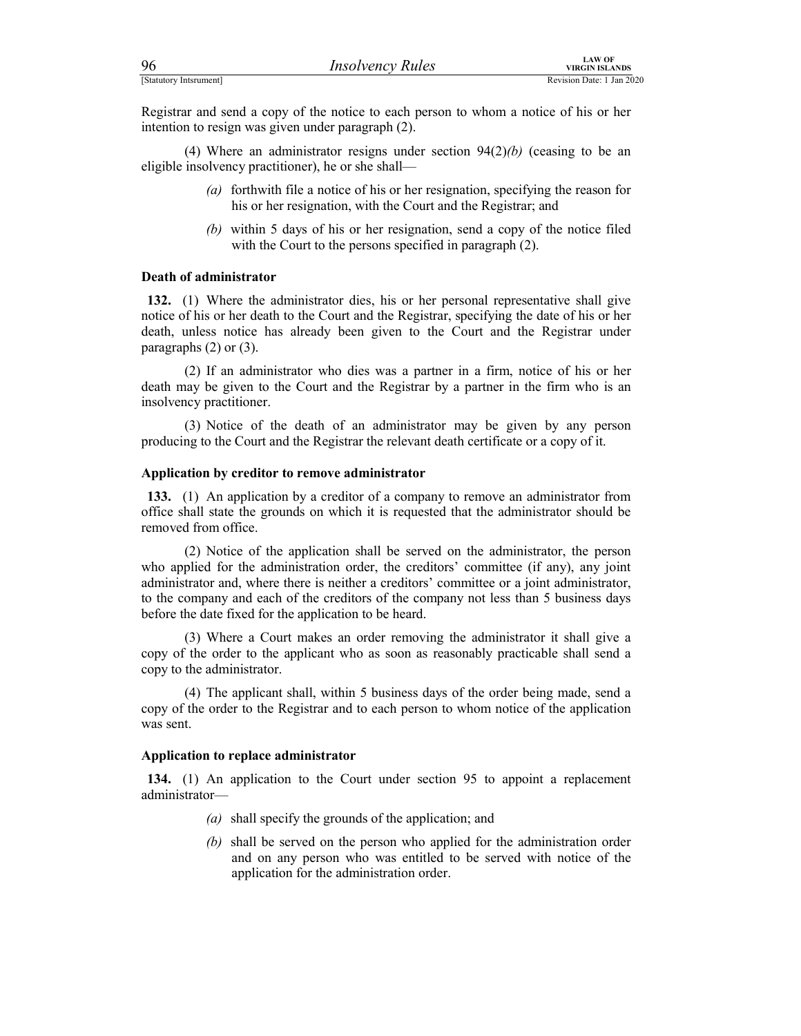Registrar and send a copy of the notice to each person to whom a notice of his or her intention to resign was given under paragraph (2).

(4) Where an administrator resigns under section 94(2)*(b)* (ceasing to be an eligible insolvency practitioner), he or she shall—

*(a)* forthwith file a notice of his or her resignation, specifying the reason for his or her resignation, with the Court and the Registrar; and

*(b)* within 5 days of his or her resignation, send a copy of the notice filed with the Court to the persons specified in paragraph (2).

**Death of administrator**

**132.** (1) Where the administrator dies, his or her personal representative shall give notice of his or her death to the Court and the Registrar, specifying the date of his or her death, unless notice has already been given to the Court and the Registrar under paragraphs (2) or (3).

(2) If an administrator who dies was a partner in a firm, notice of his or her death may be given to the Court and the Registrar by a partner in the firm who is an insolvency practitioner.

(3) Notice of the death of an administrator may be given by any person producing to the Court and the Registrar the relevant death certificate or a copy of it.

**Application by creditor to remove administrator**

**133.** (1) An application by a creditor of a company to remove an administrator from office shall state the grounds on which it is requested that the administrator should be removed from office.

(2) Notice of the application shall be served on the administrator, the person who applied for the administration order, the creditors' committee (if any), any joint administrator and, where there is neither a creditors' committee or a joint administrator, to the company and each of the creditors of the company not less than 5 business days before the date fixed for the application to be heard.

(3) Where a Court makes an order removing the administrator it shall give a copy of the order to the applicant who as soon as reasonably practicable shall send a copy to the administrator.

(4) The applicant shall, within 5 business days of the order being made, send a copy of the order to the Registrar and to each person to whom notice of the application was sent.

**Application to replace administrator**

**134.** (1) An application to the Court under section 95 to appoint a replacement administrator—

*(a)* shall specify the grounds of the application; and

*(b)* shall be served on the person who applied for the administration order and on any person who was entitled to be served with notice of the application for the administration order.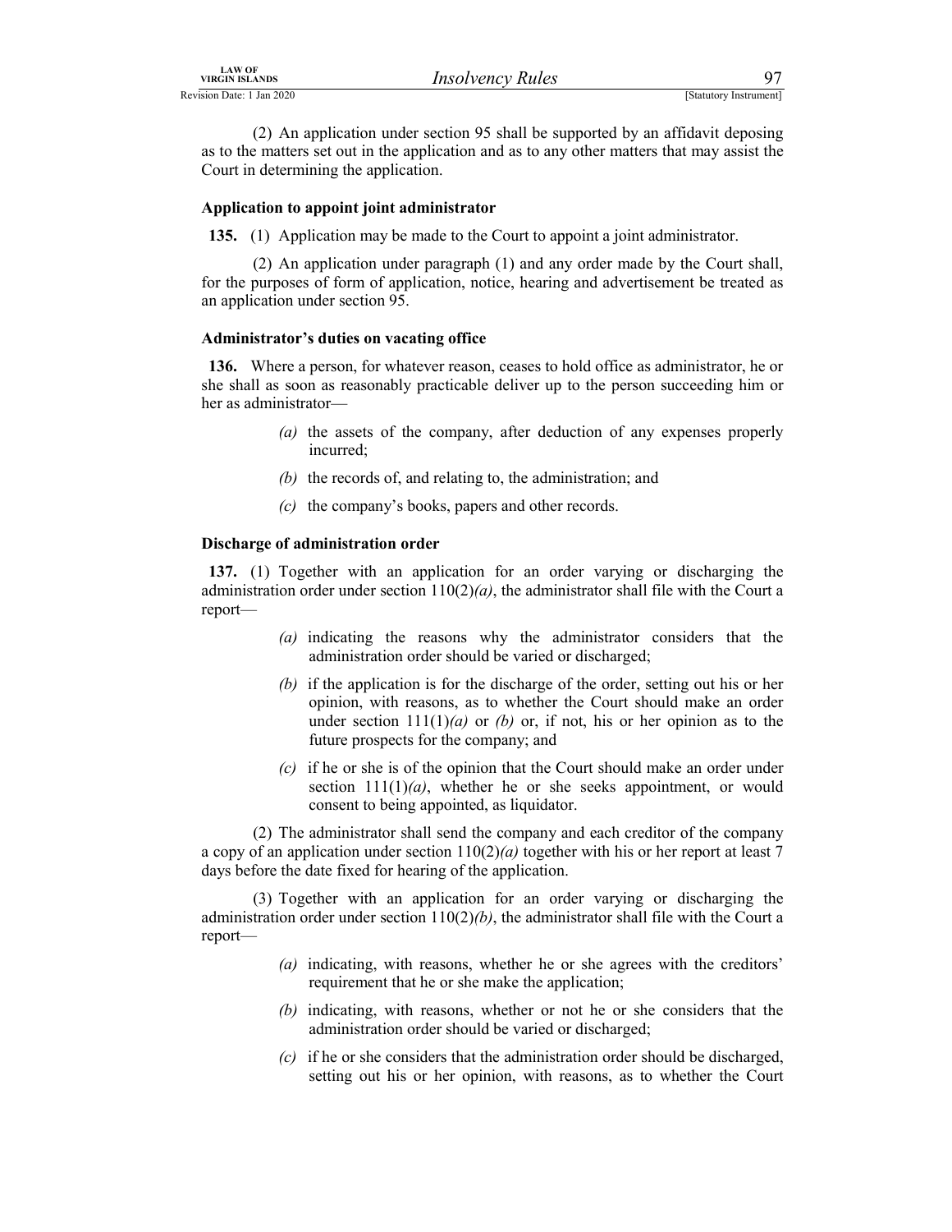(2) An application under section 95 shall be supported by an affidavit deposing as to the matters set out in the application and as to any other matters that may assist the Court in determining the application.

**Application to appoint joint administrator**

**135.** (1) Application may be made to the Court to appoint a joint administrator.

(2) An application under paragraph (1) and any order made by the Court shall, for the purposes of form of application, notice, hearing and advertisement be treated as an application under section 95.

**Administrator's duties on vacating office**

**136.** Where a person, for whatever reason, ceases to hold office as administrator, he or she shall as soon as reasonably practicable deliver up to the person succeeding him or her as administrator—

*(a)* the assets of the company, after deduction of any expenses properly incurred;

*(b)* the records of, and relating to, the administration; and

*(c)* the company's books, papers and other records.

**Discharge of administration order**

**137.** (1) Together with an application for an order varying or discharging the administration order under section 110(2)*(a)*, the administrator shall file with the Court a report—

*(a)* indicating the reasons why the administrator considers that the administration order should be varied or discharged;

*(b)* if the application is for the discharge of the order, setting out his or her opinion, with reasons, as to whether the Court should make an order under section 111(1)*(a)* or *(b)* or, if not, his or her opinion as to the future prospects for the company; and

*(c)* if he or she is of the opinion that the Court should make an order under section 111(1)*(a)*, whether he or she seeks appointment, or would consent to being appointed, as liquidator.

(2) The administrator shall send the company and each creditor of the company a copy of an application under section 110(2)*(a)* together with his or her report at least 7 days before the date fixed for hearing of the application.

(3) Together with an application for an order varying or discharging the administration order under section 110(2)*(b)*, the administrator shall file with the Court a report—

*(a)* indicating, with reasons, whether he or she agrees with the creditors' requirement that he or she make the application;

*(b)* indicating, with reasons, whether or not he or she considers that the administration order should be varied or discharged;

*(c)* if he or she considers that the administration order should be discharged, setting out his or her opinion, with reasons, as to whether the Court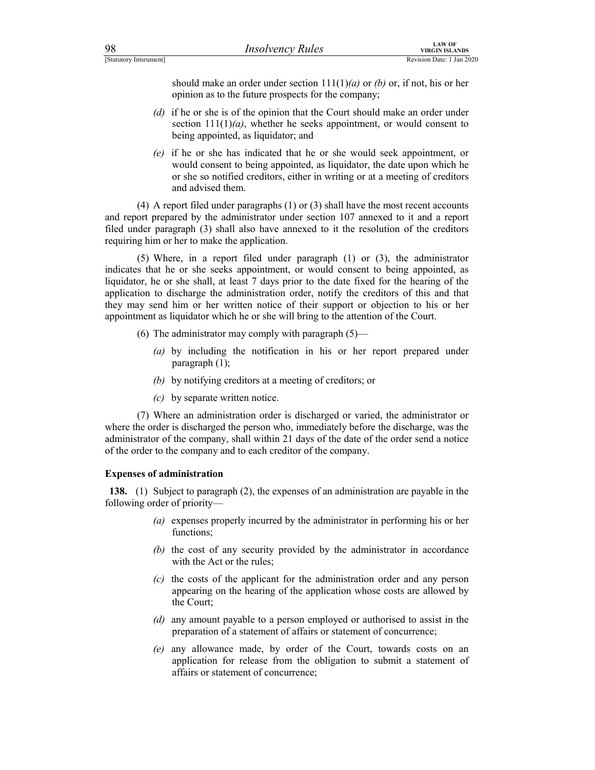should make an order under section 111(1)*(a)* or *(b)* or, if not, his or her opinion as to the future prospects for the company;

*(d)* if he or she is of the opinion that the Court should make an order under section 111(1)*(a)*, whether he seeks appointment, or would consent to being appointed, as liquidator; and

*(e)* if he or she has indicated that he or she would seek appointment, or would consent to being appointed, as liquidator, the date upon which he or she so notified creditors, either in writing or at a meeting of creditors and advised them.

(4) A report filed under paragraphs (1) or (3) shall have the most recent accounts and report prepared by the administrator under section 107 annexed to it and a report filed under paragraph (3) shall also have annexed to it the resolution of the creditors requiring him or her to make the application.

(5) Where, in a report filed under paragraph (1) or (3), the administrator indicates that he or she seeks appointment, or would consent to being appointed, as liquidator, he or she shall, at least 7 days prior to the date fixed for the hearing of the application to discharge the administration order, notify the creditors of this and that they may send him or her written notice of their support or objection to his or her appointment as liquidator which he or she will bring to the attention of the Court.

(6) The administrator may comply with paragraph (5)—

*(a)* by including the notification in his or her report prepared under paragraph (1);

*(b)* by notifying creditors at a meeting of creditors; or

*(c)* by separate written notice.

(7) Where an administration order is discharged or varied, the administrator or where the order is discharged the person who, immediately before the discharge, was the administrator of the company, shall within 21 days of the date of the order send a notice of the order to the company and to each creditor of the company.

**Expenses of administration**

**138.** (1) Subject to paragraph (2), the expenses of an administration are payable in the following order of priority—

*(a)* expenses properly incurred by the administrator in performing his or her functions;

*(b)* the cost of any security provided by the administrator in accordance with the Act or the rules;

*(c)* the costs of the applicant for the administration order and any person appearing on the hearing of the application whose costs are allowed by the Court;

*(d)* any amount payable to a person employed or authorised to assist in the preparation of a statement of affairs or statement of concurrence;

*(e)* any allowance made, by order of the Court, towards costs on an application for release from the obligation to submit a statement of affairs or statement of concurrence;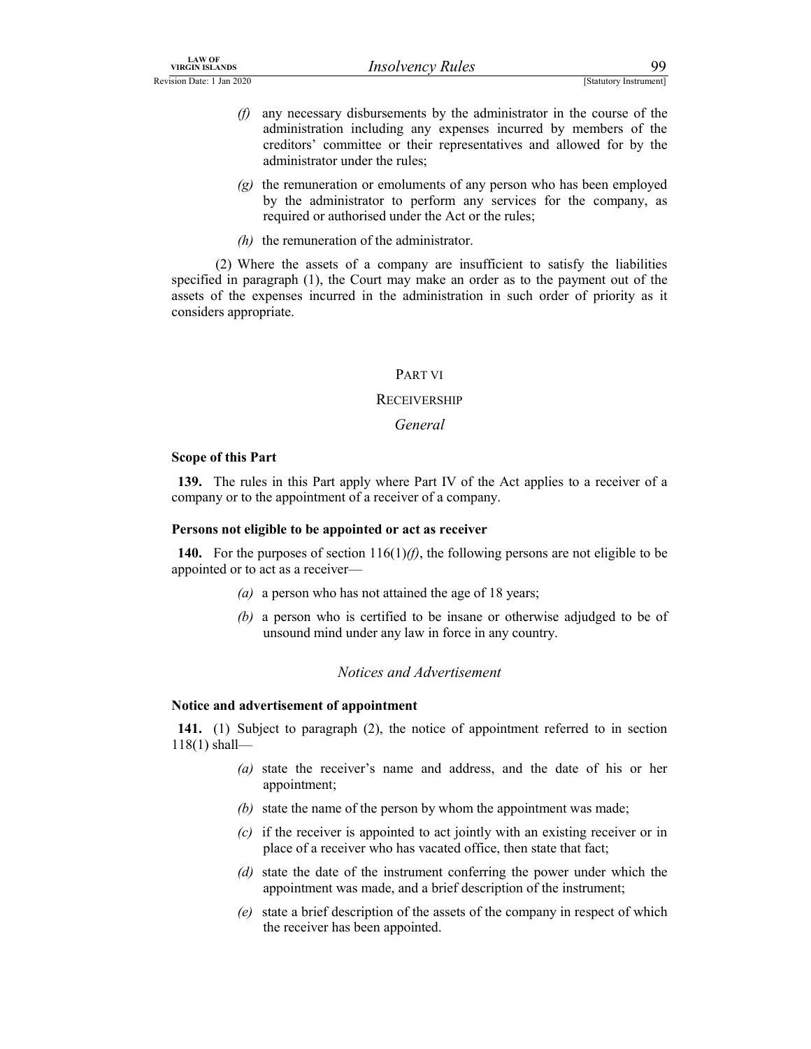*(f)* any necessary disbursements by the administrator in the course of the administration including any expenses incurred by members of the creditors' committee or their representatives and allowed for by the administrator under the rules;

*(g)* the remuneration or emoluments of any person who has been employed by the administrator to perform any services for the company, as required or authorised under the Act or the rules;

*(h)* the remuneration of the administrator.

(2) Where the assets of a company are insufficient to satisfy the liabilities specified in paragraph (1), the Court may make an order as to the payment out of the assets of the expenses incurred in the administration in such order of priority as it considers appropriate.

# PART VI

# RECEIVERSHIP

## *General*

**Scope of this Part**

**139.** The rules in this Part apply where Part IV of the Act applies to a receiver of a company or to the appointment of a receiver of a company.

**Persons not eligible to be appointed or act as receiver**

**140.** For the purposes of section 116(1)*(f)*, the following persons are not eligible to be appointed or to act as a receiver—

*(a)* a person who has not attained the age of 18 years;

*(b)* a person who is certified to be insane or otherwise adjudged to be of unsound mind under any law in force in any country.

## *Notices and Advertisement*

**Notice and advertisement of appointment**

**141.** (1) Subject to paragraph (2), the notice of appointment referred to in section 118(1) shall—

*(a)* state the receiver's name and address, and the date of his or her appointment;

*(b)* state the name of the person by whom the appointment was made;

*(c)* if the receiver is appointed to act jointly with an existing receiver or in place of a receiver who has vacated office, then state that fact;

*(d)* state the date of the instrument conferring the power under which the appointment was made, and a brief description of the instrument;

*(e)* state a brief description of the assets of the company in respect of which the receiver has been appointed.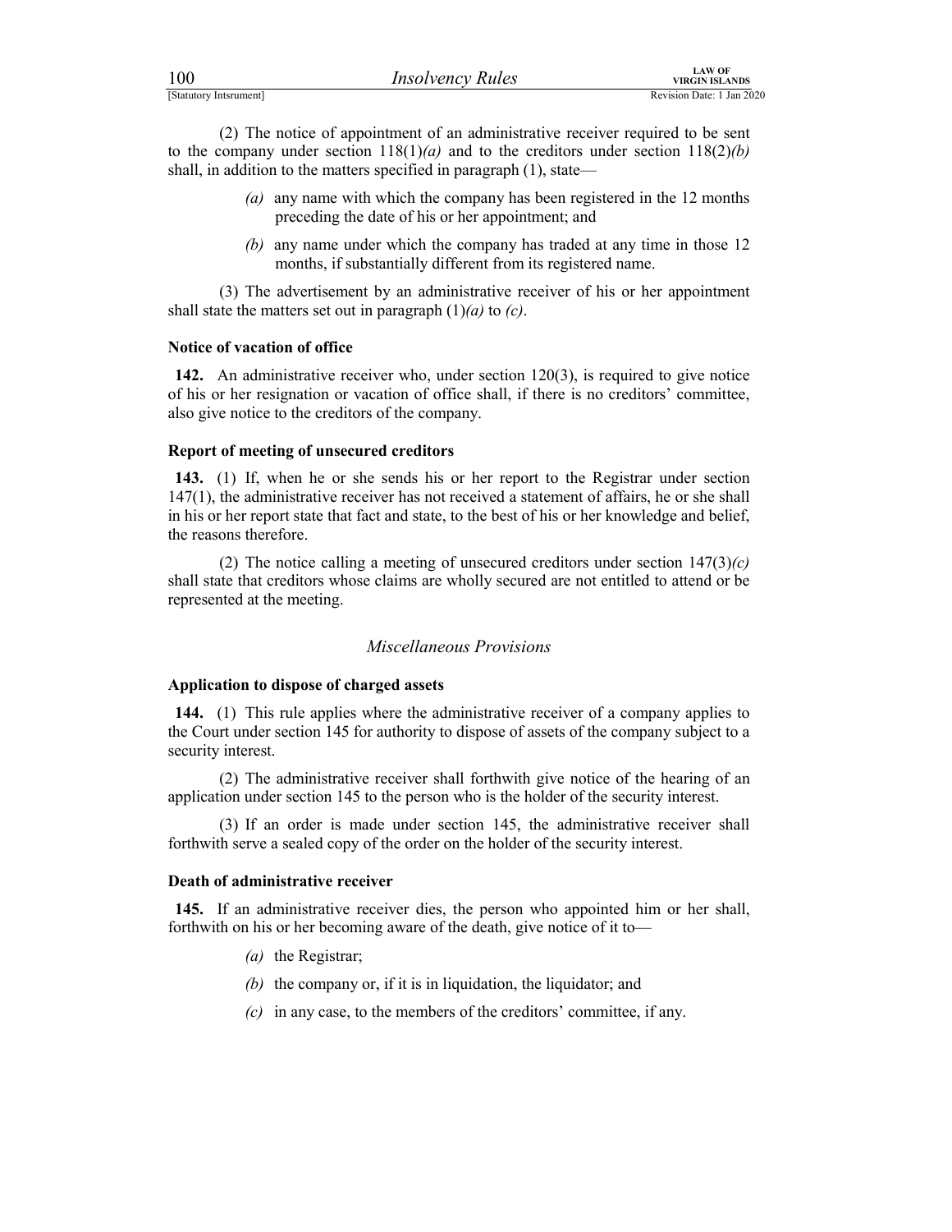(2) The notice of appointment of an administrative receiver required to be sent to the company under section 118(1)*(a)* and to the creditors under section 118(2)*(b)* shall, in addition to the matters specified in paragraph (1), state—

*(a)* any name with which the company has been registered in the 12 months preceding the date of his or her appointment; and

*(b)* any name under which the company has traded at any time in those 12 months, if substantially different from its registered name.

(3) The advertisement by an administrative receiver of his or her appointment shall state the matters set out in paragraph (1)*(a)* to *(c)*.

**Notice of vacation of office**

**142.** An administrative receiver who, under section 120(3), is required to give notice of his or her resignation or vacation of office shall, if there is no creditors' committee, also give notice to the creditors of the company.

**Report of meeting of unsecured creditors**

**143.** (1) If, when he or she sends his or her report to the Registrar under section 147(1), the administrative receiver has not received a statement of affairs, he or she shall in his or her report state that fact and state, to the best of his or her knowledge and belief, the reasons therefore.

(2) The notice calling a meeting of unsecured creditors under section 147(3)*(c)* shall state that creditors whose claims are wholly secured are not entitled to attend or be represented at the meeting.

*Miscellaneous Provisions*

**Application to dispose of charged assets**

**144.** (1) This rule applies where the administrative receiver of a company applies to the Court under section 145 for authority to dispose of assets of the company subject to a security interest.

(2) The administrative receiver shall forthwith give notice of the hearing of an application under section 145 to the person who is the holder of the security interest.

(3) If an order is made under section 145, the administrative receiver shall forthwith serve a sealed copy of the order on the holder of the security interest.

**Death of administrative receiver**

**145.** If an administrative receiver dies, the person who appointed him or her shall, forthwith on his or her becoming aware of the death, give notice of it to—

*(a)* the Registrar;

*(b)* the company or, if it is in liquidation, the liquidator; and

*(c)* in any case, to the members of the creditors' committee, if any.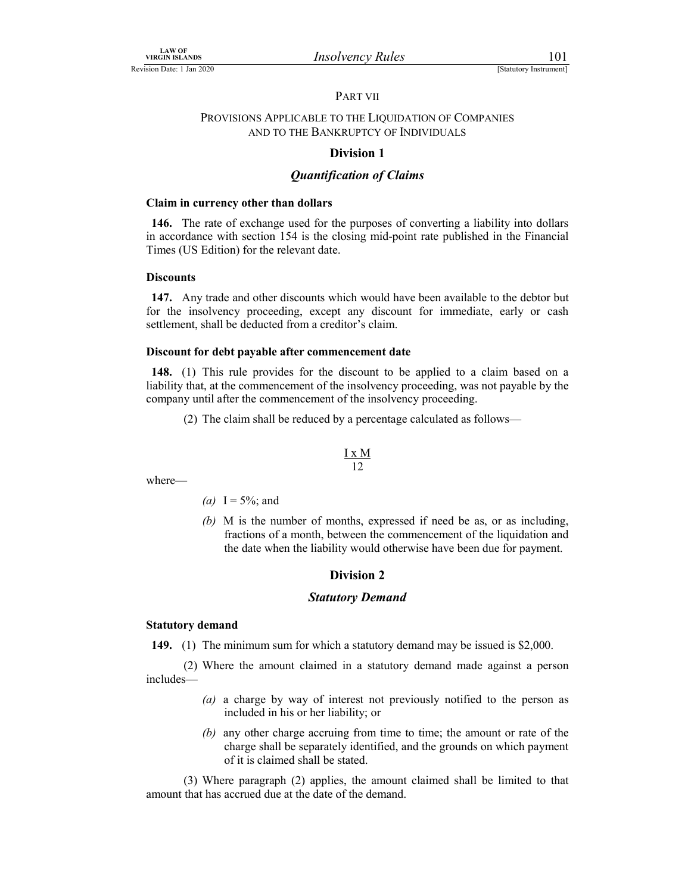PART VII

PROVISIONS APPLICABLE TO THE LIQUIDATION OF COMPANIES AND TO THE BANKRUPTCY OF INDIVIDUALS

## Division 1

## *Quantification of Claims*

**Claim in currency other than dollars**

**146.** The rate of exchange used for the purposes of converting a liability into dollars in accordance with section 154 is the closing mid-point rate published in the Financial Times (US Edition) for the relevant date.

**Discounts**

**147.** Any trade and other discounts which would have been available to the debtor but for the insolvency proceeding, except any discount for immediate, early or cash settlement, shall be deducted from a creditor's claim.

**Discount for debt payable after commencement date**

**148.** (1) This rule provides for the discount to be applied to a claim based on a liability that, at the commencement of the insolvency proceeding, was not payable by the company until after the commencement of the insolvency proceeding.

(2) The claim shall be reduced by a percentage calculated as follows—

$$\frac{I \times M}{12}$$

where—

*(a)* I = 5%; and

*(b)* M is the number of months, expressed if need be as, or as including, fractions of a month, between the commencement of the liquidation and the date when the liability would otherwise have been due for payment.

## Division 2

## *Statutory Demand*

**Statutory demand**

**149.** (1) The minimum sum for which a statutory demand may be issued is $2,000.

(2) Where the amount claimed in a statutory demand made against a person includes—

*(a)* a charge by way of interest not previously notified to the person as included in his or her liability; or

*(b)* any other charge accruing from time to time; the amount or rate of the charge shall be separately identified, and the grounds on which payment of it is claimed shall be stated.

(3) Where paragraph (2) applies, the amount claimed shall be limited to that amount that has accrued due at the date of the demand.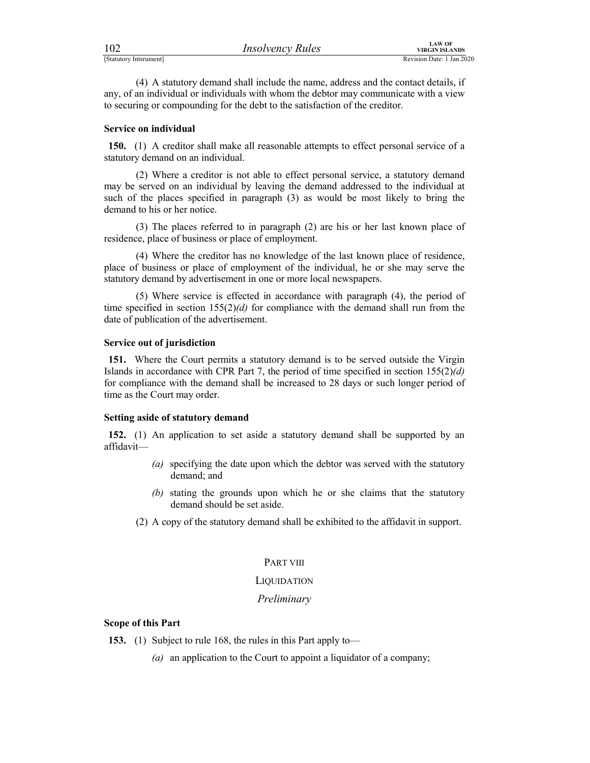(4) A statutory demand shall include the name, address and the contact details, if any, of an individual or individuals with whom the debtor may communicate with a view to securing or compounding for the debt to the satisfaction of the creditor.

**Service on individual**

**150.** (1) A creditor shall make all reasonable attempts to effect personal service of a statutory demand on an individual.

(2) Where a creditor is not able to effect personal service, a statutory demand may be served on an individual by leaving the demand addressed to the individual at such of the places specified in paragraph (3) as would be most likely to bring the demand to his or her notice.

(3) The places referred to in paragraph (2) are his or her last known place of residence, place of business or place of employment.

(4) Where the creditor has no knowledge of the last known place of residence, place of business or place of employment of the individual, he or she may serve the statutory demand by advertisement in one or more local newspapers.

(5) Where service is effected in accordance with paragraph (4), the period of time specified in section 155(2)*(d)* for compliance with the demand shall run from the date of publication of the advertisement.

**Service out of jurisdiction**

**151.** Where the Court permits a statutory demand is to be served outside the Virgin Islands in accordance with CPR Part 7, the period of time specified in section 155(2)*(d)* for compliance with the demand shall be increased to 28 days or such longer period of time as the Court may order.

**Setting aside of statutory demand**

**152.** (1) An application to set aside a statutory demand shall be supported by an affidavit—

*(a)* specifying the date upon which the debtor was served with the statutory demand; and

*(b)* stating the grounds upon which he or she claims that the statutory demand should be set aside.

(2) A copy of the statutory demand shall be exhibited to the affidavit in support.

## PART VIII

## LIQUIDATION

### *Preliminary*

**Scope of this Part**

**153.** (1) Subject to rule 168, the rules in this Part apply to—

*(a)* an application to the Court to appoint a liquidator of a company;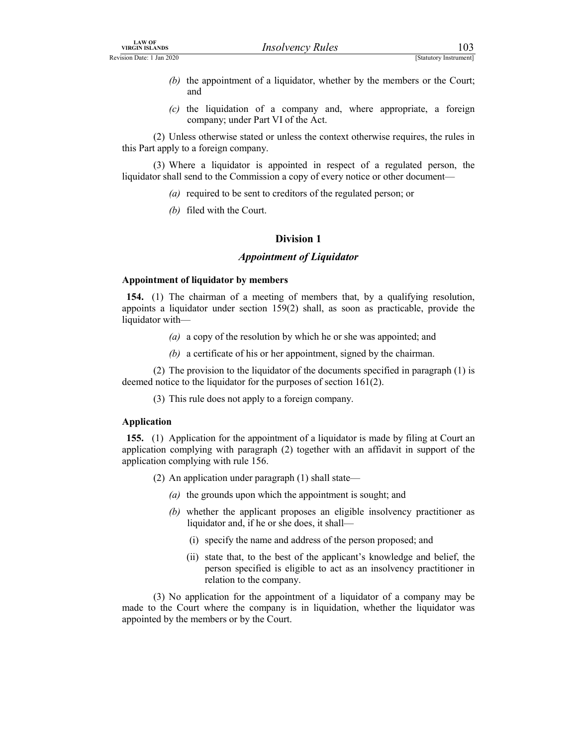(b) the appointment of a liquidator, whether by the members or the Court; and

(c) the liquidation of a company and, where appropriate, a foreign company; under Part VI of the Act.

(2) Unless otherwise stated or unless the context otherwise requires, the rules in this Part apply to a foreign company.

(3) Where a liquidator is appointed in respect of a regulated person, the liquidator shall send to the Commission a copy of every notice or other document—

(a) required to be sent to creditors of the regulated person; or

(b) filed with the Court.

## Division 1

### *Appointment of Liquidator*

**Appointment of liquidator by members**

**154.** (1) The chairman of a meeting of members that, by a qualifying resolution, appoints a liquidator under section 159(2) shall, as soon as practicable, provide the liquidator with—

(a) a copy of the resolution by which he or she was appointed; and

(b) a certificate of his or her appointment, signed by the chairman.

(2) The provision to the liquidator of the documents specified in paragraph (1) is deemed notice to the liquidator for the purposes of section 161(2).

(3) This rule does not apply to a foreign company.

**Application**

**155.** (1) Application for the appointment of a liquidator is made by filing at Court an application complying with paragraph (2) together with an affidavit in support of the application complying with rule 156.

(2) An application under paragraph (1) shall state—

(a) the grounds upon which the appointment is sought; and

(b) whether the applicant proposes an eligible insolvency practitioner as liquidator and, if he or she does, it shall—

(i) specify the name and address of the person proposed; and

(ii) state that, to the best of the applicant's knowledge and belief, the person specified is eligible to act as an insolvency practitioner in relation to the company.

(3) No application for the appointment of a liquidator of a company may be made to the Court where the company is in liquidation, whether the liquidator was appointed by the members or by the Court.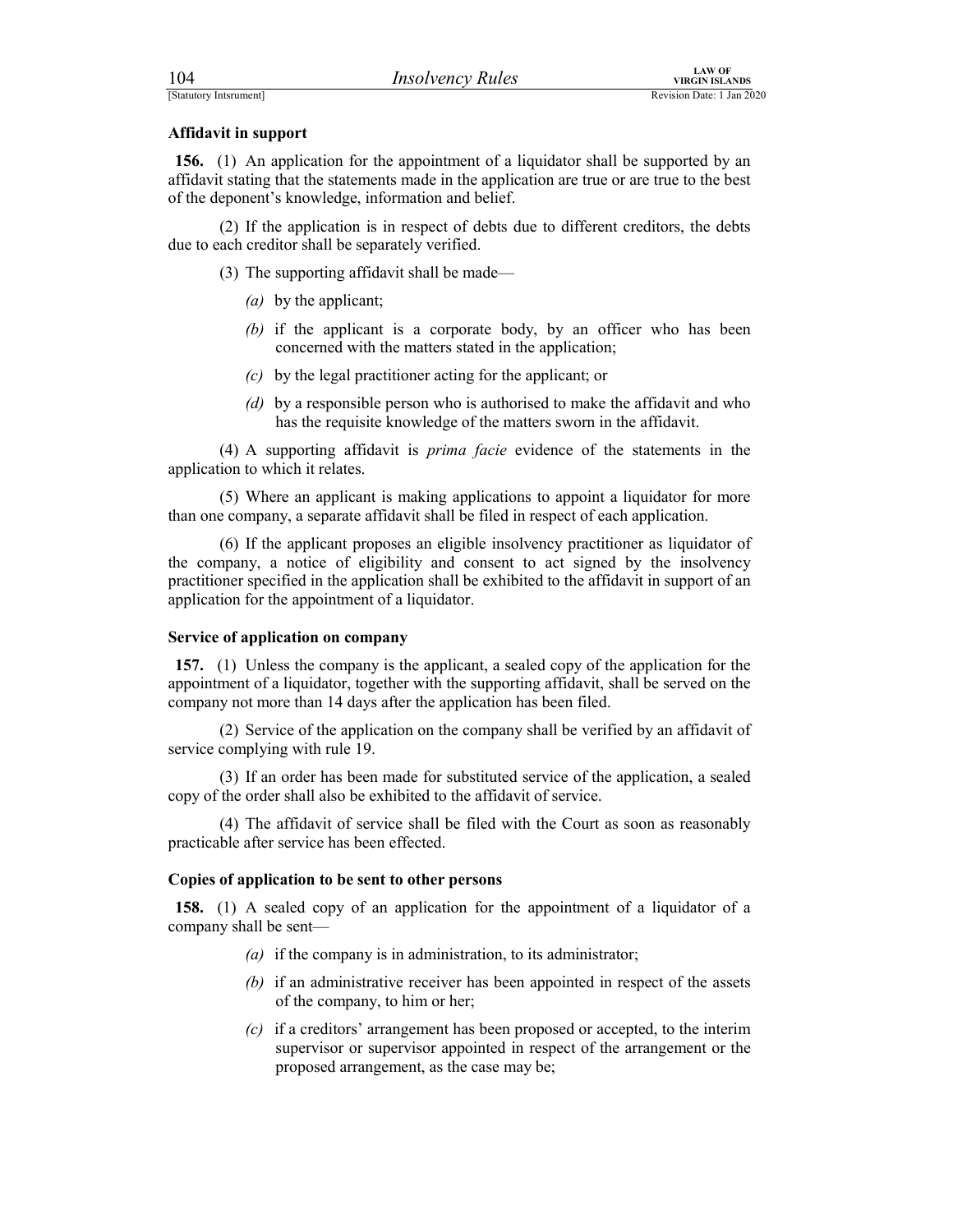**Affidavit in support**

**156.** (1) An application for the appointment of a liquidator shall be supported by an affidavit stating that the statements made in the application are true or are true to the best of the deponent's knowledge, information and belief.

(2) If the application is in respect of debts due to different creditors, the debts due to each creditor shall be separately verified.

(3) The supporting affidavit shall be made—

*(a)* by the applicant;

*(b)* if the applicant is a corporate body, by an officer who has been concerned with the matters stated in the application;

*(c)* by the legal practitioner acting for the applicant; or

*(d)* by a responsible person who is authorised to make the affidavit and who has the requisite knowledge of the matters sworn in the affidavit.

(4) A supporting affidavit is *prima facie* evidence of the statements in the application to which it relates.

(5) Where an applicant is making applications to appoint a liquidator for more than one company, a separate affidavit shall be filed in respect of each application.

(6) If the applicant proposes an eligible insolvency practitioner as liquidator of the company, a notice of eligibility and consent to act signed by the insolvency practitioner specified in the application shall be exhibited to the affidavit in support of an application for the appointment of a liquidator.

**Service of application on company**

**157.** (1) Unless the company is the applicant, a sealed copy of the application for the appointment of a liquidator, together with the supporting affidavit, shall be served on the company not more than 14 days after the application has been filed.

(2) Service of the application on the company shall be verified by an affidavit of service complying with rule 19.

(3) If an order has been made for substituted service of the application, a sealed copy of the order shall also be exhibited to the affidavit of service.

(4) The affidavit of service shall be filed with the Court as soon as reasonably practicable after service has been effected.

**Copies of application to be sent to other persons**

**158.** (1) A sealed copy of an application for the appointment of a liquidator of a company shall be sent—

*(a)* if the company is in administration, to its administrator;

*(b)* if an administrative receiver has been appointed in respect of the assets of the company, to him or her;

*(c)* if a creditors' arrangement has been proposed or accepted, to the interim supervisor or supervisor appointed in respect of the arrangement or the proposed arrangement, as the case may be;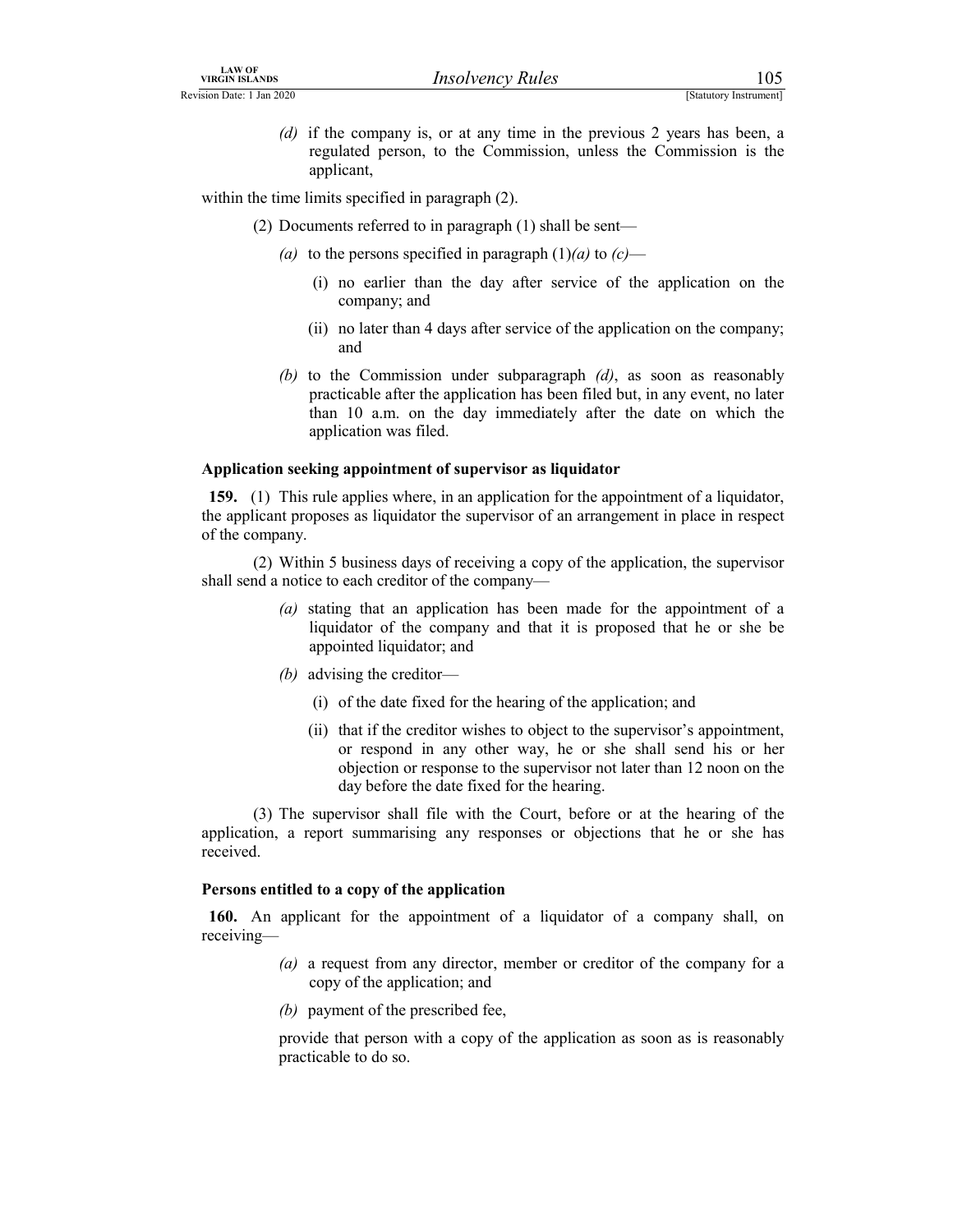*(d)* if the company is, or at any time in the previous 2 years has been, a regulated person, to the Commission, unless the Commission is the applicant,

within the time limits specified in paragraph (2).

(2) Documents referred to in paragraph (1) shall be sent—

*(a)* to the persons specified in paragraph (1)*(a)* to *(c)*—

(i) no earlier than the day after service of the application on the company; and

(ii) no later than 4 days after service of the application on the company; and

*(b)* to the Commission under subparagraph *(d)*, as soon as reasonably practicable after the application has been filed but, in any event, no later than 10 a.m. on the day immediately after the date on which the application was filed.

**Application seeking appointment of supervisor as liquidator**

**159.** (1) This rule applies where, in an application for the appointment of a liquidator, the applicant proposes as liquidator the supervisor of an arrangement in place in respect of the company.

(2) Within 5 business days of receiving a copy of the application, the supervisor shall send a notice to each creditor of the company—

*(a)* stating that an application has been made for the appointment of a liquidator of the company and that it is proposed that he or she be appointed liquidator; and

*(b)* advising the creditor—

(i) of the date fixed for the hearing of the application; and

(ii) that if the creditor wishes to object to the supervisor's appointment, or respond in any other way, he or she shall send his or her objection or response to the supervisor not later than 12 noon on the day before the date fixed for the hearing.

(3) The supervisor shall file with the Court, before or at the hearing of the application, a report summarising any responses or objections that he or she has received.

**Persons entitled to a copy of the application**

**160.** An applicant for the appointment of a liquidator of a company shall, on receiving—

*(a)* a request from any director, member or creditor of the company for a copy of the application; and

*(b)* payment of the prescribed fee,

provide that person with a copy of the application as soon as is reasonably practicable to do so.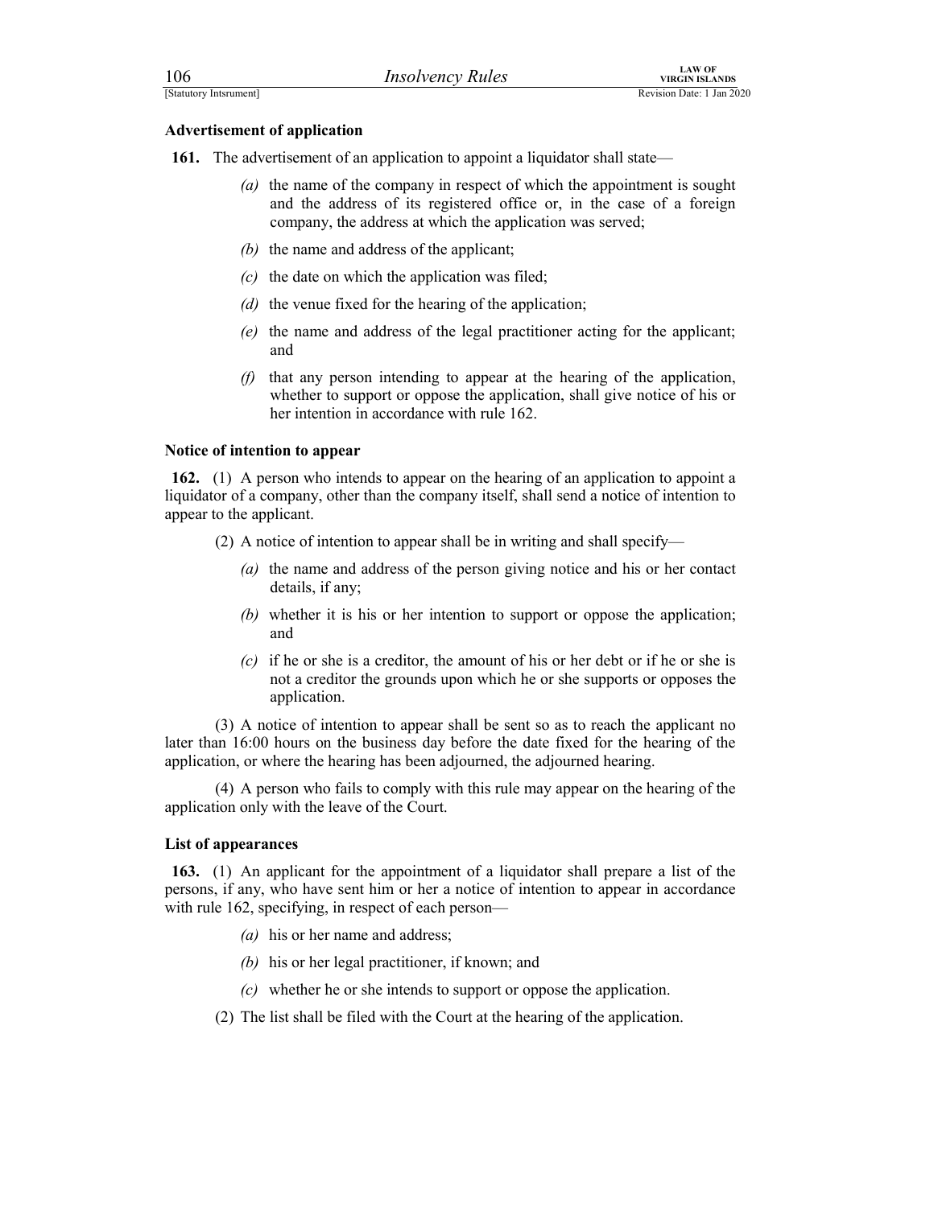### Advertisement of application

**161.** The advertisement of an application to appoint a liquidator shall state—

*(a)* the name of the company in respect of which the appointment is sought and the address of its registered office or, in the case of a foreign company, the address at which the application was served;

*(b)* the name and address of the applicant;

*(c)* the date on which the application was filed;

*(d)* the venue fixed for the hearing of the application;

*(e)* the name and address of the legal practitioner acting for the applicant; and

*(f)* that any person intending to appear at the hearing of the application, whether to support or oppose the application, shall give notice of his or her intention in accordance with rule 162.

### Notice of intention to appear

**162.** (1) A person who intends to appear on the hearing of an application to appoint a liquidator of a company, other than the company itself, shall send a notice of intention to appear to the applicant.

(2) A notice of intention to appear shall be in writing and shall specify—

*(a)* the name and address of the person giving notice and his or her contact details, if any;

*(b)* whether it is his or her intention to support or oppose the application; and

*(c)* if he or she is a creditor, the amount of his or her debt or if he or she is not a creditor the grounds upon which he or she supports or opposes the application.

(3) A notice of intention to appear shall be sent so as to reach the applicant no later than 16:00 hours on the business day before the date fixed for the hearing of the application, or where the hearing has been adjourned, the adjourned hearing.

(4) A person who fails to comply with this rule may appear on the hearing of the application only with the leave of the Court.

### List of appearances

**163.** (1) An applicant for the appointment of a liquidator shall prepare a list of the persons, if any, who have sent him or her a notice of intention to appear in accordance with rule 162, specifying, in respect of each person—

*(a)* his or her name and address;

*(b)* his or her legal practitioner, if known; and

*(c)* whether he or she intends to support or oppose the application.

(2) The list shall be filed with the Court at the hearing of the application.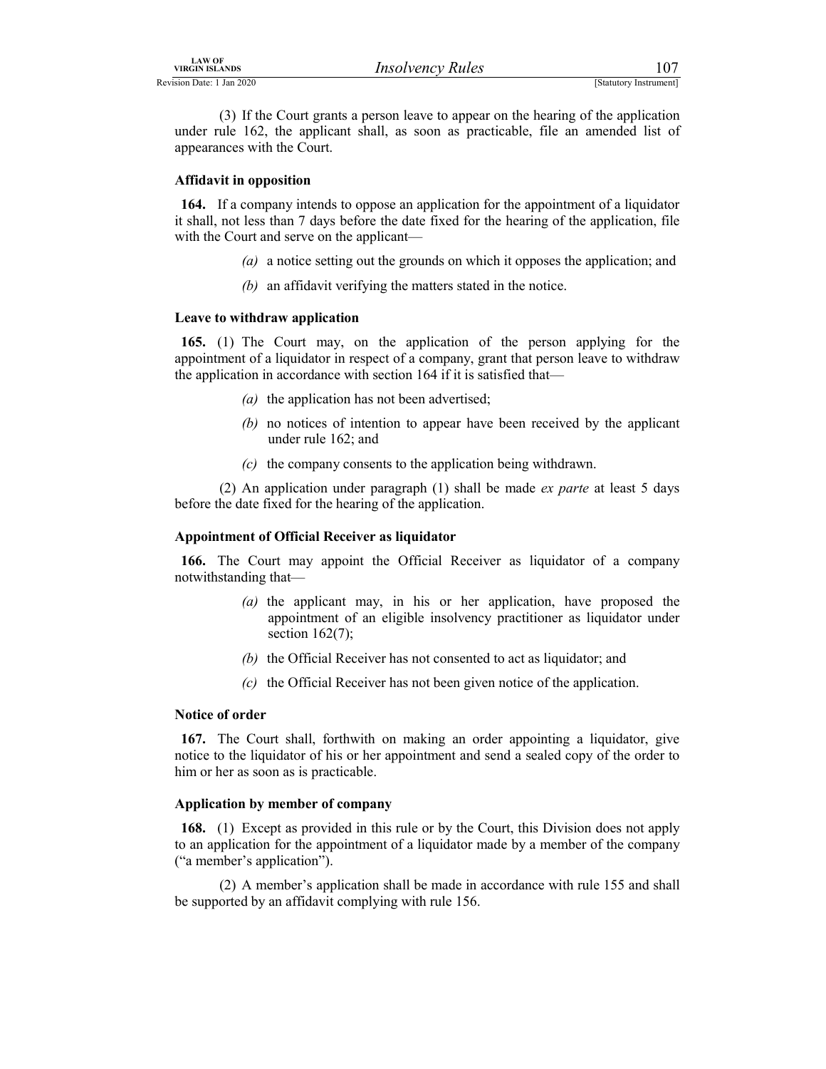(3) If the Court grants a person leave to appear on the hearing of the application under rule 162, the applicant shall, as soon as practicable, file an amended list of appearances with the Court.

**Affidavit in opposition**

**164.** If a company intends to oppose an application for the appointment of a liquidator it shall, not less than 7 days before the date fixed for the hearing of the application, file with the Court and serve on the applicant—

*(a)* a notice setting out the grounds on which it opposes the application; and

*(b)* an affidavit verifying the matters stated in the notice.

**Leave to withdraw application**

**165.** (1) The Court may, on the application of the person applying for the appointment of a liquidator in respect of a company, grant that person leave to withdraw the application in accordance with section 164 if it is satisfied that—

*(a)* the application has not been advertised;

*(b)* no notices of intention to appear have been received by the applicant under rule 162; and

*(c)* the company consents to the application being withdrawn.

(2) An application under paragraph (1) shall be made *ex parte* at least 5 days before the date fixed for the hearing of the application.

**Appointment of Official Receiver as liquidator**

**166.** The Court may appoint the Official Receiver as liquidator of a company notwithstanding that—

*(a)* the applicant may, in his or her application, have proposed the appointment of an eligible insolvency practitioner as liquidator under section 162(7);

*(b)* the Official Receiver has not consented to act as liquidator; and

*(c)* the Official Receiver has not been given notice of the application.

**Notice of order**

**167.** The Court shall, forthwith on making an order appointing a liquidator, give notice to the liquidator of his or her appointment and send a sealed copy of the order to him or her as soon as is practicable.

**Application by member of company**

**168.** (1) Except as provided in this rule or by the Court, this Division does not apply to an application for the appointment of a liquidator made by a member of the company ("a member's application").

(2) A member's application shall be made in accordance with rule 155 and shall be supported by an affidavit complying with rule 156.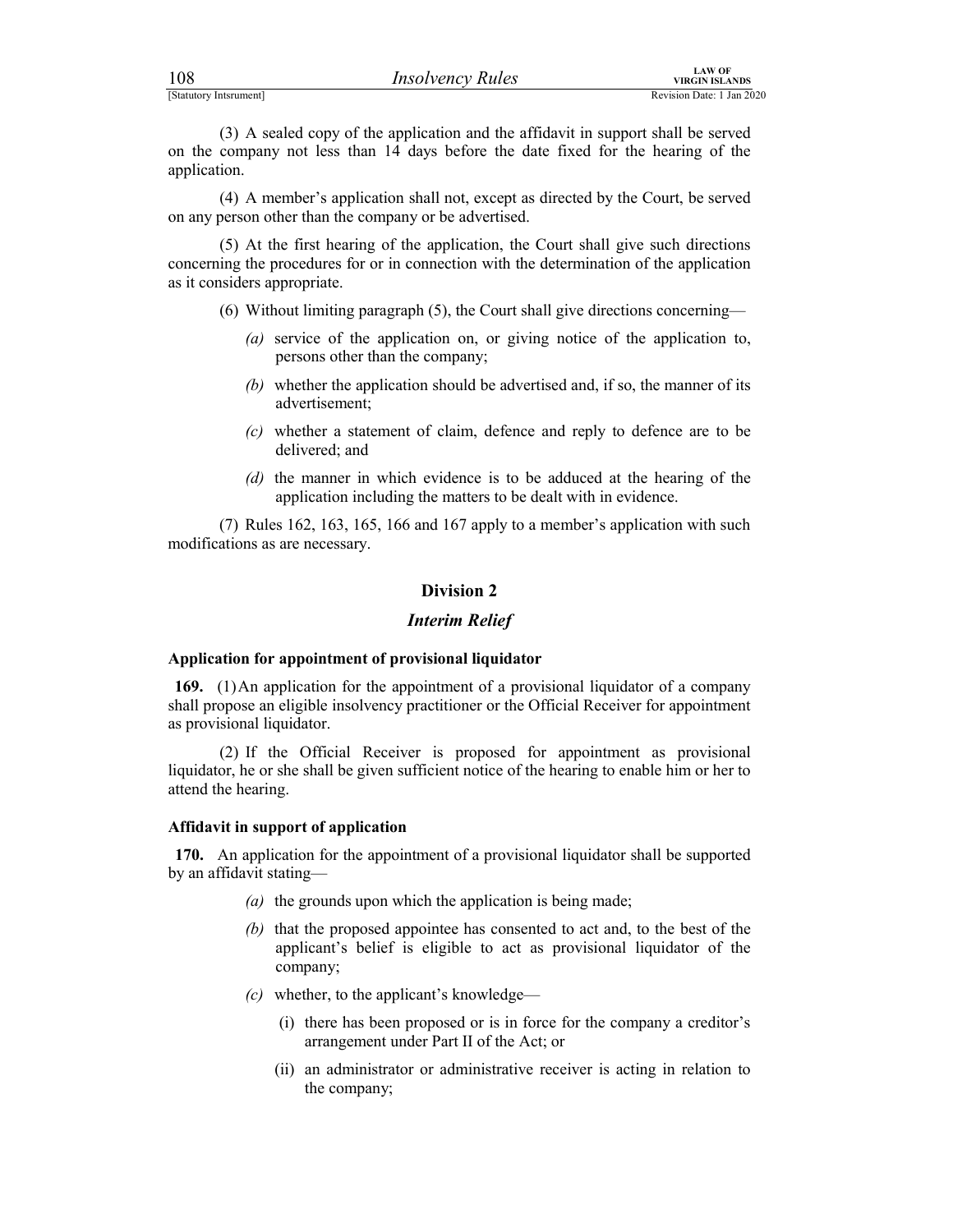(3) A sealed copy of the application and the affidavit in support shall be served on the company not less than 14 days before the date fixed for the hearing of the application.

(4) A member's application shall not, except as directed by the Court, be served on any person other than the company or be advertised.

(5) At the first hearing of the application, the Court shall give such directions concerning the procedures for or in connection with the determination of the application as it considers appropriate.

(6) Without limiting paragraph (5), the Court shall give directions concerning—

*(a)* service of the application on, or giving notice of the application to, persons other than the company;

*(b)* whether the application should be advertised and, if so, the manner of its advertisement;

*(c)* whether a statement of claim, defence and reply to defence are to be delivered; and

*(d)* the manner in which evidence is to be adduced at the hearing of the application including the matters to be dealt with in evidence.

(7) Rules 162, 163, 165, 166 and 167 apply to a member's application with such modifications as are necessary.

## Division 2

## *Interim Relief*

### Application for appointment of provisional liquidator

**169.** (1) An application for the appointment of a provisional liquidator of a company shall propose an eligible insolvency practitioner or the Official Receiver for appointment as provisional liquidator.

(2) If the Official Receiver is proposed for appointment as provisional liquidator, he or she shall be given sufficient notice of the hearing to enable him or her to attend the hearing.

### Affidavit in support of application

**170.** An application for the appointment of a provisional liquidator shall be supported by an affidavit stating—

*(a)* the grounds upon which the application is being made;

*(b)* that the proposed appointee has consented to act and, to the best of the applicant's belief is eligible to act as provisional liquidator of the company;

*(c)* whether, to the applicant's knowledge—

(i) there has been proposed or is in force for the company a creditor's arrangement under Part II of the Act; or

(ii) an administrator or administrative receiver is acting in relation to the company;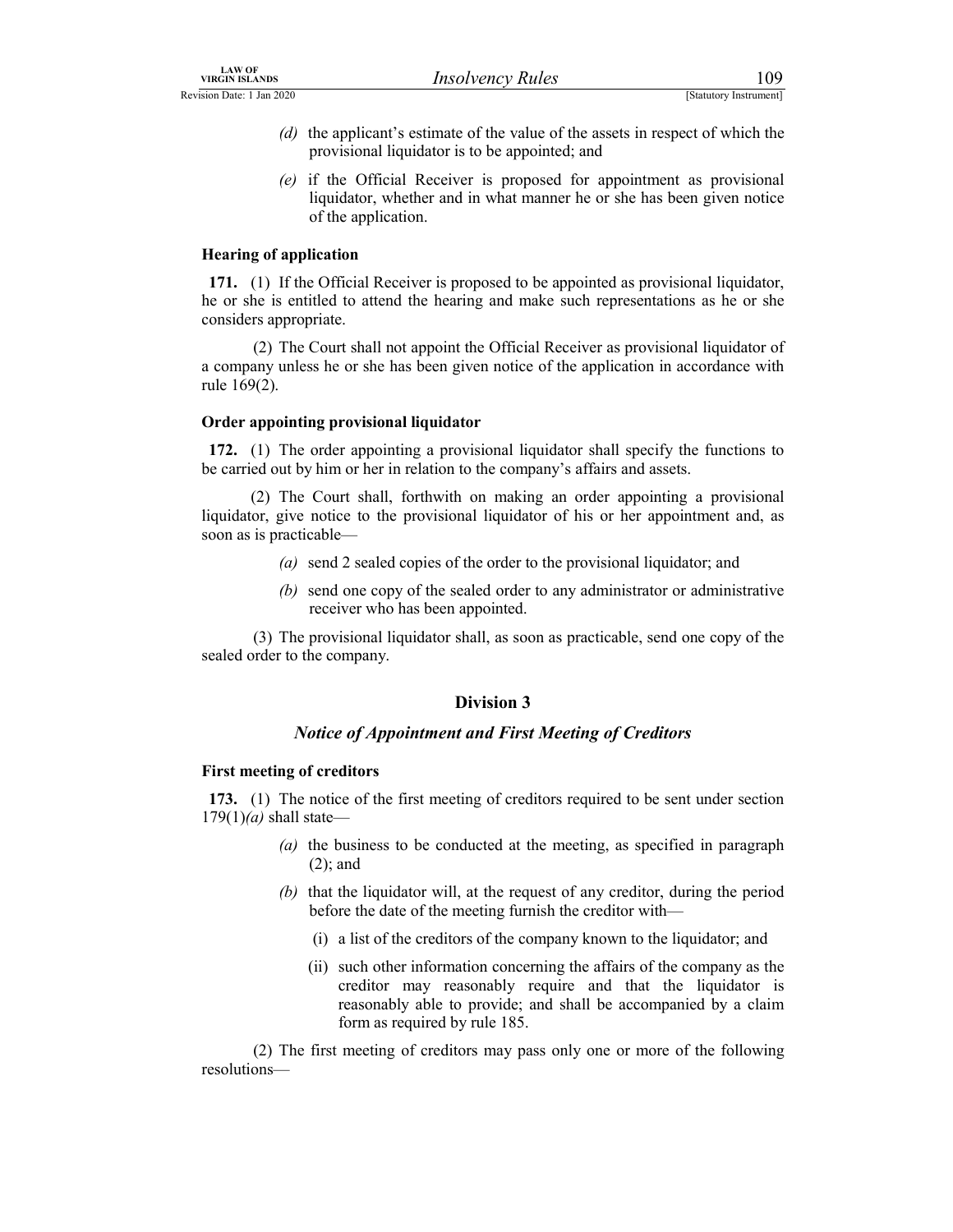*(d)* the applicant's estimate of the value of the assets in respect of which the provisional liquidator is to be appointed; and

*(e)* if the Official Receiver is proposed for appointment as provisional liquidator, whether and in what manner he or she has been given notice of the application.

**Hearing of application**

**171.** (1) If the Official Receiver is proposed to be appointed as provisional liquidator, he or she is entitled to attend the hearing and make such representations as he or she considers appropriate.

(2) The Court shall not appoint the Official Receiver as provisional liquidator of a company unless he or she has been given notice of the application in accordance with rule 169(2).

**Order appointing provisional liquidator**

**172.** (1) The order appointing a provisional liquidator shall specify the functions to be carried out by him or her in relation to the company's affairs and assets.

(2) The Court shall, forthwith on making an order appointing a provisional liquidator, give notice to the provisional liquidator of his or her appointment and, as soon as is practicable—

*(a)* send 2 sealed copies of the order to the provisional liquidator; and

*(b)* send one copy of the sealed order to any administrator or administrative receiver who has been appointed.

(3) The provisional liquidator shall, as soon as practicable, send one copy of the sealed order to the company.

## Division 3

### *Notice of Appointment and First Meeting of Creditors*

**First meeting of creditors**

**173.** (1) The notice of the first meeting of creditors required to be sent under section 179(1)*(a)* shall state—

*(a)* the business to be conducted at the meeting, as specified in paragraph (2); and

*(b)* that the liquidator will, at the request of any creditor, during the period before the date of the meeting furnish the creditor with—

(i) a list of the creditors of the company known to the liquidator; and

(ii) such other information concerning the affairs of the company as the creditor may reasonably require and that the liquidator is reasonably able to provide; and shall be accompanied by a claim form as required by rule 185.

(2) The first meeting of creditors may pass only one or more of the following resolutions—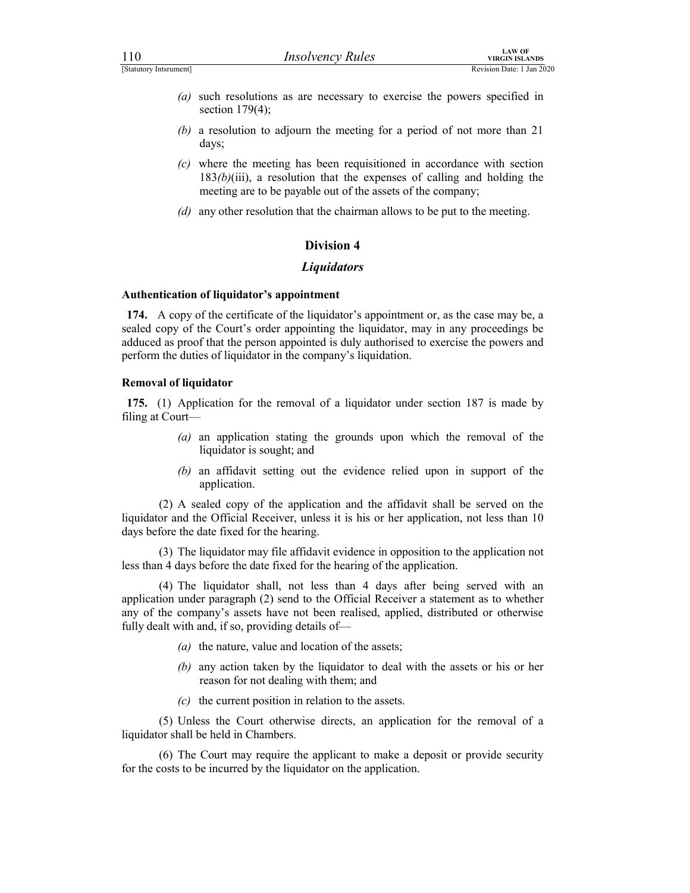(a) such resolutions as are necessary to exercise the powers specified in section 179(4);

(b) a resolution to adjourn the meeting for a period of not more than 21 days;

(c) where the meeting has been requisitioned in accordance with section 183(b)(iii), a resolution that the expenses of calling and holding the meeting are to be payable out of the assets of the company;

(d) any other resolution that the chairman allows to be put to the meeting.

## Division 4

### *Liquidators*

**Authentication of liquidator's appointment**

**174.** A copy of the certificate of the liquidator's appointment or, as the case may be, a sealed copy of the Court's order appointing the liquidator, may in any proceedings be adduced as proof that the person appointed is duly authorised to exercise the powers and perform the duties of liquidator in the company's liquidation.

**Removal of liquidator**

**175.** (1) Application for the removal of a liquidator under section 187 is made by filing at Court—

(a) an application stating the grounds upon which the removal of the liquidator is sought; and

(b) an affidavit setting out the evidence relied upon in support of the application.

(2) A sealed copy of the application and the affidavit shall be served on the liquidator and the Official Receiver, unless it is his or her application, not less than 10 days before the date fixed for the hearing.

(3) The liquidator may file affidavit evidence in opposition to the application not less than 4 days before the date fixed for the hearing of the application.

(4) The liquidator shall, not less than 4 days after being served with an application under paragraph (2) send to the Official Receiver a statement as to whether any of the company's assets have not been realised, applied, distributed or otherwise fully dealt with and, if so, providing details of—

(a) the nature, value and location of the assets;

(b) any action taken by the liquidator to deal with the assets or his or her reason for not dealing with them; and

(c) the current position in relation to the assets.

(5) Unless the Court otherwise directs, an application for the removal of a liquidator shall be held in Chambers.

(6) The Court may require the applicant to make a deposit or provide security for the costs to be incurred by the liquidator on the application.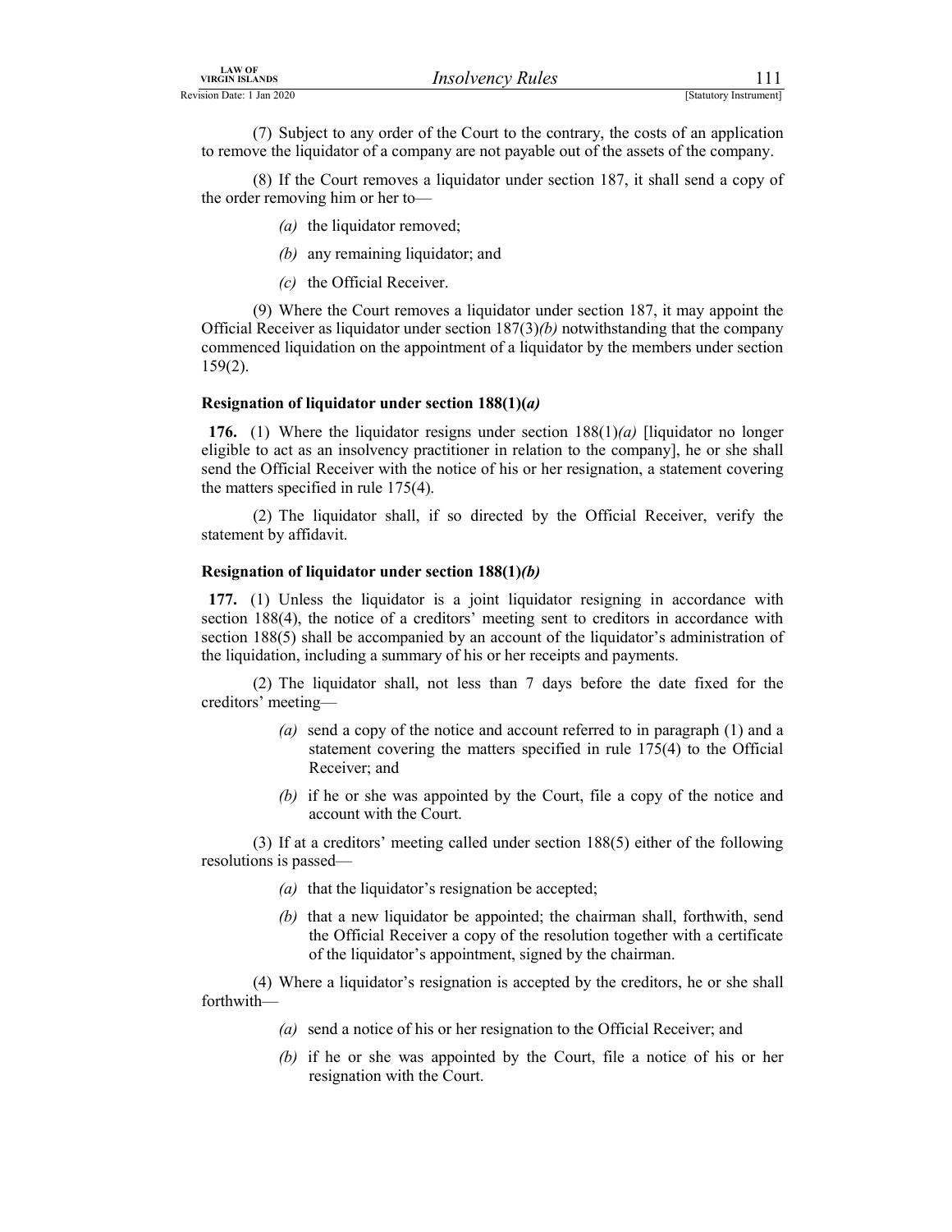(7) Subject to any order of the Court to the contrary, the costs of an application to remove the liquidator of a company are not payable out of the assets of the company.

(8) If the Court removes a liquidator under section 187, it shall send a copy of the order removing him or her to—

*(a)* the liquidator removed;

*(b)* any remaining liquidator; and

*(c)* the Official Receiver.

(9) Where the Court removes a liquidator under section 187, it may appoint the Official Receiver as liquidator under section 187(3)*(b)* notwithstanding that the company commenced liquidation on the appointment of a liquidator by the members under section 159(2).

**Resignation of liquidator under section 188(1)*(a)***

**176.** (1) Where the liquidator resigns under section 188(1)*(a)* [liquidator no longer eligible to act as an insolvency practitioner in relation to the company], he or she shall send the Official Receiver with the notice of his or her resignation, a statement covering the matters specified in rule 175(4).

(2) The liquidator shall, if so directed by the Official Receiver, verify the statement by affidavit.

**Resignation of liquidator under section 188(1)*(b)***

**177.** (1) Unless the liquidator is a joint liquidator resigning in accordance with section 188(4), the notice of a creditors' meeting sent to creditors in accordance with section 188(5) shall be accompanied by an account of the liquidator's administration of the liquidation, including a summary of his or her receipts and payments.

(2) The liquidator shall, not less than 7 days before the date fixed for the creditors' meeting—

*(a)* send a copy of the notice and account referred to in paragraph (1) and a statement covering the matters specified in rule 175(4) to the Official Receiver; and

*(b)* if he or she was appointed by the Court, file a copy of the notice and account with the Court.

(3) If at a creditors' meeting called under section 188(5) either of the following resolutions is passed—

*(a)* that the liquidator's resignation be accepted;

*(b)* that a new liquidator be appointed; the chairman shall, forthwith, send the Official Receiver a copy of the resolution together with a certificate of the liquidator's appointment, signed by the chairman.

(4) Where a liquidator's resignation is accepted by the creditors, he or she shall forthwith—

*(a)* send a notice of his or her resignation to the Official Receiver; and

*(b)* if he or she was appointed by the Court, file a notice of his or her resignation with the Court.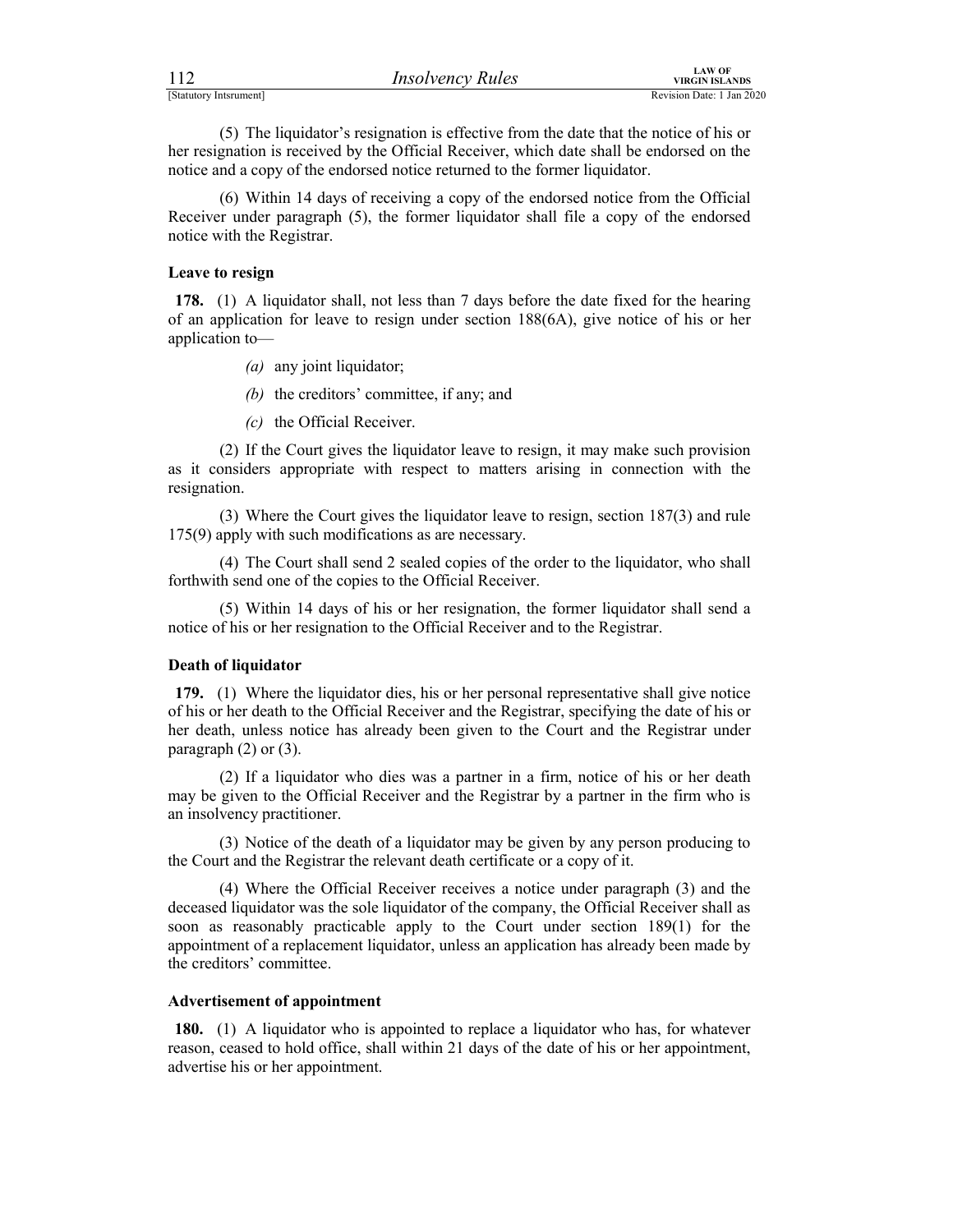(5) The liquidator's resignation is effective from the date that the notice of his or her resignation is received by the Official Receiver, which date shall be endorsed on the notice and a copy of the endorsed notice returned to the former liquidator.

(6) Within 14 days of receiving a copy of the endorsed notice from the Official Receiver under paragraph (5), the former liquidator shall file a copy of the endorsed notice with the Registrar.

**Leave to resign**

**178.** (1) A liquidator shall, not less than 7 days before the date fixed for the hearing of an application for leave to resign under section 188(6A), give notice of his or her application to—

*(a)* any joint liquidator;

*(b)* the creditors' committee, if any; and

*(c)* the Official Receiver.

(2) If the Court gives the liquidator leave to resign, it may make such provision as it considers appropriate with respect to matters arising in connection with the resignation.

(3) Where the Court gives the liquidator leave to resign, section 187(3) and rule 175(9) apply with such modifications as are necessary.

(4) The Court shall send 2 sealed copies of the order to the liquidator, who shall forthwith send one of the copies to the Official Receiver.

(5) Within 14 days of his or her resignation, the former liquidator shall send a notice of his or her resignation to the Official Receiver and to the Registrar.

**Death of liquidator**

**179.** (1) Where the liquidator dies, his or her personal representative shall give notice of his or her death to the Official Receiver and the Registrar, specifying the date of his or her death, unless notice has already been given to the Court and the Registrar under paragraph (2) or (3).

(2) If a liquidator who dies was a partner in a firm, notice of his or her death may be given to the Official Receiver and the Registrar by a partner in the firm who is an insolvency practitioner.

(3) Notice of the death of a liquidator may be given by any person producing to the Court and the Registrar the relevant death certificate or a copy of it.

(4) Where the Official Receiver receives a notice under paragraph (3) and the deceased liquidator was the sole liquidator of the company, the Official Receiver shall as soon as reasonably practicable apply to the Court under section 189(1) for the appointment of a replacement liquidator, unless an application has already been made by the creditors' committee.

**Advertisement of appointment**

**180.** (1) A liquidator who is appointed to replace a liquidator who has, for whatever reason, ceased to hold office, shall within 21 days of the date of his or her appointment, advertise his or her appointment.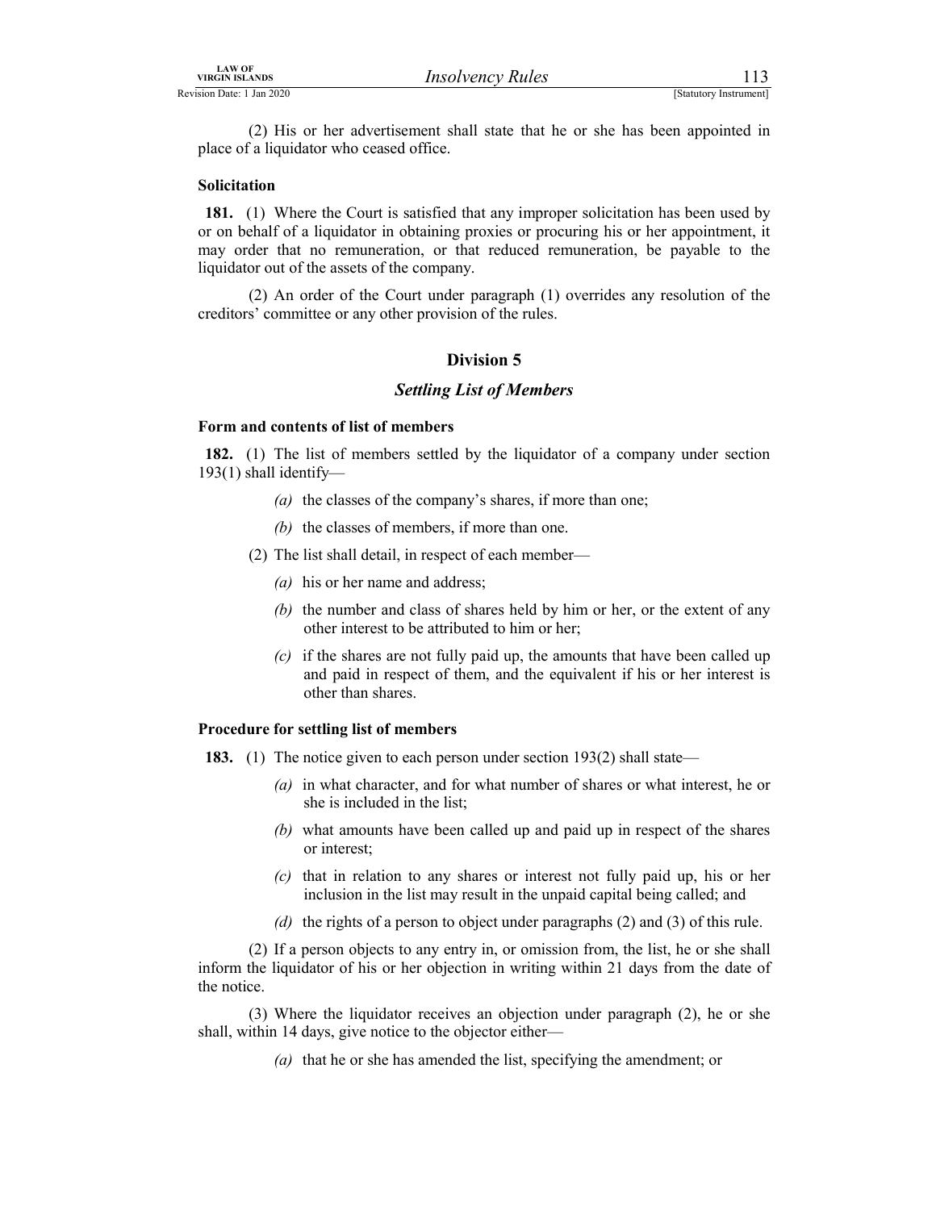(2) His or her advertisement shall state that he or she has been appointed in place of a liquidator who ceased office.

**Solicitation**

**181.** (1) Where the Court is satisfied that any improper solicitation has been used by or on behalf of a liquidator in obtaining proxies or procuring his or her appointment, it may order that no remuneration, or that reduced remuneration, be payable to the liquidator out of the assets of the company.

(2) An order of the Court under paragraph (1) overrides any resolution of the creditors' committee or any other provision of the rules.

## Division 5

### *Settling List of Members*

**Form and contents of list of members**

**182.** (1) The list of members settled by the liquidator of a company under section 193(1) shall identify—

*(a)* the classes of the company's shares, if more than one;

*(b)* the classes of members, if more than one.

(2) The list shall detail, in respect of each member—

*(a)* his or her name and address;

*(b)* the number and class of shares held by him or her, or the extent of any other interest to be attributed to him or her;

*(c)* if the shares are not fully paid up, the amounts that have been called up and paid in respect of them, and the equivalent if his or her interest is other than shares.

**Procedure for settling list of members**

**183.** (1) The notice given to each person under section 193(2) shall state—

*(a)* in what character, and for what number of shares or what interest, he or she is included in the list;

*(b)* what amounts have been called up and paid up in respect of the shares or interest;

*(c)* that in relation to any shares or interest not fully paid up, his or her inclusion in the list may result in the unpaid capital being called; and

*(d)* the rights of a person to object under paragraphs (2) and (3) of this rule.

(2) If a person objects to any entry in, or omission from, the list, he or she shall inform the liquidator of his or her objection in writing within 21 days from the date of the notice.

(3) Where the liquidator receives an objection under paragraph (2), he or she shall, within 14 days, give notice to the objector either—

*(a)* that he or she has amended the list, specifying the amendment; or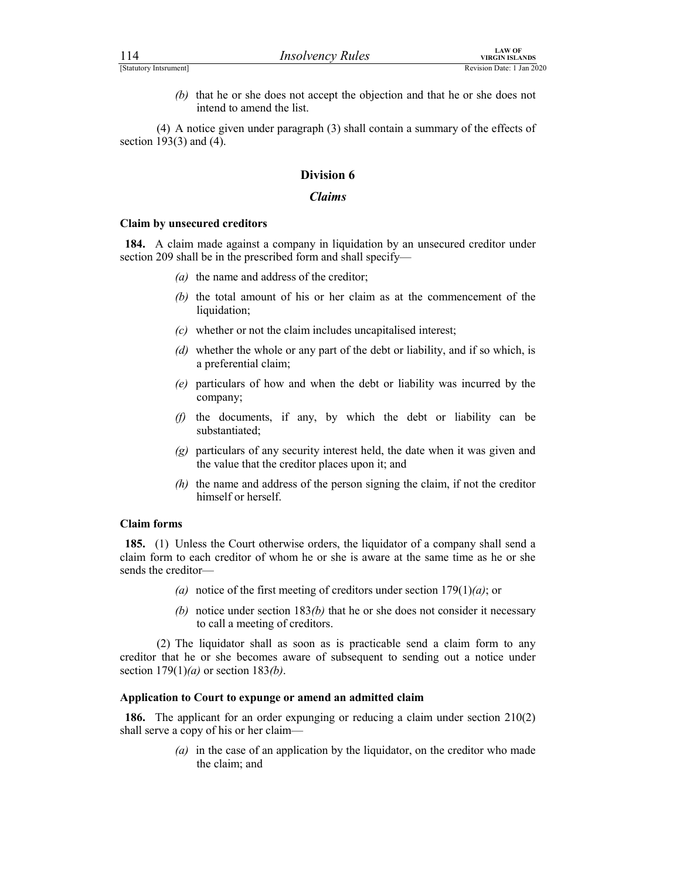(b) that he or she does not accept the objection and that he or she does not intend to amend the list.

(4) A notice given under paragraph (3) shall contain a summary of the effects of section 193(3) and (4).

## Division 6

## *Claims*

**Claim by unsecured creditors**

**184.** A claim made against a company in liquidation by an unsecured creditor under section 209 shall be in the prescribed form and shall specify—

*(a)* the name and address of the creditor;

*(b)* the total amount of his or her claim as at the commencement of the liquidation;

*(c)* whether or not the claim includes uncapitalised interest;

*(d)* whether the whole or any part of the debt or liability, and if so which, is a preferential claim;

*(e)* particulars of how and when the debt or liability was incurred by the company;

*(f)* the documents, if any, by which the debt or liability can be substantiated;

*(g)* particulars of any security interest held, the date when it was given and the value that the creditor places upon it; and

*(h)* the name and address of the person signing the claim, if not the creditor himself or herself.

**Claim forms**

**185.** (1) Unless the Court otherwise orders, the liquidator of a company shall send a claim form to each creditor of whom he or she is aware at the same time as he or she sends the creditor—

*(a)* notice of the first meeting of creditors under section 179(1)*(a)*; or

*(b)* notice under section 183*(b)* that he or she does not consider it necessary to call a meeting of creditors.

(2) The liquidator shall as soon as is practicable send a claim form to any creditor that he or she becomes aware of subsequent to sending out a notice under section 179(1)*(a)* or section 183*(b)*.

**Application to Court to expunge or amend an admitted claim**

**186.** The applicant for an order expunging or reducing a claim under section 210(2) shall serve a copy of his or her claim—

*(a)* in the case of an application by the liquidator, on the creditor who made the claim; and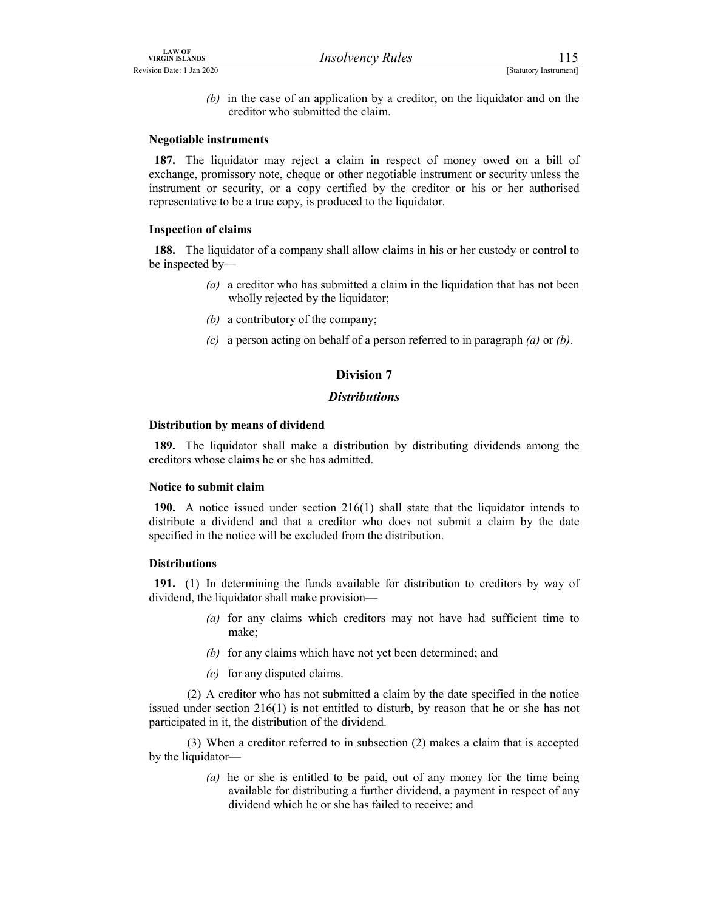(b) in the case of an application by a creditor, on the liquidator and on the creditor who submitted the claim.

**Negotiable instruments**

**187.** The liquidator may reject a claim in respect of money owed on a bill of exchange, promissory note, cheque or other negotiable instrument or security unless the instrument or security, or a copy certified by the creditor or his or her authorised representative to be a true copy, is produced to the liquidator.

**Inspection of claims**

**188.** The liquidator of a company shall allow claims in his or her custody or control to be inspected by—

> (a) a creditor who has submitted a claim in the liquidation that has not been wholly rejected by the liquidator;
>
> (b) a contributory of the company;
>
> (c) a person acting on behalf of a person referred to in paragraph (a) or (b).

## Division 7

### *Distributions*

**Distribution by means of dividend**

**189.** The liquidator shall make a distribution by distributing dividends among the creditors whose claims he or she has admitted.

**Notice to submit claim**

**190.** A notice issued under section 216(1) shall state that the liquidator intends to distribute a dividend and that a creditor who does not submit a claim by the date specified in the notice will be excluded from the distribution.

**Distributions**

**191.** (1) In determining the funds available for distribution to creditors by way of dividend, the liquidator shall make provision—

> (a) for any claims which creditors may not have had sufficient time to make;
>
> (b) for any claims which have not yet been determined; and
>
> (c) for any disputed claims.

(2) A creditor who has not submitted a claim by the date specified in the notice issued under section 216(1) is not entitled to disturb, by reason that he or she has not participated in it, the distribution of the dividend.

(3) When a creditor referred to in subsection (2) makes a claim that is accepted by the liquidator—

> (a) he or she is entitled to be paid, out of any money for the time being available for distributing a further dividend, a payment in respect of any dividend which he or she has failed to receive; and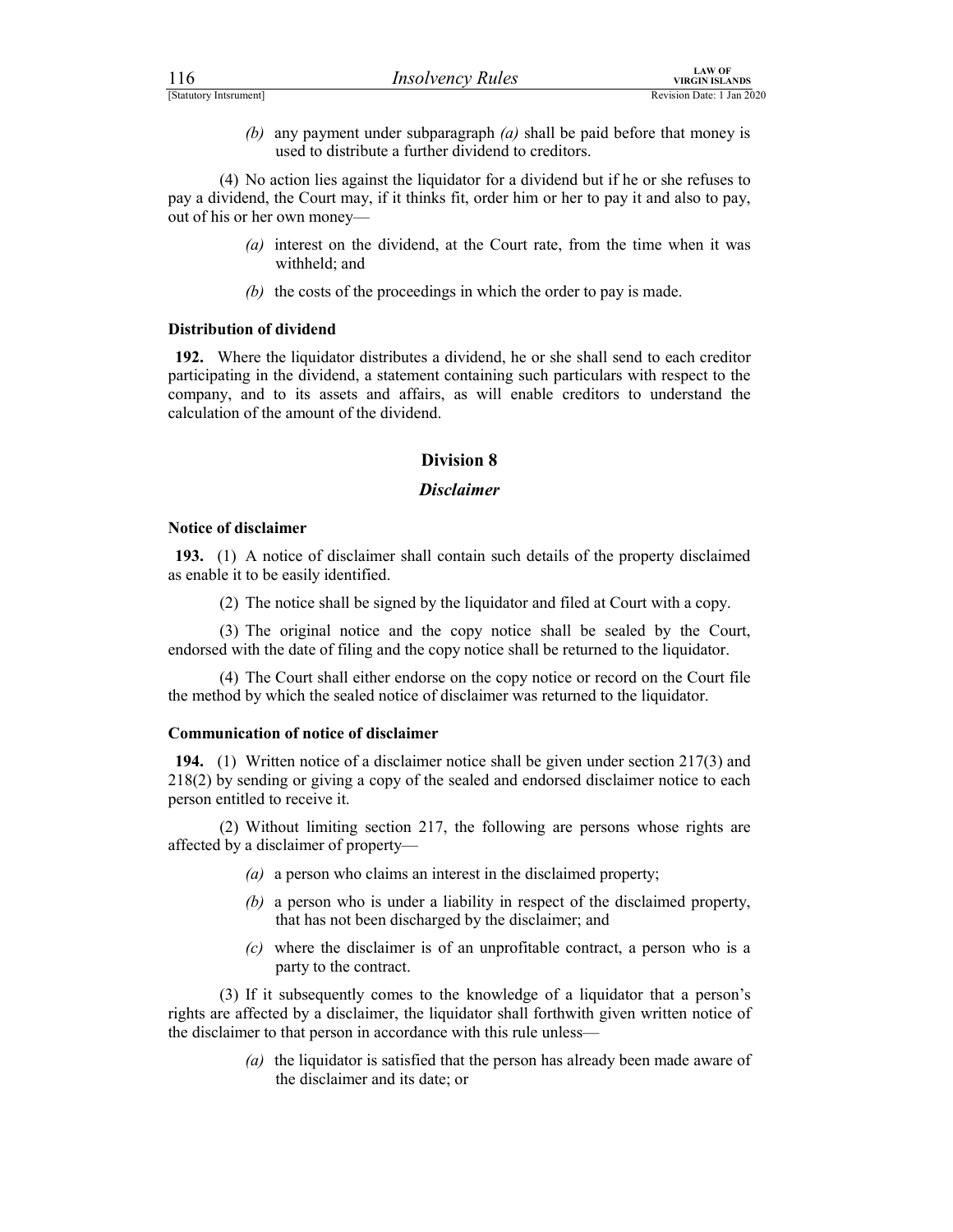(b) any payment under subparagraph *(a)* shall be paid before that money is used to distribute a further dividend to creditors.

(4) No action lies against the liquidator for a dividend but if he or she refuses to pay a dividend, the Court may, if it thinks fit, order him or her to pay it and also to pay, out of his or her own money—

*(a)* interest on the dividend, at the Court rate, from the time when it was withheld; and

*(b)* the costs of the proceedings in which the order to pay is made.

**Distribution of dividend**

**192.** Where the liquidator distributes a dividend, he or she shall send to each creditor participating in the dividend, a statement containing such particulars with respect to the company, and to its assets and affairs, as will enable creditors to understand the calculation of the amount of the dividend.

## Division 8

### *Disclaimer*

**Notice of disclaimer**

**193.** (1) A notice of disclaimer shall contain such details of the property disclaimed as enable it to be easily identified.

(2) The notice shall be signed by the liquidator and filed at Court with a copy.

(3) The original notice and the copy notice shall be sealed by the Court, endorsed with the date of filing and the copy notice shall be returned to the liquidator.

(4) The Court shall either endorse on the copy notice or record on the Court file the method by which the sealed notice of disclaimer was returned to the liquidator.

**Communication of notice of disclaimer**

**194.** (1) Written notice of a disclaimer notice shall be given under section 217(3) and 218(2) by sending or giving a copy of the sealed and endorsed disclaimer notice to each person entitled to receive it.

(2) Without limiting section 217, the following are persons whose rights are affected by a disclaimer of property—

*(a)* a person who claims an interest in the disclaimed property;

*(b)* a person who is under a liability in respect of the disclaimed property, that has not been discharged by the disclaimer; and

*(c)* where the disclaimer is of an unprofitable contract, a person who is a party to the contract.

(3) If it subsequently comes to the knowledge of a liquidator that a person's rights are affected by a disclaimer, the liquidator shall forthwith given written notice of the disclaimer to that person in accordance with this rule unless—

*(a)* the liquidator is satisfied that the person has already been made aware of the disclaimer and its date; or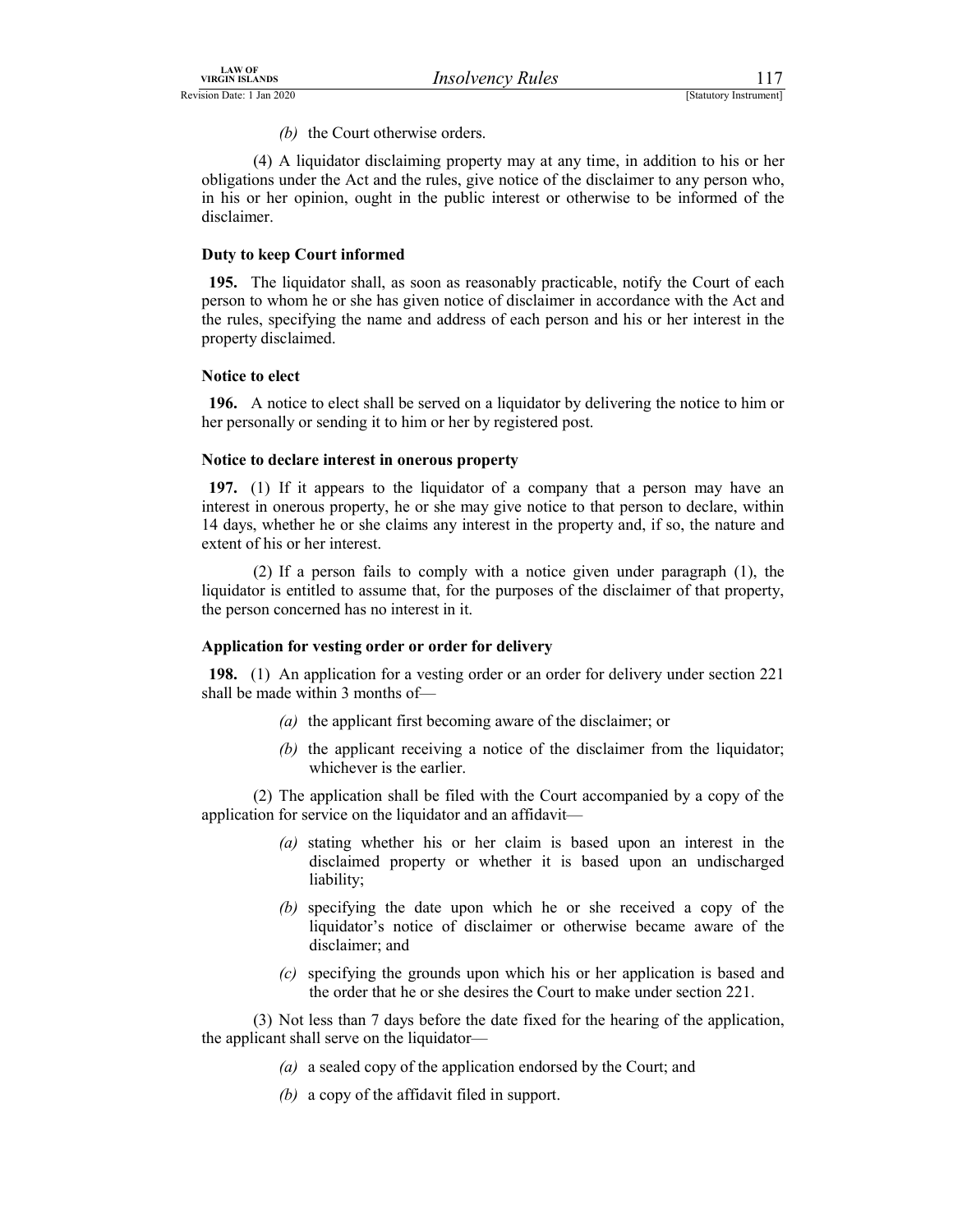*(b)* the Court otherwise orders.

(4) A liquidator disclaiming property may at any time, in addition to his or her obligations under the Act and the rules, give notice of the disclaimer to any person who, in his or her opinion, ought in the public interest or otherwise to be informed of the disclaimer.

**Duty to keep Court informed**

**195.** The liquidator shall, as soon as reasonably practicable, notify the Court of each person to whom he or she has given notice of disclaimer in accordance with the Act and the rules, specifying the name and address of each person and his or her interest in the property disclaimed.

**Notice to elect**

**196.** A notice to elect shall be served on a liquidator by delivering the notice to him or her personally or sending it to him or her by registered post.

**Notice to declare interest in onerous property**

**197.** (1) If it appears to the liquidator of a company that a person may have an interest in onerous property, he or she may give notice to that person to declare, within 14 days, whether he or she claims any interest in the property and, if so, the nature and extent of his or her interest.

(2) If a person fails to comply with a notice given under paragraph (1), the liquidator is entitled to assume that, for the purposes of the disclaimer of that property, the person concerned has no interest in it.

**Application for vesting order or order for delivery**

**198.** (1) An application for a vesting order or an order for delivery under section 221 shall be made within 3 months of—

*(a)* the applicant first becoming aware of the disclaimer; or

*(b)* the applicant receiving a notice of the disclaimer from the liquidator; whichever is the earlier.

(2) The application shall be filed with the Court accompanied by a copy of the application for service on the liquidator and an affidavit—

*(a)* stating whether his or her claim is based upon an interest in the disclaimed property or whether it is based upon an undischarged liability;

*(b)* specifying the date upon which he or she received a copy of the liquidator's notice of disclaimer or otherwise became aware of the disclaimer; and

*(c)* specifying the grounds upon which his or her application is based and the order that he or she desires the Court to make under section 221.

(3) Not less than 7 days before the date fixed for the hearing of the application, the applicant shall serve on the liquidator—

*(a)* a sealed copy of the application endorsed by the Court; and

*(b)* a copy of the affidavit filed in support.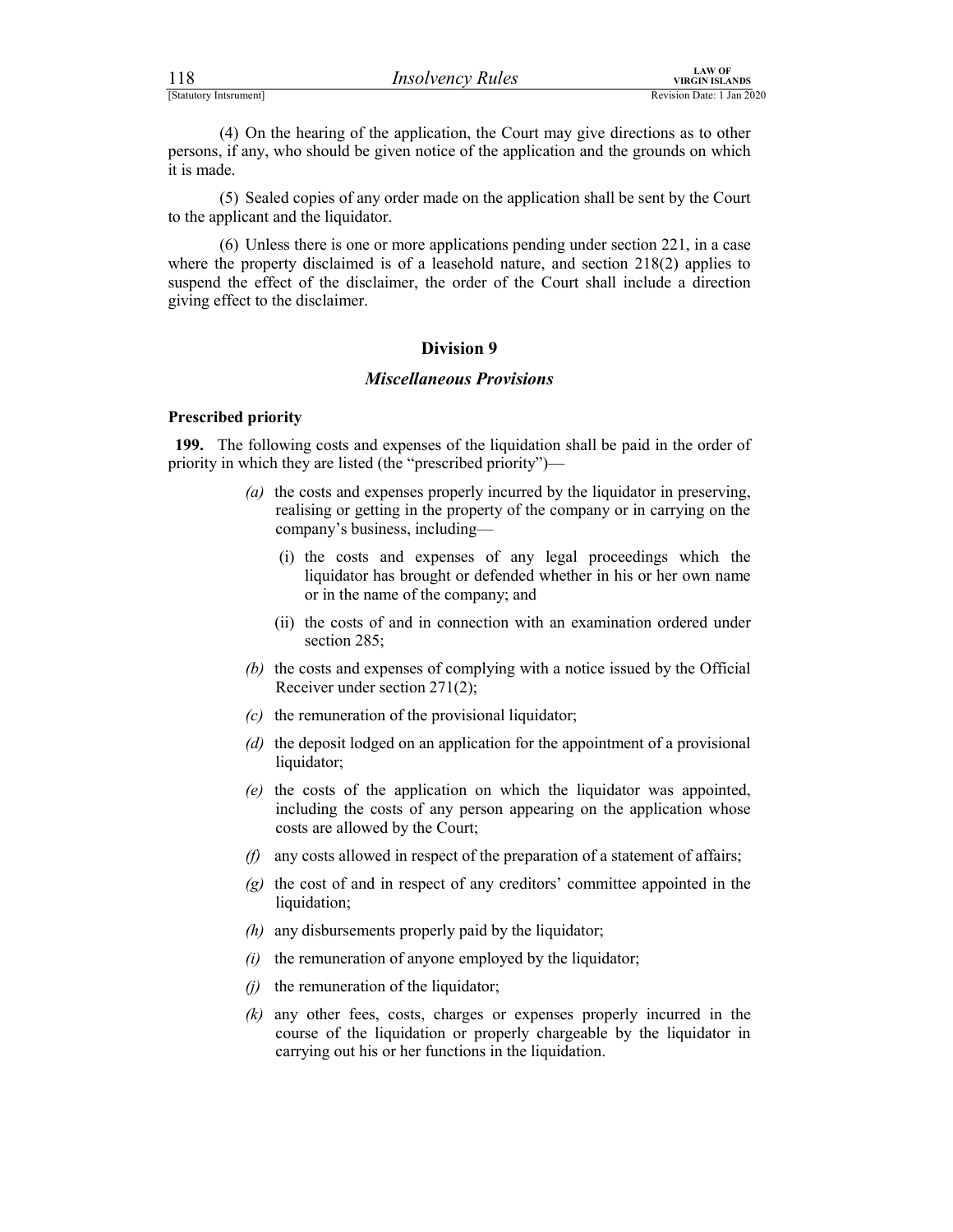(4) On the hearing of the application, the Court may give directions as to other persons, if any, who should be given notice of the application and the grounds on which it is made.

(5) Sealed copies of any order made on the application shall be sent by the Court to the applicant and the liquidator.

(6) Unless there is one or more applications pending under section 221, in a case where the property disclaimed is of a leasehold nature, and section 218(2) applies to suspend the effect of the disclaimer, the order of the Court shall include a direction giving effect to the disclaimer.

## Division 9

## *Miscellaneous Provisions*

**Prescribed priority**

**199.** The following costs and expenses of the liquidation shall be paid in the order of priority in which they are listed (the "prescribed priority")—

*(a)* the costs and expenses properly incurred by the liquidator in preserving, realising or getting in the property of the company or in carrying on the company's business, including—

(i) the costs and expenses of any legal proceedings which the liquidator has brought or defended whether in his or her own name or in the name of the company; and

(ii) the costs of and in connection with an examination ordered under section 285;

*(b)* the costs and expenses of complying with a notice issued by the Official Receiver under section 271(2);

*(c)* the remuneration of the provisional liquidator;

*(d)* the deposit lodged on an application for the appointment of a provisional liquidator;

*(e)* the costs of the application on which the liquidator was appointed, including the costs of any person appearing on the application whose costs are allowed by the Court;

*(f)* any costs allowed in respect of the preparation of a statement of affairs;

*(g)* the cost of and in respect of any creditors' committee appointed in the liquidation;

*(h)* any disbursements properly paid by the liquidator;

*(i)* the remuneration of anyone employed by the liquidator;

*(j)* the remuneration of the liquidator;

*(k)* any other fees, costs, charges or expenses properly incurred in the course of the liquidation or properly chargeable by the liquidator in carrying out his or her functions in the liquidation.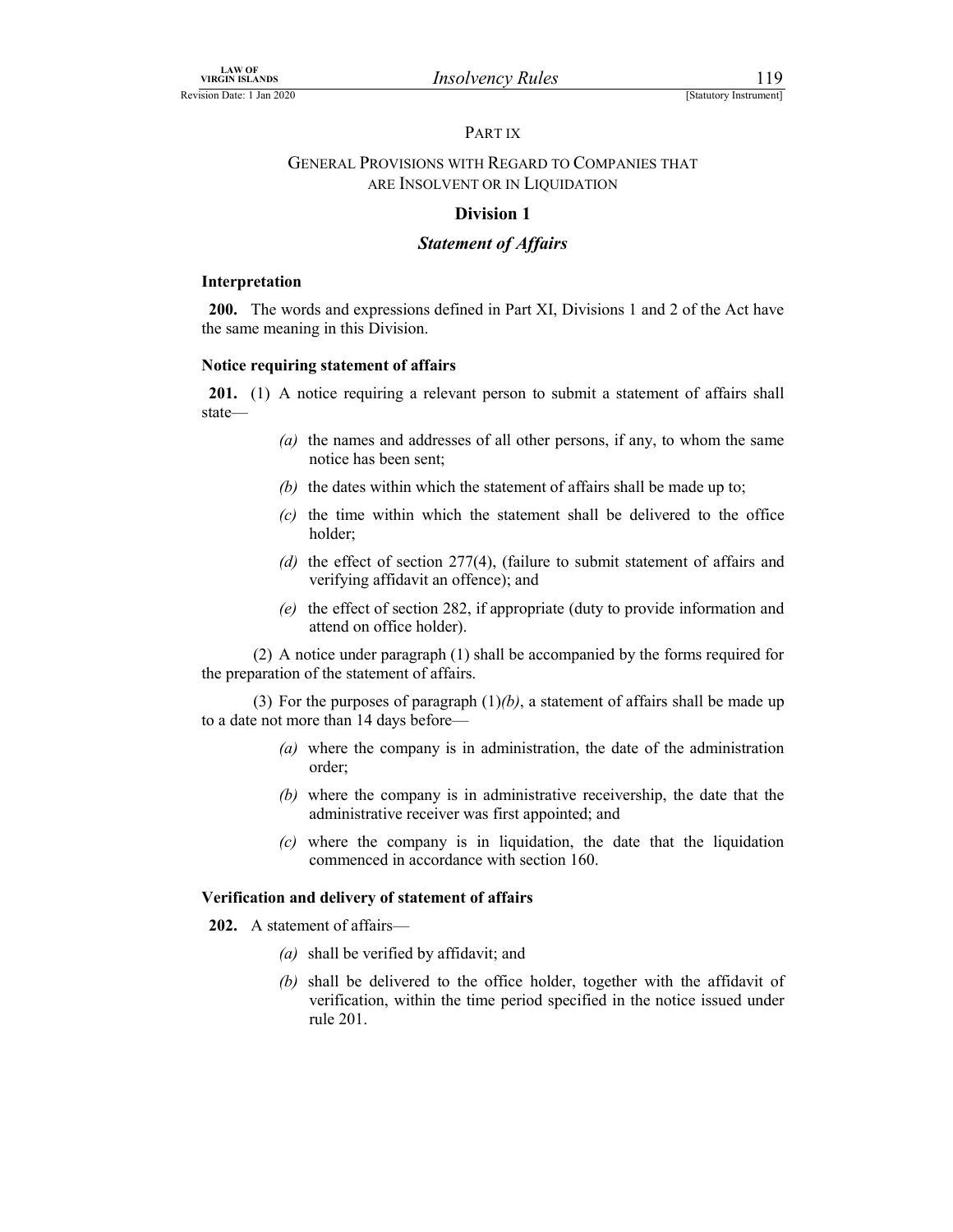## PART IX

## GENERAL PROVISIONS WITH REGARD TO COMPANIES THAT ARE INSOLVENT OR IN LIQUIDATION

### Division 1

### *Statement of Affairs*

**Interpretation**

**200.** The words and expressions defined in Part XI, Divisions 1 and 2 of the Act have the same meaning in this Division.

**Notice requiring statement of affairs**

**201.** (1) A notice requiring a relevant person to submit a statement of affairs shall state—

*(a)* the names and addresses of all other persons, if any, to whom the same notice has been sent;

*(b)* the dates within which the statement of affairs shall be made up to;

*(c)* the time within which the statement shall be delivered to the office holder;

*(d)* the effect of section 277(4), (failure to submit statement of affairs and verifying affidavit an offence); and

*(e)* the effect of section 282, if appropriate (duty to provide information and attend on office holder).

(2) A notice under paragraph (1) shall be accompanied by the forms required for the preparation of the statement of affairs.

(3) For the purposes of paragraph (1)*(b)*, a statement of affairs shall be made up to a date not more than 14 days before—

*(a)* where the company is in administration, the date of the administration order;

*(b)* where the company is in administrative receivership, the date that the administrative receiver was first appointed; and

*(c)* where the company is in liquidation, the date that the liquidation commenced in accordance with section 160.

**Verification and delivery of statement of affairs**

**202.** A statement of affairs—

*(a)* shall be verified by affidavit; and

*(b)* shall be delivered to the office holder, together with the affidavit of verification, within the time period specified in the notice issued under rule 201.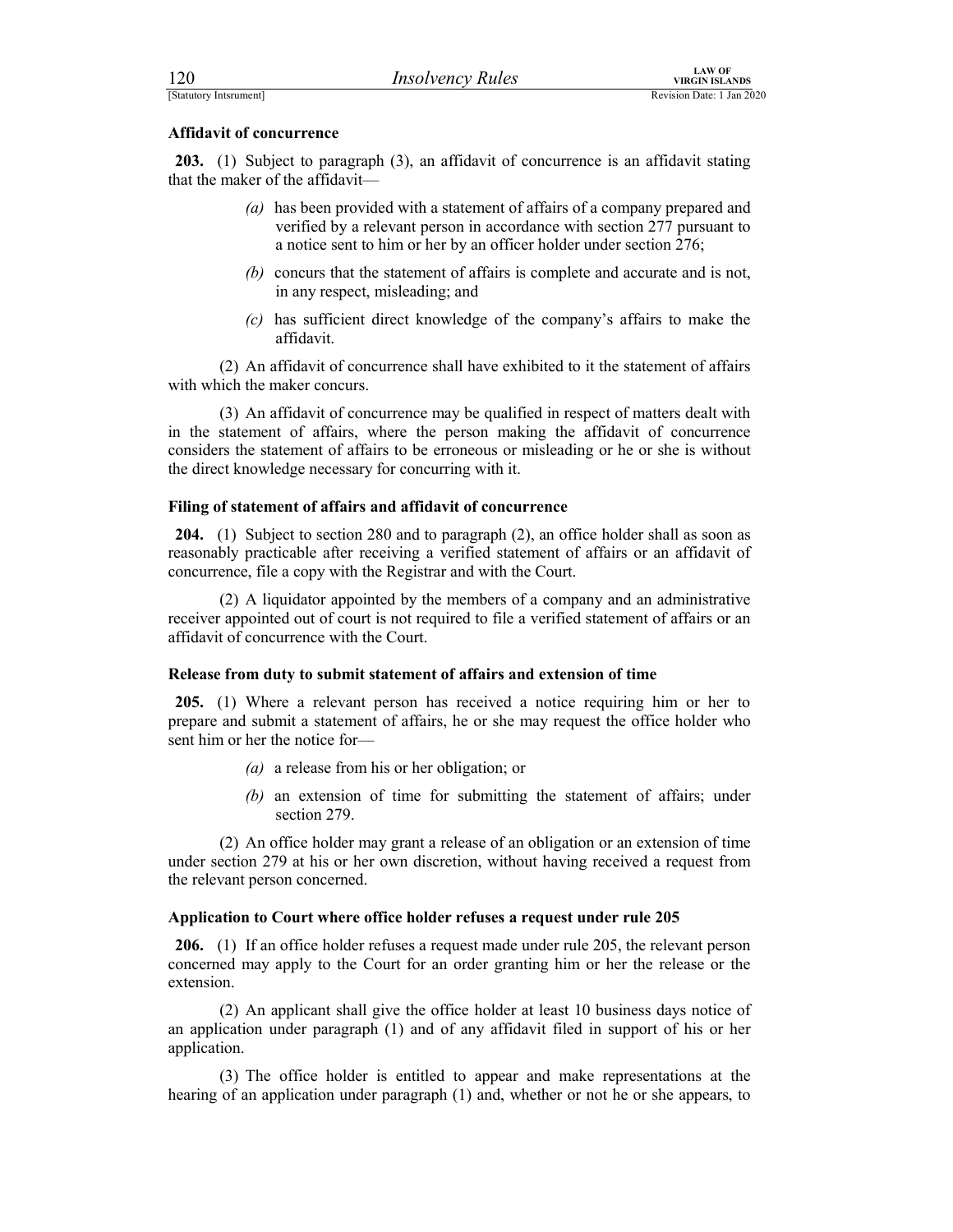**Affidavit of concurrence**

**203.** (1) Subject to paragraph (3), an affidavit of concurrence is an affidavit stating that the maker of the affidavit—

> *(a)* has been provided with a statement of affairs of a company prepared and verified by a relevant person in accordance with section 277 pursuant to a notice sent to him or her by an officer holder under section 276;
>
> *(b)* concurs that the statement of affairs is complete and accurate and is not, in any respect, misleading; and
>
> *(c)* has sufficient direct knowledge of the company's affairs to make the affidavit.

(2) An affidavit of concurrence shall have exhibited to it the statement of affairs with which the maker concurs.

(3) An affidavit of concurrence may be qualified in respect of matters dealt with in the statement of affairs, where the person making the affidavit of concurrence considers the statement of affairs to be erroneous or misleading or he or she is without the direct knowledge necessary for concurring with it.

**Filing of statement of affairs and affidavit of concurrence**

**204.** (1) Subject to section 280 and to paragraph (2), an office holder shall as soon as reasonably practicable after receiving a verified statement of affairs or an affidavit of concurrence, file a copy with the Registrar and with the Court.

(2) A liquidator appointed by the members of a company and an administrative receiver appointed out of court is not required to file a verified statement of affairs or an affidavit of concurrence with the Court.

**Release from duty to submit statement of affairs and extension of time**

**205.** (1) Where a relevant person has received a notice requiring him or her to prepare and submit a statement of affairs, he or she may request the office holder who sent him or her the notice for—

> *(a)* a release from his or her obligation; or
>
> *(b)* an extension of time for submitting the statement of affairs; under section 279.

(2) An office holder may grant a release of an obligation or an extension of time under section 279 at his or her own discretion, without having received a request from the relevant person concerned.

**Application to Court where office holder refuses a request under rule 205**

**206.** (1) If an office holder refuses a request made under rule 205, the relevant person concerned may apply to the Court for an order granting him or her the release or the extension.

(2) An applicant shall give the office holder at least 10 business days notice of an application under paragraph (1) and of any affidavit filed in support of his or her application.

(3) The office holder is entitled to appear and make representations at the hearing of an application under paragraph (1) and, whether or not he or she appears, to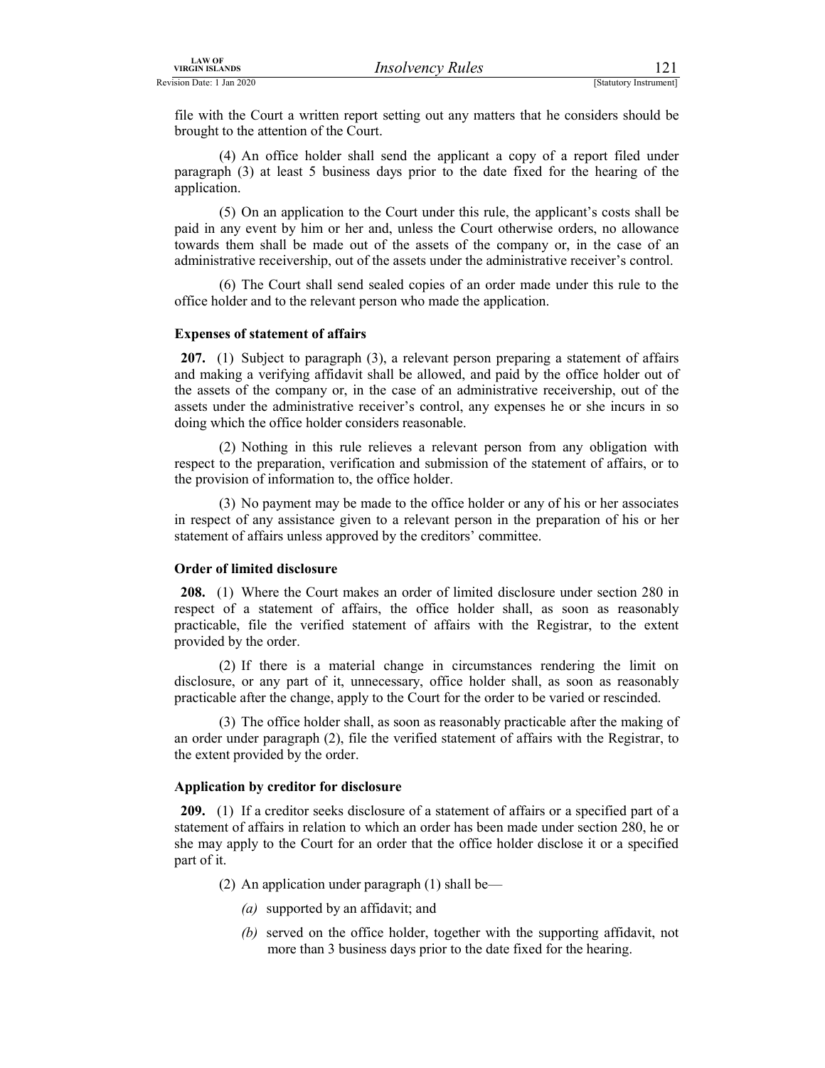file with the Court a written report setting out any matters that he considers should be brought to the attention of the Court.

(4) An office holder shall send the applicant a copy of a report filed under paragraph (3) at least 5 business days prior to the date fixed for the hearing of the application.

(5) On an application to the Court under this rule, the applicant's costs shall be paid in any event by him or her and, unless the Court otherwise orders, no allowance towards them shall be made out of the assets of the company or, in the case of an administrative receivership, out of the assets under the administrative receiver's control.

(6) The Court shall send sealed copies of an order made under this rule to the office holder and to the relevant person who made the application.

**Expenses of statement of affairs**

**207.** (1) Subject to paragraph (3), a relevant person preparing a statement of affairs and making a verifying affidavit shall be allowed, and paid by the office holder out of the assets of the company or, in the case of an administrative receivership, out of the assets under the administrative receiver's control, any expenses he or she incurs in so doing which the office holder considers reasonable.

(2) Nothing in this rule relieves a relevant person from any obligation with respect to the preparation, verification and submission of the statement of affairs, or to the provision of information to, the office holder.

(3) No payment may be made to the office holder or any of his or her associates in respect of any assistance given to a relevant person in the preparation of his or her statement of affairs unless approved by the creditors' committee.

**Order of limited disclosure**

**208.** (1) Where the Court makes an order of limited disclosure under section 280 in respect of a statement of affairs, the office holder shall, as soon as reasonably practicable, file the verified statement of affairs with the Registrar, to the extent provided by the order.

(2) If there is a material change in circumstances rendering the limit on disclosure, or any part of it, unnecessary, office holder shall, as soon as reasonably practicable after the change, apply to the Court for the order to be varied or rescinded.

(3) The office holder shall, as soon as reasonably practicable after the making of an order under paragraph (2), file the verified statement of affairs with the Registrar, to the extent provided by the order.

**Application by creditor for disclosure**

**209.** (1) If a creditor seeks disclosure of a statement of affairs or a specified part of a statement of affairs in relation to which an order has been made under section 280, he or she may apply to the Court for an order that the office holder disclose it or a specified part of it.

(2) An application under paragraph (1) shall be—

*(a)* supported by an affidavit; and

*(b)* served on the office holder, together with the supporting affidavit, not more than 3 business days prior to the date fixed for the hearing.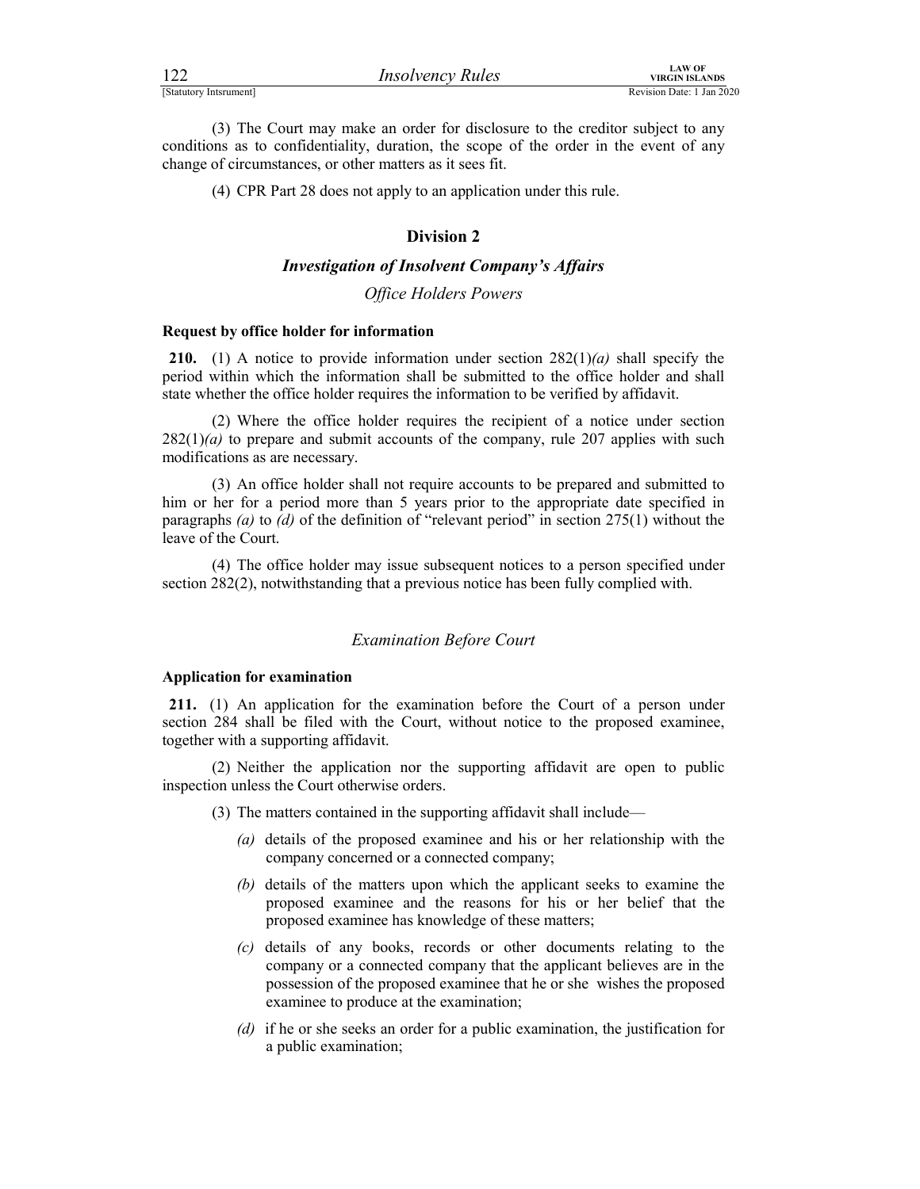(3) The Court may make an order for disclosure to the creditor subject to any conditions as to confidentiality, duration, the scope of the order in the event of any change of circumstances, or other matters as it sees fit.

(4) CPR Part 28 does not apply to an application under this rule.

## Division 2

### *Investigation of Insolvent Company's Affairs*

#### *Office Holders Powers*

**Request by office holder for information**

**210.** (1) A notice to provide information under section 282(1)*(a)* shall specify the period within which the information shall be submitted to the office holder and shall state whether the office holder requires the information to be verified by affidavit.

(2) Where the office holder requires the recipient of a notice under section 282(1)*(a)* to prepare and submit accounts of the company, rule 207 applies with such modifications as are necessary.

(3) An office holder shall not require accounts to be prepared and submitted to him or her for a period more than 5 years prior to the appropriate date specified in paragraphs *(a)* to *(d)* of the definition of "relevant period" in section 275(1) without the leave of the Court.

(4) The office holder may issue subsequent notices to a person specified under section 282(2), notwithstanding that a previous notice has been fully complied with.

#### *Examination Before Court*

**Application for examination**

**211.** (1) An application for the examination before the Court of a person under section 284 shall be filed with the Court, without notice to the proposed examinee, together with a supporting affidavit.

(2) Neither the application nor the supporting affidavit are open to public inspection unless the Court otherwise orders.

(3) The matters contained in the supporting affidavit shall include—

*(a)* details of the proposed examinee and his or her relationship with the company concerned or a connected company;

*(b)* details of the matters upon which the applicant seeks to examine the proposed examinee and the reasons for his or her belief that the proposed examinee has knowledge of these matters;

*(c)* details of any books, records or other documents relating to the company or a connected company that the applicant believes are in the possession of the proposed examinee that he or she wishes the proposed examinee to produce at the examination;

*(d)* if he or she seeks an order for a public examination, the justification for a public examination;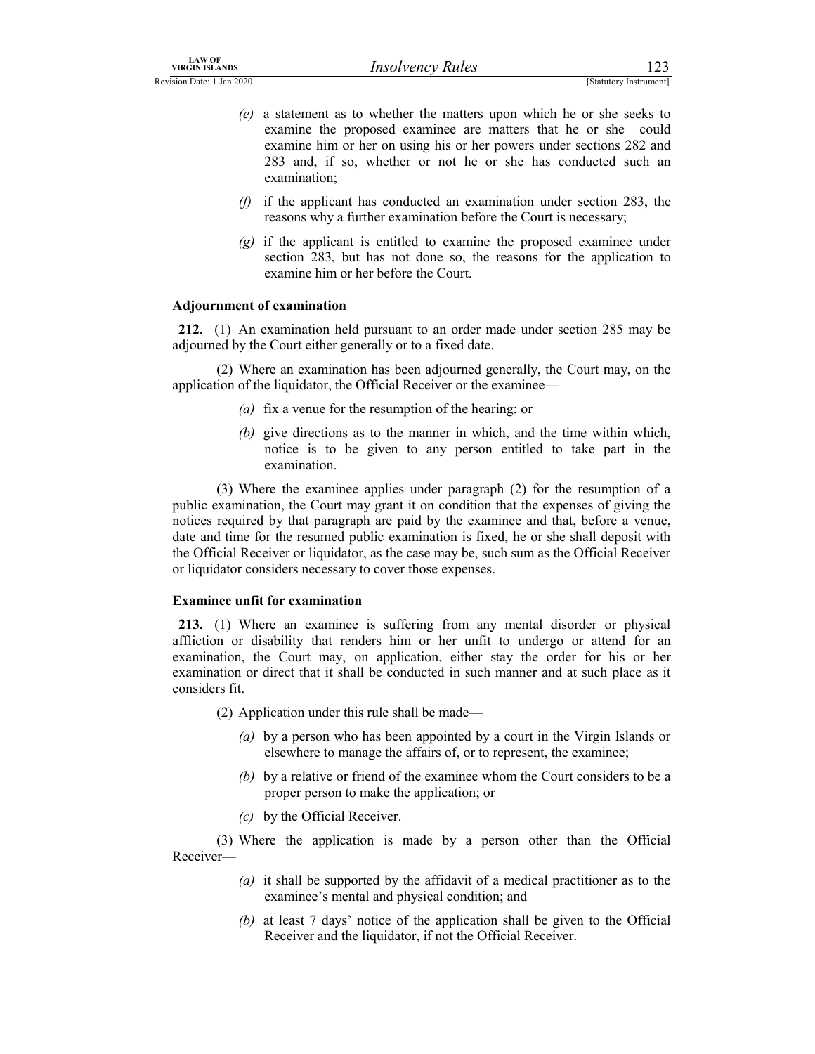(e) a statement as to whether the matters upon which he or she seeks to examine the proposed examinee are matters that he or she could examine him or her on using his or her powers under sections 282 and 283 and, if so, whether or not he or she has conducted such an examination;

(f) if the applicant has conducted an examination under section 283, the reasons why a further examination before the Court is necessary;

(g) if the applicant is entitled to examine the proposed examinee under section 283, but has not done so, the reasons for the application to examine him or her before the Court.

**Adjournment of examination**

**212.** (1) An examination held pursuant to an order made under section 285 may be adjourned by the Court either generally or to a fixed date.

(2) Where an examination has been adjourned generally, the Court may, on the application of the liquidator, the Official Receiver or the examinee—

(a) fix a venue for the resumption of the hearing; or

(b) give directions as to the manner in which, and the time within which, notice is to be given to any person entitled to take part in the examination.

(3) Where the examinee applies under paragraph (2) for the resumption of a public examination, the Court may grant it on condition that the expenses of giving the notices required by that paragraph are paid by the examinee and that, before a venue, date and time for the resumed public examination is fixed, he or she shall deposit with the Official Receiver or liquidator, as the case may be, such sum as the Official Receiver or liquidator considers necessary to cover those expenses.

**Examinee unfit for examination**

**213.** (1) Where an examinee is suffering from any mental disorder or physical affliction or disability that renders him or her unfit to undergo or attend for an examination, the Court may, on application, either stay the order for his or her examination or direct that it shall be conducted in such manner and at such place as it considers fit.

(2) Application under this rule shall be made—

(a) by a person who has been appointed by a court in the Virgin Islands or elsewhere to manage the affairs of, or to represent, the examinee;

(b) by a relative or friend of the examinee whom the Court considers to be a proper person to make the application; or

(c) by the Official Receiver.

(3) Where the application is made by a person other than the Official Receiver—

(a) it shall be supported by the affidavit of a medical practitioner as to the examinee's mental and physical condition; and

(b) at least 7 days' notice of the application shall be given to the Official Receiver and the liquidator, if not the Official Receiver.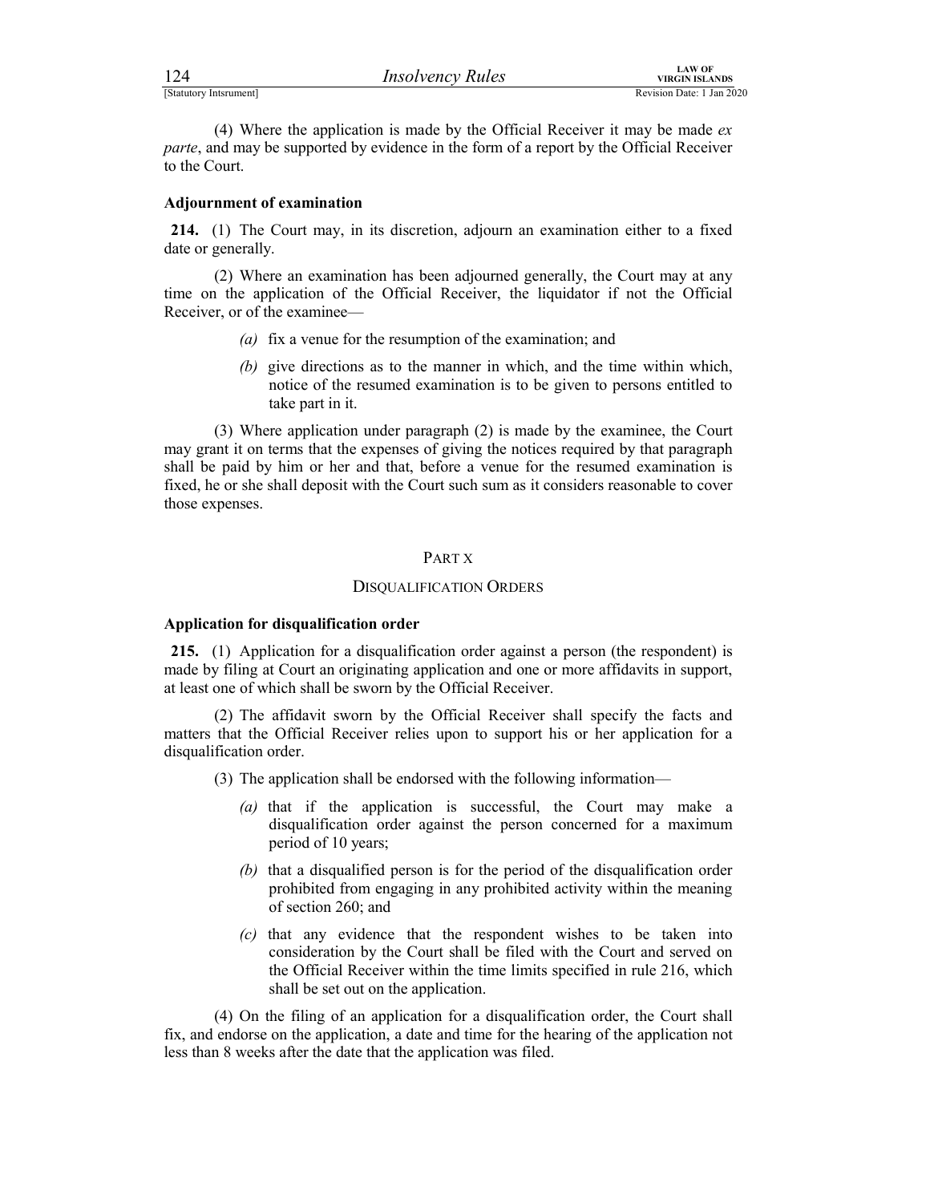(4) Where the application is made by the Official Receiver it may be made *ex parte*, and may be supported by evidence in the form of a report by the Official Receiver to the Court.

**Adjournment of examination**

**214.** (1) The Court may, in its discretion, adjourn an examination either to a fixed date or generally.

(2) Where an examination has been adjourned generally, the Court may at any time on the application of the Official Receiver, the liquidator if not the Official Receiver, or of the examinee—

*(a)* fix a venue for the resumption of the examination; and

*(b)* give directions as to the manner in which, and the time within which, notice of the resumed examination is to be given to persons entitled to take part in it.

(3) Where application under paragraph (2) is made by the examinee, the Court may grant it on terms that the expenses of giving the notices required by that paragraph shall be paid by him or her and that, before a venue for the resumed examination is fixed, he or she shall deposit with the Court such sum as it considers reasonable to cover those expenses.

## PART X

## DISQUALIFICATION ORDERS

**Application for disqualification order**

**215.** (1) Application for a disqualification order against a person (the respondent) is made by filing at Court an originating application and one or more affidavits in support, at least one of which shall be sworn by the Official Receiver.

(2) The affidavit sworn by the Official Receiver shall specify the facts and matters that the Official Receiver relies upon to support his or her application for a disqualification order.

(3) The application shall be endorsed with the following information—

*(a)* that if the application is successful, the Court may make a disqualification order against the person concerned for a maximum period of 10 years;

*(b)* that a disqualified person is for the period of the disqualification order prohibited from engaging in any prohibited activity within the meaning of section 260; and

*(c)* that any evidence that the respondent wishes to be taken into consideration by the Court shall be filed with the Court and served on the Official Receiver within the time limits specified in rule 216, which shall be set out on the application.

(4) On the filing of an application for a disqualification order, the Court shall fix, and endorse on the application, a date and time for the hearing of the application not less than 8 weeks after the date that the application was filed.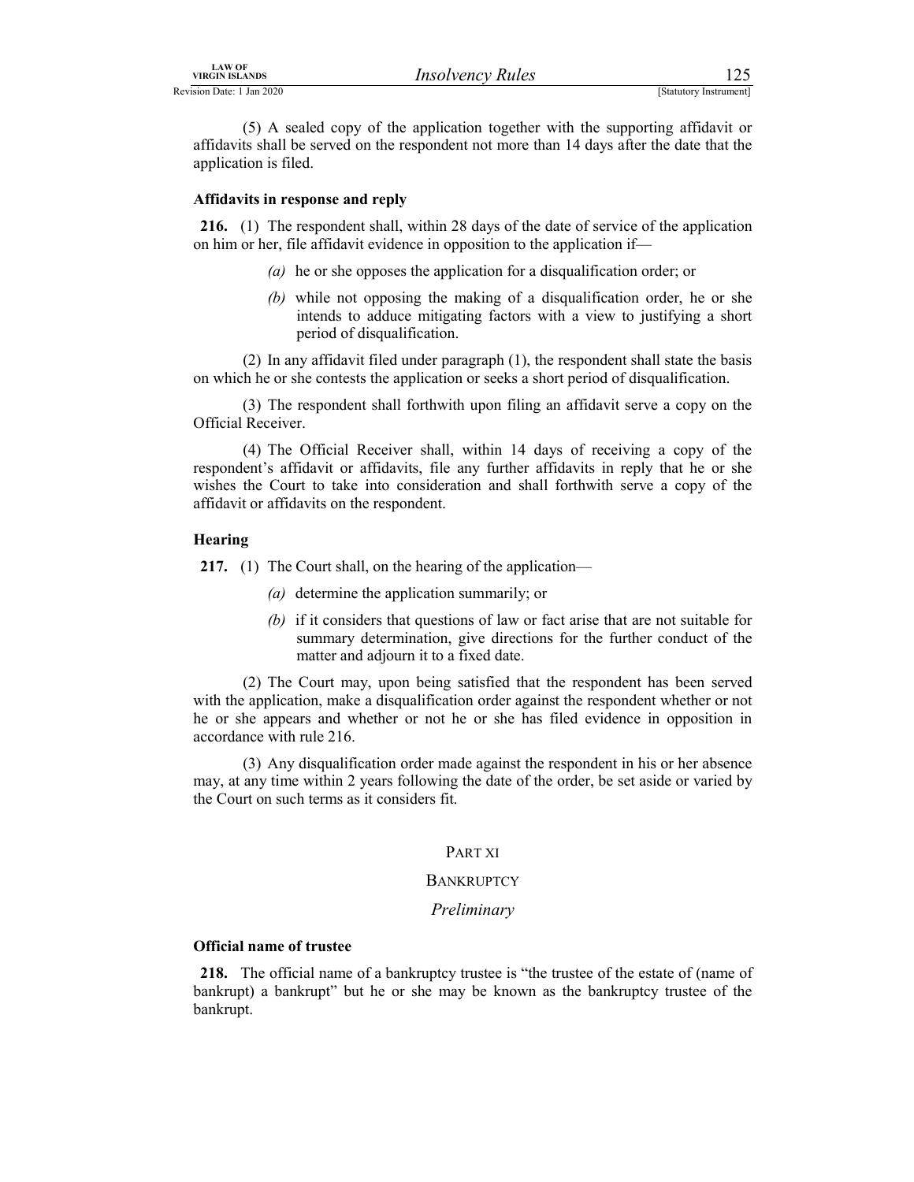(5) A sealed copy of the application together with the supporting affidavit or affidavits shall be served on the respondent not more than 14 days after the date that the application is filed.

**Affidavits in response and reply**

**216.** (1) The respondent shall, within 28 days of the date of service of the application on him or her, file affidavit evidence in opposition to the application if—

*(a)* he or she opposes the application for a disqualification order; or

*(b)* while not opposing the making of a disqualification order, he or she intends to adduce mitigating factors with a view to justifying a short period of disqualification.

(2) In any affidavit filed under paragraph (1), the respondent shall state the basis on which he or she contests the application or seeks a short period of disqualification.

(3) The respondent shall forthwith upon filing an affidavit serve a copy on the Official Receiver.

(4) The Official Receiver shall, within 14 days of receiving a copy of the respondent's affidavit or affidavits, file any further affidavits in reply that he or she wishes the Court to take into consideration and shall forthwith serve a copy of the affidavit or affidavits on the respondent.

**Hearing**

**217.** (1) The Court shall, on the hearing of the application—

*(a)* determine the application summarily; or

*(b)* if it considers that questions of law or fact arise that are not suitable for summary determination, give directions for the further conduct of the matter and adjourn it to a fixed date.

(2) The Court may, upon being satisfied that the respondent has been served with the application, make a disqualification order against the respondent whether or not he or she appears and whether or not he or she has filed evidence in opposition in accordance with rule 216.

(3) Any disqualification order made against the respondent in his or her absence may, at any time within 2 years following the date of the order, be set aside or varied by the Court on such terms as it considers fit.

## PART XI

## BANKRUPTCY

### *Preliminary*

**Official name of trustee**

**218.** The official name of a bankruptcy trustee is "the trustee of the estate of (name of bankrupt) a bankrupt" but he or she may be known as the bankruptcy trustee of the bankrupt.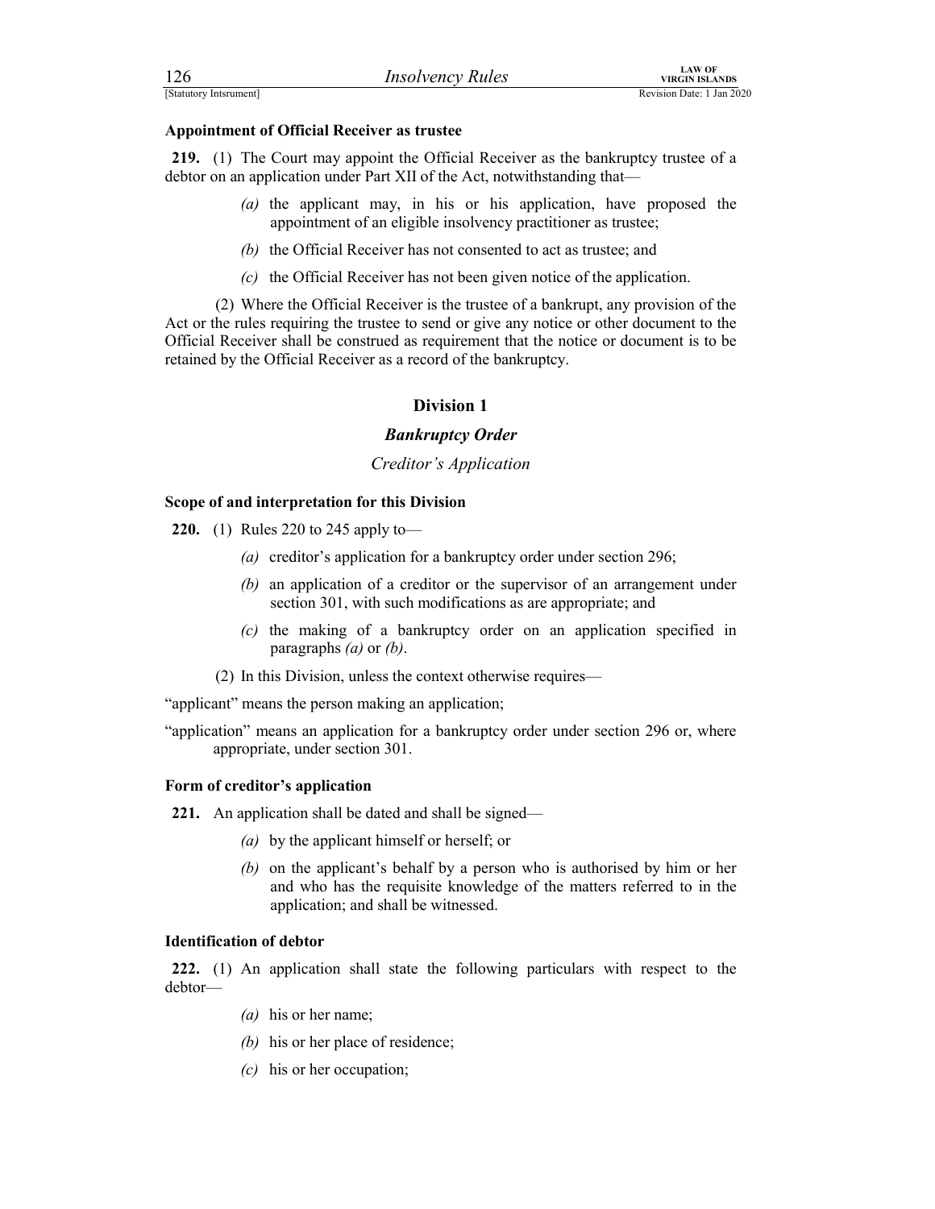**Appointment of Official Receiver as trustee**

**219.** (1) The Court may appoint the Official Receiver as the bankruptcy trustee of a debtor on an application under Part XII of the Act, notwithstanding that—

*(a)* the applicant may, in his or his application, have proposed the appointment of an eligible insolvency practitioner as trustee;

*(b)* the Official Receiver has not consented to act as trustee; and

*(c)* the Official Receiver has not been given notice of the application.

(2) Where the Official Receiver is the trustee of a bankrupt, any provision of the Act or the rules requiring the trustee to send or give any notice or other document to the Official Receiver shall be construed as requirement that the notice or document is to be retained by the Official Receiver as a record of the bankruptcy.

## Division 1

### *Bankruptcy Order*

*Creditor's Application*

**Scope of and interpretation for this Division**

**220.** (1) Rules 220 to 245 apply to—

*(a)* creditor's application for a bankruptcy order under section 296;

*(b)* an application of a creditor or the supervisor of an arrangement under section 301, with such modifications as are appropriate; and

*(c)* the making of a bankruptcy order on an application specified in paragraphs *(a)* or *(b)*.

(2) In this Division, unless the context otherwise requires—

"applicant" means the person making an application;

"application" means an application for a bankruptcy order under section 296 or, where appropriate, under section 301.

**Form of creditor's application**

**221.** An application shall be dated and shall be signed—

*(a)* by the applicant himself or herself; or

*(b)* on the applicant's behalf by a person who is authorised by him or her and who has the requisite knowledge of the matters referred to in the application; and shall be witnessed.

**Identification of debtor**

**222.** (1) An application shall state the following particulars with respect to the debtor—

*(a)* his or her name;

*(b)* his or her place of residence;

*(c)* his or her occupation;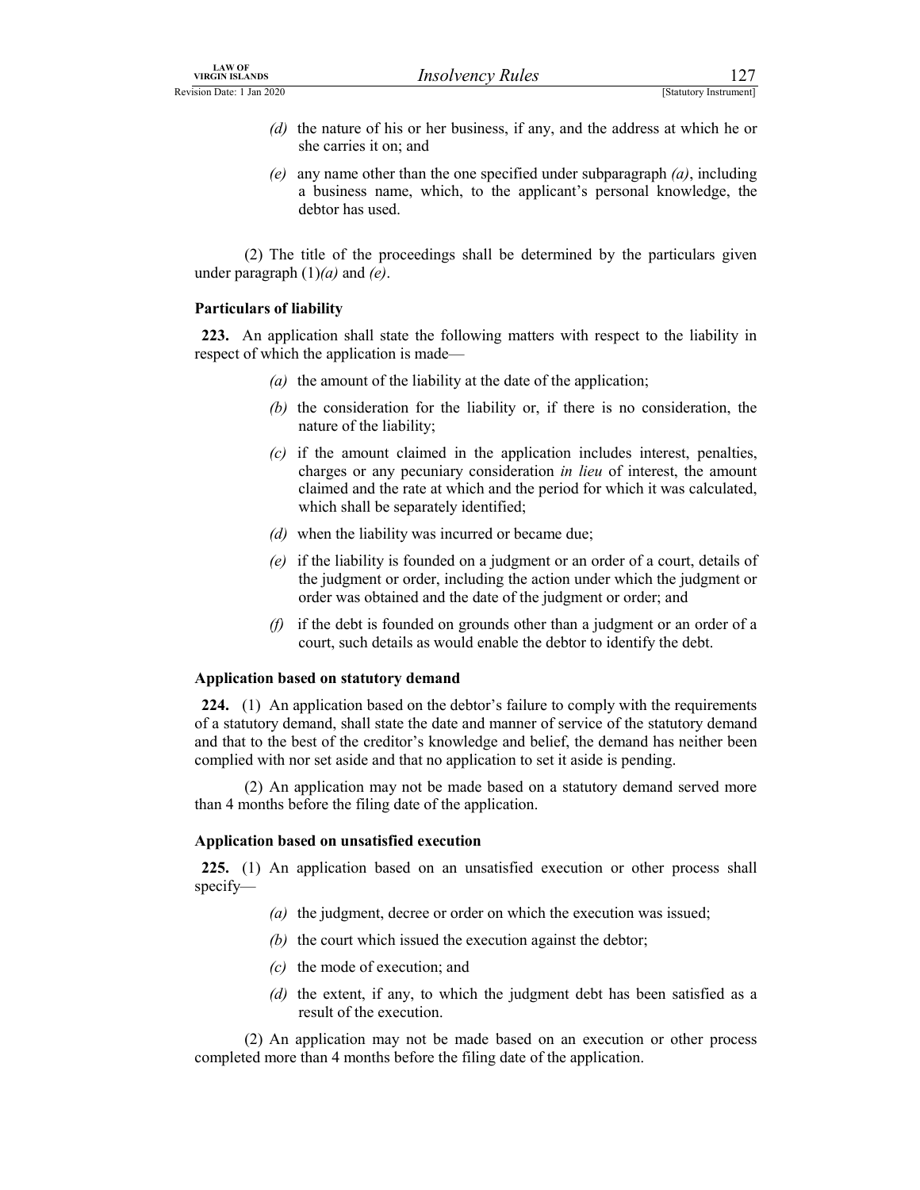*(d)* the nature of his or her business, if any, and the address at which he or she carries it on; and

*(e)* any name other than the one specified under subparagraph *(a)*, including a business name, which, to the applicant's personal knowledge, the debtor has used.

(2) The title of the proceedings shall be determined by the particulars given under paragraph (1)*(a)* and *(e)*.

**Particulars of liability**

**223.** An application shall state the following matters with respect to the liability in respect of which the application is made—

*(a)* the amount of the liability at the date of the application;

*(b)* the consideration for the liability or, if there is no consideration, the nature of the liability;

*(c)* if the amount claimed in the application includes interest, penalties, charges or any pecuniary consideration *in lieu* of interest, the amount claimed and the rate at which and the period for which it was calculated, which shall be separately identified;

*(d)* when the liability was incurred or became due;

*(e)* if the liability is founded on a judgment or an order of a court, details of the judgment or order, including the action under which the judgment or order was obtained and the date of the judgment or order; and

*(f)* if the debt is founded on grounds other than a judgment or an order of a court, such details as would enable the debtor to identify the debt.

**Application based on statutory demand**

**224.** (1) An application based on the debtor's failure to comply with the requirements of a statutory demand, shall state the date and manner of service of the statutory demand and that to the best of the creditor's knowledge and belief, the demand has neither been complied with nor set aside and that no application to set it aside is pending.

(2) An application may not be made based on a statutory demand served more than 4 months before the filing date of the application.

**Application based on unsatisfied execution**

**225.** (1) An application based on an unsatisfied execution or other process shall specify—

*(a)* the judgment, decree or order on which the execution was issued;

*(b)* the court which issued the execution against the debtor;

*(c)* the mode of execution; and

*(d)* the extent, if any, to which the judgment debt has been satisfied as a result of the execution.

(2) An application may not be made based on an execution or other process completed more than 4 months before the filing date of the application.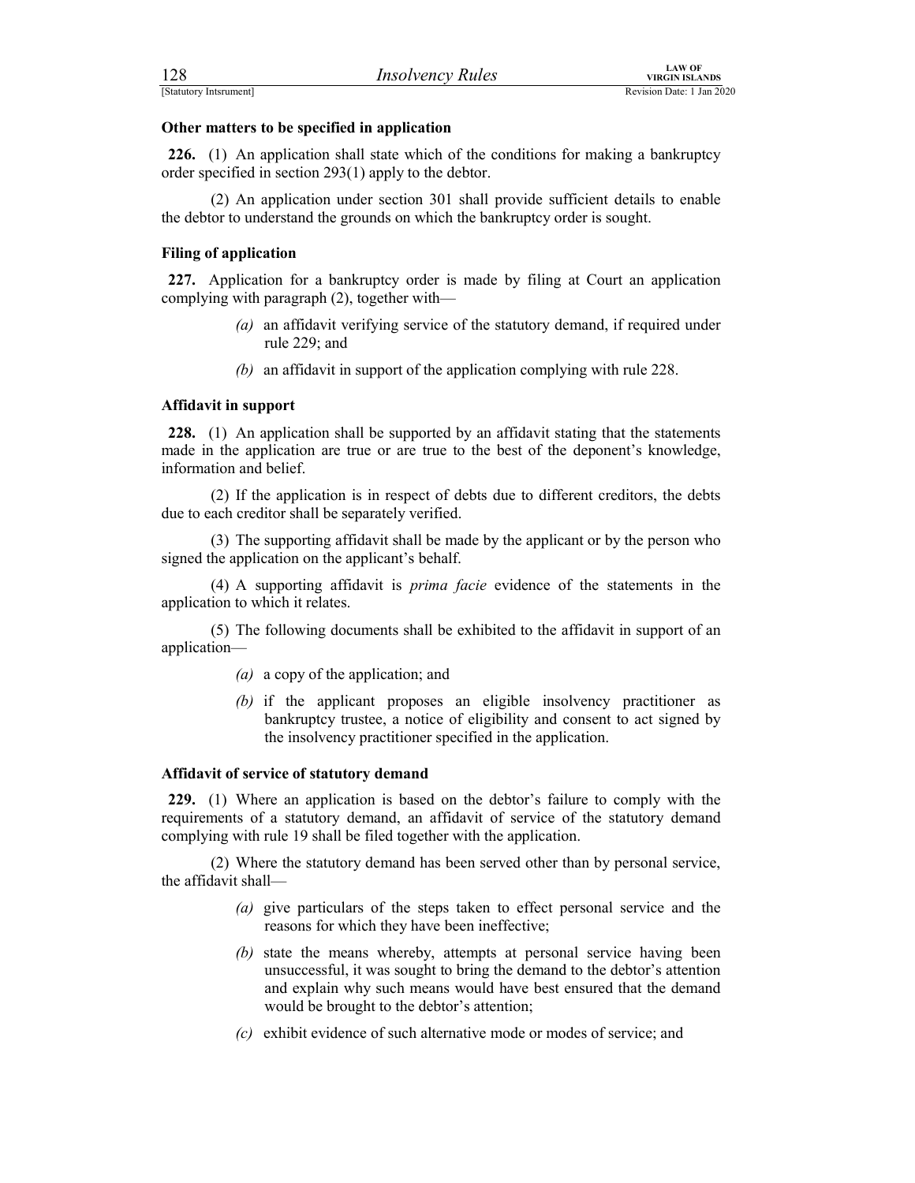### Other matters to be specified in application

**226.** (1) An application shall state which of the conditions for making a bankruptcy order specified in section 293(1) apply to the debtor.

(2) An application under section 301 shall provide sufficient details to enable the debtor to understand the grounds on which the bankruptcy order is sought.

### Filing of application

**227.** Application for a bankruptcy order is made by filing at Court an application complying with paragraph (2), together with—

*(a)* an affidavit verifying service of the statutory demand, if required under rule 229; and

*(b)* an affidavit in support of the application complying with rule 228.

### Affidavit in support

**228.** (1) An application shall be supported by an affidavit stating that the statements made in the application are true or are true to the best of the deponent's knowledge, information and belief.

(2) If the application is in respect of debts due to different creditors, the debts due to each creditor shall be separately verified.

(3) The supporting affidavit shall be made by the applicant or by the person who signed the application on the applicant's behalf.

(4) A supporting affidavit is *prima facie* evidence of the statements in the application to which it relates.

(5) The following documents shall be exhibited to the affidavit in support of an application—

*(a)* a copy of the application; and

*(b)* if the applicant proposes an eligible insolvency practitioner as bankruptcy trustee, a notice of eligibility and consent to act signed by the insolvency practitioner specified in the application.

### Affidavit of service of statutory demand

**229.** (1) Where an application is based on the debtor's failure to comply with the requirements of a statutory demand, an affidavit of service of the statutory demand complying with rule 19 shall be filed together with the application.

(2) Where the statutory demand has been served other than by personal service, the affidavit shall—

*(a)* give particulars of the steps taken to effect personal service and the reasons for which they have been ineffective;

*(b)* state the means whereby, attempts at personal service having been unsuccessful, it was sought to bring the demand to the debtor's attention and explain why such means would have best ensured that the demand would be brought to the debtor's attention;

*(c)* exhibit evidence of such alternative mode or modes of service; and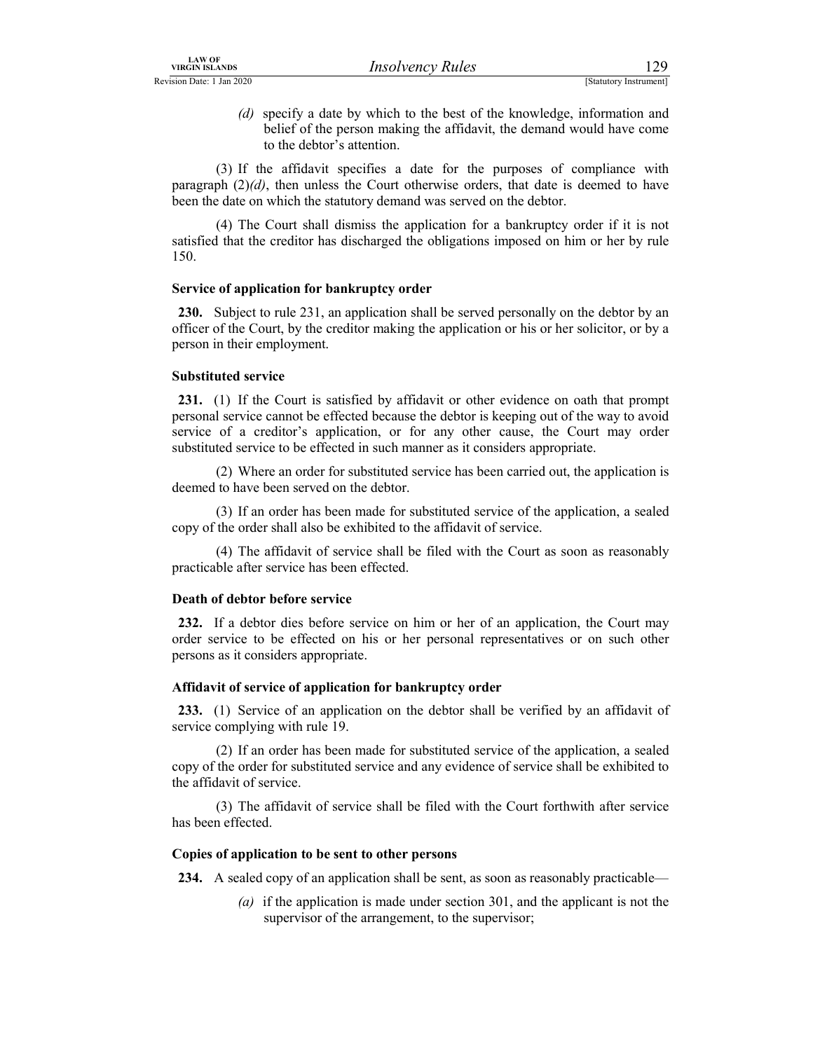(d) specify a date by which to the best of the knowledge, information and belief of the person making the affidavit, the demand would have come to the debtor's attention.

(3) If the affidavit specifies a date for the purposes of compliance with paragraph (2)*(d)*, then unless the Court otherwise orders, that date is deemed to have been the date on which the statutory demand was served on the debtor.

(4) The Court shall dismiss the application for a bankruptcy order if it is not satisfied that the creditor has discharged the obligations imposed on him or her by rule 150.

**Service of application for bankruptcy order**

**230.** Subject to rule 231, an application shall be served personally on the debtor by an officer of the Court, by the creditor making the application or his or her solicitor, or by a person in their employment.

**Substituted service**

**231.** (1) If the Court is satisfied by affidavit or other evidence on oath that prompt personal service cannot be effected because the debtor is keeping out of the way to avoid service of a creditor's application, or for any other cause, the Court may order substituted service to be effected in such manner as it considers appropriate.

(2) Where an order for substituted service has been carried out, the application is deemed to have been served on the debtor.

(3) If an order has been made for substituted service of the application, a sealed copy of the order shall also be exhibited to the affidavit of service.

(4) The affidavit of service shall be filed with the Court as soon as reasonably practicable after service has been effected.

**Death of debtor before service**

**232.** If a debtor dies before service on him or her of an application, the Court may order service to be effected on his or her personal representatives or on such other persons as it considers appropriate.

**Affidavit of service of application for bankruptcy order**

**233.** (1) Service of an application on the debtor shall be verified by an affidavit of service complying with rule 19.

(2) If an order has been made for substituted service of the application, a sealed copy of the order for substituted service and any evidence of service shall be exhibited to the affidavit of service.

(3) The affidavit of service shall be filed with the Court forthwith after service has been effected.

**Copies of application to be sent to other persons**

**234.** A sealed copy of an application shall be sent, as soon as reasonably practicable—

*(a)* if the application is made under section 301, and the applicant is not the supervisor of the arrangement, to the supervisor;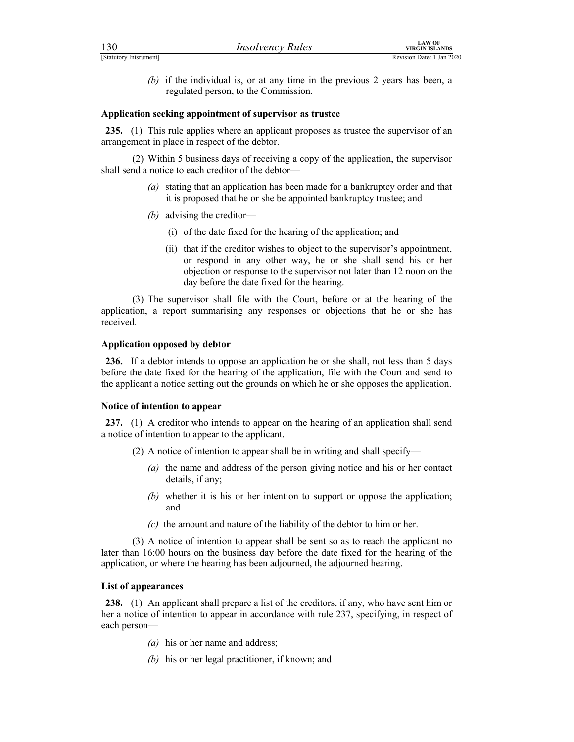*(b)* if the individual is, or at any time in the previous 2 years has been, a regulated person, to the Commission.

**Application seeking appointment of supervisor as trustee**

**235.** (1) This rule applies where an applicant proposes as trustee the supervisor of an arrangement in place in respect of the debtor.

(2) Within 5 business days of receiving a copy of the application, the supervisor shall send a notice to each creditor of the debtor—

*(a)* stating that an application has been made for a bankruptcy order and that it is proposed that he or she be appointed bankruptcy trustee; and

*(b)* advising the creditor—

(i) of the date fixed for the hearing of the application; and

(ii) that if the creditor wishes to object to the supervisor's appointment, or respond in any other way, he or she shall send his or her objection or response to the supervisor not later than 12 noon on the day before the date fixed for the hearing.

(3) The supervisor shall file with the Court, before or at the hearing of the application, a report summarising any responses or objections that he or she has received.

**Application opposed by debtor**

**236.** If a debtor intends to oppose an application he or she shall, not less than 5 days before the date fixed for the hearing of the application, file with the Court and send to the applicant a notice setting out the grounds on which he or she opposes the application.

**Notice of intention to appear**

**237.** (1) A creditor who intends to appear on the hearing of an application shall send a notice of intention to appear to the applicant.

(2) A notice of intention to appear shall be in writing and shall specify—

*(a)* the name and address of the person giving notice and his or her contact details, if any;

*(b)* whether it is his or her intention to support or oppose the application; and

*(c)* the amount and nature of the liability of the debtor to him or her.

(3) A notice of intention to appear shall be sent so as to reach the applicant no later than 16:00 hours on the business day before the date fixed for the hearing of the application, or where the hearing has been adjourned, the adjourned hearing.

**List of appearances**

**238.** (1) An applicant shall prepare a list of the creditors, if any, who have sent him or her a notice of intention to appear in accordance with rule 237, specifying, in respect of each person—

*(a)* his or her name and address;

*(b)* his or her legal practitioner, if known; and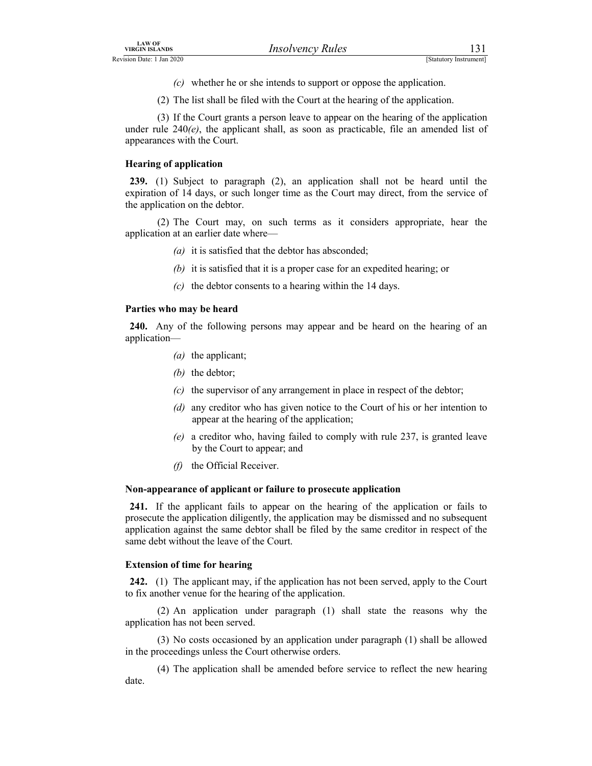(c) whether he or she intends to support or oppose the application.

(2) The list shall be filed with the Court at the hearing of the application.

(3) If the Court grants a person leave to appear on the hearing of the application under rule 240*(e)*, the applicant shall, as soon as practicable, file an amended list of appearances with the Court.

**Hearing of application**

**239.** (1) Subject to paragraph (2), an application shall not be heard until the expiration of 14 days, or such longer time as the Court may direct, from the service of the application on the debtor.

(2) The Court may, on such terms as it considers appropriate, hear the application at an earlier date where—

*(a)* it is satisfied that the debtor has absconded;

*(b)* it is satisfied that it is a proper case for an expedited hearing; or

*(c)* the debtor consents to a hearing within the 14 days.

**Parties who may be heard**

**240.** Any of the following persons may appear and be heard on the hearing of an application—

*(a)* the applicant;

*(b)* the debtor;

*(c)* the supervisor of any arrangement in place in respect of the debtor;

*(d)* any creditor who has given notice to the Court of his or her intention to appear at the hearing of the application;

*(e)* a creditor who, having failed to comply with rule 237, is granted leave by the Court to appear; and

*(f)* the Official Receiver.

**Non-appearance of applicant or failure to prosecute application**

**241.** If the applicant fails to appear on the hearing of the application or fails to prosecute the application diligently, the application may be dismissed and no subsequent application against the same debtor shall be filed by the same creditor in respect of the same debt without the leave of the Court.

**Extension of time for hearing**

**242.** (1) The applicant may, if the application has not been served, apply to the Court to fix another venue for the hearing of the application.

(2) An application under paragraph (1) shall state the reasons why the application has not been served.

(3) No costs occasioned by an application under paragraph (1) shall be allowed in the proceedings unless the Court otherwise orders.

(4) The application shall be amended before service to reflect the new hearing date.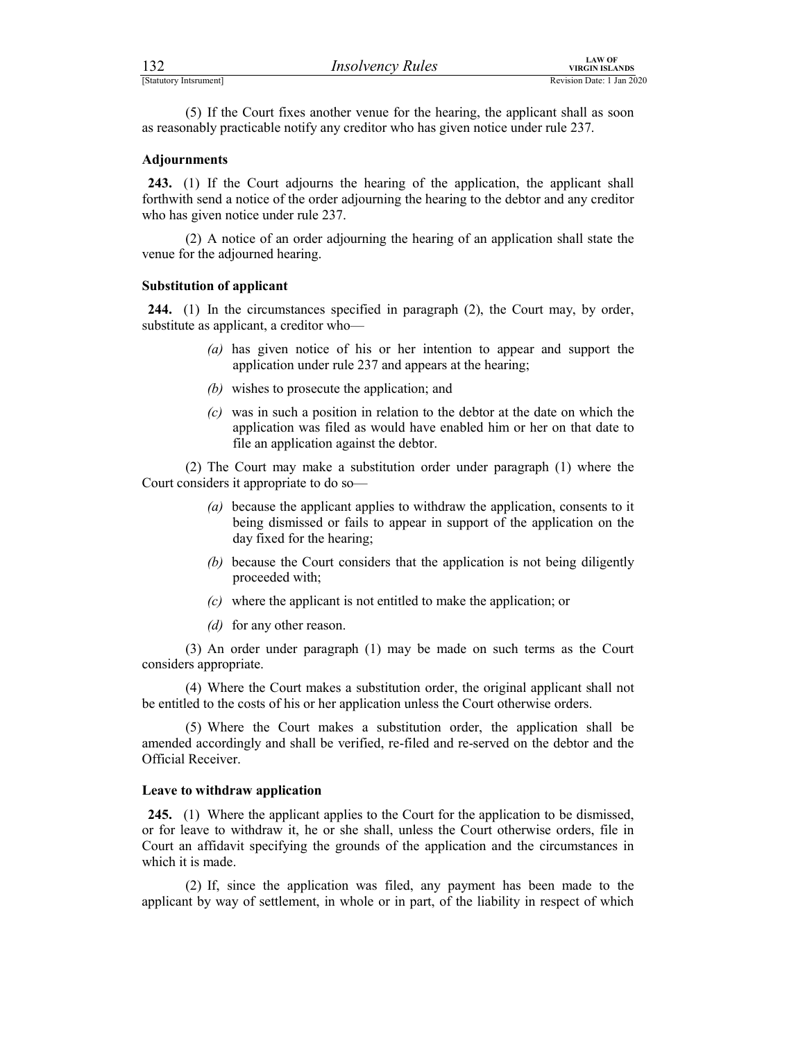(5) If the Court fixes another venue for the hearing, the applicant shall as soon as reasonably practicable notify any creditor who has given notice under rule 237.

**Adjournments**

**243.** (1) If the Court adjourns the hearing of the application, the applicant shall forthwith send a notice of the order adjourning the hearing to the debtor and any creditor who has given notice under rule 237.

(2) A notice of an order adjourning the hearing of an application shall state the venue for the adjourned hearing.

**Substitution of applicant**

**244.** (1) In the circumstances specified in paragraph (2), the Court may, by order, substitute as applicant, a creditor who—

*(a)* has given notice of his or her intention to appear and support the application under rule 237 and appears at the hearing;

*(b)* wishes to prosecute the application; and

*(c)* was in such a position in relation to the debtor at the date on which the application was filed as would have enabled him or her on that date to file an application against the debtor.

(2) The Court may make a substitution order under paragraph (1) where the Court considers it appropriate to do so—

*(a)* because the applicant applies to withdraw the application, consents to it being dismissed or fails to appear in support of the application on the day fixed for the hearing;

*(b)* because the Court considers that the application is not being diligently proceeded with;

*(c)* where the applicant is not entitled to make the application; or

*(d)* for any other reason.

(3) An order under paragraph (1) may be made on such terms as the Court considers appropriate.

(4) Where the Court makes a substitution order, the original applicant shall not be entitled to the costs of his or her application unless the Court otherwise orders.

(5) Where the Court makes a substitution order, the application shall be amended accordingly and shall be verified, re-filed and re-served on the debtor and the Official Receiver.

**Leave to withdraw application**

**245.** (1) Where the applicant applies to the Court for the application to be dismissed, or for leave to withdraw it, he or she shall, unless the Court otherwise orders, file in Court an affidavit specifying the grounds of the application and the circumstances in which it is made.

(2) If, since the application was filed, any payment has been made to the applicant by way of settlement, in whole or in part, of the liability in respect of which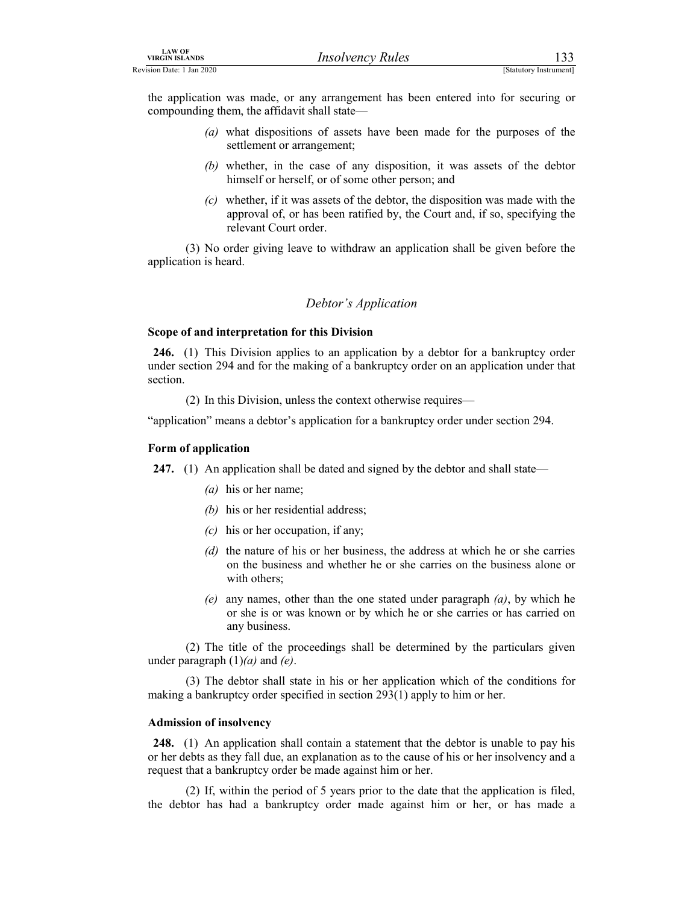the application was made, or any arrangement has been entered into for securing or compounding them, the affidavit shall state—

> *(a)* what dispositions of assets have been made for the purposes of the settlement or arrangement;
>
> *(b)* whether, in the case of any disposition, it was assets of the debtor himself or herself, or of some other person; and
>
> *(c)* whether, if it was assets of the debtor, the disposition was made with the approval of, or has been ratified by, the Court and, if so, specifying the relevant Court order.

(3) No order giving leave to withdraw an application shall be given before the application is heard.

## *Debtor's Application*

### Scope of and interpretation for this Division

**246.** (1) This Division applies to an application by a debtor for a bankruptcy order under section 294 and for the making of a bankruptcy order on an application under that section.

(2) In this Division, unless the context otherwise requires—

"application" means a debtor's application for a bankruptcy order under section 294.

### Form of application

**247.** (1) An application shall be dated and signed by the debtor and shall state—

> *(a)* his or her name;
>
> *(b)* his or her residential address;
>
> *(c)* his or her occupation, if any;
>
> *(d)* the nature of his or her business, the address at which he or she carries on the business and whether he or she carries on the business alone or with others;
>
> *(e)* any names, other than the one stated under paragraph *(a)*, by which he or she is or was known or by which he or she carries or has carried on any business.

(2) The title of the proceedings shall be determined by the particulars given under paragraph (1)*(a)* and *(e)*.

(3) The debtor shall state in his or her application which of the conditions for making a bankruptcy order specified in section 293(1) apply to him or her.

### Admission of insolvency

**248.** (1) An application shall contain a statement that the debtor is unable to pay his or her debts as they fall due, an explanation as to the cause of his or her insolvency and a request that a bankruptcy order be made against him or her.

(2) If, within the period of 5 years prior to the date that the application is filed, the debtor has had a bankruptcy order made against him or her, or has made a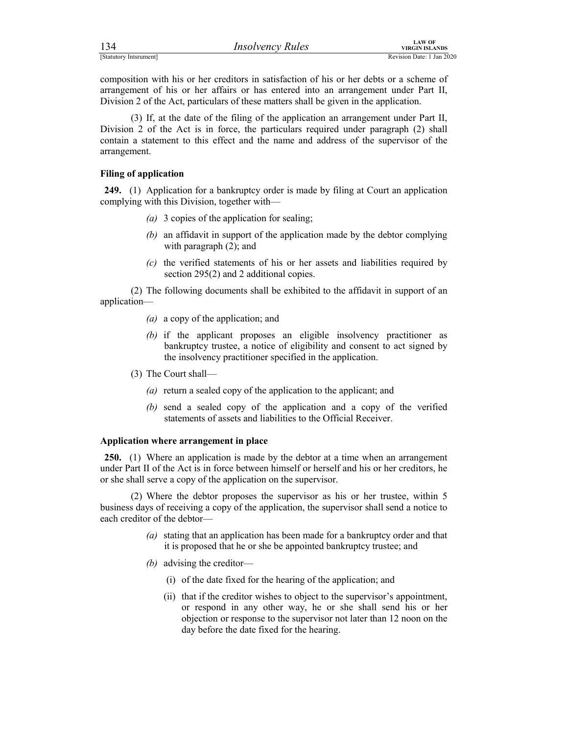composition with his or her creditors in satisfaction of his or her debts or a scheme of arrangement of his or her affairs or has entered into an arrangement under Part II, Division 2 of the Act, particulars of these matters shall be given in the application.

(3) If, at the date of the filing of the application an arrangement under Part II, Division 2 of the Act is in force, the particulars required under paragraph (2) shall contain a statement to this effect and the name and address of the supervisor of the arrangement.

**Filing of application**

**249.** (1) Application for a bankruptcy order is made by filing at Court an application complying with this Division, together with—

*(a)* 3 copies of the application for sealing;

*(b)* an affidavit in support of the application made by the debtor complying with paragraph (2); and

*(c)* the verified statements of his or her assets and liabilities required by section 295(2) and 2 additional copies.

(2) The following documents shall be exhibited to the affidavit in support of an application—

*(a)* a copy of the application; and

*(b)* if the applicant proposes an eligible insolvency practitioner as bankruptcy trustee, a notice of eligibility and consent to act signed by the insolvency practitioner specified in the application.

(3) The Court shall—

*(a)* return a sealed copy of the application to the applicant; and

*(b)* send a sealed copy of the application and a copy of the verified statements of assets and liabilities to the Official Receiver.

**Application where arrangement in place**

**250.** (1) Where an application is made by the debtor at a time when an arrangement under Part II of the Act is in force between himself or herself and his or her creditors, he or she shall serve a copy of the application on the supervisor.

(2) Where the debtor proposes the supervisor as his or her trustee, within 5 business days of receiving a copy of the application, the supervisor shall send a notice to each creditor of the debtor—

*(a)* stating that an application has been made for a bankruptcy order and that it is proposed that he or she be appointed bankruptcy trustee; and

*(b)* advising the creditor—

(i) of the date fixed for the hearing of the application; and

(ii) that if the creditor wishes to object to the supervisor's appointment, or respond in any other way, he or she shall send his or her objection or response to the supervisor not later than 12 noon on the day before the date fixed for the hearing.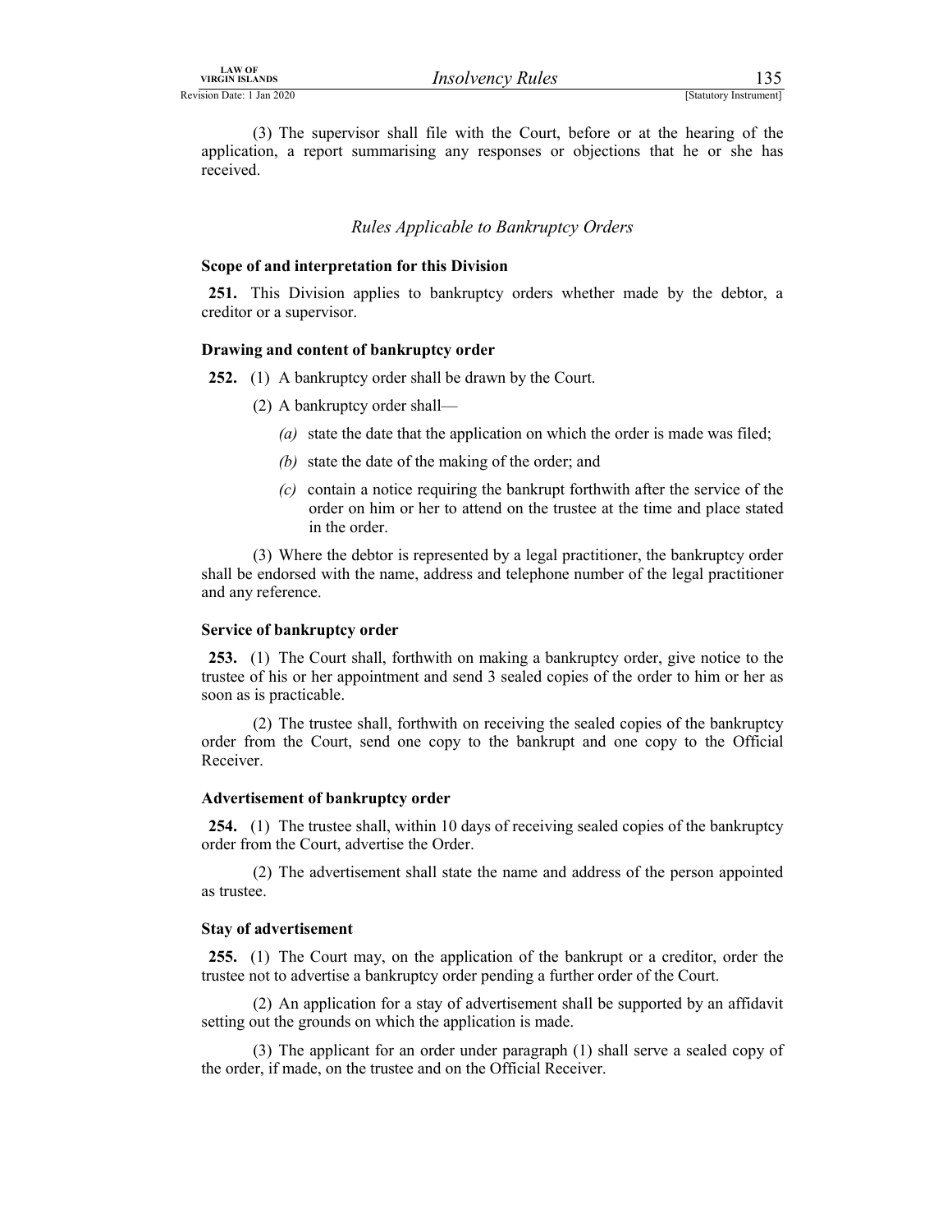(3) The supervisor shall file with the Court, before or at the hearing of the application, a report summarising any responses or objections that he or she has received.

## *Rules Applicable to Bankruptcy Orders*

### Scope of and interpretation for this Division

**251.** This Division applies to bankruptcy orders whether made by the debtor, a creditor or a supervisor.

### Drawing and content of bankruptcy order

**252.** (1) A bankruptcy order shall be drawn by the Court.

(2) A bankruptcy order shall—

*(a)* state the date that the application on which the order is made was filed;

*(b)* state the date of the making of the order; and

*(c)* contain a notice requiring the bankrupt forthwith after the service of the order on him or her to attend on the trustee at the time and place stated in the order.

(3) Where the debtor is represented by a legal practitioner, the bankruptcy order shall be endorsed with the name, address and telephone number of the legal practitioner and any reference.

### Service of bankruptcy order

**253.** (1) The Court shall, forthwith on making a bankruptcy order, give notice to the trustee of his or her appointment and send 3 sealed copies of the order to him or her as soon as is practicable.

(2) The trustee shall, forthwith on receiving the sealed copies of the bankruptcy order from the Court, send one copy to the bankrupt and one copy to the Official Receiver.

### Advertisement of bankruptcy order

**254.** (1) The trustee shall, within 10 days of receiving sealed copies of the bankruptcy order from the Court, advertise the Order.

(2) The advertisement shall state the name and address of the person appointed as trustee.

### Stay of advertisement

**255.** (1) The Court may, on the application of the bankrupt or a creditor, order the trustee not to advertise a bankruptcy order pending a further order of the Court.

(2) An application for a stay of advertisement shall be supported by an affidavit setting out the grounds on which the application is made.

(3) The applicant for an order under paragraph (1) shall serve a sealed copy of the order, if made, on the trustee and on the Official Receiver.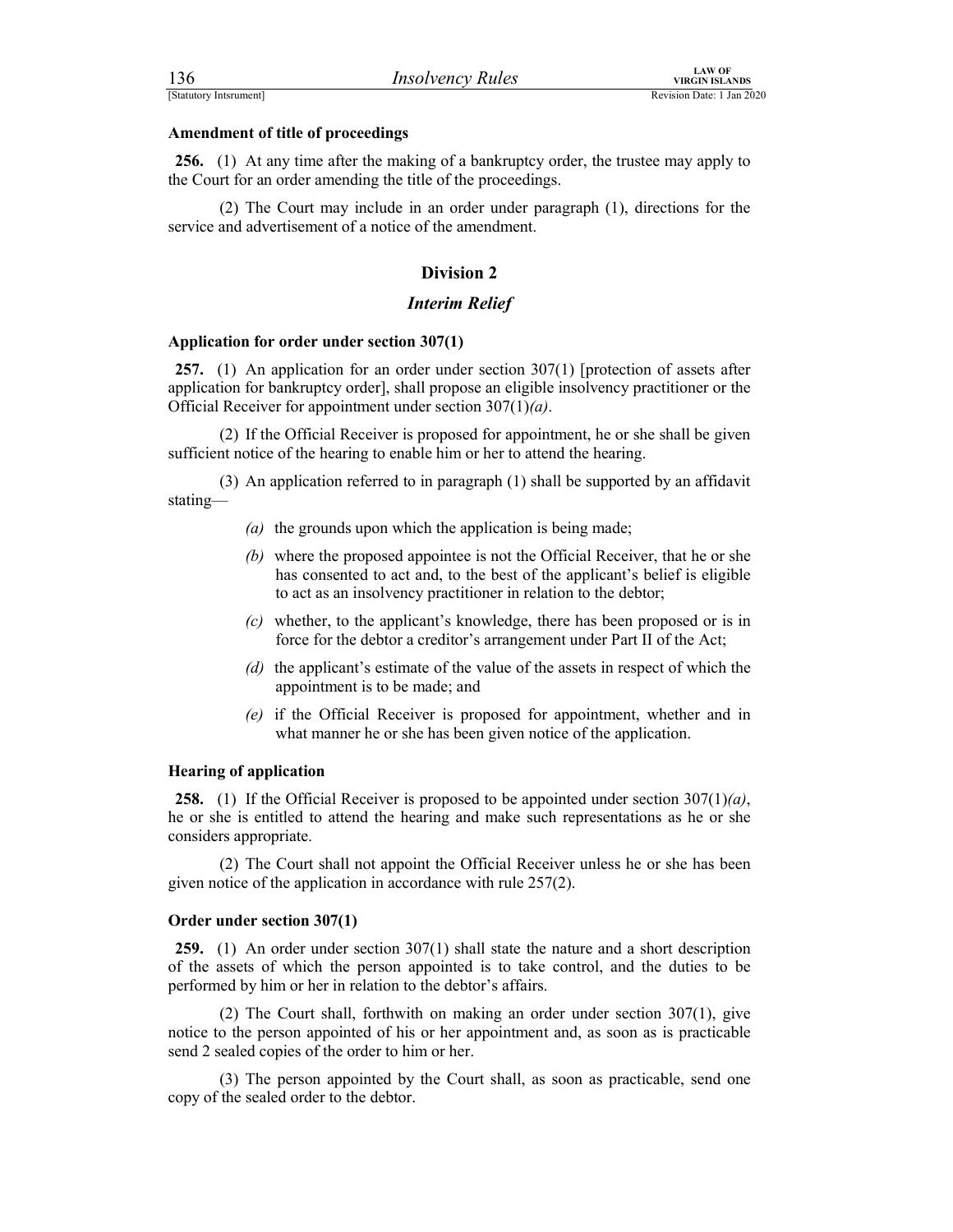**Amendment of title of proceedings**

**256.** (1) At any time after the making of a bankruptcy order, the trustee may apply to the Court for an order amending the title of the proceedings.

(2) The Court may include in an order under paragraph (1), directions for the service and advertisement of a notice of the amendment.

## Division 2

### *Interim Relief*

**Application for order under section 307(1)**

**257.** (1) An application for an order under section 307(1) [protection of assets after application for bankruptcy order], shall propose an eligible insolvency practitioner or the Official Receiver for appointment under section 307(1)*(a)*.

(2) If the Official Receiver is proposed for appointment, he or she shall be given sufficient notice of the hearing to enable him or her to attend the hearing.

(3) An application referred to in paragraph (1) shall be supported by an affidavit stating—

*(a)* the grounds upon which the application is being made;

*(b)* where the proposed appointee is not the Official Receiver, that he or she has consented to act and, to the best of the applicant's belief is eligible to act as an insolvency practitioner in relation to the debtor;

*(c)* whether, to the applicant's knowledge, there has been proposed or is in force for the debtor a creditor's arrangement under Part II of the Act;

*(d)* the applicant's estimate of the value of the assets in respect of which the appointment is to be made; and

*(e)* if the Official Receiver is proposed for appointment, whether and in what manner he or she has been given notice of the application.

**Hearing of application**

**258.** (1) If the Official Receiver is proposed to be appointed under section 307(1)*(a)*, he or she is entitled to attend the hearing and make such representations as he or she considers appropriate.

(2) The Court shall not appoint the Official Receiver unless he or she has been given notice of the application in accordance with rule 257(2).

**Order under section 307(1)**

**259.** (1) An order under section 307(1) shall state the nature and a short description of the assets of which the person appointed is to take control, and the duties to be performed by him or her in relation to the debtor's affairs.

(2) The Court shall, forthwith on making an order under section 307(1), give notice to the person appointed of his or her appointment and, as soon as is practicable send 2 sealed copies of the order to him or her.

(3) The person appointed by the Court shall, as soon as practicable, send one copy of the sealed order to the debtor.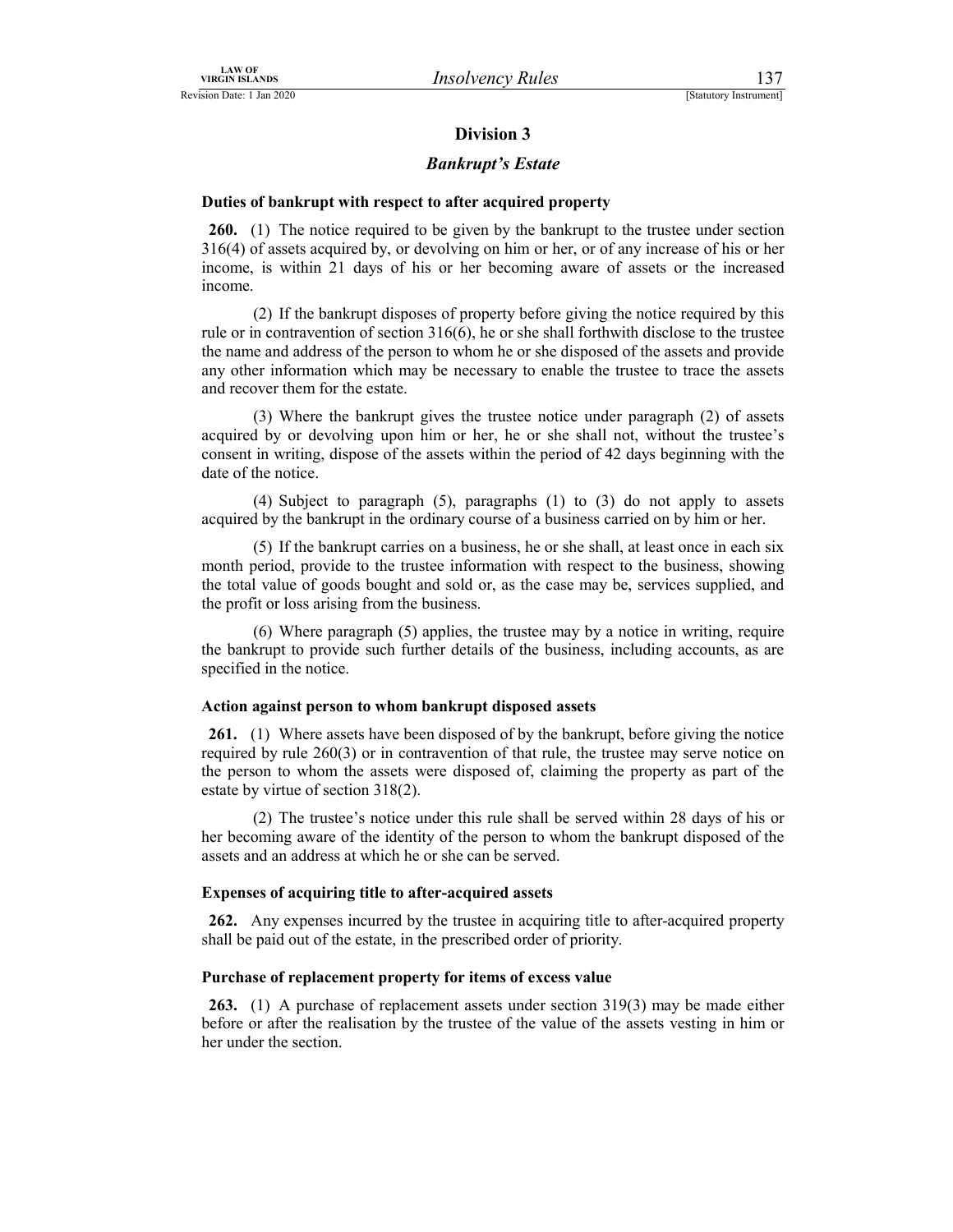## Division 3

### *Bankrupt's Estate*

**Duties of bankrupt with respect to after acquired property**

**260.** (1) The notice required to be given by the bankrupt to the trustee under section 316(4) of assets acquired by, or devolving on him or her, or of any increase of his or her income, is within 21 days of his or her becoming aware of assets or the increased income.

(2) If the bankrupt disposes of property before giving the notice required by this rule or in contravention of section 316(6), he or she shall forthwith disclose to the trustee the name and address of the person to whom he or she disposed of the assets and provide any other information which may be necessary to enable the trustee to trace the assets and recover them for the estate.

(3) Where the bankrupt gives the trustee notice under paragraph (2) of assets acquired by or devolving upon him or her, he or she shall not, without the trustee's consent in writing, dispose of the assets within the period of 42 days beginning with the date of the notice.

(4) Subject to paragraph (5), paragraphs (1) to (3) do not apply to assets acquired by the bankrupt in the ordinary course of a business carried on by him or her.

(5) If the bankrupt carries on a business, he or she shall, at least once in each six month period, provide to the trustee information with respect to the business, showing the total value of goods bought and sold or, as the case may be, services supplied, and the profit or loss arising from the business.

(6) Where paragraph (5) applies, the trustee may by a notice in writing, require the bankrupt to provide such further details of the business, including accounts, as are specified in the notice.

**Action against person to whom bankrupt disposed assets**

**261.** (1) Where assets have been disposed of by the bankrupt, before giving the notice required by rule 260(3) or in contravention of that rule, the trustee may serve notice on the person to whom the assets were disposed of, claiming the property as part of the estate by virtue of section 318(2).

(2) The trustee's notice under this rule shall be served within 28 days of his or her becoming aware of the identity of the person to whom the bankrupt disposed of the assets and an address at which he or she can be served.

**Expenses of acquiring title to after-acquired assets**

**262.** Any expenses incurred by the trustee in acquiring title to after-acquired property shall be paid out of the estate, in the prescribed order of priority.

**Purchase of replacement property for items of excess value**

**263.** (1) A purchase of replacement assets under section 319(3) may be made either before or after the realisation by the trustee of the value of the assets vesting in him or her under the section.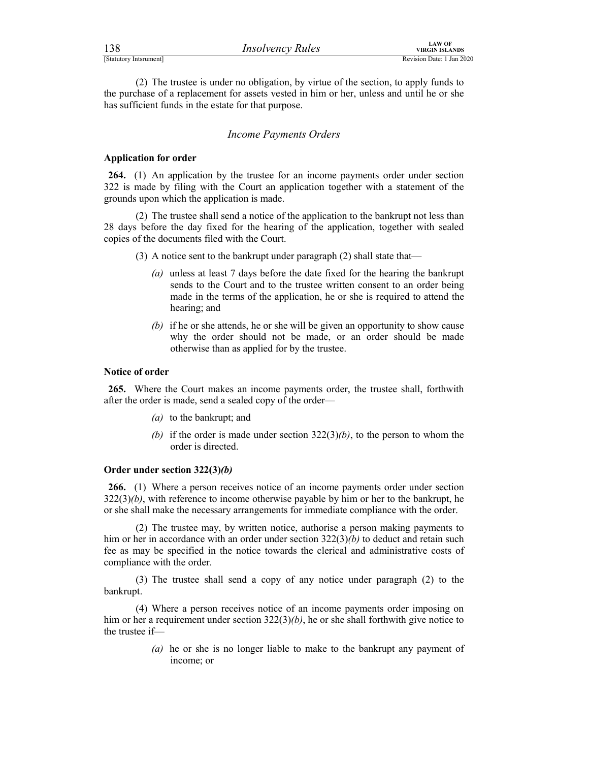(2) The trustee is under no obligation, by virtue of the section, to apply funds to the purchase of a replacement for assets vested in him or her, unless and until he or she has sufficient funds in the estate for that purpose.

### *Income Payments Orders*

**Application for order**

**264.** (1) An application by the trustee for an income payments order under section 322 is made by filing with the Court an application together with a statement of the grounds upon which the application is made.

(2) The trustee shall send a notice of the application to the bankrupt not less than 28 days before the day fixed for the hearing of the application, together with sealed copies of the documents filed with the Court.

(3) A notice sent to the bankrupt under paragraph (2) shall state that—

*(a)* unless at least 7 days before the date fixed for the hearing the bankrupt sends to the Court and to the trustee written consent to an order being made in the terms of the application, he or she is required to attend the hearing; and

*(b)* if he or she attends, he or she will be given an opportunity to show cause why the order should not be made, or an order should be made otherwise than as applied for by the trustee.

**Notice of order**

**265.** Where the Court makes an income payments order, the trustee shall, forthwith after the order is made, send a sealed copy of the order—

*(a)* to the bankrupt; and

*(b)* if the order is made under section 322(3)*(b)*, to the person to whom the order is directed.

**Order under section 322(3)*(b)***

**266.** (1) Where a person receives notice of an income payments order under section 322(3)*(b)*, with reference to income otherwise payable by him or her to the bankrupt, he or she shall make the necessary arrangements for immediate compliance with the order.

(2) The trustee may, by written notice, authorise a person making payments to him or her in accordance with an order under section 322(3)*(b)* to deduct and retain such fee as may be specified in the notice towards the clerical and administrative costs of compliance with the order.

(3) The trustee shall send a copy of any notice under paragraph (2) to the bankrupt.

(4) Where a person receives notice of an income payments order imposing on him or her a requirement under section 322(3)*(b)*, he or she shall forthwith give notice to the trustee if—

*(a)* he or she is no longer liable to make to the bankrupt any payment of income; or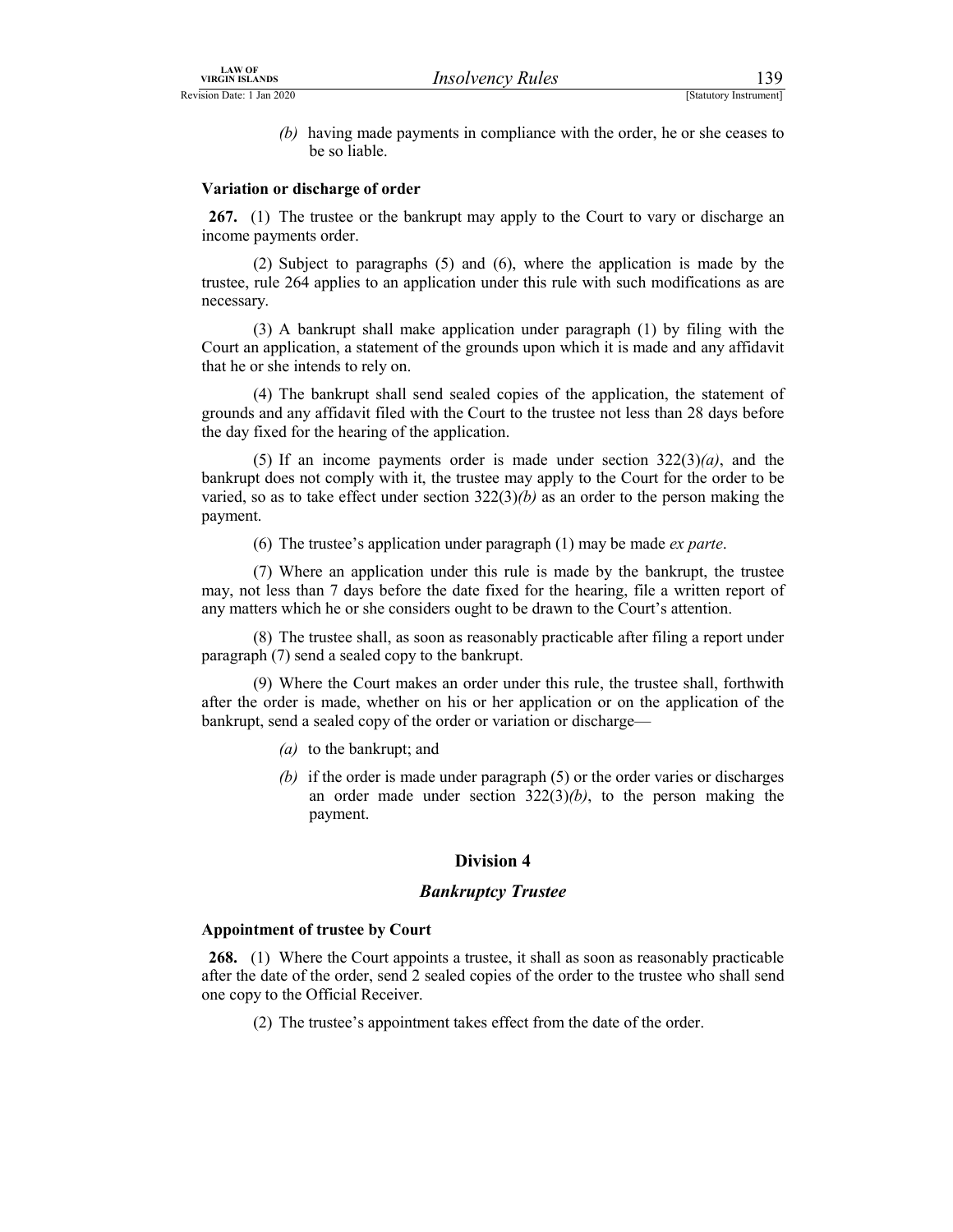*(b)* having made payments in compliance with the order, he or she ceases to be so liable.

**Variation or discharge of order**

**267.** (1) The trustee or the bankrupt may apply to the Court to vary or discharge an income payments order.

(2) Subject to paragraphs (5) and (6), where the application is made by the trustee, rule 264 applies to an application under this rule with such modifications as are necessary.

(3) A bankrupt shall make application under paragraph (1) by filing with the Court an application, a statement of the grounds upon which it is made and any affidavit that he or she intends to rely on.

(4) The bankrupt shall send sealed copies of the application, the statement of grounds and any affidavit filed with the Court to the trustee not less than 28 days before the day fixed for the hearing of the application.

(5) If an income payments order is made under section 322(3)*(a)*, and the bankrupt does not comply with it, the trustee may apply to the Court for the order to be varied, so as to take effect under section 322(3)*(b)* as an order to the person making the payment.

(6) The trustee's application under paragraph (1) may be made *ex parte*.

(7) Where an application under this rule is made by the bankrupt, the trustee may, not less than 7 days before the date fixed for the hearing, file a written report of any matters which he or she considers ought to be drawn to the Court's attention.

(8) The trustee shall, as soon as reasonably practicable after filing a report under paragraph (7) send a sealed copy to the bankrupt.

(9) Where the Court makes an order under this rule, the trustee shall, forthwith after the order is made, whether on his or her application or on the application of the bankrupt, send a sealed copy of the order or variation or discharge—

*(a)* to the bankrupt; and

*(b)* if the order is made under paragraph (5) or the order varies or discharges an order made under section 322(3)*(b)*, to the person making the payment.

## Division 4

### *Bankruptcy Trustee*

**Appointment of trustee by Court**

**268.** (1) Where the Court appoints a trustee, it shall as soon as reasonably practicable after the date of the order, send 2 sealed copies of the order to the trustee who shall send one copy to the Official Receiver.

(2) The trustee's appointment takes effect from the date of the order.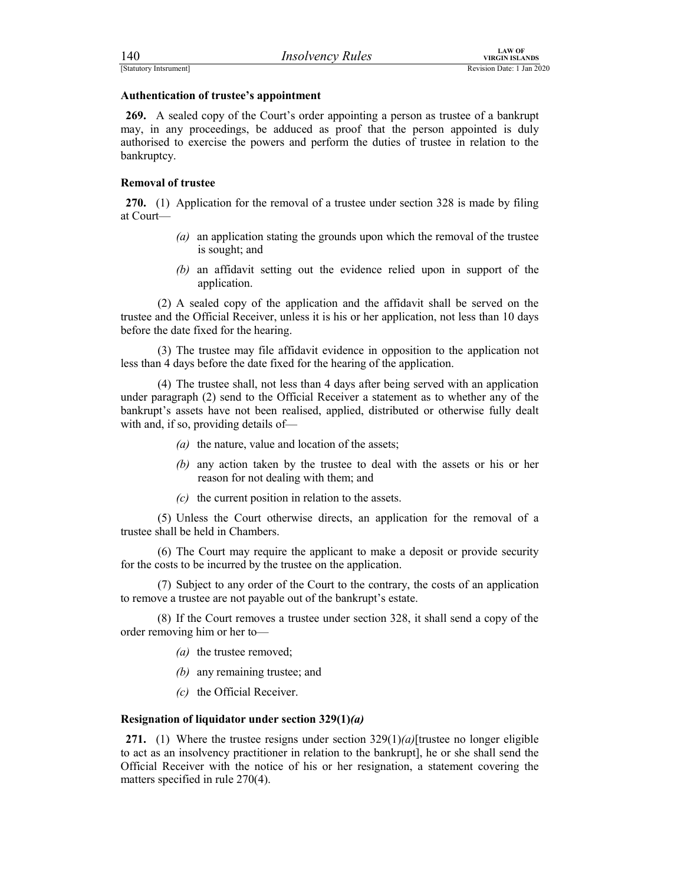**Authentication of trustee's appointment**

**269.** A sealed copy of the Court's order appointing a person as trustee of a bankrupt may, in any proceedings, be adduced as proof that the person appointed is duly authorised to exercise the powers and perform the duties of trustee in relation to the bankruptcy.

**Removal of trustee**

**270.** (1) Application for the removal of a trustee under section 328 is made by filing at Court—

> *(a)* an application stating the grounds upon which the removal of the trustee is sought; and
>
> *(b)* an affidavit setting out the evidence relied upon in support of the application.

(2) A sealed copy of the application and the affidavit shall be served on the trustee and the Official Receiver, unless it is his or her application, not less than 10 days before the date fixed for the hearing.

(3) The trustee may file affidavit evidence in opposition to the application not less than 4 days before the date fixed for the hearing of the application.

(4) The trustee shall, not less than 4 days after being served with an application under paragraph (2) send to the Official Receiver a statement as to whether any of the bankrupt's assets have not been realised, applied, distributed or otherwise fully dealt with and, if so, providing details of—

> *(a)* the nature, value and location of the assets;
>
> *(b)* any action taken by the trustee to deal with the assets or his or her reason for not dealing with them; and
>
> *(c)* the current position in relation to the assets.

(5) Unless the Court otherwise directs, an application for the removal of a trustee shall be held in Chambers.

(6) The Court may require the applicant to make a deposit or provide security for the costs to be incurred by the trustee on the application.

(7) Subject to any order of the Court to the contrary, the costs of an application to remove a trustee are not payable out of the bankrupt's estate.

(8) If the Court removes a trustee under section 328, it shall send a copy of the order removing him or her to—

> *(a)* the trustee removed;
>
> *(b)* any remaining trustee; and
>
> *(c)* the Official Receiver.

**Resignation of liquidator under section 329(1)*(a)***

**271.** (1) Where the trustee resigns under section 329(1)*(a)*[trustee no longer eligible to act as an insolvency practitioner in relation to the bankrupt], he or she shall send the Official Receiver with the notice of his or her resignation, a statement covering the matters specified in rule 270(4).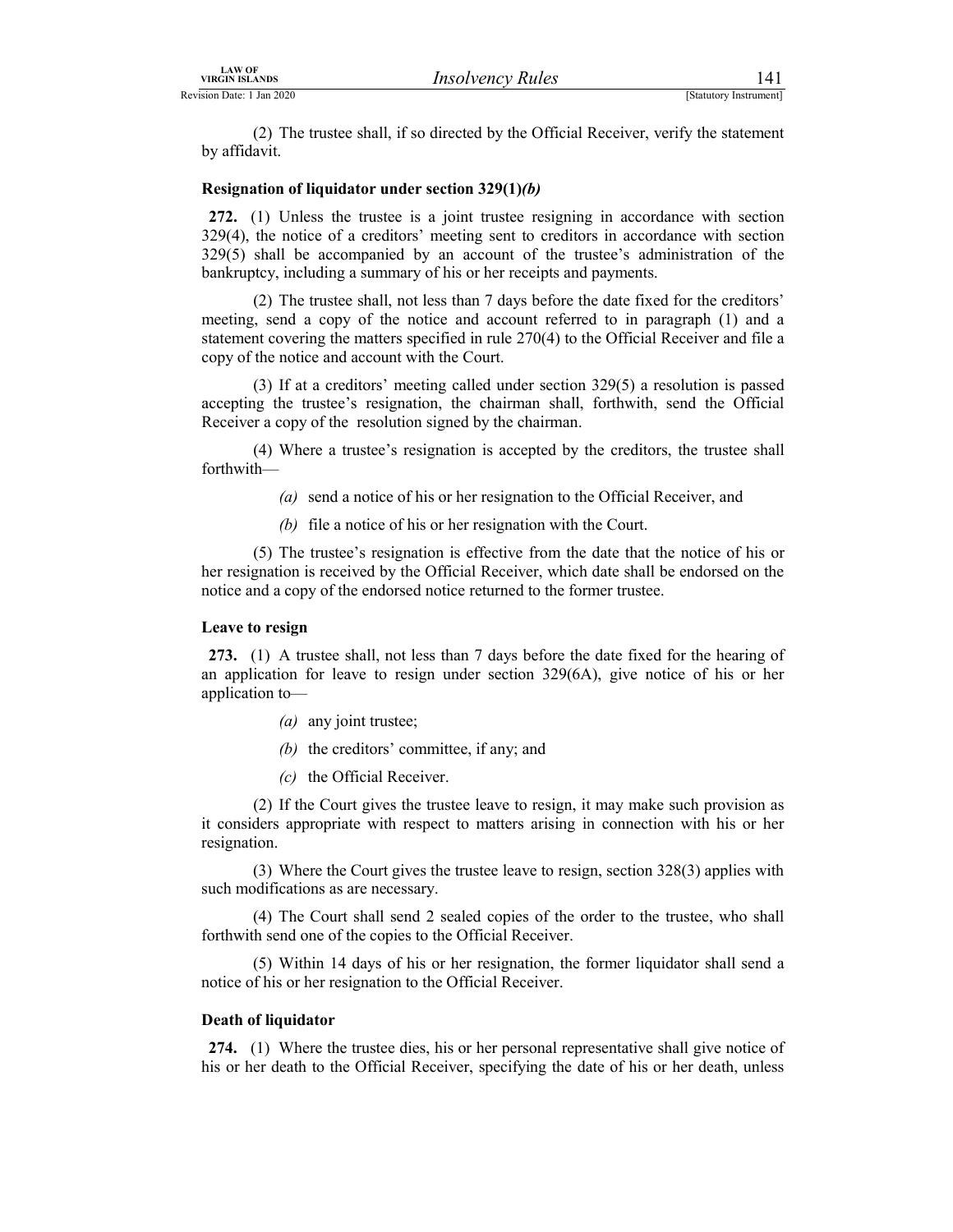(2) The trustee shall, if so directed by the Official Receiver, verify the statement by affidavit.

### Resignation of liquidator under section 329(1)*(b)*

**272.** (1) Unless the trustee is a joint trustee resigning in accordance with section 329(4), the notice of a creditors' meeting sent to creditors in accordance with section 329(5) shall be accompanied by an account of the trustee's administration of the bankruptcy, including a summary of his or her receipts and payments.

(2) The trustee shall, not less than 7 days before the date fixed for the creditors' meeting, send a copy of the notice and account referred to in paragraph (1) and a statement covering the matters specified in rule 270(4) to the Official Receiver and file a copy of the notice and account with the Court.

(3) If at a creditors' meeting called under section 329(5) a resolution is passed accepting the trustee's resignation, the chairman shall, forthwith, send the Official Receiver a copy of the resolution signed by the chairman.

(4) Where a trustee's resignation is accepted by the creditors, the trustee shall forthwith—

*(a)* send a notice of his or her resignation to the Official Receiver, and

*(b)* file a notice of his or her resignation with the Court.

(5) The trustee's resignation is effective from the date that the notice of his or her resignation is received by the Official Receiver, which date shall be endorsed on the notice and a copy of the endorsed notice returned to the former trustee.

### Leave to resign

**273.** (1) A trustee shall, not less than 7 days before the date fixed for the hearing of an application for leave to resign under section 329(6A), give notice of his or her application to—

*(a)* any joint trustee;

*(b)* the creditors' committee, if any; and

*(c)* the Official Receiver.

(2) If the Court gives the trustee leave to resign, it may make such provision as it considers appropriate with respect to matters arising in connection with his or her resignation.

(3) Where the Court gives the trustee leave to resign, section 328(3) applies with such modifications as are necessary.

(4) The Court shall send 2 sealed copies of the order to the trustee, who shall forthwith send one of the copies to the Official Receiver.

(5) Within 14 days of his or her resignation, the former liquidator shall send a notice of his or her resignation to the Official Receiver.

### Death of liquidator

**274.** (1) Where the trustee dies, his or her personal representative shall give notice of his or her death to the Official Receiver, specifying the date of his or her death, unless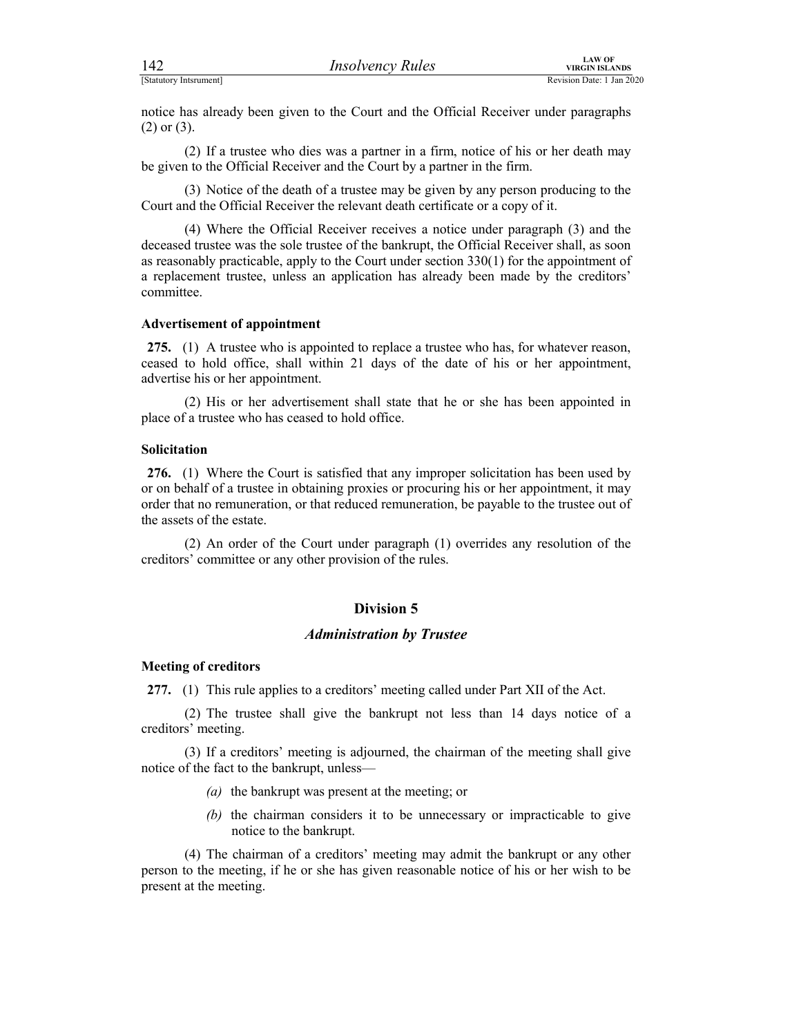notice has already been given to the Court and the Official Receiver under paragraphs (2) or (3).

(2) If a trustee who dies was a partner in a firm, notice of his or her death may be given to the Official Receiver and the Court by a partner in the firm.

(3) Notice of the death of a trustee may be given by any person producing to the Court and the Official Receiver the relevant death certificate or a copy of it.

(4) Where the Official Receiver receives a notice under paragraph (3) and the deceased trustee was the sole trustee of the bankrupt, the Official Receiver shall, as soon as reasonably practicable, apply to the Court under section 330(1) for the appointment of a replacement trustee, unless an application has already been made by the creditors' committee.

**Advertisement of appointment**

**275.** (1) A trustee who is appointed to replace a trustee who has, for whatever reason, ceased to hold office, shall within 21 days of the date of his or her appointment, advertise his or her appointment.

(2) His or her advertisement shall state that he or she has been appointed in place of a trustee who has ceased to hold office.

**Solicitation**

**276.** (1) Where the Court is satisfied that any improper solicitation has been used by or on behalf of a trustee in obtaining proxies or procuring his or her appointment, it may order that no remuneration, or that reduced remuneration, be payable to the trustee out of the assets of the estate.

(2) An order of the Court under paragraph (1) overrides any resolution of the creditors' committee or any other provision of the rules.

## Division 5

### *Administration by Trustee*

**Meeting of creditors**

**277.** (1) This rule applies to a creditors' meeting called under Part XII of the Act.

(2) The trustee shall give the bankrupt not less than 14 days notice of a creditors' meeting.

(3) If a creditors' meeting is adjourned, the chairman of the meeting shall give notice of the fact to the bankrupt, unless—

*(a)* the bankrupt was present at the meeting; or

*(b)* the chairman considers it to be unnecessary or impracticable to give notice to the bankrupt.

(4) The chairman of a creditors' meeting may admit the bankrupt or any other person to the meeting, if he or she has given reasonable notice of his or her wish to be present at the meeting.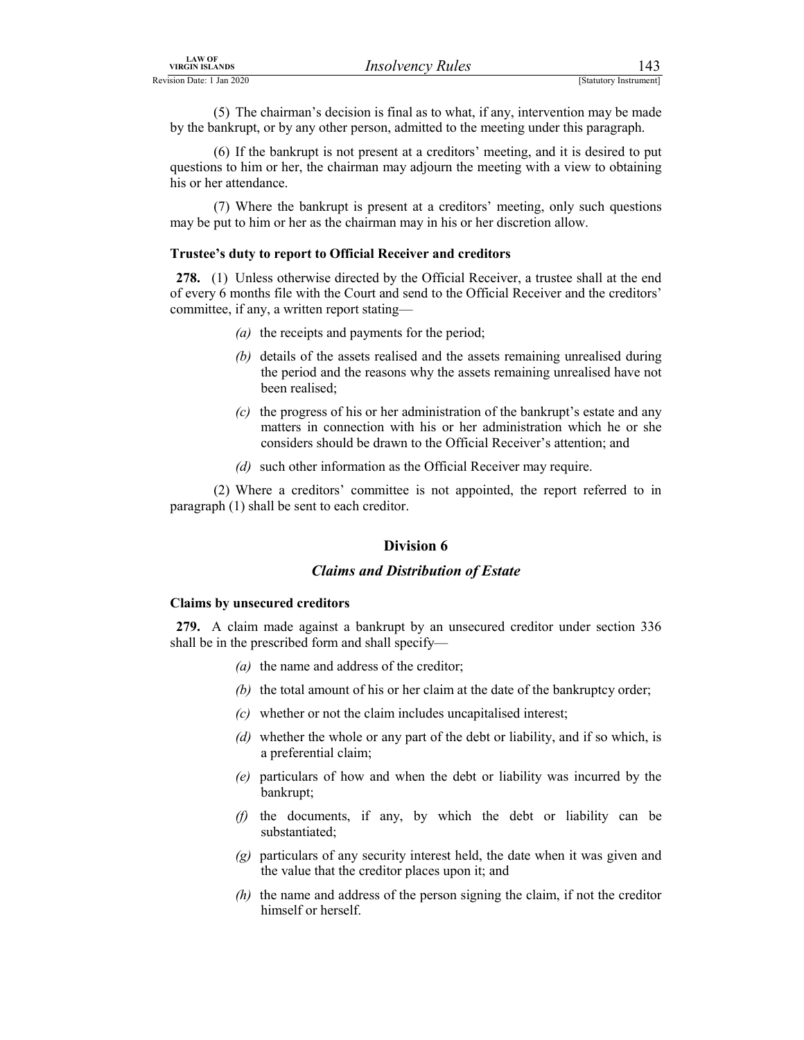(5) The chairman's decision is final as to what, if any, intervention may be made by the bankrupt, or by any other person, admitted to the meeting under this paragraph.

(6) If the bankrupt is not present at a creditors' meeting, and it is desired to put questions to him or her, the chairman may adjourn the meeting with a view to obtaining his or her attendance.

(7) Where the bankrupt is present at a creditors' meeting, only such questions may be put to him or her as the chairman may in his or her discretion allow.

**Trustee's duty to report to Official Receiver and creditors**

**278.** (1) Unless otherwise directed by the Official Receiver, a trustee shall at the end of every 6 months file with the Court and send to the Official Receiver and the creditors' committee, if any, a written report stating—

*(a)* the receipts and payments for the period;

*(b)* details of the assets realised and the assets remaining unrealised during the period and the reasons why the assets remaining unrealised have not been realised;

*(c)* the progress of his or her administration of the bankrupt's estate and any matters in connection with his or her administration which he or she considers should be drawn to the Official Receiver's attention; and

*(d)* such other information as the Official Receiver may require.

(2) Where a creditors' committee is not appointed, the report referred to in paragraph (1) shall be sent to each creditor.

## Division 6

### *Claims and Distribution of Estate*

**Claims by unsecured creditors**

**279.** A claim made against a bankrupt by an unsecured creditor under section 336 shall be in the prescribed form and shall specify—

*(a)* the name and address of the creditor;

*(b)* the total amount of his or her claim at the date of the bankruptcy order;

*(c)* whether or not the claim includes uncapitalised interest;

*(d)* whether the whole or any part of the debt or liability, and if so which, is a preferential claim;

*(e)* particulars of how and when the debt or liability was incurred by the bankrupt;

*(f)* the documents, if any, by which the debt or liability can be substantiated;

*(g)* particulars of any security interest held, the date when it was given and the value that the creditor places upon it; and

*(h)* the name and address of the person signing the claim, if not the creditor himself or herself.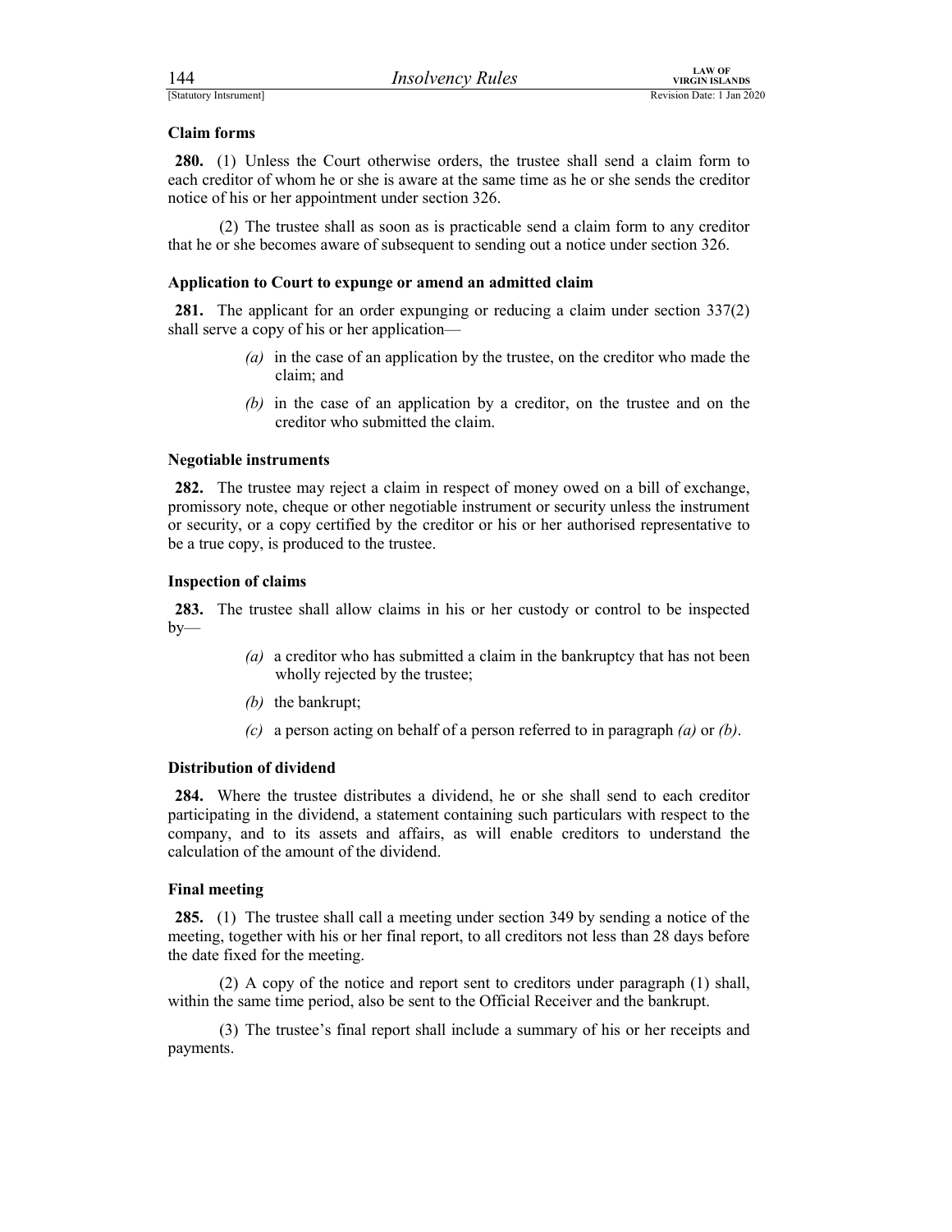### Claim forms

**280.** (1) Unless the Court otherwise orders, the trustee shall send a claim form to each creditor of whom he or she is aware at the same time as he or she sends the creditor notice of his or her appointment under section 326.

(2) The trustee shall as soon as is practicable send a claim form to any creditor that he or she becomes aware of subsequent to sending out a notice under section 326.

### Application to Court to expunge or amend an admitted claim

**281.** The applicant for an order expunging or reducing a claim under section 337(2) shall serve a copy of his or her application—

*(a)* in the case of an application by the trustee, on the creditor who made the claim; and

*(b)* in the case of an application by a creditor, on the trustee and on the creditor who submitted the claim.

### Negotiable instruments

**282.** The trustee may reject a claim in respect of money owed on a bill of exchange, promissory note, cheque or other negotiable instrument or security unless the instrument or security, or a copy certified by the creditor or his or her authorised representative to be a true copy, is produced to the trustee.

### Inspection of claims

**283.** The trustee shall allow claims in his or her custody or control to be inspected by—

*(a)* a creditor who has submitted a claim in the bankruptcy that has not been wholly rejected by the trustee;

*(b)* the bankrupt;

*(c)* a person acting on behalf of a person referred to in paragraph *(a)* or *(b)*.

### Distribution of dividend

**284.** Where the trustee distributes a dividend, he or she shall send to each creditor participating in the dividend, a statement containing such particulars with respect to the company, and to its assets and affairs, as will enable creditors to understand the calculation of the amount of the dividend.

### Final meeting

**285.** (1) The trustee shall call a meeting under section 349 by sending a notice of the meeting, together with his or her final report, to all creditors not less than 28 days before the date fixed for the meeting.

(2) A copy of the notice and report sent to creditors under paragraph (1) shall, within the same time period, also be sent to the Official Receiver and the bankrupt.

(3) The trustee's final report shall include a summary of his or her receipts and payments.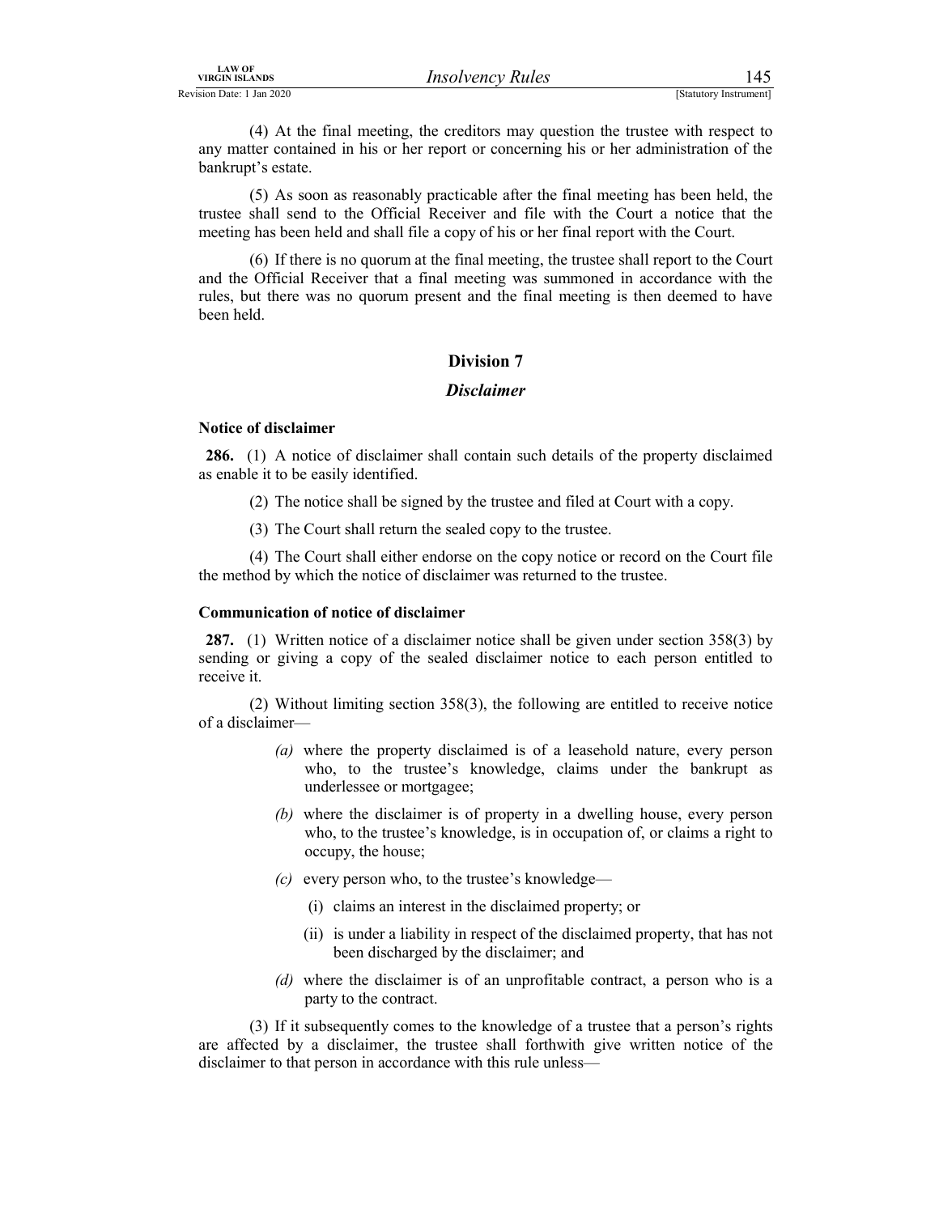(4) At the final meeting, the creditors may question the trustee with respect to any matter contained in his or her report or concerning his or her administration of the bankrupt's estate.

(5) As soon as reasonably practicable after the final meeting has been held, the trustee shall send to the Official Receiver and file with the Court a notice that the meeting has been held and shall file a copy of his or her final report with the Court.

(6) If there is no quorum at the final meeting, the trustee shall report to the Court and the Official Receiver that a final meeting was summoned in accordance with the rules, but there was no quorum present and the final meeting is then deemed to have been held.

## Division 7

### *Disclaimer*

**Notice of disclaimer**

**286.** (1) A notice of disclaimer shall contain such details of the property disclaimed as enable it to be easily identified.

(2) The notice shall be signed by the trustee and filed at Court with a copy.

(3) The Court shall return the sealed copy to the trustee.

(4) The Court shall either endorse on the copy notice or record on the Court file the method by which the notice of disclaimer was returned to the trustee.

**Communication of notice of disclaimer**

**287.** (1) Written notice of a disclaimer notice shall be given under section 358(3) by sending or giving a copy of the sealed disclaimer notice to each person entitled to receive it.

(2) Without limiting section 358(3), the following are entitled to receive notice of a disclaimer—

*(a)* where the property disclaimed is of a leasehold nature, every person who, to the trustee's knowledge, claims under the bankrupt as underlessee or mortgagee;

*(b)* where the disclaimer is of property in a dwelling house, every person who, to the trustee's knowledge, is in occupation of, or claims a right to occupy, the house;

*(c)* every person who, to the trustee's knowledge—

(i) claims an interest in the disclaimed property; or

(ii) is under a liability in respect of the disclaimed property, that has not been discharged by the disclaimer; and

*(d)* where the disclaimer is of an unprofitable contract, a person who is a party to the contract.

(3) If it subsequently comes to the knowledge of a trustee that a person's rights are affected by a disclaimer, the trustee shall forthwith give written notice of the disclaimer to that person in accordance with this rule unless—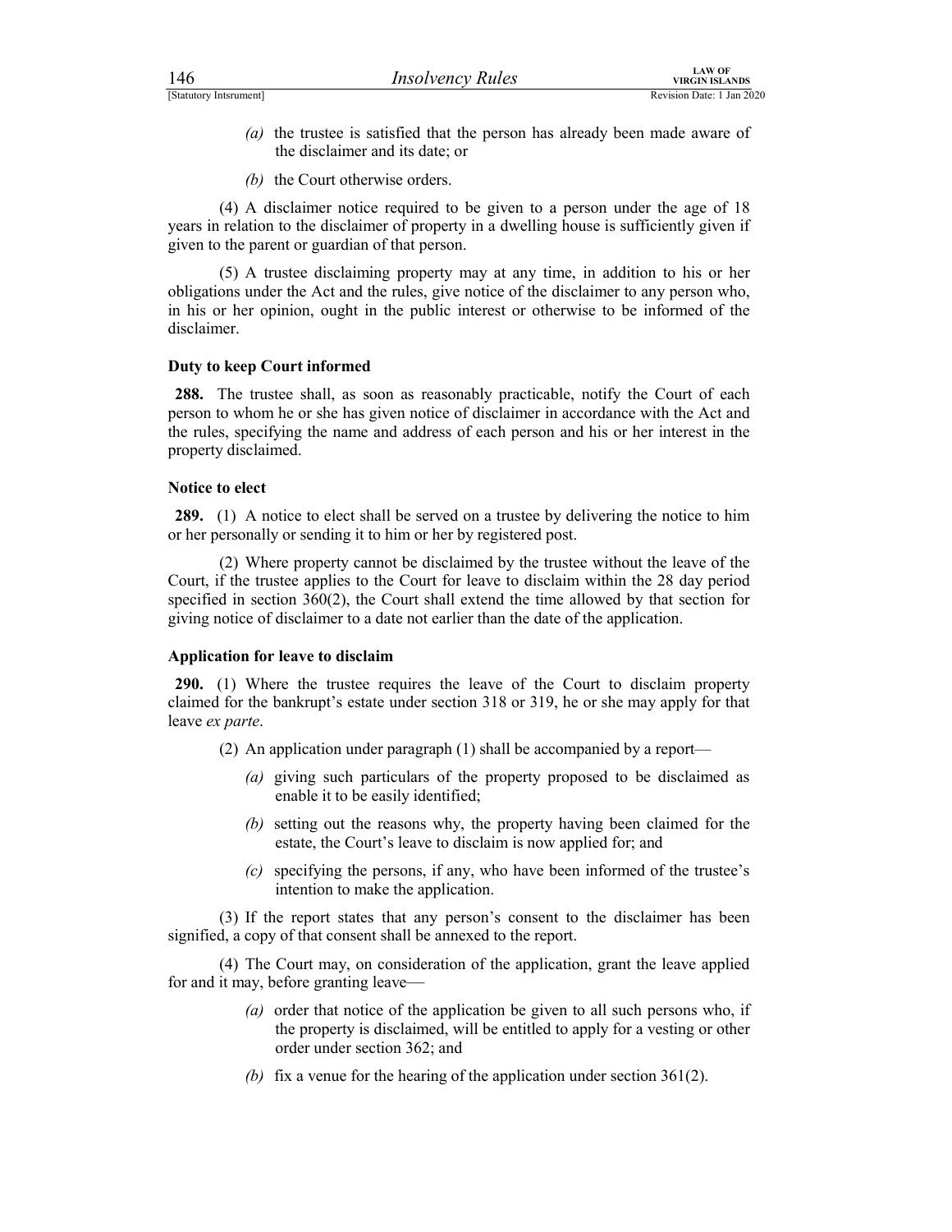(a) the trustee is satisfied that the person has already been made aware of the disclaimer and its date; or

(b) the Court otherwise orders.

(4) A disclaimer notice required to be given to a person under the age of 18 years in relation to the disclaimer of property in a dwelling house is sufficiently given if given to the parent or guardian of that person.

(5) A trustee disclaiming property may at any time, in addition to his or her obligations under the Act and the rules, give notice of the disclaimer to any person who, in his or her opinion, ought in the public interest or otherwise to be informed of the disclaimer.

**Duty to keep Court informed**

**288.** The trustee shall, as soon as reasonably practicable, notify the Court of each person to whom he or she has given notice of disclaimer in accordance with the Act and the rules, specifying the name and address of each person and his or her interest in the property disclaimed.

**Notice to elect**

**289.** (1) A notice to elect shall be served on a trustee by delivering the notice to him or her personally or sending it to him or her by registered post.

(2) Where property cannot be disclaimed by the trustee without the leave of the Court, if the trustee applies to the Court for leave to disclaim within the 28 day period specified in section 360(2), the Court shall extend the time allowed by that section for giving notice of disclaimer to a date not earlier than the date of the application.

**Application for leave to disclaim**

**290.** (1) Where the trustee requires the leave of the Court to disclaim property claimed for the bankrupt's estate under section 318 or 319, he or she may apply for that leave *ex parte*.

(2) An application under paragraph (1) shall be accompanied by a report—

(a) giving such particulars of the property proposed to be disclaimed as enable it to be easily identified;

(b) setting out the reasons why, the property having been claimed for the estate, the Court's leave to disclaim is now applied for; and

(c) specifying the persons, if any, who have been informed of the trustee's intention to make the application.

(3) If the report states that any person's consent to the disclaimer has been signified, a copy of that consent shall be annexed to the report.

(4) The Court may, on consideration of the application, grant the leave applied for and it may, before granting leave—

(a) order that notice of the application be given to all such persons who, if the property is disclaimed, will be entitled to apply for a vesting or other order under section 362; and

(b) fix a venue for the hearing of the application under section 361(2).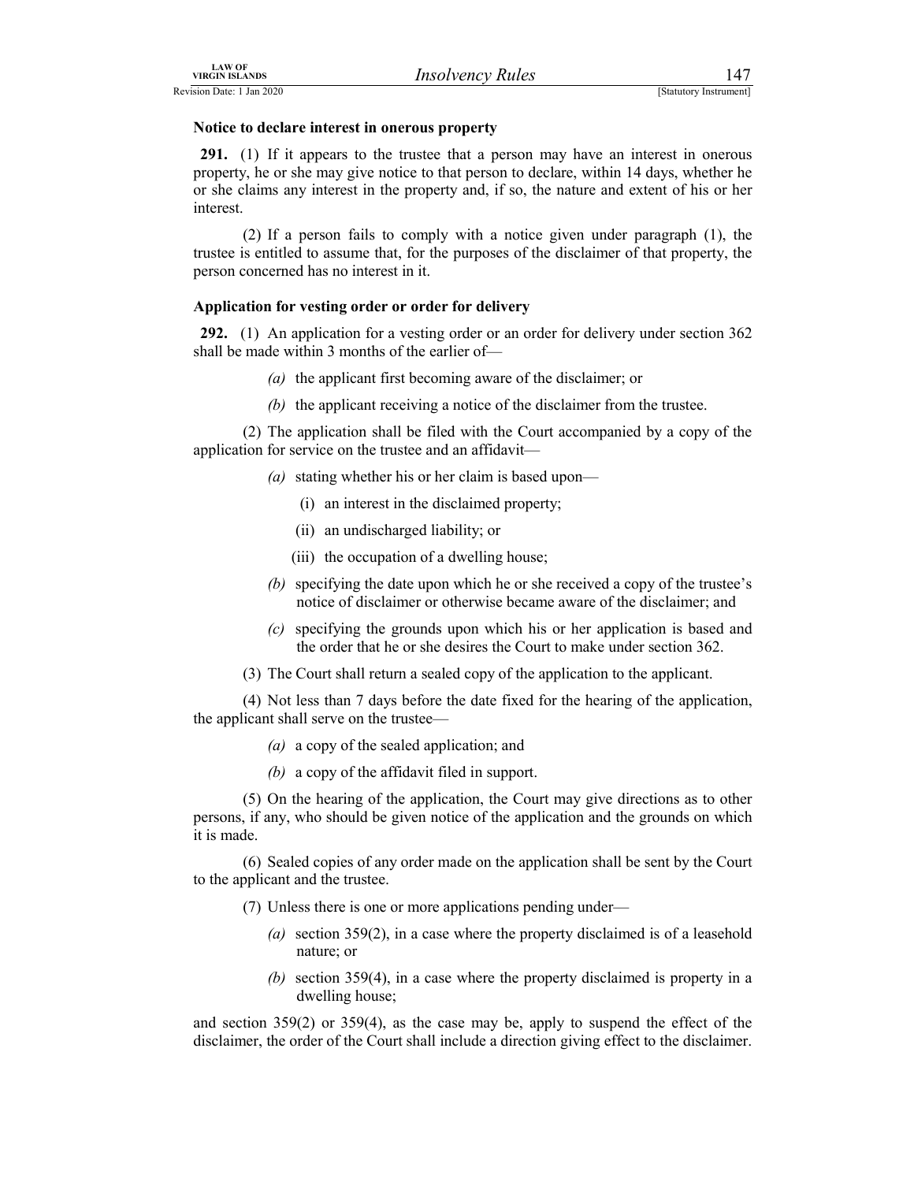**Notice to declare interest in onerous property**

**291.** (1) If it appears to the trustee that a person may have an interest in onerous property, he or she may give notice to that person to declare, within 14 days, whether he or she claims any interest in the property and, if so, the nature and extent of his or her interest.

(2) If a person fails to comply with a notice given under paragraph (1), the trustee is entitled to assume that, for the purposes of the disclaimer of that property, the person concerned has no interest in it.

**Application for vesting order or order for delivery**

**292.** (1) An application for a vesting order or an order for delivery under section 362 shall be made within 3 months of the earlier of—

> *(a)* the applicant first becoming aware of the disclaimer; or
>
> *(b)* the applicant receiving a notice of the disclaimer from the trustee.

(2) The application shall be filed with the Court accompanied by a copy of the application for service on the trustee and an affidavit—

> *(a)* stating whether his or her claim is based upon—
>
> > (i) an interest in the disclaimed property;
> >
> > (ii) an undischarged liability; or
> >
> > (iii) the occupation of a dwelling house;
>
> *(b)* specifying the date upon which he or she received a copy of the trustee's notice of disclaimer or otherwise became aware of the disclaimer; and
>
> *(c)* specifying the grounds upon which his or her application is based and the order that he or she desires the Court to make under section 362.

(3) The Court shall return a sealed copy of the application to the applicant.

(4) Not less than 7 days before the date fixed for the hearing of the application, the applicant shall serve on the trustee—

> *(a)* a copy of the sealed application; and
>
> *(b)* a copy of the affidavit filed in support.

(5) On the hearing of the application, the Court may give directions as to other persons, if any, who should be given notice of the application and the grounds on which it is made.

(6) Sealed copies of any order made on the application shall be sent by the Court to the applicant and the trustee.

(7) Unless there is one or more applications pending under—

> *(a)* section 359(2), in a case where the property disclaimed is of a leasehold nature; or
>
> *(b)* section 359(4), in a case where the property disclaimed is property in a dwelling house;

and section 359(2) or 359(4), as the case may be, apply to suspend the effect of the disclaimer, the order of the Court shall include a direction giving effect to the disclaimer.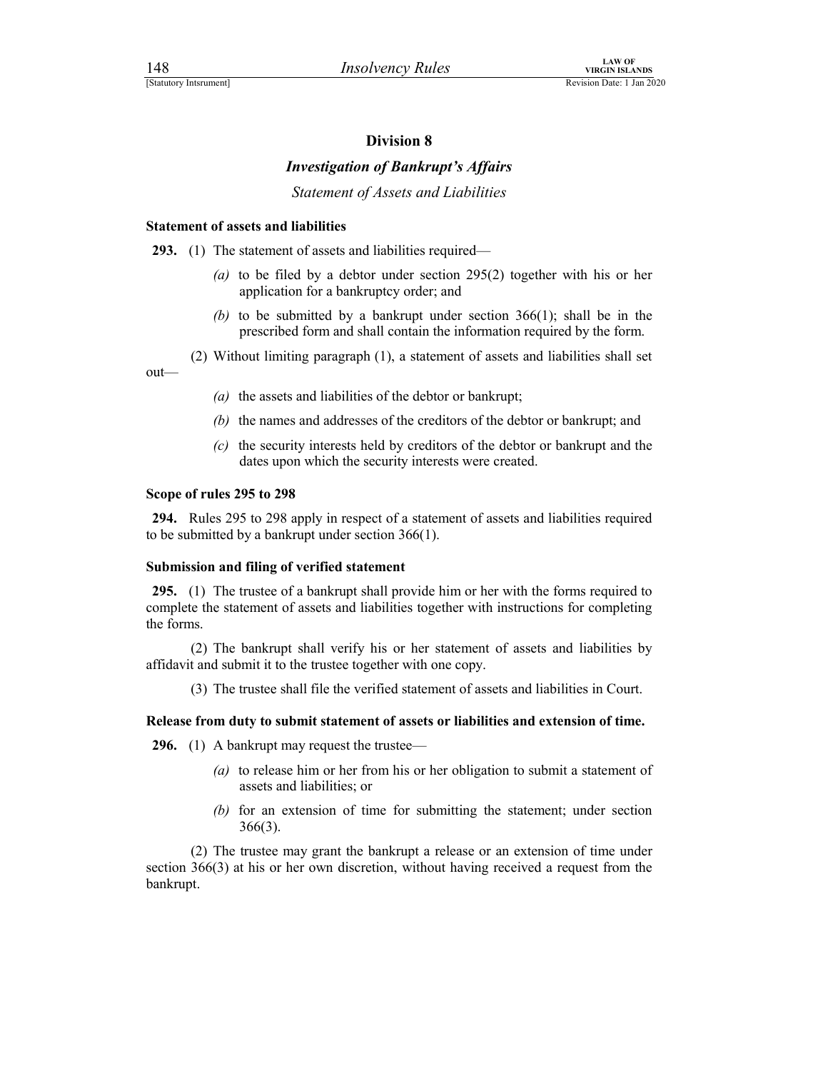## Division 8

### *Investigation of Bankrupt's Affairs*

*Statement of Assets and Liabilities*

**Statement of assets and liabilities**

**293.** (1) The statement of assets and liabilities required—

*(a)* to be filed by a debtor under section 295(2) together with his or her application for a bankruptcy order; and

*(b)* to be submitted by a bankrupt under section 366(1); shall be in the prescribed form and shall contain the information required by the form.

(2) Without limiting paragraph (1), a statement of assets and liabilities shall set out—

*(a)* the assets and liabilities of the debtor or bankrupt;

*(b)* the names and addresses of the creditors of the debtor or bankrupt; and

*(c)* the security interests held by creditors of the debtor or bankrupt and the dates upon which the security interests were created.

**Scope of rules 295 to 298**

**294.** Rules 295 to 298 apply in respect of a statement of assets and liabilities required to be submitted by a bankrupt under section 366(1).

**Submission and filing of verified statement**

**295.** (1) The trustee of a bankrupt shall provide him or her with the forms required to complete the statement of assets and liabilities together with instructions for completing the forms.

(2) The bankrupt shall verify his or her statement of assets and liabilities by affidavit and submit it to the trustee together with one copy.

(3) The trustee shall file the verified statement of assets and liabilities in Court.

**Release from duty to submit statement of assets or liabilities and extension of time.**

**296.** (1) A bankrupt may request the trustee—

*(a)* to release him or her from his or her obligation to submit a statement of assets and liabilities; or

*(b)* for an extension of time for submitting the statement; under section 366(3).

(2) The trustee may grant the bankrupt a release or an extension of time under section 366(3) at his or her own discretion, without having received a request from the bankrupt.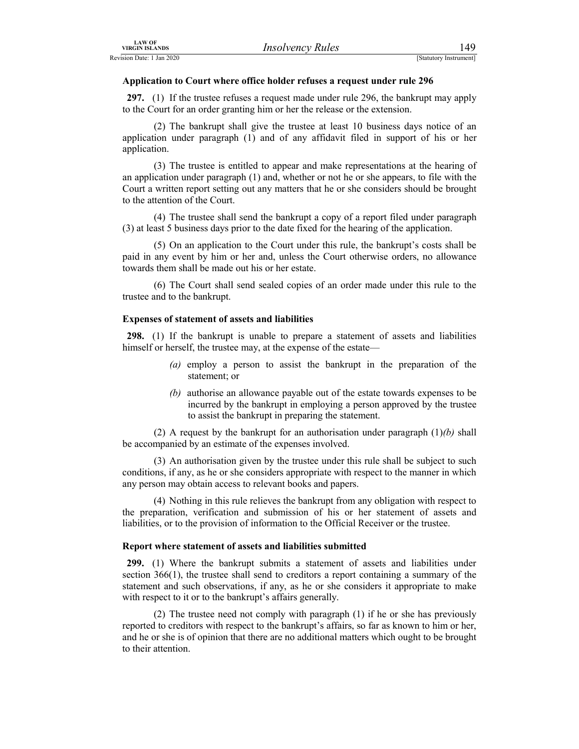**Application to Court where office holder refuses a request under rule 296**

**297.** (1) If the trustee refuses a request made under rule 296, the bankrupt may apply to the Court for an order granting him or her the release or the extension.

(2) The bankrupt shall give the trustee at least 10 business days notice of an application under paragraph (1) and of any affidavit filed in support of his or her application.

(3) The trustee is entitled to appear and make representations at the hearing of an application under paragraph (1) and, whether or not he or she appears, to file with the Court a written report setting out any matters that he or she considers should be brought to the attention of the Court.

(4) The trustee shall send the bankrupt a copy of a report filed under paragraph (3) at least 5 business days prior to the date fixed for the hearing of the application.

(5) On an application to the Court under this rule, the bankrupt's costs shall be paid in any event by him or her and, unless the Court otherwise orders, no allowance towards them shall be made out his or her estate.

(6) The Court shall send sealed copies of an order made under this rule to the trustee and to the bankrupt.

**Expenses of statement of assets and liabilities**

**298.** (1) If the bankrupt is unable to prepare a statement of assets and liabilities himself or herself, the trustee may, at the expense of the estate—

*(a)* employ a person to assist the bankrupt in the preparation of the statement; or

*(b)* authorise an allowance payable out of the estate towards expenses to be incurred by the bankrupt in employing a person approved by the trustee to assist the bankrupt in preparing the statement.

(2) A request by the bankrupt for an authorisation under paragraph (1)*(b)* shall be accompanied by an estimate of the expenses involved.

(3) An authorisation given by the trustee under this rule shall be subject to such conditions, if any, as he or she considers appropriate with respect to the manner in which any person may obtain access to relevant books and papers.

(4) Nothing in this rule relieves the bankrupt from any obligation with respect to the preparation, verification and submission of his or her statement of assets and liabilities, or to the provision of information to the Official Receiver or the trustee.

**Report where statement of assets and liabilities submitted**

**299.** (1) Where the bankrupt submits a statement of assets and liabilities under section 366(1), the trustee shall send to creditors a report containing a summary of the statement and such observations, if any, as he or she considers it appropriate to make with respect to it or to the bankrupt's affairs generally.

(2) The trustee need not comply with paragraph (1) if he or she has previously reported to creditors with respect to the bankrupt's affairs, so far as known to him or her, and he or she is of opinion that there are no additional matters which ought to be brought to their attention.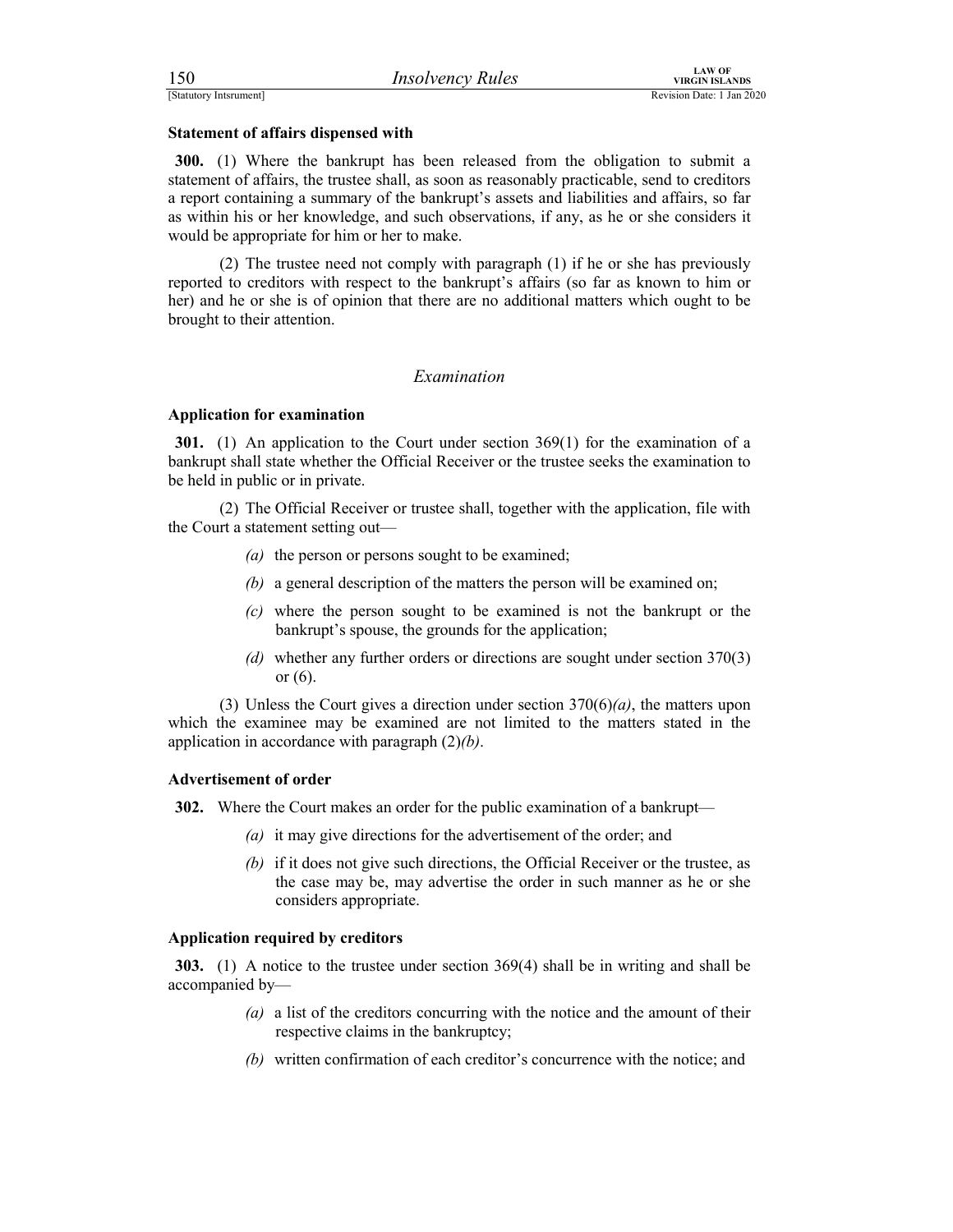**Statement of affairs dispensed with**

**300.** (1) Where the bankrupt has been released from the obligation to submit a statement of affairs, the trustee shall, as soon as reasonably practicable, send to creditors a report containing a summary of the bankrupt's assets and liabilities and affairs, so far as within his or her knowledge, and such observations, if any, as he or she considers it would be appropriate for him or her to make.

(2) The trustee need not comply with paragraph (1) if he or she has previously reported to creditors with respect to the bankrupt's affairs (so far as known to him or her) and he or she is of opinion that there are no additional matters which ought to be brought to their attention.

*Examination*

**Application for examination**

**301.** (1) An application to the Court under section 369(1) for the examination of a bankrupt shall state whether the Official Receiver or the trustee seeks the examination to be held in public or in private.

(2) The Official Receiver or trustee shall, together with the application, file with the Court a statement setting out—

*(a)* the person or persons sought to be examined;

*(b)* a general description of the matters the person will be examined on;

*(c)* where the person sought to be examined is not the bankrupt or the bankrupt's spouse, the grounds for the application;

*(d)* whether any further orders or directions are sought under section 370(3) or (6).

(3) Unless the Court gives a direction under section 370(6)*(a)*, the matters upon which the examinee may be examined are not limited to the matters stated in the application in accordance with paragraph (2)*(b)*.

**Advertisement of order**

**302.** Where the Court makes an order for the public examination of a bankrupt—

*(a)* it may give directions for the advertisement of the order; and

*(b)* if it does not give such directions, the Official Receiver or the trustee, as the case may be, may advertise the order in such manner as he or she considers appropriate.

**Application required by creditors**

**303.** (1) A notice to the trustee under section 369(4) shall be in writing and shall be accompanied by—

*(a)* a list of the creditors concurring with the notice and the amount of their respective claims in the bankruptcy;

*(b)* written confirmation of each creditor's concurrence with the notice; and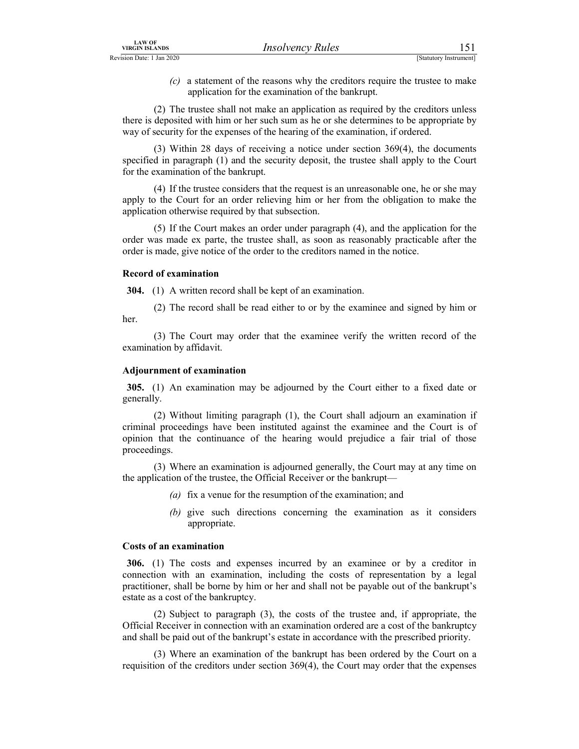(c) a statement of the reasons why the creditors require the trustee to make application for the examination of the bankrupt.

(2) The trustee shall not make an application as required by the creditors unless there is deposited with him or her such sum as he or she determines to be appropriate by way of security for the expenses of the hearing of the examination, if ordered.

(3) Within 28 days of receiving a notice under section 369(4), the documents specified in paragraph (1) and the security deposit, the trustee shall apply to the Court for the examination of the bankrupt.

(4) If the trustee considers that the request is an unreasonable one, he or she may apply to the Court for an order relieving him or her from the obligation to make the application otherwise required by that subsection.

(5) If the Court makes an order under paragraph (4), and the application for the order was made ex parte, the trustee shall, as soon as reasonably practicable after the order is made, give notice of the order to the creditors named in the notice.

**Record of examination**

**304.** (1) A written record shall be kept of an examination.

(2) The record shall be read either to or by the examinee and signed by him or her.

(3) The Court may order that the examinee verify the written record of the examination by affidavit.

**Adjournment of examination**

**305.** (1) An examination may be adjourned by the Court either to a fixed date or generally.

(2) Without limiting paragraph (1), the Court shall adjourn an examination if criminal proceedings have been instituted against the examinee and the Court is of opinion that the continuance of the hearing would prejudice a fair trial of those proceedings.

(3) Where an examination is adjourned generally, the Court may at any time on the application of the trustee, the Official Receiver or the bankrupt—

*(a)* fix a venue for the resumption of the examination; and

*(b)* give such directions concerning the examination as it considers appropriate.

**Costs of an examination**

**306.** (1) The costs and expenses incurred by an examinee or by a creditor in connection with an examination, including the costs of representation by a legal practitioner, shall be borne by him or her and shall not be payable out of the bankrupt's estate as a cost of the bankruptcy.

(2) Subject to paragraph (3), the costs of the trustee and, if appropriate, the Official Receiver in connection with an examination ordered are a cost of the bankruptcy and shall be paid out of the bankrupt's estate in accordance with the prescribed priority.

(3) Where an examination of the bankrupt has been ordered by the Court on a requisition of the creditors under section 369(4), the Court may order that the expenses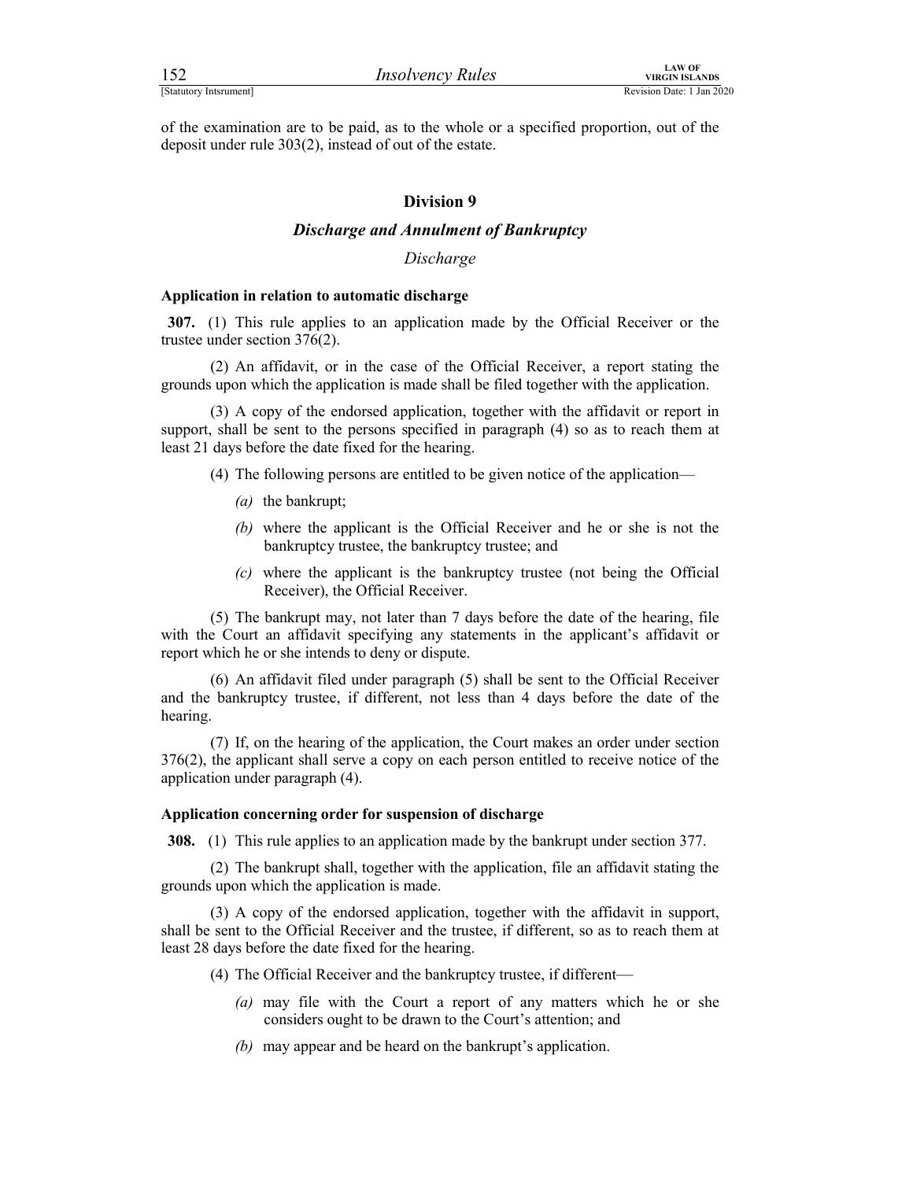of the examination are to be paid, as to the whole or a specified proportion, out of the deposit under rule 303(2), instead of out of the estate.

## Division 9

### *Discharge and Annulment of Bankruptcy*

#### *Discharge*

**Application in relation to automatic discharge**

**307.** (1) This rule applies to an application made by the Official Receiver or the trustee under section 376(2).

(2) An affidavit, or in the case of the Official Receiver, a report stating the grounds upon which the application is made shall be filed together with the application.

(3) A copy of the endorsed application, together with the affidavit or report in support, shall be sent to the persons specified in paragraph (4) so as to reach them at least 21 days before the date fixed for the hearing.

(4) The following persons are entitled to be given notice of the application—

*(a)* the bankrupt;

*(b)* where the applicant is the Official Receiver and he or she is not the bankruptcy trustee, the bankruptcy trustee; and

*(c)* where the applicant is the bankruptcy trustee (not being the Official Receiver), the Official Receiver.

(5) The bankrupt may, not later than 7 days before the date of the hearing, file with the Court an affidavit specifying any statements in the applicant's affidavit or report which he or she intends to deny or dispute.

(6) An affidavit filed under paragraph (5) shall be sent to the Official Receiver and the bankruptcy trustee, if different, not less than 4 days before the date of the hearing.

(7) If, on the hearing of the application, the Court makes an order under section 376(2), the applicant shall serve a copy on each person entitled to receive notice of the application under paragraph (4).

**Application concerning order for suspension of discharge**

**308.** (1) This rule applies to an application made by the bankrupt under section 377.

(2) The bankrupt shall, together with the application, file an affidavit stating the grounds upon which the application is made.

(3) A copy of the endorsed application, together with the affidavit in support, shall be sent to the Official Receiver and the trustee, if different, so as to reach them at least 28 days before the date fixed for the hearing.

(4) The Official Receiver and the bankruptcy trustee, if different—

*(a)* may file with the Court a report of any matters which he or she considers ought to be drawn to the Court's attention; and

*(b)* may appear and be heard on the bankrupt's application.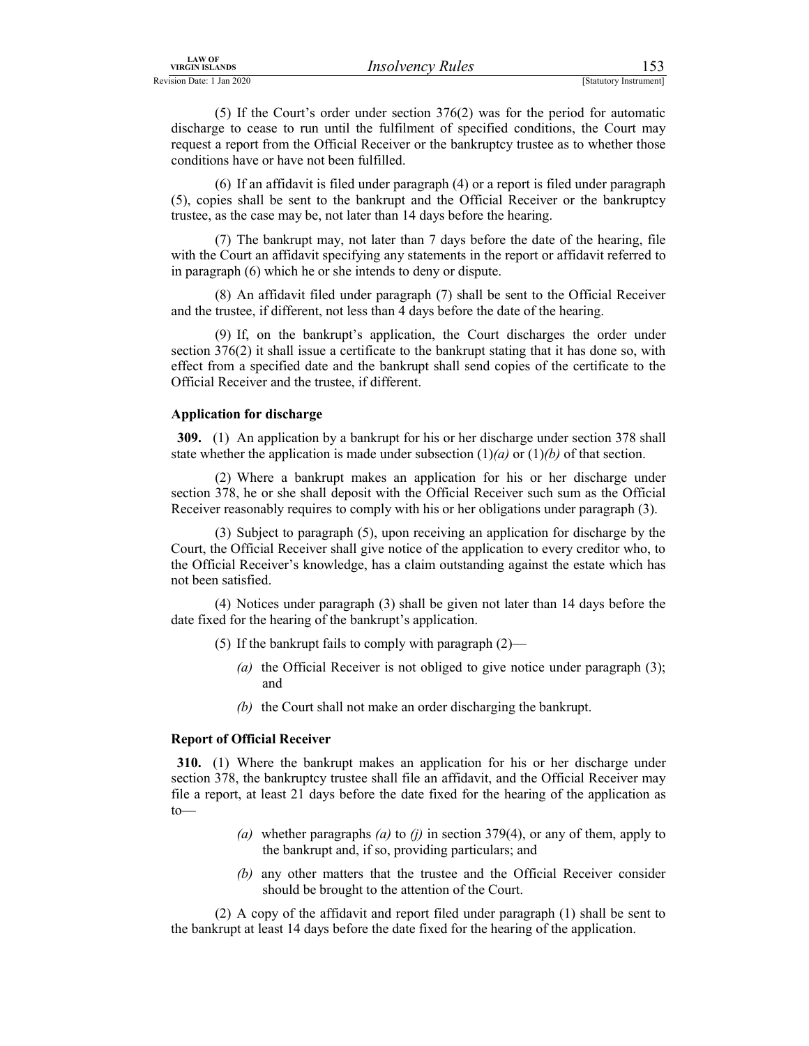(5) If the Court's order under section 376(2) was for the period for automatic discharge to cease to run until the fulfilment of specified conditions, the Court may request a report from the Official Receiver or the bankruptcy trustee as to whether those conditions have or have not been fulfilled.

(6) If an affidavit is filed under paragraph (4) or a report is filed under paragraph (5), copies shall be sent to the bankrupt and the Official Receiver or the bankruptcy trustee, as the case may be, not later than 14 days before the hearing.

(7) The bankrupt may, not later than 7 days before the date of the hearing, file with the Court an affidavit specifying any statements in the report or affidavit referred to in paragraph (6) which he or she intends to deny or dispute.

(8) An affidavit filed under paragraph (7) shall be sent to the Official Receiver and the trustee, if different, not less than 4 days before the date of the hearing.

(9) If, on the bankrupt's application, the Court discharges the order under section 376(2) it shall issue a certificate to the bankrupt stating that it has done so, with effect from a specified date and the bankrupt shall send copies of the certificate to the Official Receiver and the trustee, if different.

**Application for discharge**

**309.** (1) An application by a bankrupt for his or her discharge under section 378 shall state whether the application is made under subsection (1)*(a)* or (1)*(b)* of that section.

(2) Where a bankrupt makes an application for his or her discharge under section 378, he or she shall deposit with the Official Receiver such sum as the Official Receiver reasonably requires to comply with his or her obligations under paragraph (3).

(3) Subject to paragraph (5), upon receiving an application for discharge by the Court, the Official Receiver shall give notice of the application to every creditor who, to the Official Receiver's knowledge, has a claim outstanding against the estate which has not been satisfied.

(4) Notices under paragraph (3) shall be given not later than 14 days before the date fixed for the hearing of the bankrupt's application.

(5) If the bankrupt fails to comply with paragraph (2)—

*(a)* the Official Receiver is not obliged to give notice under paragraph (3); and

*(b)* the Court shall not make an order discharging the bankrupt.

**Report of Official Receiver**

**310.** (1) Where the bankrupt makes an application for his or her discharge under section 378, the bankruptcy trustee shall file an affidavit, and the Official Receiver may file a report, at least 21 days before the date fixed for the hearing of the application as to—

*(a)* whether paragraphs *(a)* to *(j)* in section 379(4), or any of them, apply to the bankrupt and, if so, providing particulars; and

*(b)* any other matters that the trustee and the Official Receiver consider should be brought to the attention of the Court.

(2) A copy of the affidavit and report filed under paragraph (1) shall be sent to the bankrupt at least 14 days before the date fixed for the hearing of the application.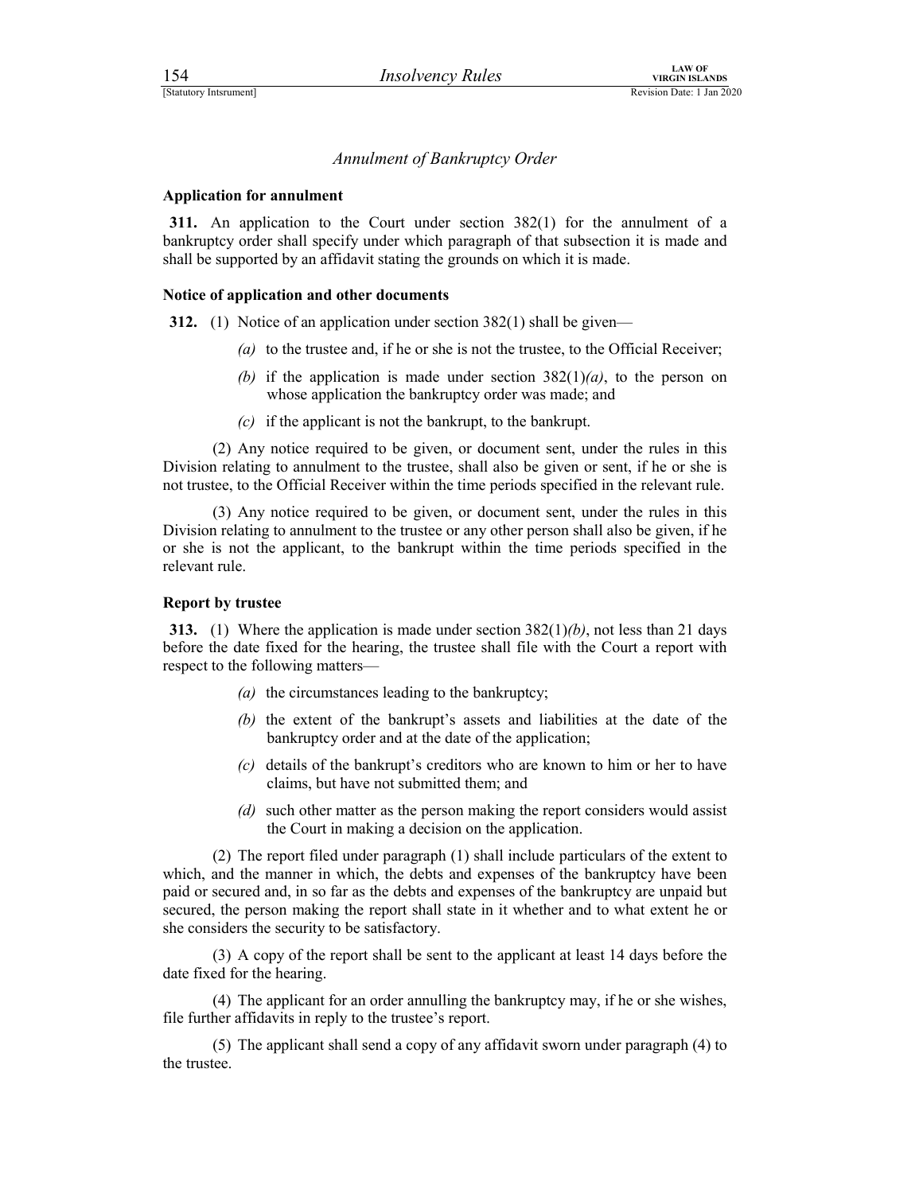### *Annulment of Bankruptcy Order*

**Application for annulment**

**311.** An application to the Court under section 382(1) for the annulment of a bankruptcy order shall specify under which paragraph of that subsection it is made and shall be supported by an affidavit stating the grounds on which it is made.

**Notice of application and other documents**

**312.** (1) Notice of an application under section 382(1) shall be given—

*(a)* to the trustee and, if he or she is not the trustee, to the Official Receiver;

*(b)* if the application is made under section 382(1)*(a)*, to the person on whose application the bankruptcy order was made; and

*(c)* if the applicant is not the bankrupt, to the bankrupt.

(2) Any notice required to be given, or document sent, under the rules in this Division relating to annulment to the trustee, shall also be given or sent, if he or she is not trustee, to the Official Receiver within the time periods specified in the relevant rule.

(3) Any notice required to be given, or document sent, under the rules in this Division relating to annulment to the trustee or any other person shall also be given, if he or she is not the applicant, to the bankrupt within the time periods specified in the relevant rule.

**Report by trustee**

**313.** (1) Where the application is made under section 382(1)*(b)*, not less than 21 days before the date fixed for the hearing, the trustee shall file with the Court a report with respect to the following matters—

*(a)* the circumstances leading to the bankruptcy;

*(b)* the extent of the bankrupt's assets and liabilities at the date of the bankruptcy order and at the date of the application;

*(c)* details of the bankrupt's creditors who are known to him or her to have claims, but have not submitted them; and

*(d)* such other matter as the person making the report considers would assist the Court in making a decision on the application.

(2) The report filed under paragraph (1) shall include particulars of the extent to which, and the manner in which, the debts and expenses of the bankruptcy have been paid or secured and, in so far as the debts and expenses of the bankruptcy are unpaid but secured, the person making the report shall state in it whether and to what extent he or she considers the security to be satisfactory.

(3) A copy of the report shall be sent to the applicant at least 14 days before the date fixed for the hearing.

(4) The applicant for an order annulling the bankruptcy may, if he or she wishes, file further affidavits in reply to the trustee's report.

(5) The applicant shall send a copy of any affidavit sworn under paragraph (4) to the trustee.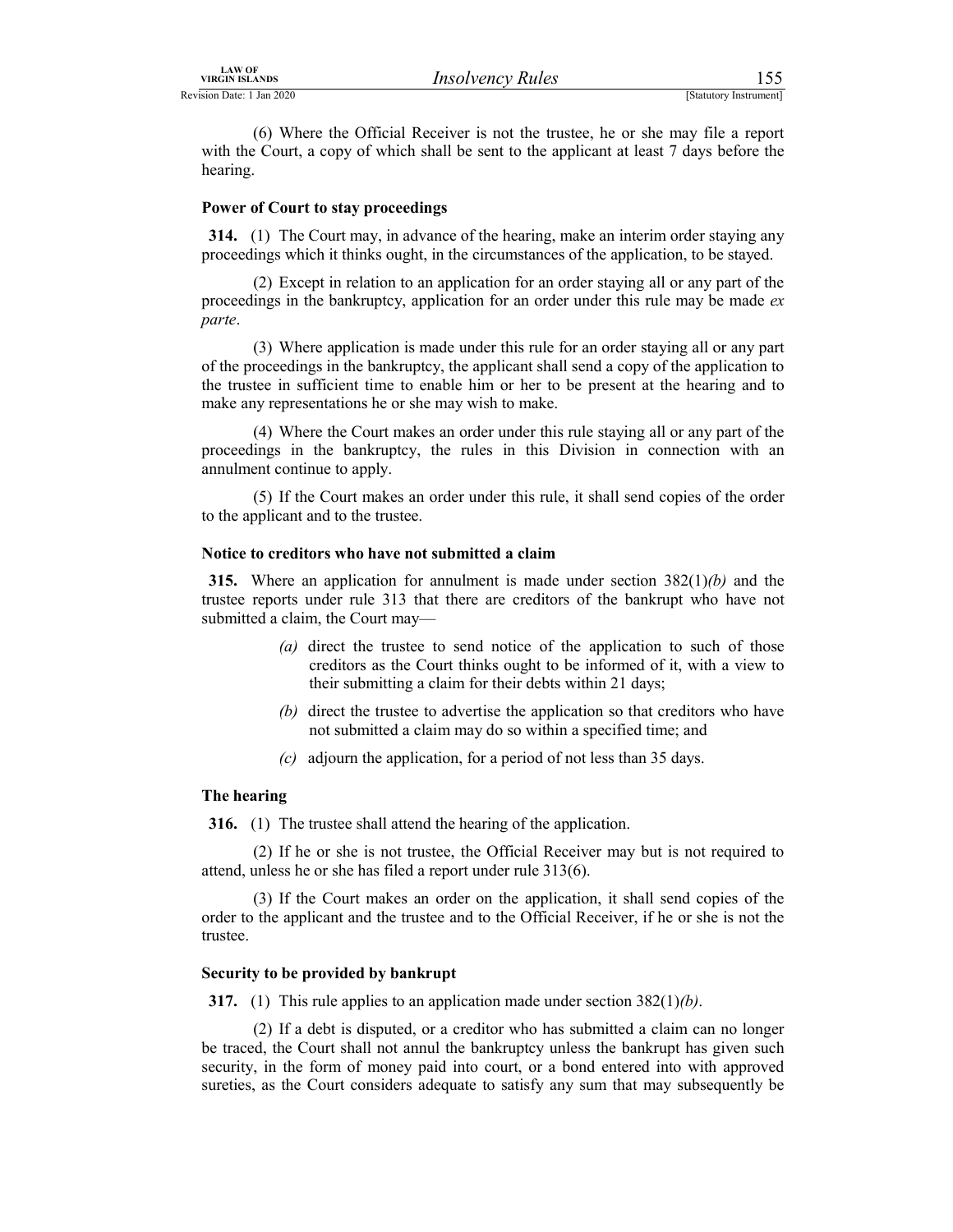(6) Where the Official Receiver is not the trustee, he or she may file a report with the Court, a copy of which shall be sent to the applicant at least 7 days before the hearing.

**Power of Court to stay proceedings**

**314.** (1) The Court may, in advance of the hearing, make an interim order staying any proceedings which it thinks ought, in the circumstances of the application, to be stayed.

(2) Except in relation to an application for an order staying all or any part of the proceedings in the bankruptcy, application for an order under this rule may be made *ex parte*.

(3) Where application is made under this rule for an order staying all or any part of the proceedings in the bankruptcy, the applicant shall send a copy of the application to the trustee in sufficient time to enable him or her to be present at the hearing and to make any representations he or she may wish to make.

(4) Where the Court makes an order under this rule staying all or any part of the proceedings in the bankruptcy, the rules in this Division in connection with an annulment continue to apply.

(5) If the Court makes an order under this rule, it shall send copies of the order to the applicant and to the trustee.

**Notice to creditors who have not submitted a claim**

**315.** Where an application for annulment is made under section 382(1)*(b)* and the trustee reports under rule 313 that there are creditors of the bankrupt who have not submitted a claim, the Court may—

*(a)* direct the trustee to send notice of the application to such of those creditors as the Court thinks ought to be informed of it, with a view to their submitting a claim for their debts within 21 days;

*(b)* direct the trustee to advertise the application so that creditors who have not submitted a claim may do so within a specified time; and

*(c)* adjourn the application, for a period of not less than 35 days.

**The hearing**

**316.** (1) The trustee shall attend the hearing of the application.

(2) If he or she is not trustee, the Official Receiver may but is not required to attend, unless he or she has filed a report under rule 313(6).

(3) If the Court makes an order on the application, it shall send copies of the order to the applicant and the trustee and to the Official Receiver, if he or she is not the trustee.

**Security to be provided by bankrupt**

**317.** (1) This rule applies to an application made under section 382(1)*(b)*.

(2) If a debt is disputed, or a creditor who has submitted a claim can no longer be traced, the Court shall not annul the bankruptcy unless the bankrupt has given such security, in the form of money paid into court, or a bond entered into with approved sureties, as the Court considers adequate to satisfy any sum that may subsequently be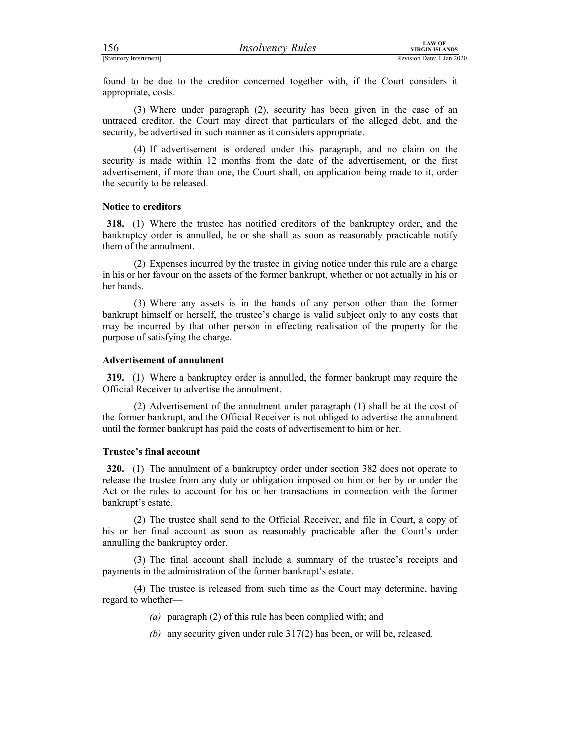found to be due to the creditor concerned together with, if the Court considers it appropriate, costs.

(3) Where under paragraph (2), security has been given in the case of an untraced creditor, the Court may direct that particulars of the alleged debt, and the security, be advertised in such manner as it considers appropriate.

(4) If advertisement is ordered under this paragraph, and no claim on the security is made within 12 months from the date of the advertisement, or the first advertisement, if more than one, the Court shall, on application being made to it, order the security to be released.

**Notice to creditors**

**318.** (1) Where the trustee has notified creditors of the bankruptcy order, and the bankruptcy order is annulled, he or she shall as soon as reasonably practicable notify them of the annulment.

(2) Expenses incurred by the trustee in giving notice under this rule are a charge in his or her favour on the assets of the former bankrupt, whether or not actually in his or her hands.

(3) Where any assets is in the hands of any person other than the former bankrupt himself or herself, the trustee's charge is valid subject only to any costs that may be incurred by that other person in effecting realisation of the property for the purpose of satisfying the charge.

**Advertisement of annulment**

**319.** (1) Where a bankruptcy order is annulled, the former bankrupt may require the Official Receiver to advertise the annulment.

(2) Advertisement of the annulment under paragraph (1) shall be at the cost of the former bankrupt, and the Official Receiver is not obliged to advertise the annulment until the former bankrupt has paid the costs of advertisement to him or her.

**Trustee's final account**

**320.** (1) The annulment of a bankruptcy order under section 382 does not operate to release the trustee from any duty or obligation imposed on him or her by or under the Act or the rules to account for his or her transactions in connection with the former bankrupt's estate.

(2) The trustee shall send to the Official Receiver, and file in Court, a copy of his or her final account as soon as reasonably practicable after the Court's order annulling the bankruptcy order.

(3) The final account shall include a summary of the trustee's receipts and payments in the administration of the former bankrupt's estate.

(4) The trustee is released from such time as the Court may determine, having regard to whether—

*(a)* paragraph (2) of this rule has been complied with; and

*(b)* any security given under rule 317(2) has been, or will be, released.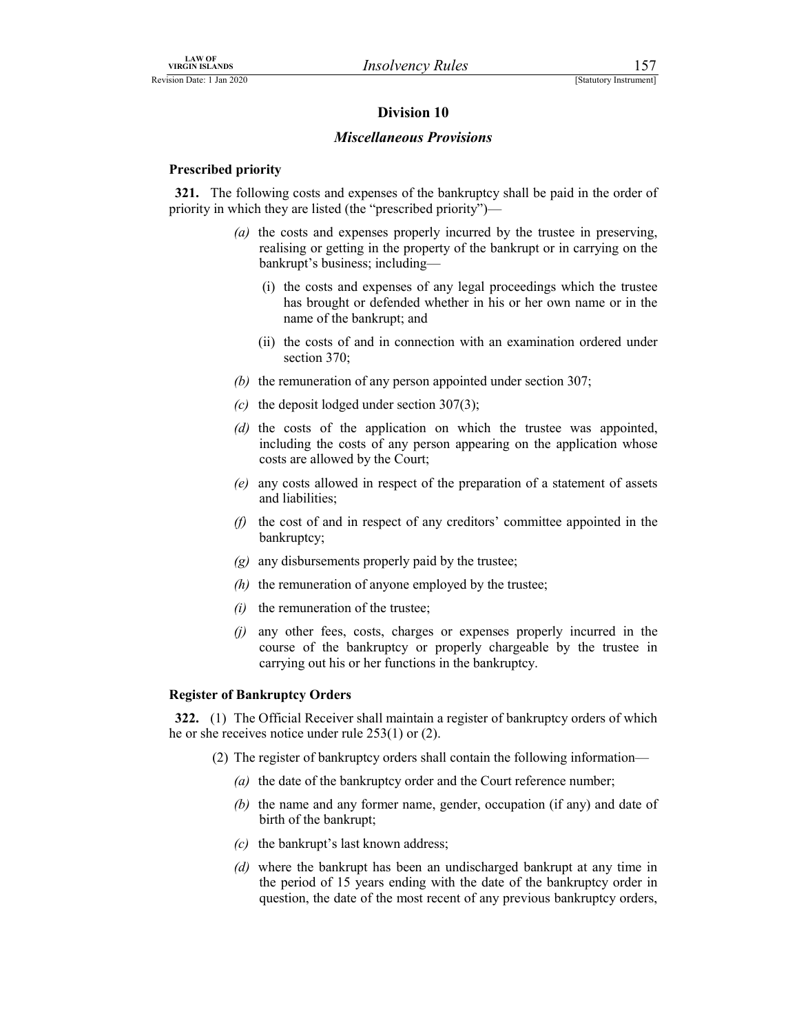## Division 10

### *Miscellaneous Provisions*

**Prescribed priority**

**321.** The following costs and expenses of the bankruptcy shall be paid in the order of priority in which they are listed (the "prescribed priority")—

*(a)* the costs and expenses properly incurred by the trustee in preserving, realising or getting in the property of the bankrupt or in carrying on the bankrupt's business; including—

(i) the costs and expenses of any legal proceedings which the trustee has brought or defended whether in his or her own name or in the name of the bankrupt; and

(ii) the costs of and in connection with an examination ordered under section 370;

*(b)* the remuneration of any person appointed under section 307;

*(c)* the deposit lodged under section 307(3);

*(d)* the costs of the application on which the trustee was appointed, including the costs of any person appearing on the application whose costs are allowed by the Court;

*(e)* any costs allowed in respect of the preparation of a statement of assets and liabilities;

*(f)* the cost of and in respect of any creditors' committee appointed in the bankruptcy;

*(g)* any disbursements properly paid by the trustee;

*(h)* the remuneration of anyone employed by the trustee;

*(i)* the remuneration of the trustee;

*(j)* any other fees, costs, charges or expenses properly incurred in the course of the bankruptcy or properly chargeable by the trustee in carrying out his or her functions in the bankruptcy.

**Register of Bankruptcy Orders**

**322.** (1) The Official Receiver shall maintain a register of bankruptcy orders of which he or she receives notice under rule 253(1) or (2).

(2) The register of bankruptcy orders shall contain the following information—

*(a)* the date of the bankruptcy order and the Court reference number;

*(b)* the name and any former name, gender, occupation (if any) and date of birth of the bankrupt;

*(c)* the bankrupt's last known address;

*(d)* where the bankrupt has been an undischarged bankrupt at any time in the period of 15 years ending with the date of the bankruptcy order in question, the date of the most recent of any previous bankruptcy orders,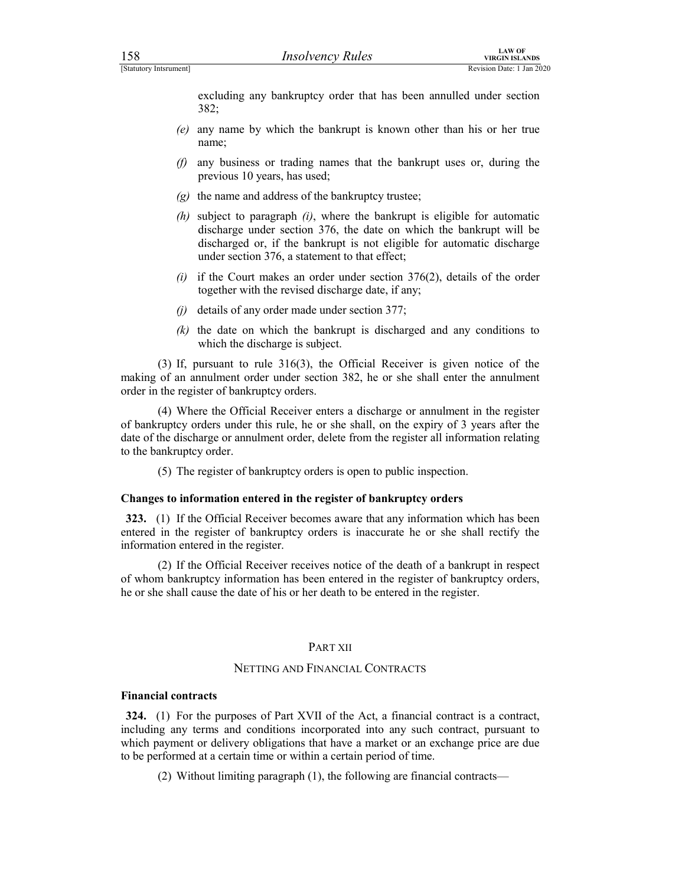excluding any bankruptcy order that has been annulled under section 382;

*(e)* any name by which the bankrupt is known other than his or her true name;

*(f)* any business or trading names that the bankrupt uses or, during the previous 10 years, has used;

*(g)* the name and address of the bankruptcy trustee;

*(h)* subject to paragraph *(i)*, where the bankrupt is eligible for automatic discharge under section 376, the date on which the bankrupt will be discharged or, if the bankrupt is not eligible for automatic discharge under section 376, a statement to that effect;

*(i)* if the Court makes an order under section 376(2), details of the order together with the revised discharge date, if any;

*(j)* details of any order made under section 377;

*(k)* the date on which the bankrupt is discharged and any conditions to which the discharge is subject.

(3) If, pursuant to rule 316(3), the Official Receiver is given notice of the making of an annulment order under section 382, he or she shall enter the annulment order in the register of bankruptcy orders.

(4) Where the Official Receiver enters a discharge or annulment in the register of bankruptcy orders under this rule, he or she shall, on the expiry of 3 years after the date of the discharge or annulment order, delete from the register all information relating to the bankruptcy order.

(5) The register of bankruptcy orders is open to public inspection.

**Changes to information entered in the register of bankruptcy orders**

**323.** (1) If the Official Receiver becomes aware that any information which has been entered in the register of bankruptcy orders is inaccurate he or she shall rectify the information entered in the register.

(2) If the Official Receiver receives notice of the death of a bankrupt in respect of whom bankruptcy information has been entered in the register of bankruptcy orders, he or she shall cause the date of his or her death to be entered in the register.

## PART XII

## NETTING AND FINANCIAL CONTRACTS

**Financial contracts**

**324.** (1) For the purposes of Part XVII of the Act, a financial contract is a contract, including any terms and conditions incorporated into any such contract, pursuant to which payment or delivery obligations that have a market or an exchange price are due to be performed at a certain time or within a certain period of time.

(2) Without limiting paragraph (1), the following are financial contracts—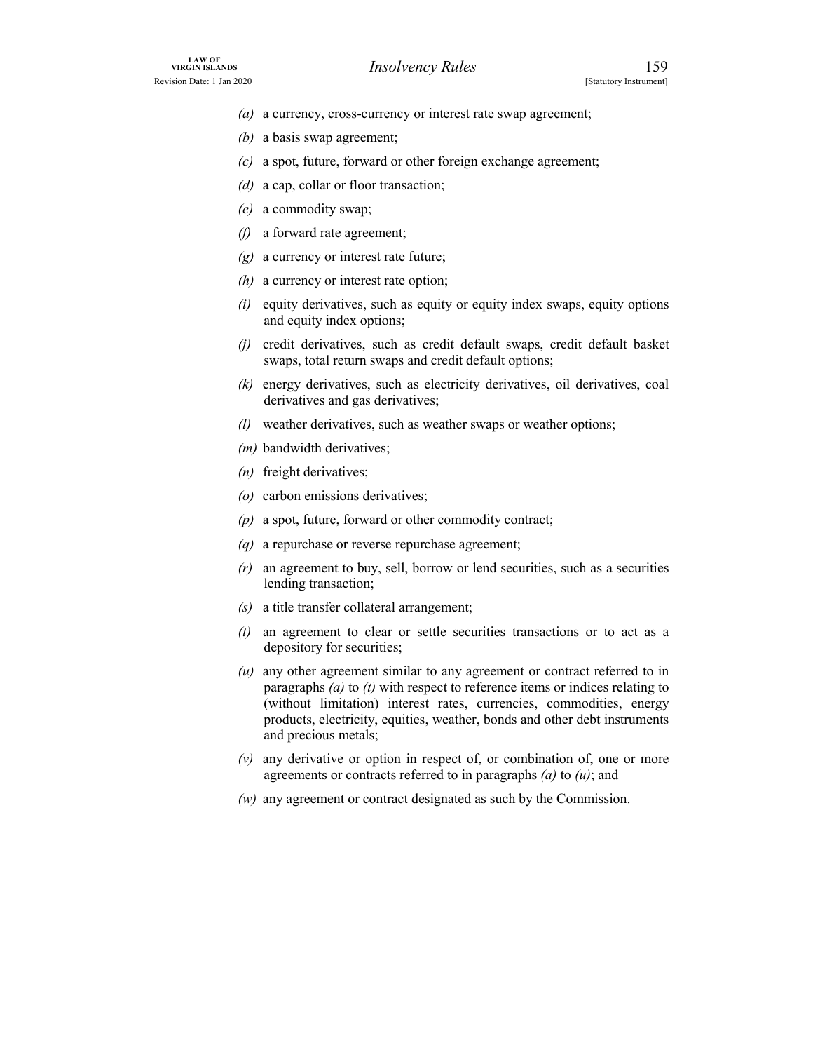- *(a)* a currency, cross-currency or interest rate swap agreement;
- *(b)* a basis swap agreement;
- *(c)* a spot, future, forward or other foreign exchange agreement;
- *(d)* a cap, collar or floor transaction;
- *(e)* a commodity swap;
- *(f)* a forward rate agreement;
- *(g)* a currency or interest rate future;
- *(h)* a currency or interest rate option;
- *(i)* equity derivatives, such as equity or equity index swaps, equity options and equity index options;
- *(j)* credit derivatives, such as credit default swaps, credit default basket swaps, total return swaps and credit default options;
- *(k)* energy derivatives, such as electricity derivatives, oil derivatives, coal derivatives and gas derivatives;
- *(l)* weather derivatives, such as weather swaps or weather options;
- *(m)* bandwidth derivatives;
- *(n)* freight derivatives;
- *(o)* carbon emissions derivatives;
- *(p)* a spot, future, forward or other commodity contract;
- *(q)* a repurchase or reverse repurchase agreement;
- *(r)* an agreement to buy, sell, borrow or lend securities, such as a securities lending transaction;
- *(s)* a title transfer collateral arrangement;
- *(t)* an agreement to clear or settle securities transactions or to act as a depository for securities;
- *(u)* any other agreement similar to any agreement or contract referred to in paragraphs *(a)* to *(t)* with respect to reference items or indices relating to (without limitation) interest rates, currencies, commodities, energy products, electricity, equities, weather, bonds and other debt instruments and precious metals;
- *(v)* any derivative or option in respect of, or combination of, one or more agreements or contracts referred to in paragraphs *(a)* to *(u)*; and
- *(w)* any agreement or contract designated as such by the Commission.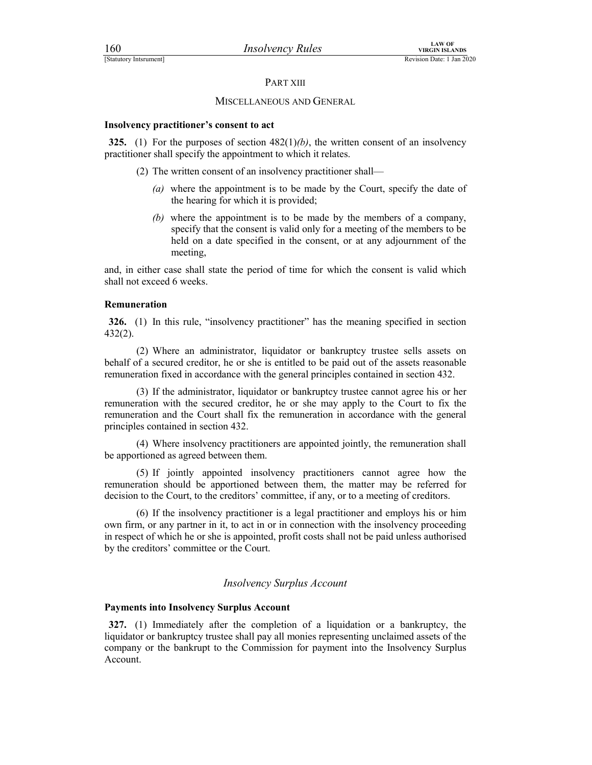## PART XIII

## MISCELLANEOUS AND GENERAL

**Insolvency practitioner's consent to act**

**325.** (1) For the purposes of section 482(1)*(b)*, the written consent of an insolvency practitioner shall specify the appointment to which it relates.

(2) The written consent of an insolvency practitioner shall—

*(a)* where the appointment is to be made by the Court, specify the date of the hearing for which it is provided;

*(b)* where the appointment is to be made by the members of a company, specify that the consent is valid only for a meeting of the members to be held on a date specified in the consent, or at any adjournment of the meeting,

and, in either case shall state the period of time for which the consent is valid which shall not exceed 6 weeks.

**Remuneration**

**326.** (1) In this rule, "insolvency practitioner" has the meaning specified in section 432(2).

(2) Where an administrator, liquidator or bankruptcy trustee sells assets on behalf of a secured creditor, he or she is entitled to be paid out of the assets reasonable remuneration fixed in accordance with the general principles contained in section 432.

(3) If the administrator, liquidator or bankruptcy trustee cannot agree his or her remuneration with the secured creditor, he or she may apply to the Court to fix the remuneration and the Court shall fix the remuneration in accordance with the general principles contained in section 432.

(4) Where insolvency practitioners are appointed jointly, the remuneration shall be apportioned as agreed between them.

(5) If jointly appointed insolvency practitioners cannot agree how the remuneration should be apportioned between them, the matter may be referred for decision to the Court, to the creditors' committee, if any, or to a meeting of creditors.

(6) If the insolvency practitioner is a legal practitioner and employs his or him own firm, or any partner in it, to act in or in connection with the insolvency proceeding in respect of which he or she is appointed, profit costs shall not be paid unless authorised by the creditors' committee or the Court.

### *Insolvency Surplus Account*

**Payments into Insolvency Surplus Account**

**327.** (1) Immediately after the completion of a liquidation or a bankruptcy, the liquidator or bankruptcy trustee shall pay all monies representing unclaimed assets of the company or the bankrupt to the Commission for payment into the Insolvency Surplus Account.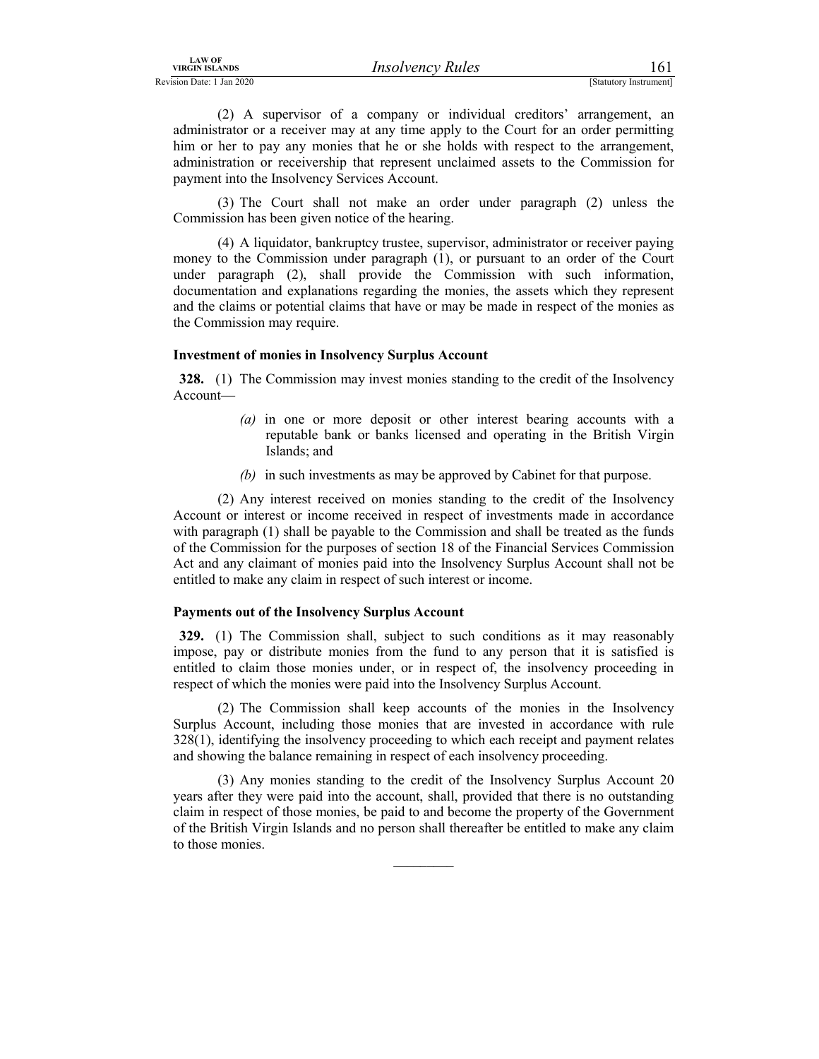(2) A supervisor of a company or individual creditors' arrangement, an administrator or a receiver may at any time apply to the Court for an order permitting him or her to pay any monies that he or she holds with respect to the arrangement, administration or receivership that represent unclaimed assets to the Commission for payment into the Insolvency Services Account.

(3) The Court shall not make an order under paragraph (2) unless the Commission has been given notice of the hearing.

(4) A liquidator, bankruptcy trustee, supervisor, administrator or receiver paying money to the Commission under paragraph (1), or pursuant to an order of the Court under paragraph (2), shall provide the Commission with such information, documentation and explanations regarding the monies, the assets which they represent and the claims or potential claims that have or may be made in respect of the monies as the Commission may require.

### Investment of monies in Insolvency Surplus Account

**328.** (1) The Commission may invest monies standing to the credit of the Insolvency Account—

> *(a)* in one or more deposit or other interest bearing accounts with a reputable bank or banks licensed and operating in the British Virgin Islands; and
>
> *(b)* in such investments as may be approved by Cabinet for that purpose.

(2) Any interest received on monies standing to the credit of the Insolvency Account or interest or income received in respect of investments made in accordance with paragraph (1) shall be payable to the Commission and shall be treated as the funds of the Commission for the purposes of section 18 of the Financial Services Commission Act and any claimant of monies paid into the Insolvency Surplus Account shall not be entitled to make any claim in respect of such interest or income.

### Payments out of the Insolvency Surplus Account

**329.** (1) The Commission shall, subject to such conditions as it may reasonably impose, pay or distribute monies from the fund to any person that it is satisfied is entitled to claim those monies under, or in respect of, the insolvency proceeding in respect of which the monies were paid into the Insolvency Surplus Account.

(2) The Commission shall keep accounts of the monies in the Insolvency Surplus Account, including those monies that are invested in accordance with rule 328(1), identifying the insolvency proceeding to which each receipt and payment relates and showing the balance remaining in respect of each insolvency proceeding.

(3) Any monies standing to the credit of the Insolvency Surplus Account 20 years after they were paid into the account, shall, provided that there is no outstanding claim in respect of those monies, be paid to and become the property of the Government of the British Virgin Islands and no person shall thereafter be entitled to make any claim to those monies.

---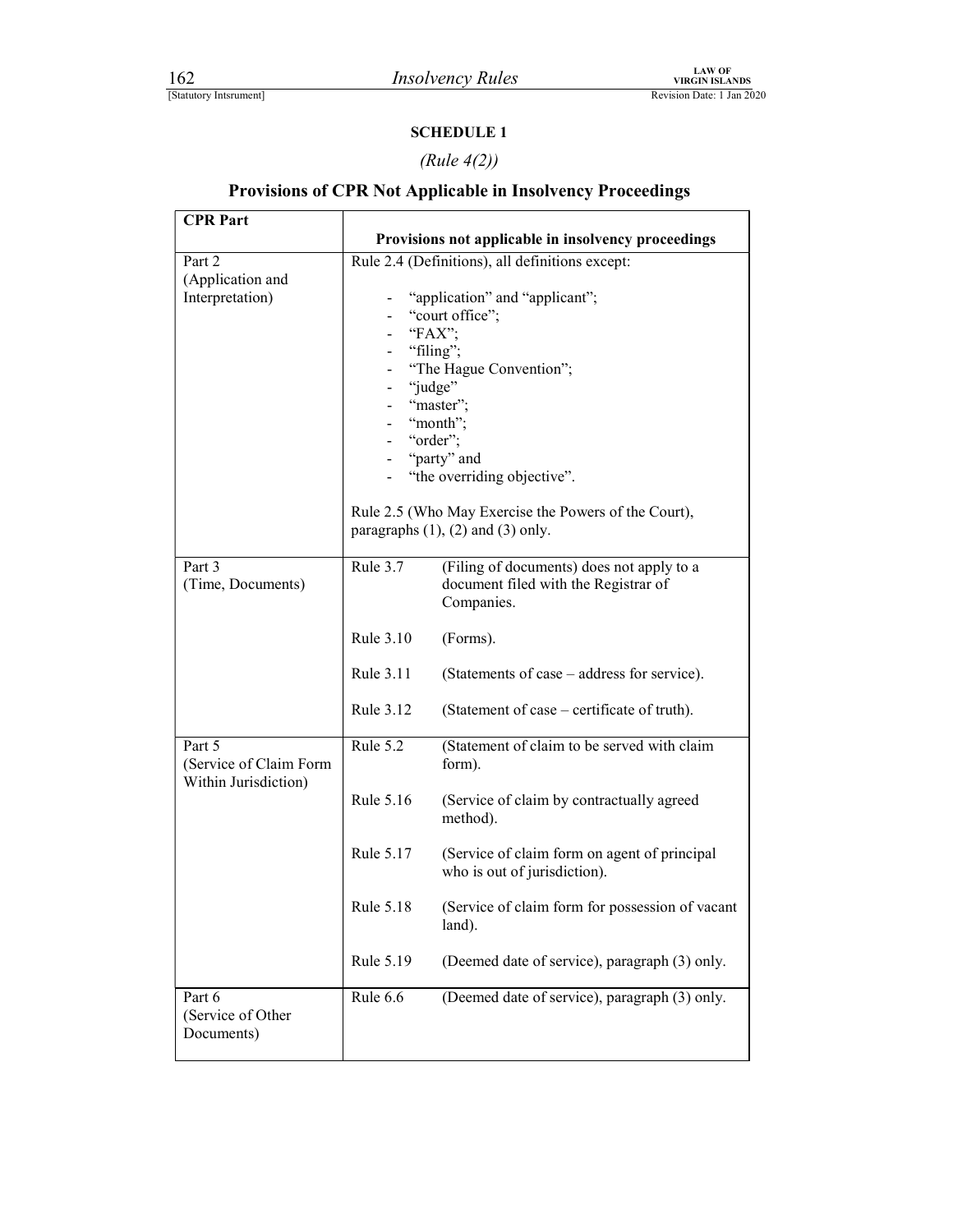## SCHEDULE 1

*(Rule 4(2))*

## Provisions of CPR Not Applicable in Insolvency Proceedings

| CPR Part | Provisions not applicable in insolvency proceedings |
|---|---|
| Part 2 (Application and Interpretation) | Rule 2.4 (Definitions), all definitions except:<br><br>- "application" and "applicant";<br>- "court office";<br>- "FAX";<br>- "filing";<br>- "The Hague Convention";<br>- "judge"<br>- "master";<br>- "month";<br>- "order";<br>- "party" and<br>- "the overriding objective".<br><br>Rule 2.5 (Who May Exercise the Powers of the Court), paragraphs (1), (2) and (3) only. |
| Part 3 (Time, Documents) | Rule 3.7 (Filing of documents) does not apply to a document filed with the Registrar of Companies.<br><br>Rule 3.10 (Forms).<br><br>Rule 3.11 (Statements of case – address for service).<br><br>Rule 3.12 (Statement of case – certificate of truth). |
| Part 5 (Service of Claim Form Within Jurisdiction) | Rule 5.2 (Statement of claim to be served with claim form).<br><br>Rule 5.16 (Service of claim by contractually agreed method).<br><br>Rule 5.17 (Service of claim form on agent of principal who is out of jurisdiction).<br><br>Rule 5.18 (Service of claim form for possession of vacant land).<br><br>Rule 5.19 (Deemed date of service), paragraph (3) only. |
| Part 6 (Service of Other Documents) | Rule 6.6 (Deemed date of service), paragraph (3) only. |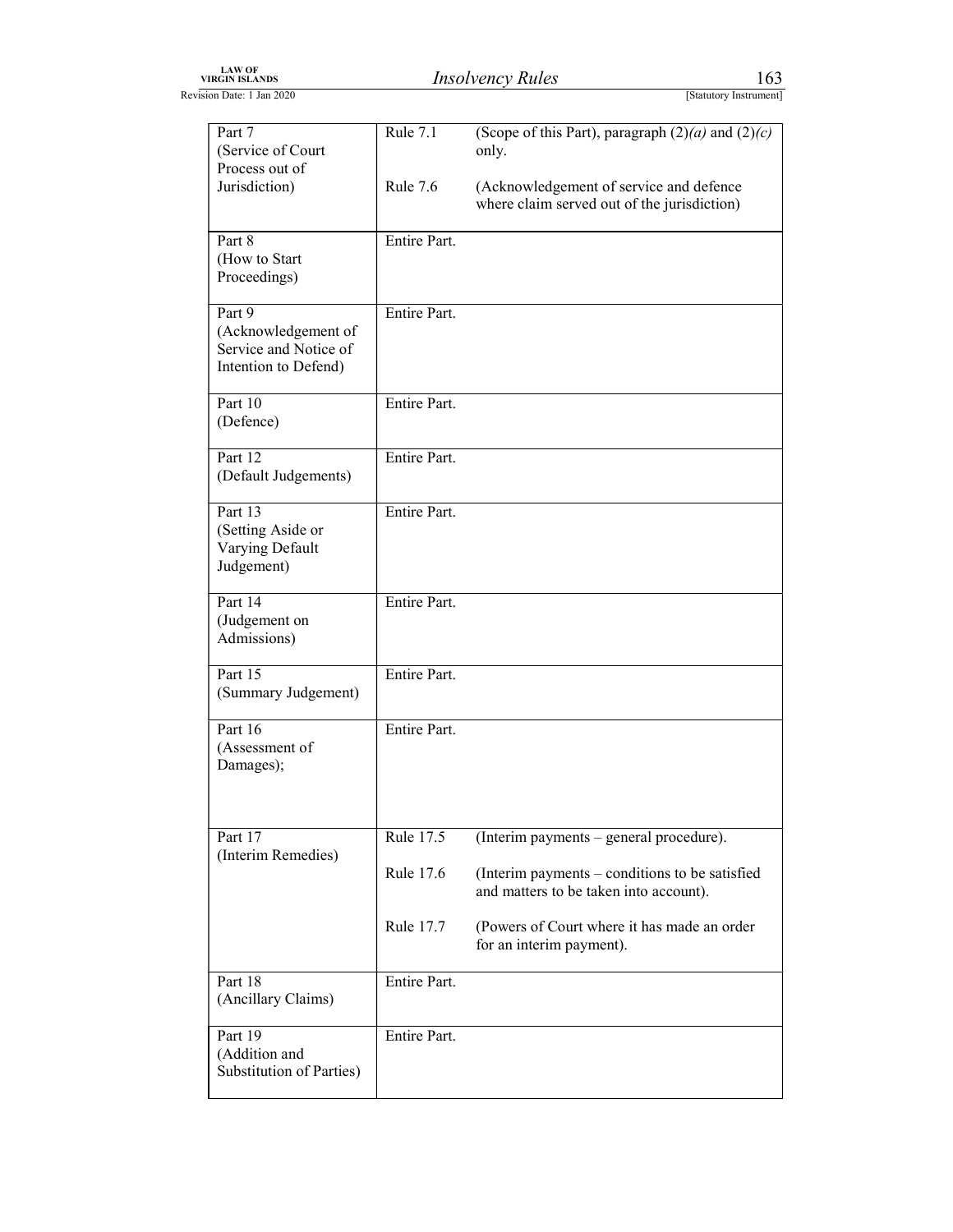| | | |
|---|---|---|
| Part 7 (Service of Court Process out of Jurisdiction) | Rule 7.1 | (Scope of this Part), paragraph (2)*(a)* and (2)*(c)* only. |
| | Rule 7.6 | (Acknowledgement of service and defence where claim served out of the jurisdiction) |
| Part 8 (How to Start Proceedings) | Entire Part. | |
| Part 9 (Acknowledgement of Service and Notice of Intention to Defend) | Entire Part. | |
| Part 10 (Defence) | Entire Part. | |
| Part 12 (Default Judgements) | Entire Part. | |
| Part 13 (Setting Aside or Varying Default Judgement) | Entire Part. | |
| Part 14 (Judgement on Admissions) | Entire Part. | |
| Part 15 (Summary Judgement) | Entire Part. | |
| Part 16 (Assessment of Damages); | Entire Part. | |
| Part 17 (Interim Remedies) | Rule 17.5 | (Interim payments – general procedure). |
| | Rule 17.6 | (Interim payments – conditions to be satisfied and matters to be taken into account). |
| | Rule 17.7 | (Powers of Court where it has made an order for an interim payment). |
| Part 18 (Ancillary Claims) | Entire Part. | |
| Part 19 (Addition and Substitution of Parties) | Entire Part. | |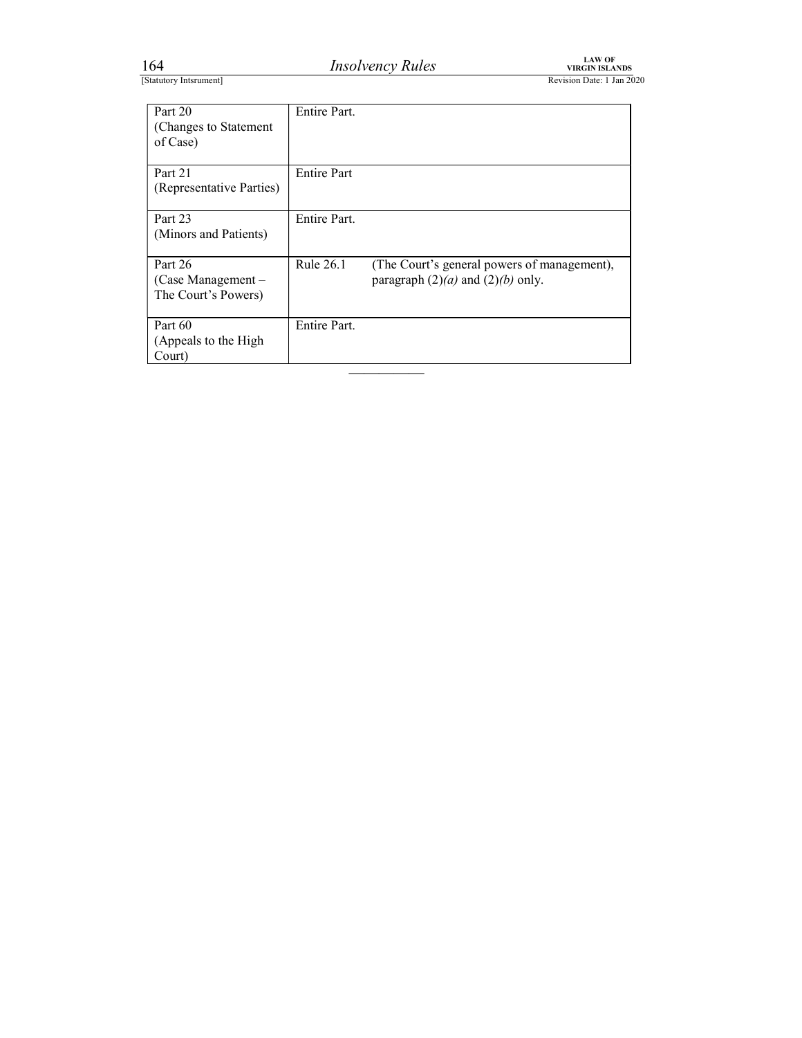| | | |
|---|---|---|
| Part 20 (Changes to Statement of Case) | Entire Part. | |
| Part 21 (Representative Parties) | Entire Part | |
| Part 23 (Minors and Patients) | Entire Part. | |
| Part 26 (Case Management – The Court's Powers) | Rule 26.1 | (The Court's general powers of management), paragraph (2)*(a)* and (2)*(b)* only. |
| Part 60 (Appeals to the High Court) | Entire Part. | |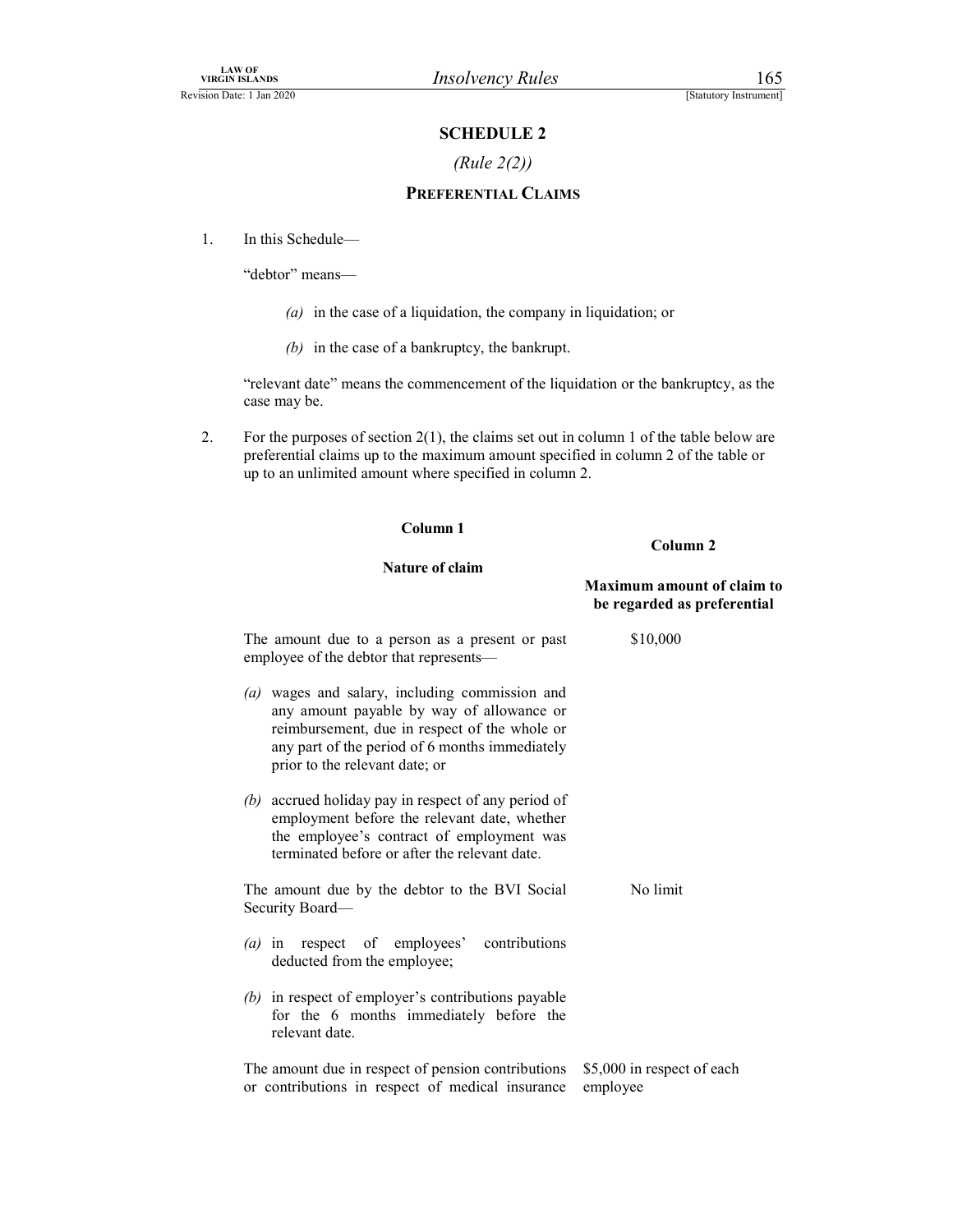## SCHEDULE 2

*(Rule 2(2))*

### PREFERENTIAL CLAIMS

1. In this Schedule—

   "debtor" means—

   *(a)* in the case of a liquidation, the company in liquidation; or

   *(b)* in the case of a bankruptcy, the bankrupt.

   "relevant date" means the commencement of the liquidation or the bankruptcy, as the case may be.

2. For the purposes of section 2(1), the claims set out in column 1 of the table below are preferential claims up to the maximum amount specified in column 2 of the table or up to an unlimited amount where specified in column 2.

| **Column 1**<br>**Nature of claim** | **Column 2**<br>**Maximum amount of claim to be regarded as preferential** |
|---|---|
| The amount due to a person as a present or past employee of the debtor that represents—<br>*(a)* wages and salary, including commission and any amount payable by way of allowance or reimbursement, due in respect of the whole or any part of the period of 6 months immediately prior to the relevant date; or<br>*(b)* accrued holiday pay in respect of any period of employment before the relevant date, whether the employee's contract of employment was terminated before or after the relevant date. | $10,000 |
| The amount due by the debtor to the BVI Social Security Board—<br>*(a)* in respect of employees' contributions deducted from the employee;<br>*(b)* in respect of employer's contributions payable for the 6 months immediately before the relevant date. | No limit |
| The amount due in respect of pension contributions or contributions in respect of medical insurance | $5,000 in respect of each employee |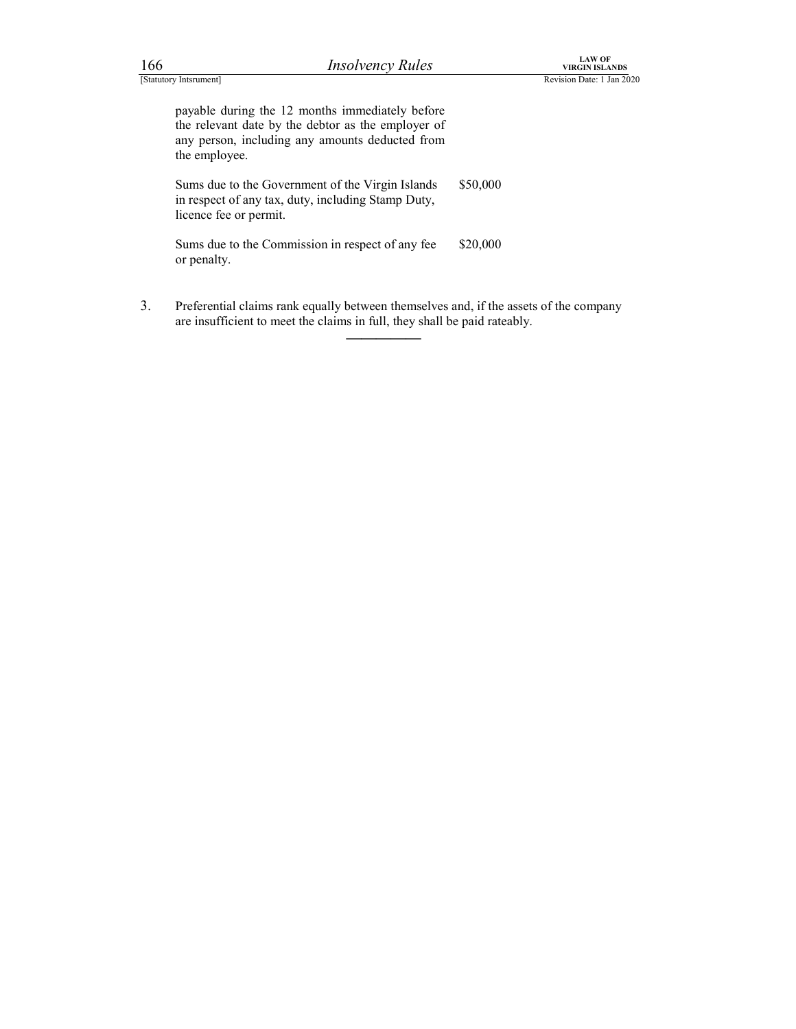| | |
|---|---|
| payable during the 12 months immediately before the relevant date by the debtor as the employer of any person, including any amounts deducted from the employee. | |
| Sums due to the Government of the Virgin Islands in respect of any tax, duty, including Stamp Duty, licence fee or permit. | \$50,000 |
| Sums due to the Commission in respect of any fee or penalty. | \$20,000 |

3. Preferential claims rank equally between themselves and, if the assets of the company are insufficient to meet the claims in full, they shall be paid rateably.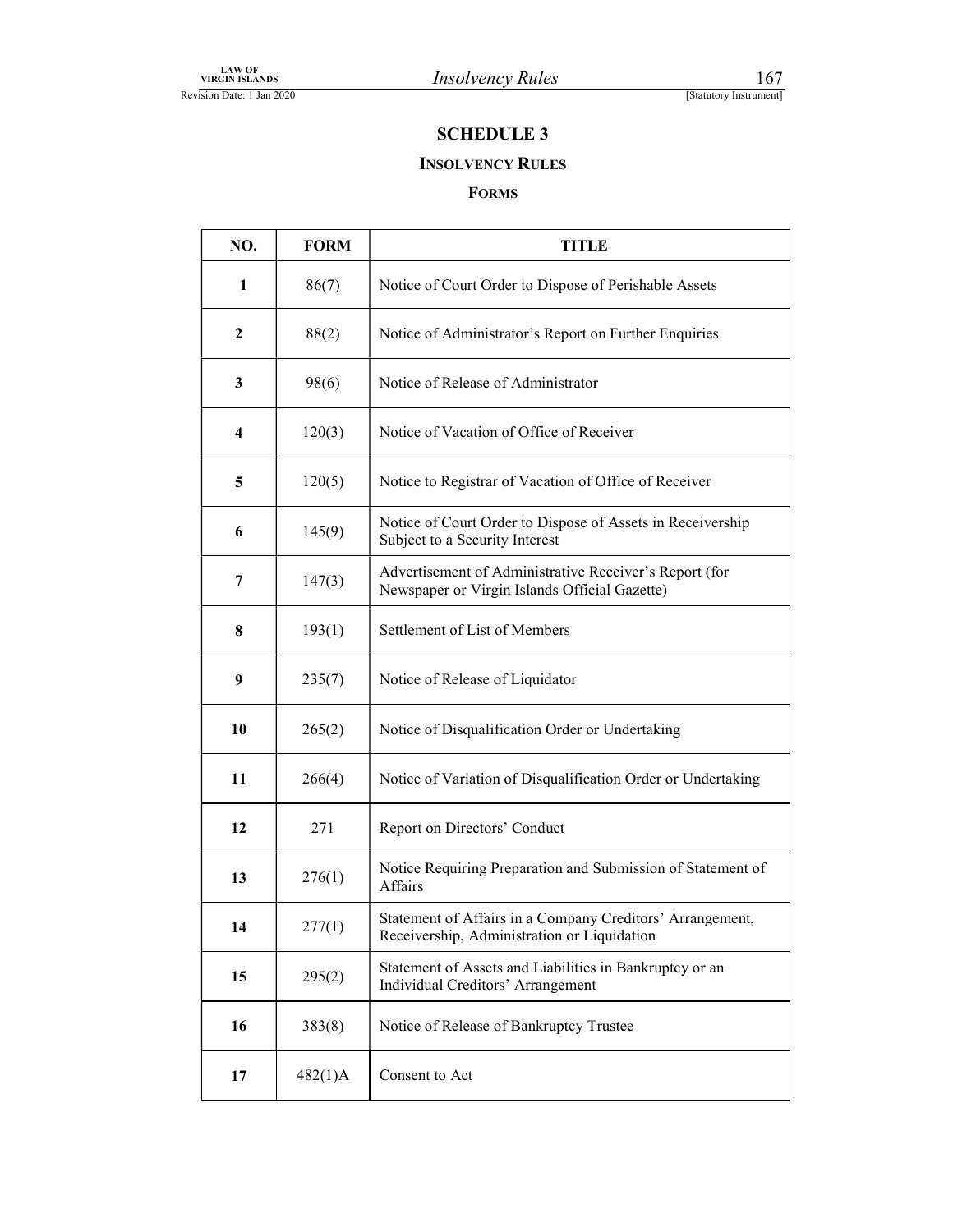# SCHEDULE 3

## INSOLVENCY RULES

### FORMS

| NO. | FORM | TITLE |
|---|---|---|
| 1 | 86(7) | Notice of Court Order to Dispose of Perishable Assets |
| 2 | 88(2) | Notice of Administrator's Report on Further Enquiries |
| 3 | 98(6) | Notice of Release of Administrator |
| 4 | 120(3) | Notice of Vacation of Office of Receiver |
| 5 | 120(5) | Notice to Registrar of Vacation of Office of Receiver |
| 6 | 145(9) | Notice of Court Order to Dispose of Assets in Receivership Subject to a Security Interest |
| 7 | 147(3) | Advertisement of Administrative Receiver's Report (for Newspaper or Virgin Islands Official Gazette) |
| 8 | 193(1) | Settlement of List of Members |
| 9 | 235(7) | Notice of Release of Liquidator |
| 10 | 265(2) | Notice of Disqualification Order or Undertaking |
| 11 | 266(4) | Notice of Variation of Disqualification Order or Undertaking |
| 12 | 271 | Report on Directors' Conduct |
| 13 | 276(1) | Notice Requiring Preparation and Submission of Statement of Affairs |
| 14 | 277(1) | Statement of Affairs in a Company Creditors' Arrangement, Receivership, Administration or Liquidation |
| 15 | 295(2) | Statement of Assets and Liabilities in Bankruptcy or an Individual Creditors' Arrangement |
| 16 | 383(8) | Notice of Release of Bankruptcy Trustee |
| 17 | 482(1)A | Consent to Act |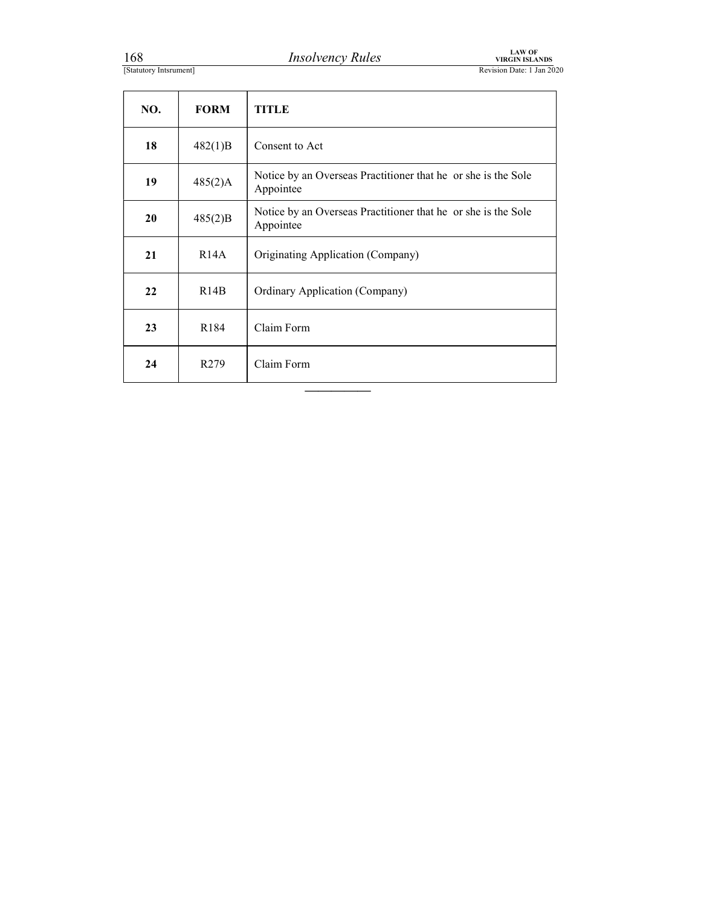| NO. | FORM | TITLE |
| --- | --- | --- |
| 18 | 482(1)B | Consent to Act |
| 19 | 485(2)A | Notice by an Overseas Practitioner that he or she is the Sole Appointee |
| 20 | 485(2)B | Notice by an Overseas Practitioner that he or she is the Sole Appointee |
| 21 | R14A | Originating Application (Company) |
| 22 | R14B | Ordinary Application (Company) |
| 23 | R184 | Claim Form |
| 24 | R279 | Claim Form |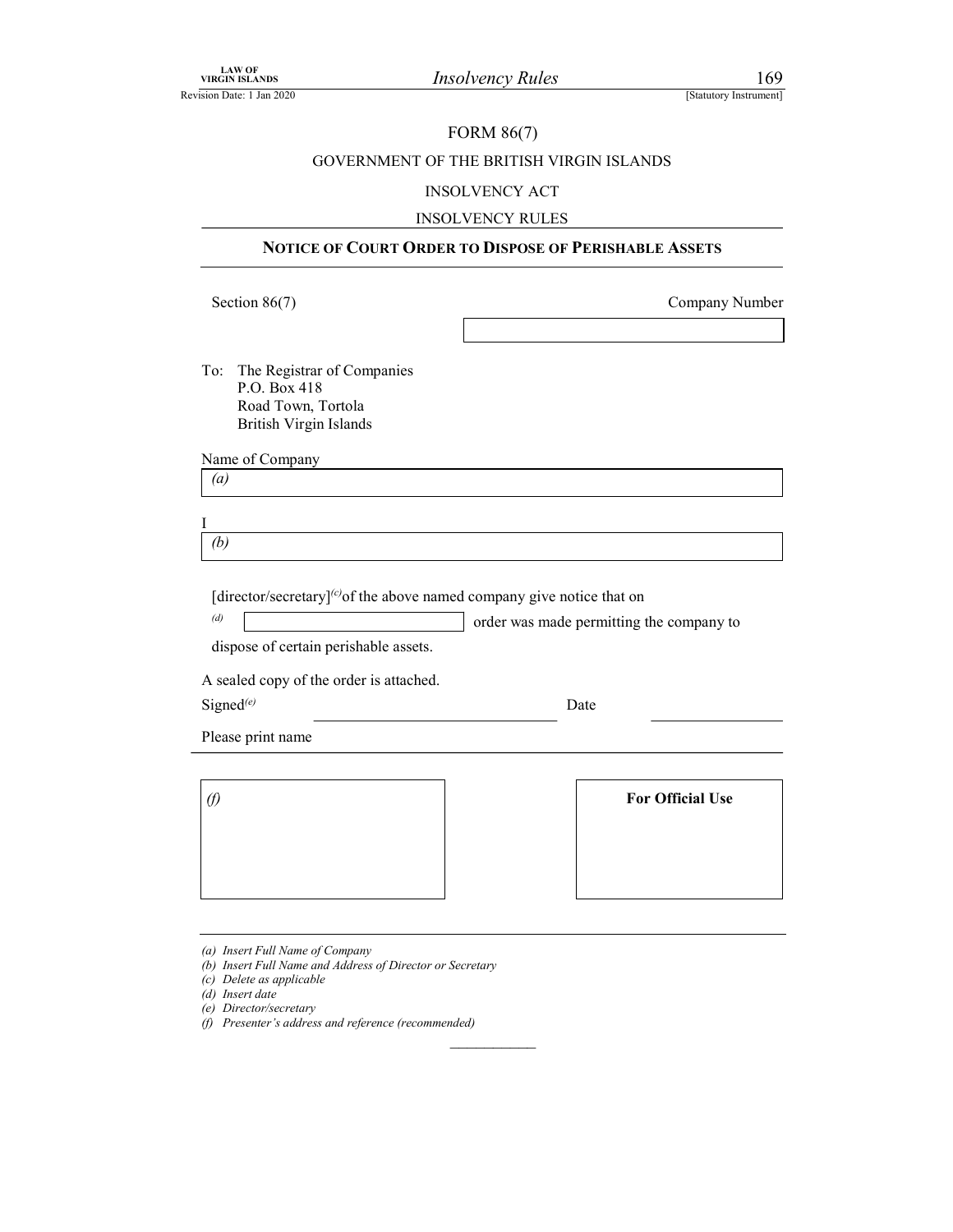FORM 86(7)

GOVERNMENT OF THE BRITISH VIRGIN ISLANDS

INSOLVENCY ACT

INSOLVENCY RULES

**NOTICE OF COURT ORDER TO DISPOSE OF PERISHABLE ASSETS**

Section 86(7)

Company Number

To: The Registrar of Companies
P.O. Box 418
Road Town, Tortola
British Virgin Islands

Name of Company

*(a)*

I

*(b)*

[director/secretary][(c)] of the above named company give notice that on

[(d)] \_\_\_\_\_\_\_\_\_\_\_\_\_\_\_\_\_\_\_\_ order was made permitting the company to dispose of certain perishable assets.

A sealed copy of the order is attached.

Signed[(e)] \_\_\_\_\_\_\_\_\_\_\_\_\_\_\_\_\_\_\_\_ Date \_\_\_\_\_\_\_\_\_\_

Please print name

*(f)*

**For Official Use**

*(a) Insert Full Name of Company*
*(b) Insert Full Name and Address of Director or Secretary*
*(c) Delete as applicable*
*(d) Insert date*
*(e) Director/secretary*
*(f) Presenter's address and reference (recommended)*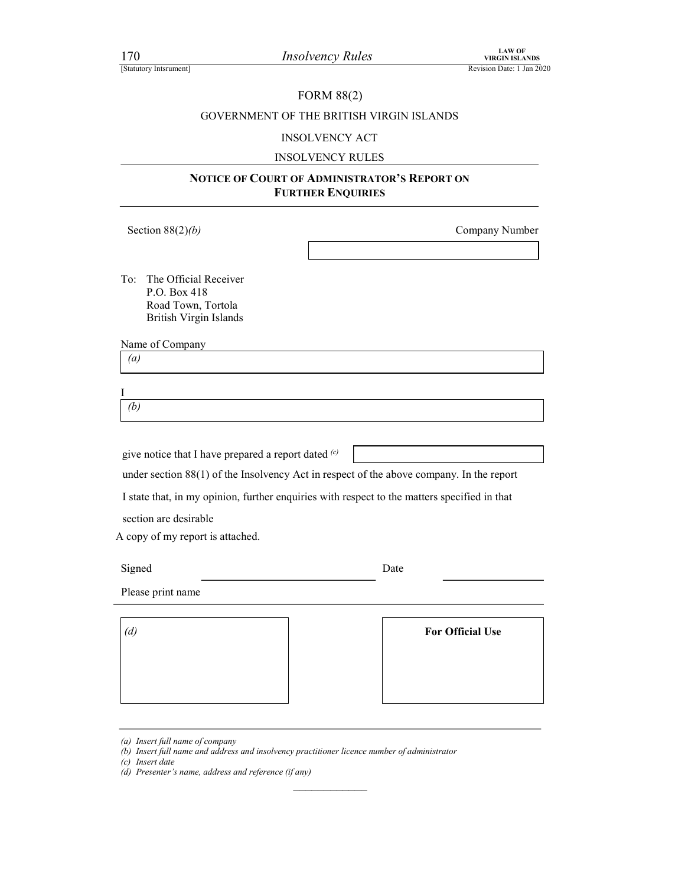FORM 88(2)

GOVERNMENT OF THE BRITISH VIRGIN ISLANDS

INSOLVENCY ACT

INSOLVENCY RULES

## NOTICE OF COURT OF ADMINISTRATOR'S REPORT ON FURTHER ENQUIRIES

Section 88(2)*(b)*

Company Number

| |
|---|
| |

To: The Official Receiver
P.O. Box 418
Road Town, Tortola
British Virgin Islands

Name of Company

| *(a)* |
|---|

I

| *(b)* |
|---|

give notice that I have prepared a report dated [(c)] ____________________

under section 88(1) of the Insolvency Act in respect of the above company. In the report I state that, in my opinion, further enquiries with respect to the matters specified in that section are desirable

A copy of my report is attached.

Signed ______________________________ Date ____________________

Please print name

| *(d)* | | **For Official Use** |
|---|---|---|
| | | |

*(a) Insert full name of company*
*(b) Insert full name and address and insolvency practitioner licence number of administrator*
*(c) Insert date*
*(d) Presenter's name, address and reference (if any)*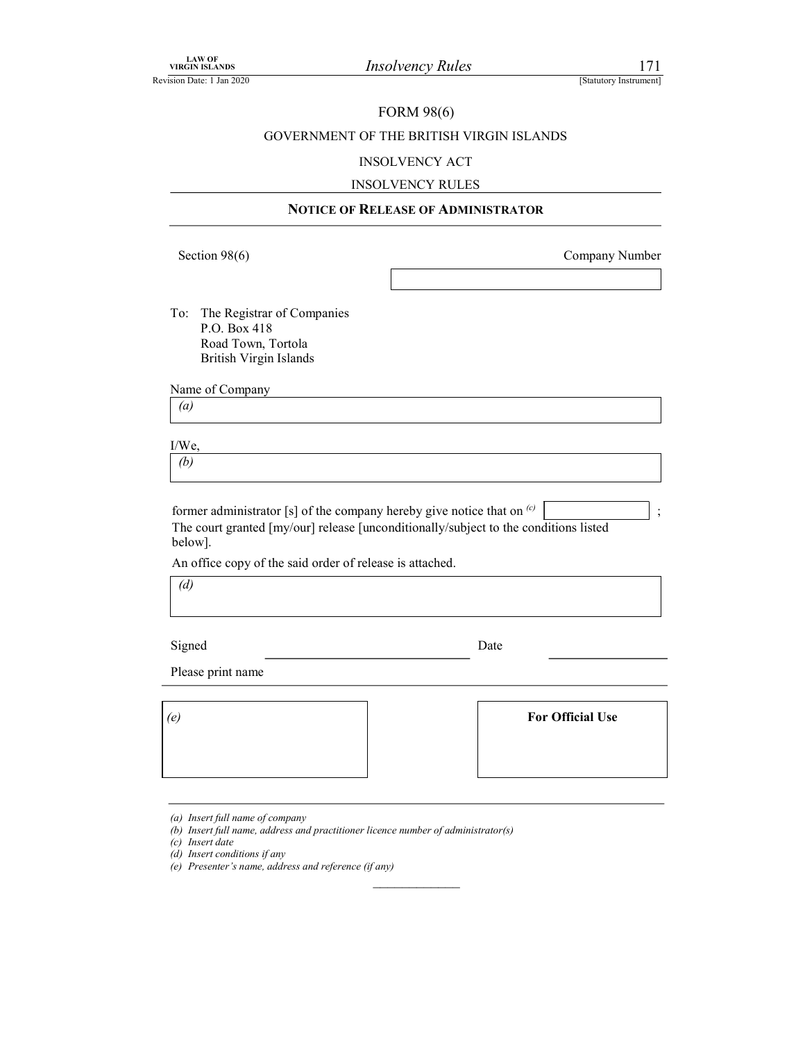FORM 98(6)

GOVERNMENT OF THE BRITISH VIRGIN ISLANDS

INSOLVENCY ACT

INSOLVENCY RULES

**NOTICE OF RELEASE OF ADMINISTRATOR**

Section 98(6)

Company Number

To: The Registrar of Companies
P.O. Box 418
Road Town, Tortola
British Virgin Islands

Name of Company

*(a)*

I/We,

*(b)*

former administrator [s] of the company hereby give notice that on *(c)* ;
The court granted [my/our] release [unconditionally/subject to the conditions listed below].

An office copy of the said order of release is attached.

*(d)*

Signed \_\_\_\_\_\_\_\_\_\_\_\_\_\_\_\_\_\_\_\_ Date \_\_\_\_\_\_\_\_\_\_\_\_

Please print name

*(e)*

**For Official Use**

---

*(a) Insert full name of company*
*(b) Insert full name, address and practitioner licence number of administrator(s)*
*(c) Insert date*
*(d) Insert conditions if any*
*(e) Presenter's name, address and reference (if any)*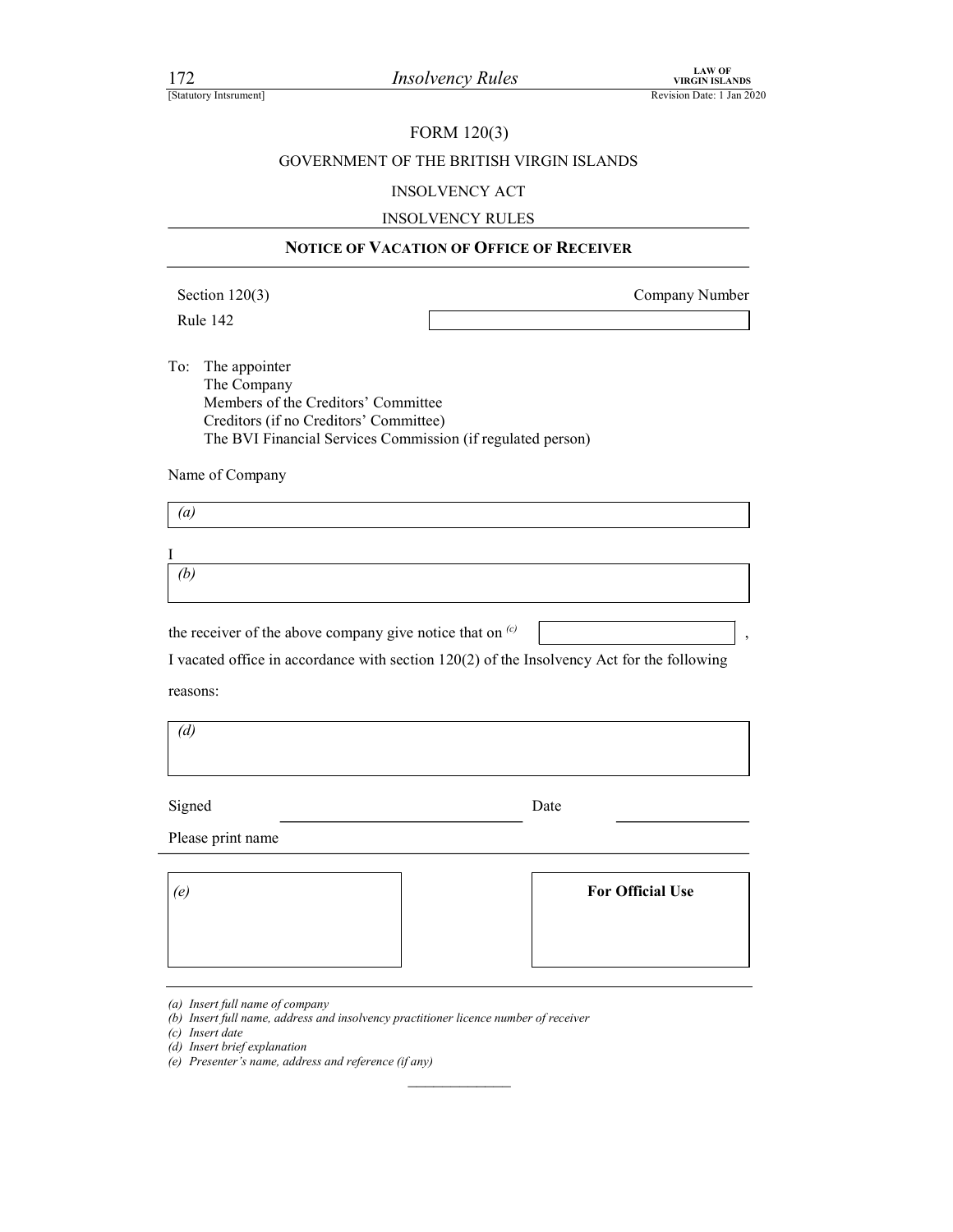FORM 120(3)

GOVERNMENT OF THE BRITISH VIRGIN ISLANDS

INSOLVENCY ACT

INSOLVENCY RULES

## NOTICE OF VACATION OF OFFICE OF RECEIVER

Section 120(3)
Rule 142

Company Number

| |
|---|

To: The appointer
The Company
Members of the Creditors' Committee
Creditors (if no Creditors' Committee)
The BVI Financial Services Commission (if regulated person)

Name of Company

| *(a)* |
|---|

I

| *(b)* |
|---|

the receiver of the above company give notice that on *(c)* ________________ ,

I vacated office in accordance with section 120(2) of the Insolvency Act for the following reasons:

| *(d)* |
|---|

Signed ______________________________ Date ________________

Please print name

| *(e)* | For Official Use |
|---|---|
| | |

*(a) Insert full name of company*
*(b) Insert full name, address and insolvency practitioner licence number of receiver*
*(c) Insert date*
*(d) Insert brief explanation*
*(e) Presenter's name, address and reference (if any)*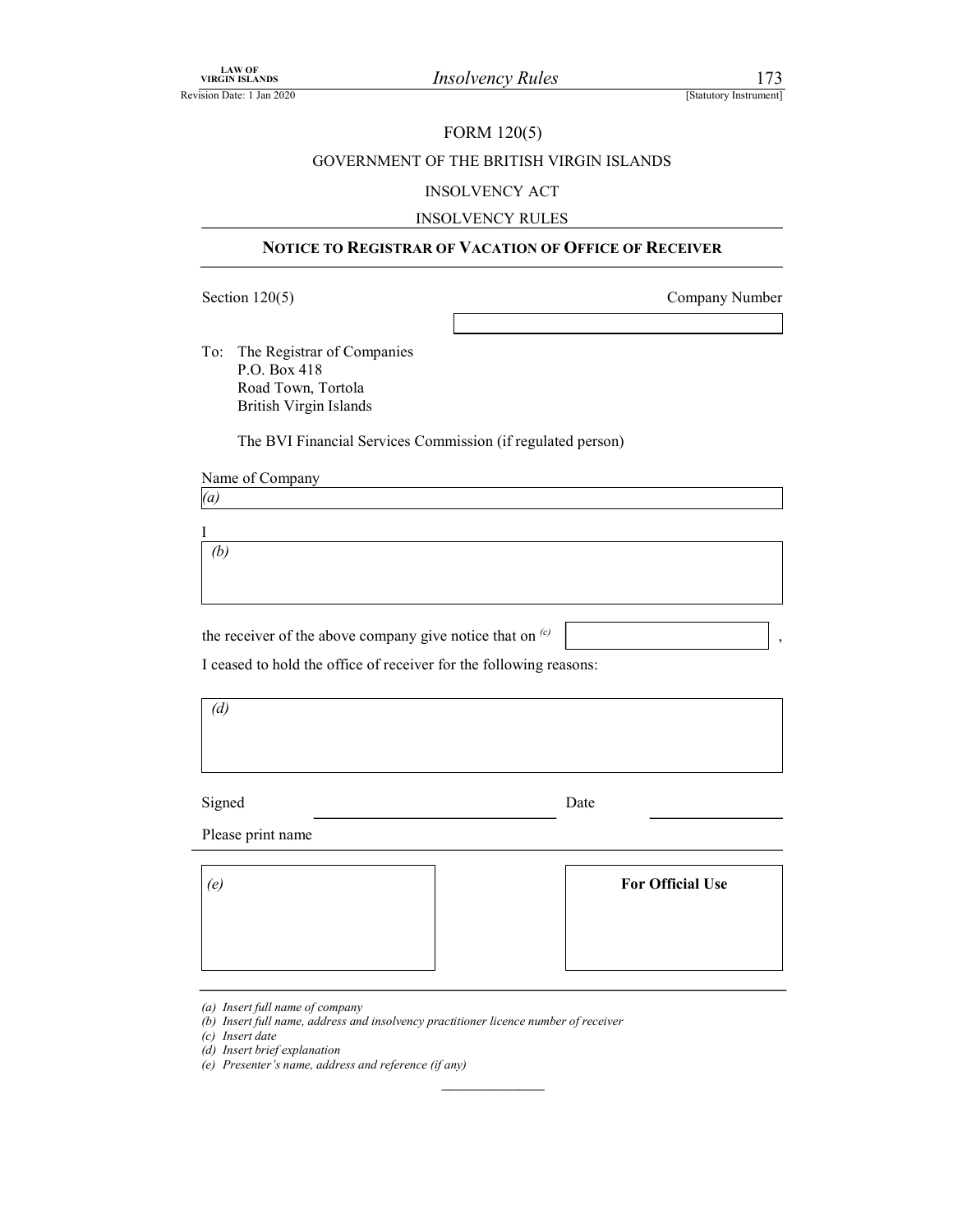FORM 120(5)

GOVERNMENT OF THE BRITISH VIRGIN ISLANDS

INSOLVENCY ACT

INSOLVENCY RULES

## NOTICE TO REGISTRAR OF VACATION OF OFFICE OF RECEIVER

Section 120(5) Company Number

To: The Registrar of Companies
P.O. Box 418
Road Town, Tortola
British Virgin Islands

The BVI Financial Services Commission (if regulated person)

Name of Company

*(a)*

I

*(b)*

the receiver of the above company give notice that on *(c)* ____________________ ,

I ceased to hold the office of receiver for the following reasons:

*(d)*

Signed ______________________________ Date ________________

Please print name

| *(e)* | **For Official Use** |
|---|---|
| | |

*(a) Insert full name of company*
*(b) Insert full name, address and insolvency practitioner licence number of receiver*
*(c) Insert date*
*(d) Insert brief explanation*
*(e) Presenter's name, address and reference (if any)*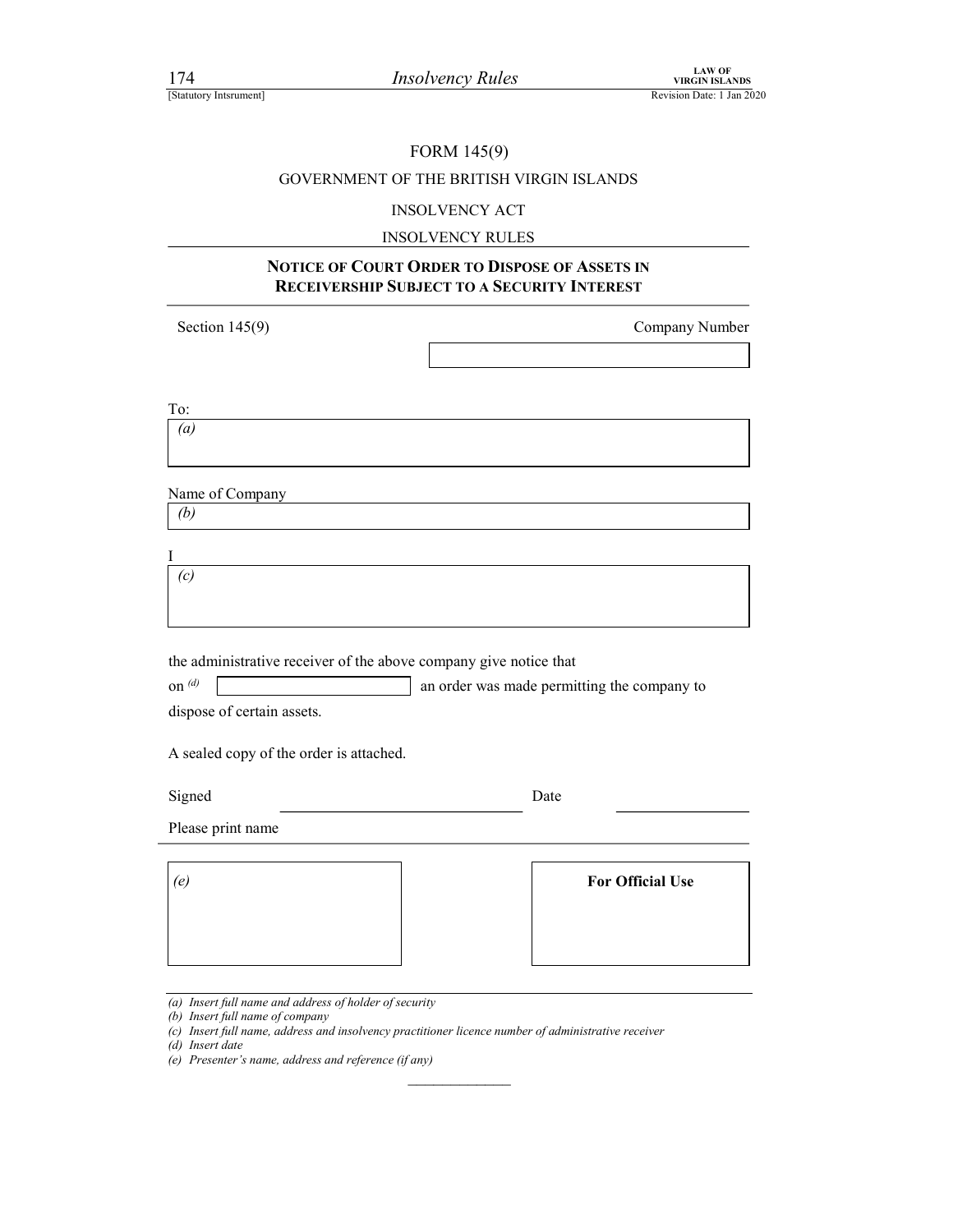FORM 145(9)

GOVERNMENT OF THE BRITISH VIRGIN ISLANDS

INSOLVENCY ACT

INSOLVENCY RULES

## NOTICE OF COURT ORDER TO DISPOSE OF ASSETS IN RECEIVERSHIP SUBJECT TO A SECURITY INTEREST

Section 145(9) Company Number

To:

*(a)*

Name of Company

*(b)*

I

*(c)*

the administrative receiver of the above company give notice that

on *(d)* ____________ an order was made permitting the company to dispose of certain assets.

A sealed copy of the order is attached.

Signed ______________________ Date ______________

Please print name

*(e)*

**For Official Use**

*(a) Insert full name and address of holder of security*
*(b) Insert full name of company*
*(c) Insert full name, address and insolvency practitioner licence number of administrative receiver*
*(d) Insert date*
*(e) Presenter's name, address and reference (if any)*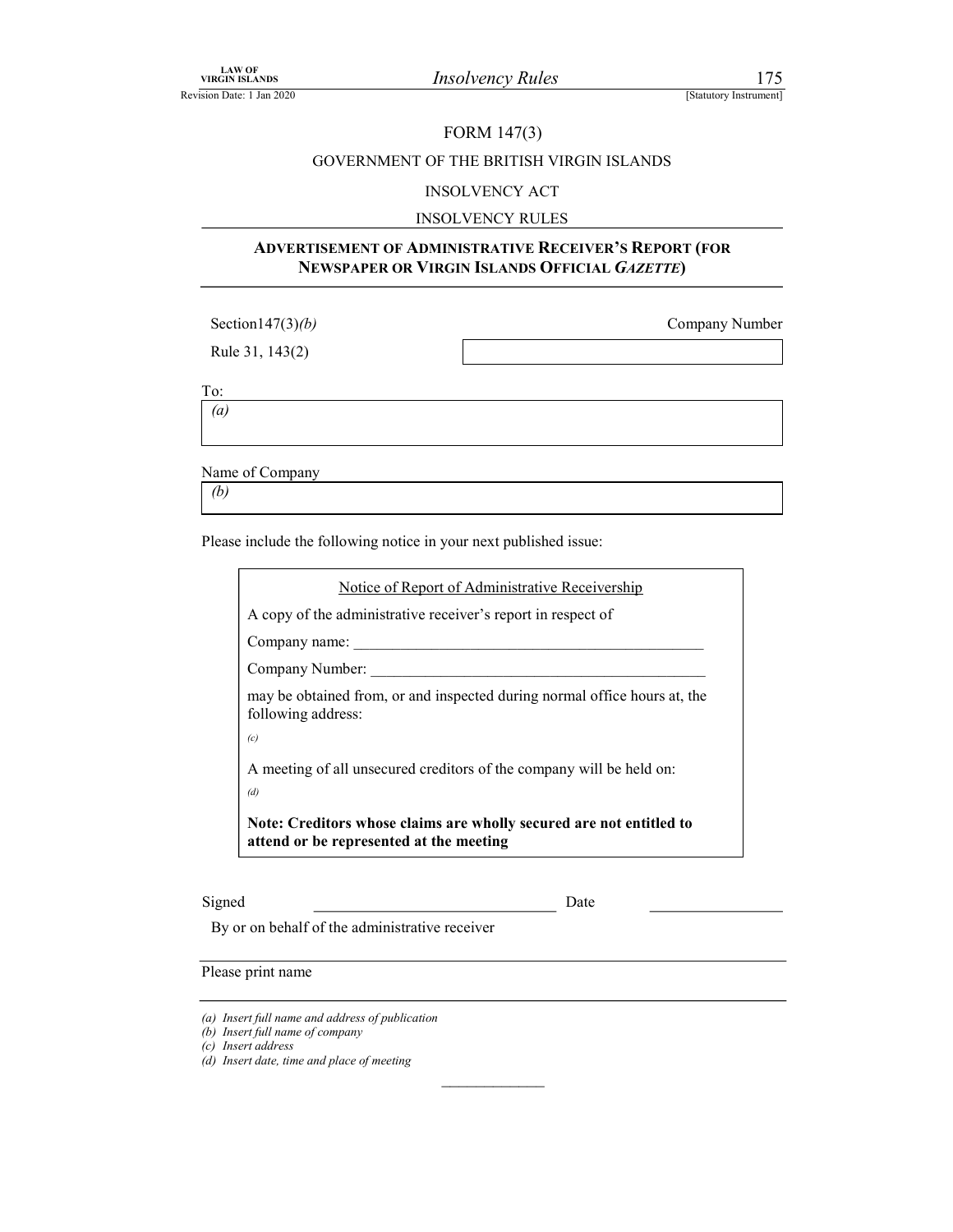FORM 147(3)

GOVERNMENT OF THE BRITISH VIRGIN ISLANDS

INSOLVENCY ACT

INSOLVENCY RULES

## ADVERTISEMENT OF ADMINISTRATIVE RECEIVER'S REPORT (FOR NEWSPAPER OR VIRGIN ISLANDS OFFICIAL *GAZETTE*)

Section147(3)*(b)*

Rule 31, 143(2)

Company Number

To:

*(a)*

Name of Company

*(b)*

Please include the following notice in your next published issue:

> Notice of Report of Administrative Receivership
>
> A copy of the administrative receiver's report in respect of
>
> Company name: ____________________________________________
>
> Company Number: ___________________________________________
>
> may be obtained from, or and inspected during normal office hours at, the following address:
>
> *(c)*
>
> A meeting of all unsecured creditors of the company will be held on:
>
> *(d)*
>
> **Note: Creditors whose claims are wholly secured are not entitled to attend or be represented at the meeting**

Signed ______________________________ Date ________________

By or on behalf of the administrative receiver

Please print name

*(a) Insert full name and address of publication*
*(b) Insert full name of company*
*(c) Insert address*
*(d) Insert date, time and place of meeting*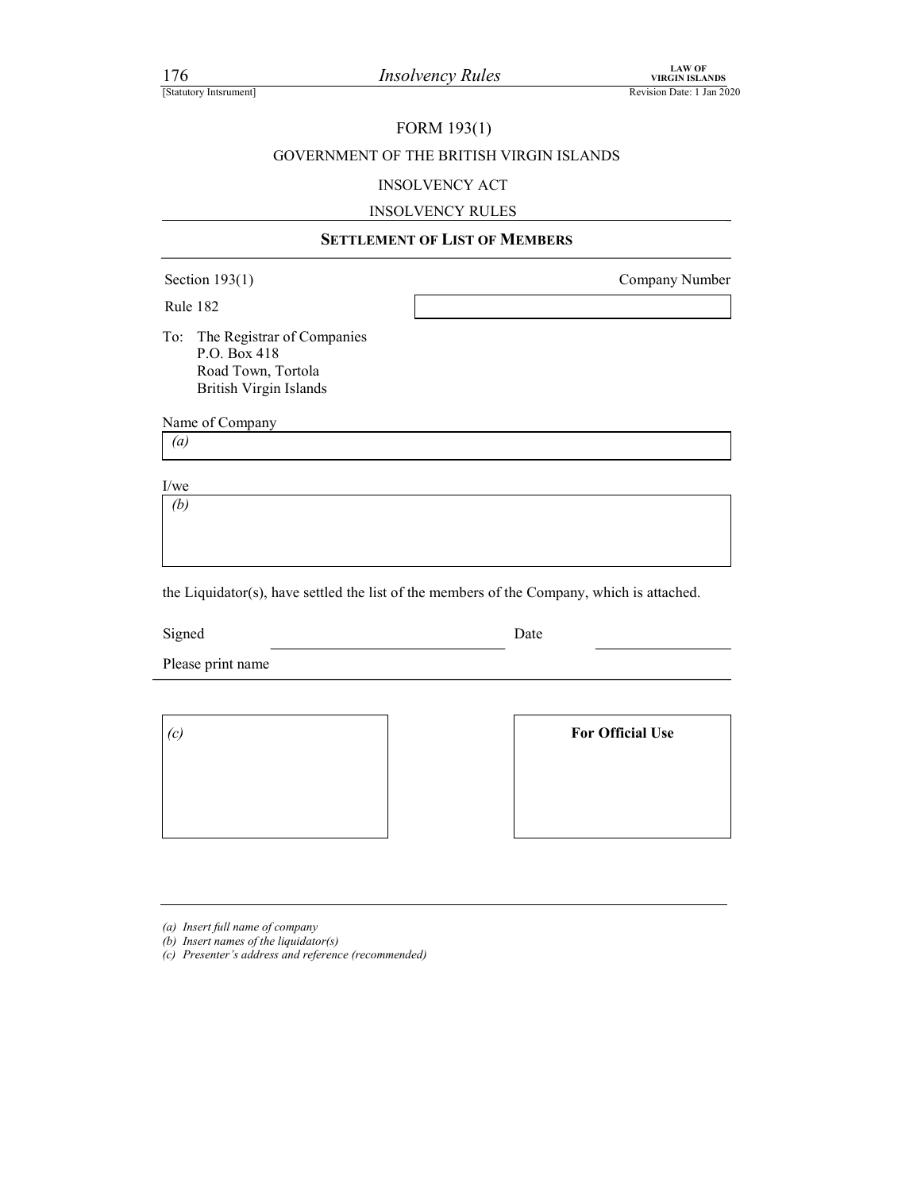FORM 193(1)

GOVERNMENT OF THE BRITISH VIRGIN ISLANDS

INSOLVENCY ACT

INSOLVENCY RULES

## SETTLEMENT OF LIST OF MEMBERS

Section 193(1)

Rule 182

Company Number

| |
|---|
| |

To: The Registrar of Companies
P.O. Box 418
Road Town, Tortola
British Virgin Islands

Name of Company

| *(a)* |
|---|

I/we

| *(b)* |
|---|

the Liquidator(s), have settled the list of the members of the Company, which is attached.

Signed \_\_\_\_\_\_\_\_\_\_\_\_\_\_\_\_\_\_\_\_\_\_\_\_\_\_\_\_ Date \_\_\_\_\_\_\_\_\_\_\_\_\_\_\_\_

Please print name

| *(c)* | | **For Official Use** |
|---|---|---|
| | | |

---

*(a) Insert full name of company*

*(b) Insert names of the liquidator(s)*

*(c) Presenter's address and reference (recommended)*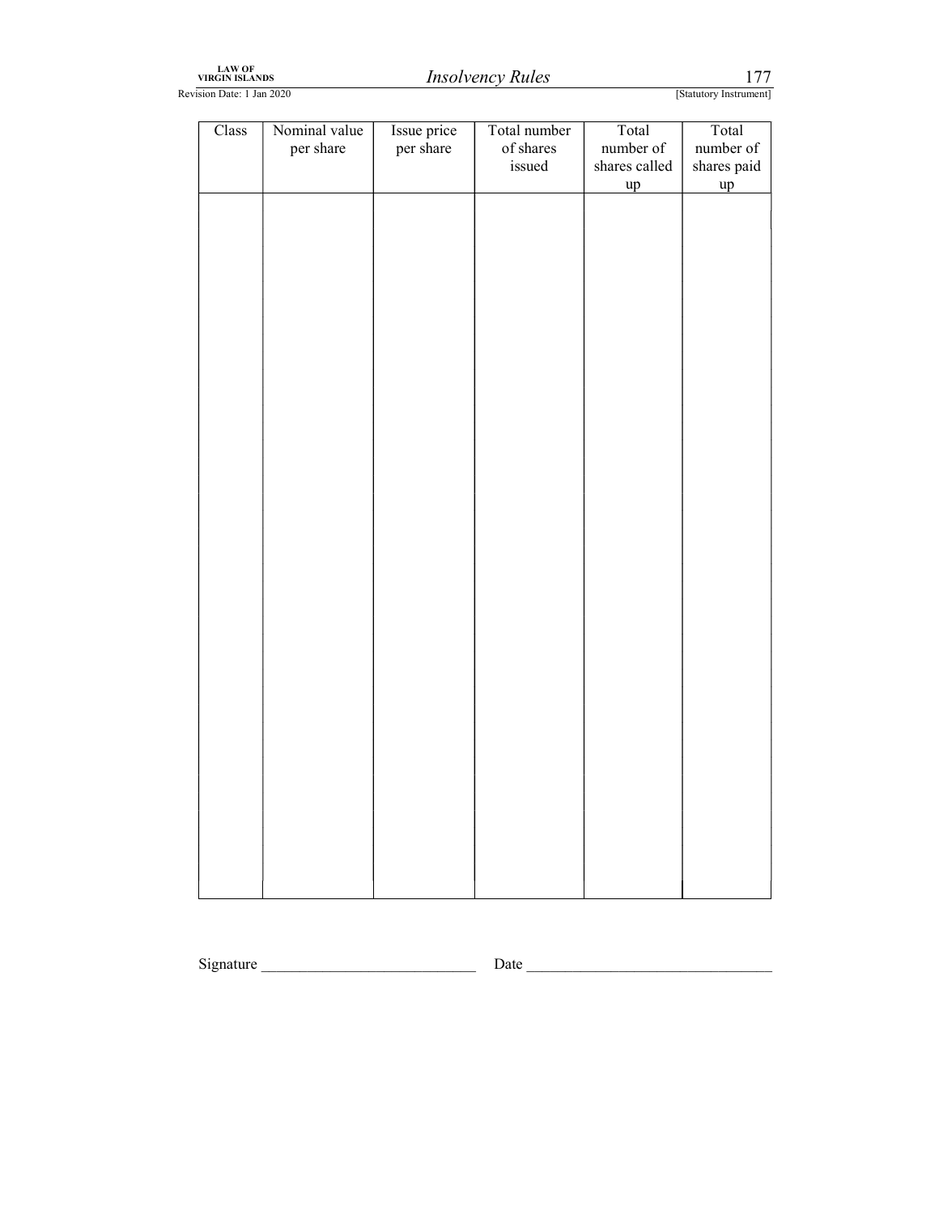| Class | Nominal value per share | Issue price per share | Total number of shares issued | Total number of shares called up | Total number of shares paid up |
|---|---|---|---|---|---|
| | | | | | |

Signature ____________________________ Date ________________________________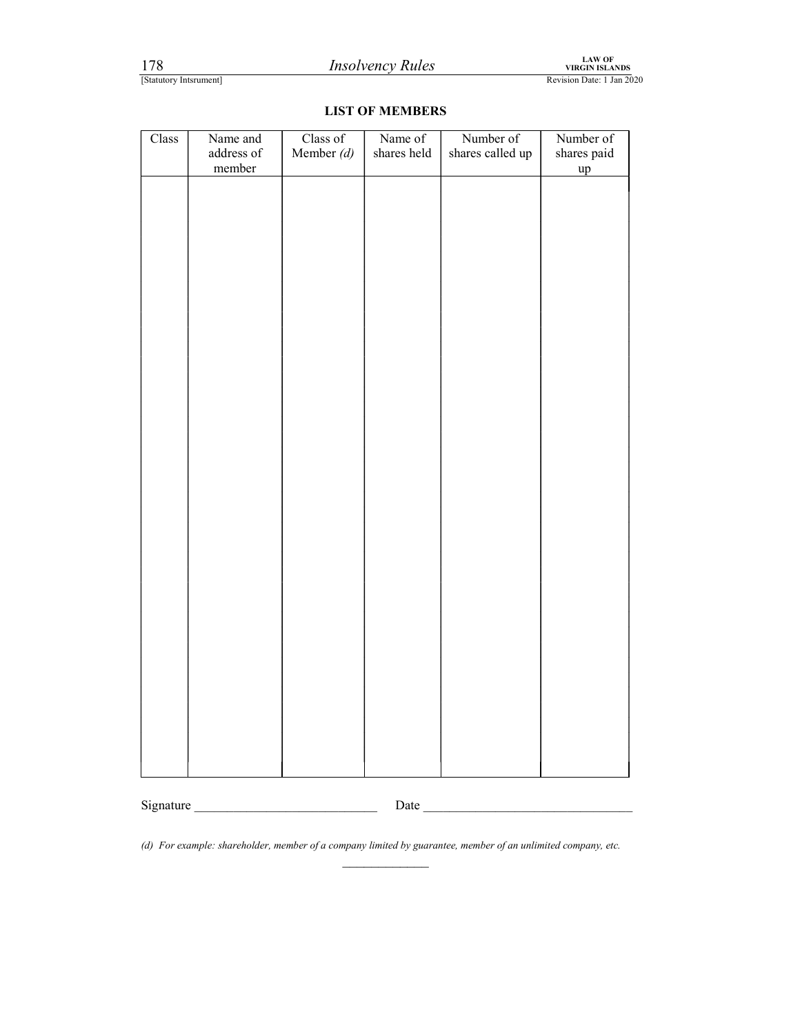**LIST OF MEMBERS**

| Class | Name and address of member | Class of Member *(d)* | Name of shares held | Number of shares called up | Number of shares paid up |
|---|---|---|---|---|---|
| | | | | | |

Signature ____________________________ Date ________________________________

*(d) For example: shareholder, member of a company limited by guarantee, member of an unlimited company, etc.*

______________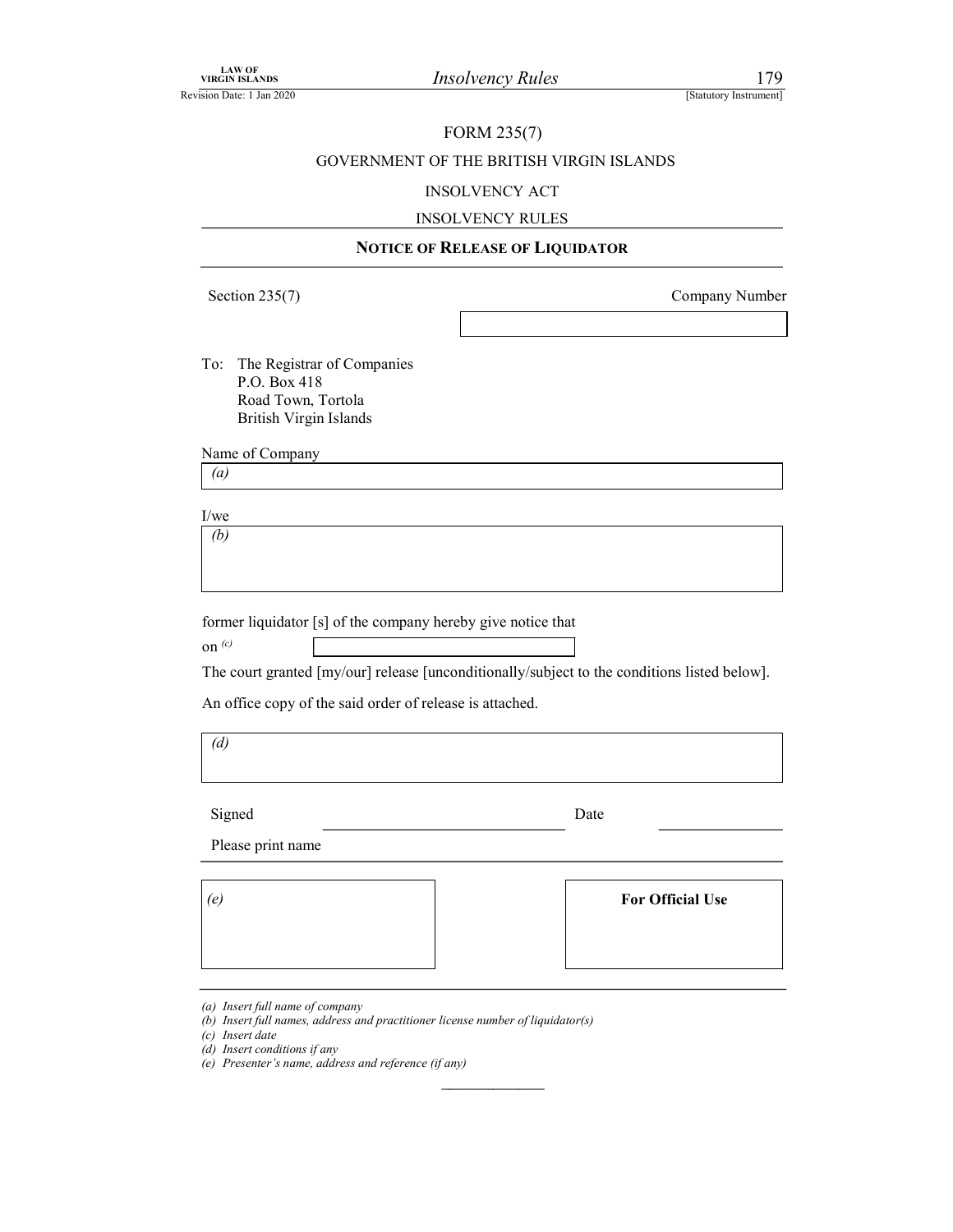FORM 235(7)

GOVERNMENT OF THE BRITISH VIRGIN ISLANDS

INSOLVENCY ACT

INSOLVENCY RULES

## NOTICE OF RELEASE OF LIQUIDATOR

Section 235(7) Company Number

To: The Registrar of Companies
P.O. Box 418
Road Town, Tortola
British Virgin Islands

Name of Company

*(a)*

I/we

*(b)*

former liquidator [s] of the company hereby give notice that

on *(c)*

The court granted [my/our] release [unconditionally/subject to the conditions listed below].

An office copy of the said order of release is attached.

*(d)*

Signed ______________________ Date ______________

Please print name

*(e)*

**For Official Use**

---

*(a) Insert full name of company*
*(b) Insert full names, address and practitioner license number of liquidator(s)*
*(c) Insert date*
*(d) Insert conditions if any*
*(e) Presenter's name, address and reference (if any)*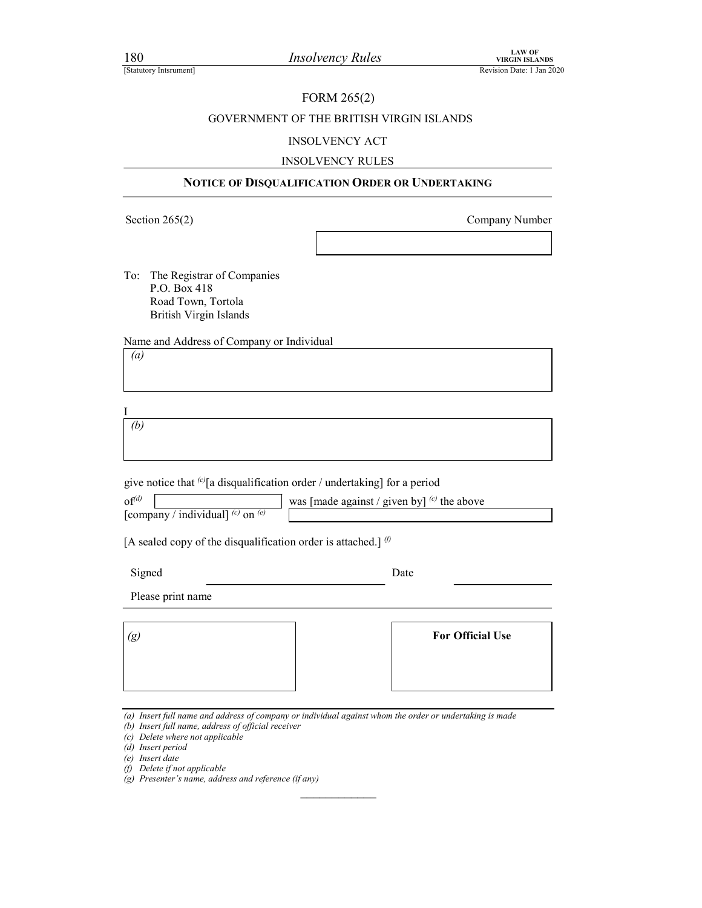FORM 265(2)

GOVERNMENT OF THE BRITISH VIRGIN ISLANDS

INSOLVENCY ACT

INSOLVENCY RULES

## NOTICE OF DISQUALIFICATION ORDER OR UNDERTAKING

Section 265(2)

Company Number

To: The Registrar of Companies
P.O. Box 418
Road Town, Tortola
British Virgin Islands

Name and Address of Company or Individual

*(a)*

I

*(b)*

give notice that [c][a disqualification order / undertaking] for a period of[d] \_\_\_\_\_\_\_\_ was [made against / given by] [c] the above [company / individual] [c] on [e] \_\_\_\_\_\_\_\_

[A sealed copy of the disqualification order is attached.] [f]

Signed \_\_\_\_\_\_\_\_\_\_\_\_\_\_\_\_ Date \_\_\_\_\_\_\_\_

Please print name

*(g)*

**For Official Use**

*(a) Insert full name and address of company or individual against whom the order or undertaking is made*
*(b) Insert full name, address of official receiver*
*(c) Delete where not applicable*
*(d) Insert period*
*(e) Insert date*
*(f) Delete if not applicable*
*(g) Presenter's name, address and reference (if any)*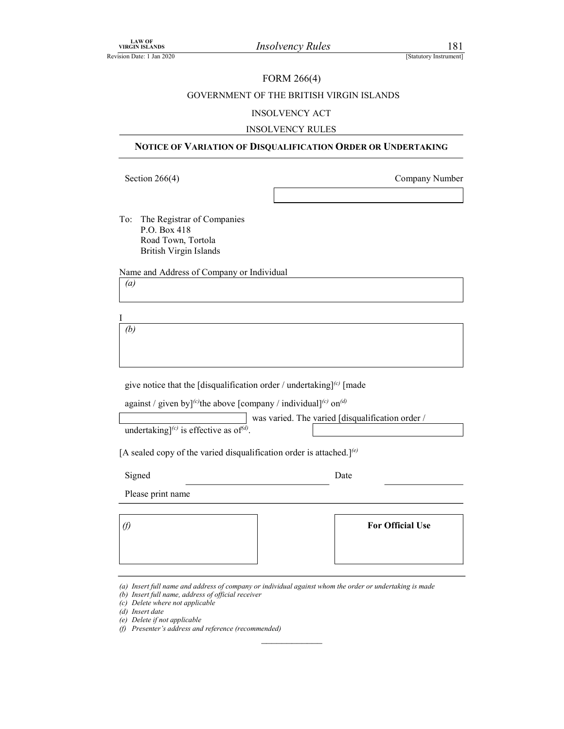FORM 266(4)

GOVERNMENT OF THE BRITISH VIRGIN ISLANDS

INSOLVENCY ACT

INSOLVENCY RULES

## NOTICE OF VARIATION OF DISQUALIFICATION ORDER OR UNDERTAKING

Section 266(4) Company Number

| |
|---|
| |

To: The Registrar of Companies
P.O. Box 418
Road Town, Tortola
British Virgin Islands

Name and Address of Company or Individual

| *(a)* |
|---|

I

| *(b)* |
|---|

give notice that the [disqualification order / undertaking][(c)] [made against / given by][(c)] the above [company / individual][(c)] on[(d)] ____________ was varied. The varied [disqualification order / undertaking][(c)] is effective as of[(d)] ____________.

[A sealed copy of the varied disqualification order is attached.][(e)]

Signed ______________________________ Date ________________

Please print name

| *(f)* | | **For Official Use** |
|---|---|---|

*(a) Insert full name and address of company or individual against whom the order or undertaking is made*
*(b) Insert full name, address of official receiver*
*(c) Delete where not applicable*
*(d) Insert date*
*(e) Delete if not applicable*
*(f) Presenter's address and reference (recommended)*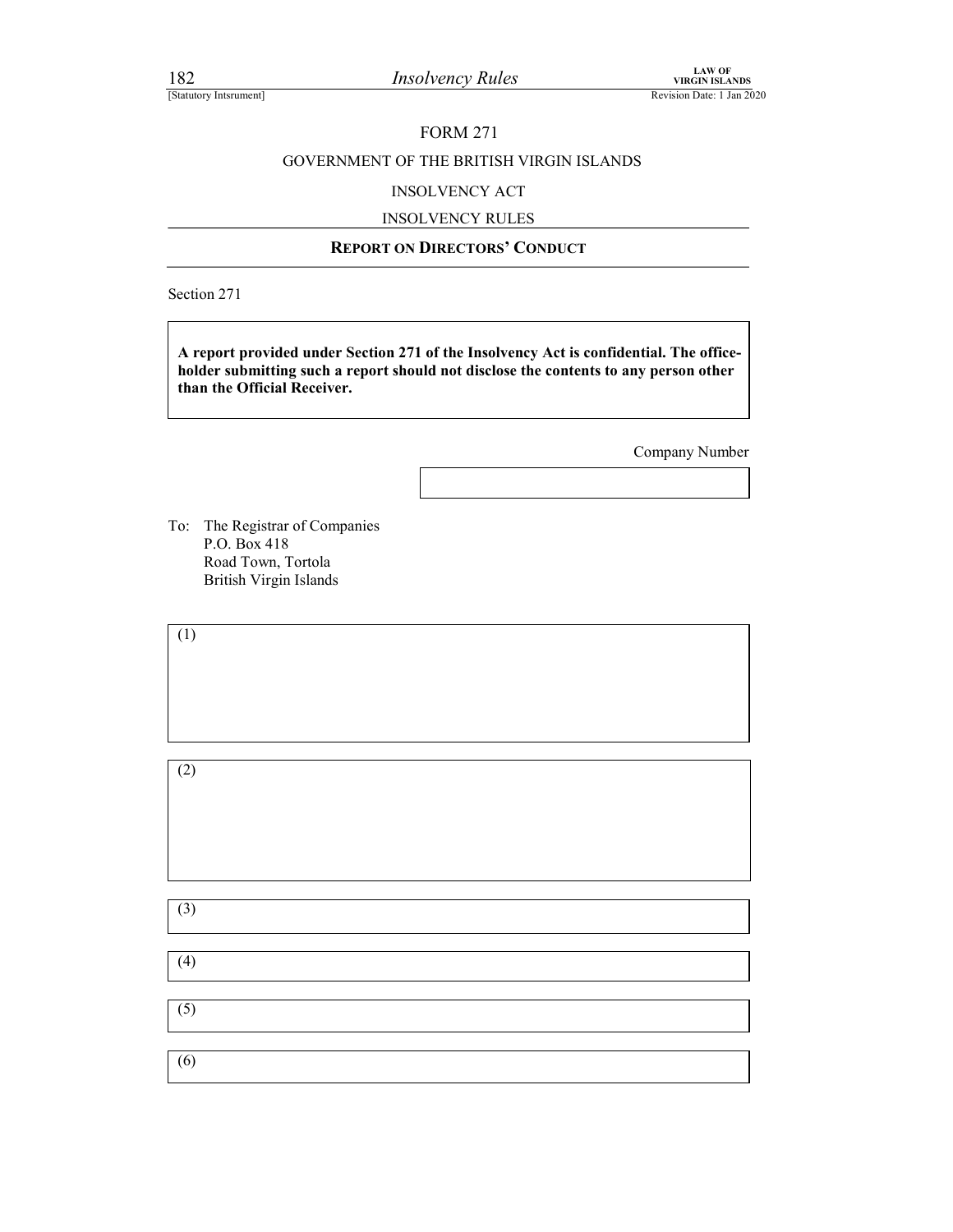FORM 271

GOVERNMENT OF THE BRITISH VIRGIN ISLANDS

INSOLVENCY ACT

INSOLVENCY RULES

## **REPORT ON DIRECTORS' CONDUCT**

Section 271

**A report provided under Section 271 of the Insolvency Act is confidential. The office-holder submitting such a report should not disclose the contents to any person other than the Official Receiver.**

Company Number

To: The Registrar of Companies
P.O. Box 418
Road Town, Tortola
British Virgin Islands

(1)

(2)

(3)

(4)

(5)

(6)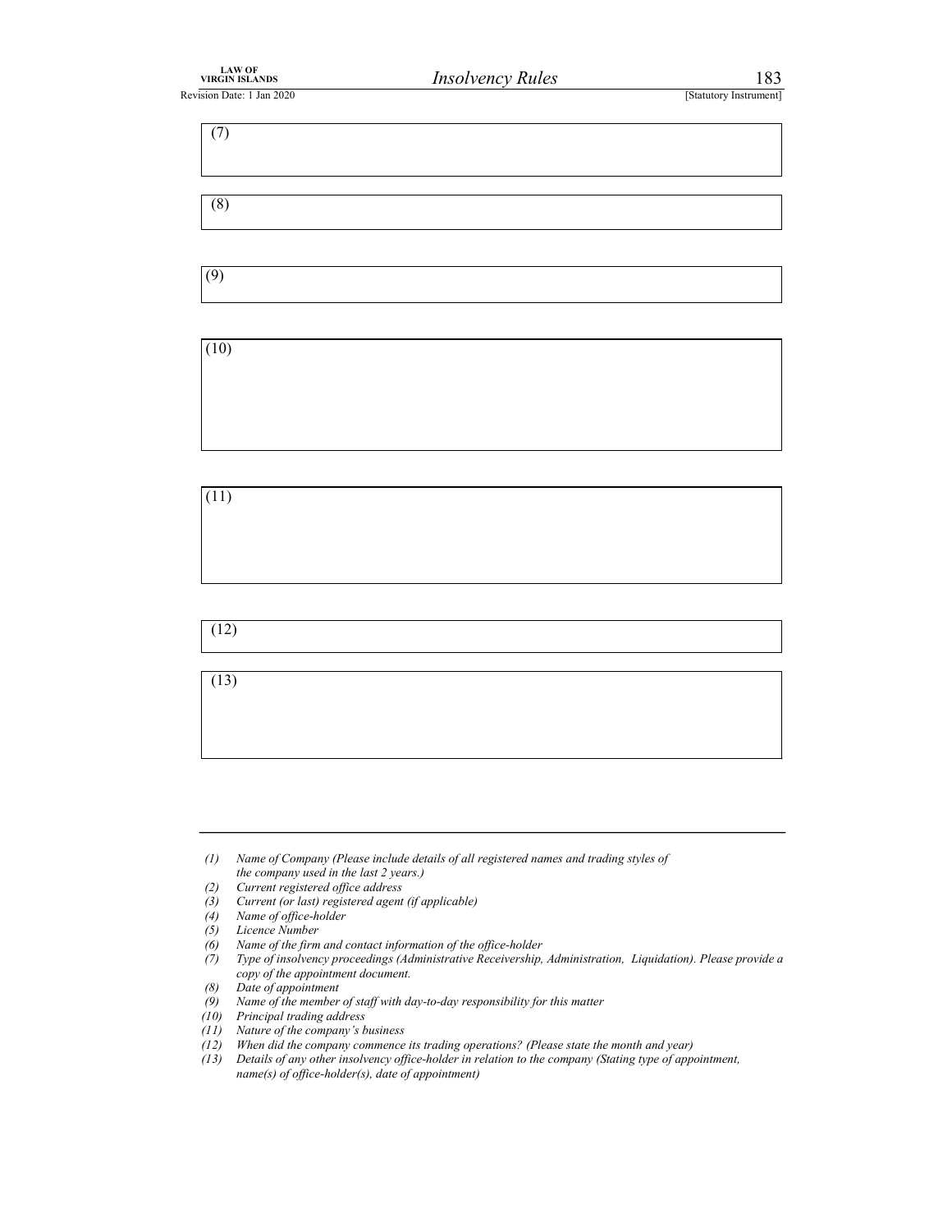| (7) |
|---|

| (8) |
|---|

| (9) |
|---|

| (10) |
|---|

| (11) |
|---|

| (12) |
|---|

| (13) |
|---|

---

*(1) Name of Company (Please include details of all registered names and trading styles of the company used in the last 2 years.)*
*(2) Current registered office address*
*(3) Current (or last) registered agent (if applicable)*
*(4) Name of office-holder*
*(5) Licence Number*
*(6) Name of the firm and contact information of the office-holder*
*(7) Type of insolvency proceedings (Administrative Receivership, Administration, Liquidation). Please provide a copy of the appointment document.*
*(8) Date of appointment*
*(9) Name of the member of staff with day-to-day responsibility for this matter*
*(10) Principal trading address*
*(11) Nature of the company's business*
*(12) When did the company commence its trading operations? (Please state the month and year)*
*(13) Details of any other insolvency office-holder in relation to the company (Stating type of appointment, name(s) of office-holder(s), date of appointment)*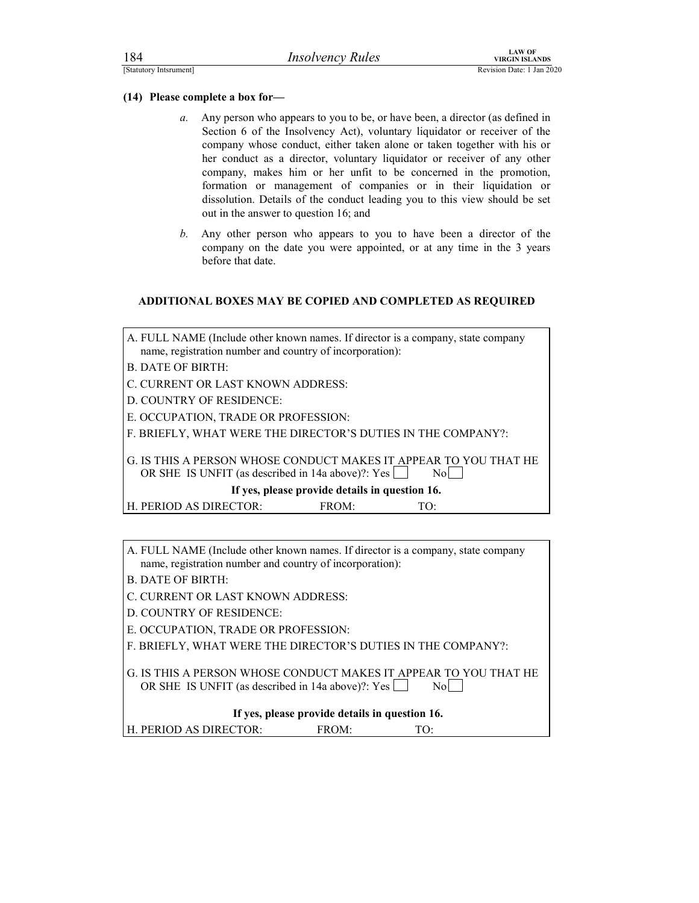**(14) Please complete a box for—**

*a.* Any person who appears to you to be, or have been, a director (as defined in Section 6 of the Insolvency Act), voluntary liquidator or receiver of the company whose conduct, either taken alone or taken together with his or her conduct as a director, voluntary liquidator or receiver of any other company, makes him or her unfit to be concerned in the promotion, formation or management of companies or in their liquidation or dissolution. Details of the conduct leading you to this view should be set out in the answer to question 16; and

*b.* Any other person who appears to you to have been a director of the company on the date you were appointed, or at any time in the 3 years before that date.

**ADDITIONAL BOXES MAY BE COPIED AND COMPLETED AS REQUIRED**

| |
|---|
| A. FULL NAME (Include other known names. If director is a company, state company name, registration number and country of incorporation): |
| B. DATE OF BIRTH: |
| C. CURRENT OR LAST KNOWN ADDRESS: |
| D. COUNTRY OF RESIDENCE: |
| E. OCCUPATION, TRADE OR PROFESSION: |
| F. BRIEFLY, WHAT WERE THE DIRECTOR'S DUTIES IN THE COMPANY?: |
| G. IS THIS A PERSON WHOSE CONDUCT MAKES IT APPEAR TO YOU THAT HE OR SHE IS UNFIT (as described in 14a above)?: Yes ☐ No ☐ |
| **If yes, please provide details in question 16.** |
| H. PERIOD AS DIRECTOR: FROM: TO: |

| |
|---|
| A. FULL NAME (Include other known names. If director is a company, state company name, registration number and country of incorporation): |
| B. DATE OF BIRTH: |
| C. CURRENT OR LAST KNOWN ADDRESS: |
| D. COUNTRY OF RESIDENCE: |
| E. OCCUPATION, TRADE OR PROFESSION: |
| F. BRIEFLY, WHAT WERE THE DIRECTOR'S DUTIES IN THE COMPANY?: |
| G. IS THIS A PERSON WHOSE CONDUCT MAKES IT APPEAR TO YOU THAT HE OR SHE IS UNFIT (as described in 14a above)?: Yes ☐ No ☐ |
| **If yes, please provide details in question 16.** |
| H. PERIOD AS DIRECTOR: FROM: TO: |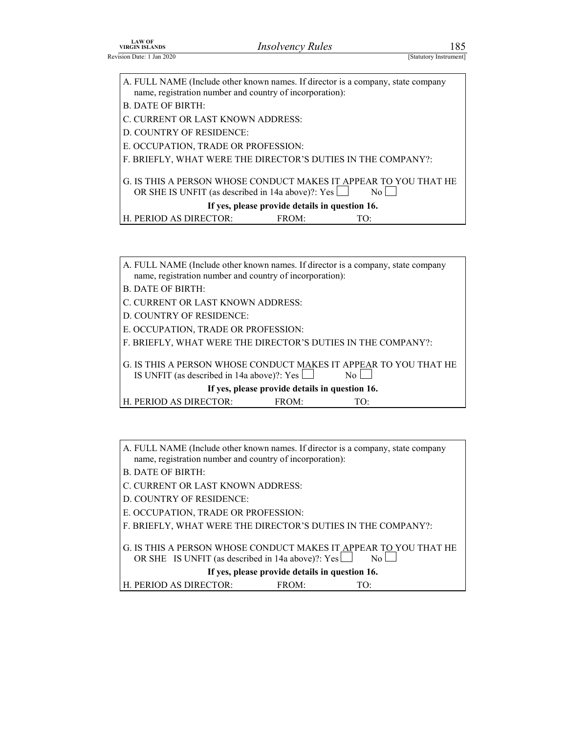A. FULL NAME (Include other known names. If director is a company, state company name, registration number and country of incorporation):

B. DATE OF BIRTH:

C. CURRENT OR LAST KNOWN ADDRESS:

D. COUNTRY OF RESIDENCE:

E. OCCUPATION, TRADE OR PROFESSION:

F. BRIEFLY, WHAT WERE THE DIRECTOR'S DUTIES IN THE COMPANY?:

G. IS THIS A PERSON WHOSE CONDUCT MAKES IT APPEAR TO YOU THAT HE OR SHE IS UNFIT (as described in 14a above)?: Yes ☐ No ☐

**If yes, please provide details in question 16.**

H. PERIOD AS DIRECTOR: FROM: TO:

---

A. FULL NAME (Include other known names. If director is a company, state company name, registration number and country of incorporation):

B. DATE OF BIRTH:

C. CURRENT OR LAST KNOWN ADDRESS:

D. COUNTRY OF RESIDENCE:

E. OCCUPATION, TRADE OR PROFESSION:

F. BRIEFLY, WHAT WERE THE DIRECTOR'S DUTIES IN THE COMPANY?:

G. IS THIS A PERSON WHOSE CONDUCT MAKES IT APPEAR TO YOU THAT HE IS UNFIT (as described in 14a above)?: Yes ☐ No ☐

**If yes, please provide details in question 16.**

H. PERIOD AS DIRECTOR: FROM: TO:

---

A. FULL NAME (Include other known names. If director is a company, state company name, registration number and country of incorporation):

B. DATE OF BIRTH:

C. CURRENT OR LAST KNOWN ADDRESS:

D. COUNTRY OF RESIDENCE:

E. OCCUPATION, TRADE OR PROFESSION:

F. BRIEFLY, WHAT WERE THE DIRECTOR'S DUTIES IN THE COMPANY?:

G. IS THIS A PERSON WHOSE CONDUCT MAKES IT APPEAR TO YOU THAT HE OR SHE IS UNFIT (as described in 14a above)?: Yes ☐ No ☐

**If yes, please provide details in question 16.**

H. PERIOD AS DIRECTOR: FROM: TO: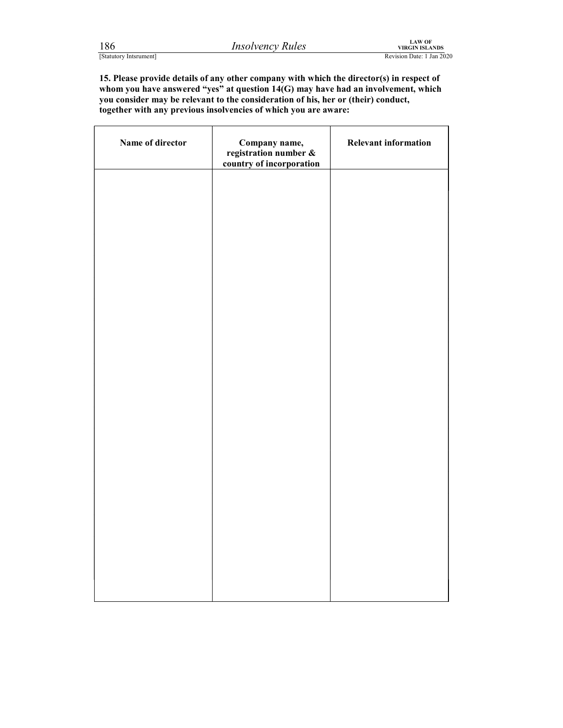**15. Please provide details of any other company with which the director(s) in respect of whom you have answered "yes" at question 14(G) may have had an involvement, which you consider may be relevant to the consideration of his, her or (their) conduct, together with any previous insolvencies of which you are aware:**

| Name of director | Company name, registration number & country of incorporation | Relevant information |
| --- | --- | --- |
| | | |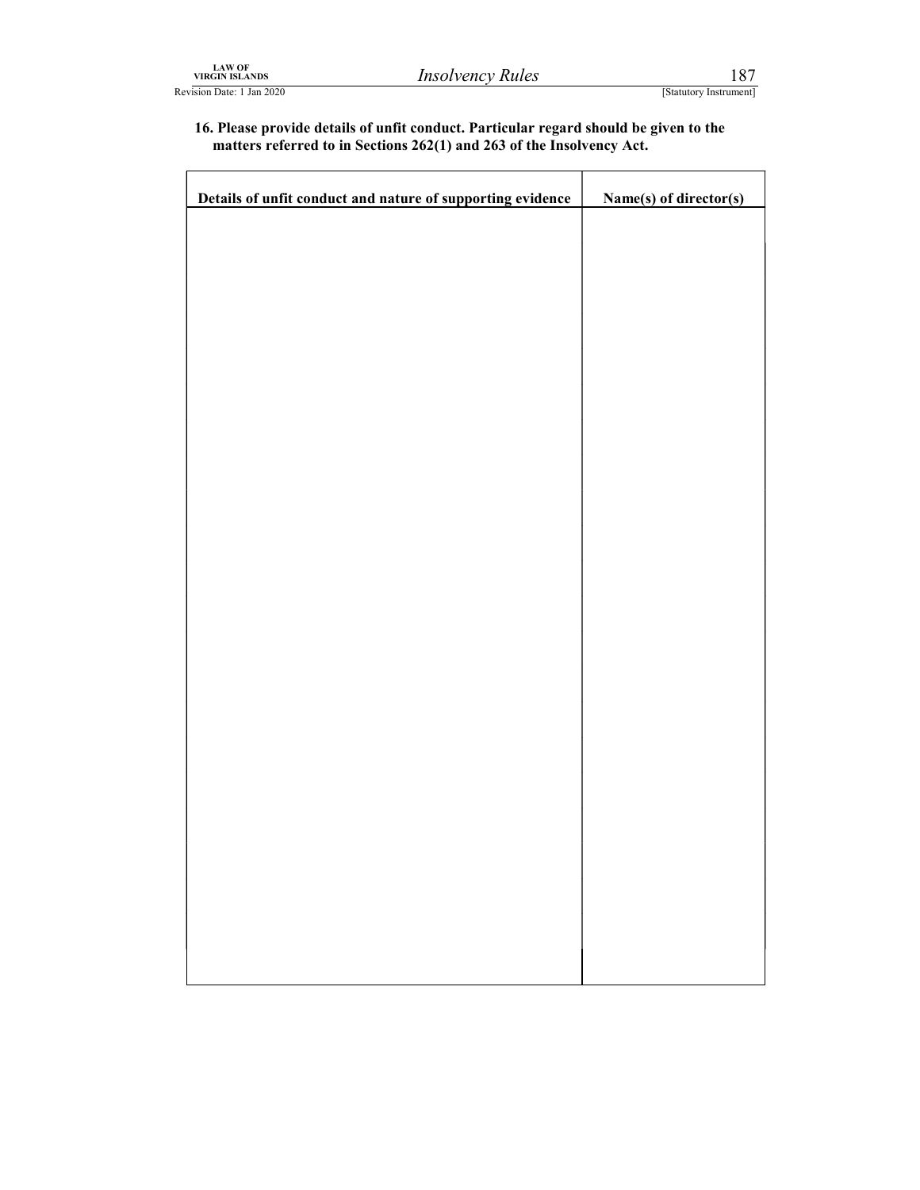**16. Please provide details of unfit conduct. Particular regard should be given to the matters referred to in Sections 262(1) and 263 of the Insolvency Act.**

| Details of unfit conduct and nature of supporting evidence | Name(s) of director(s) |
| --- | --- |
| | |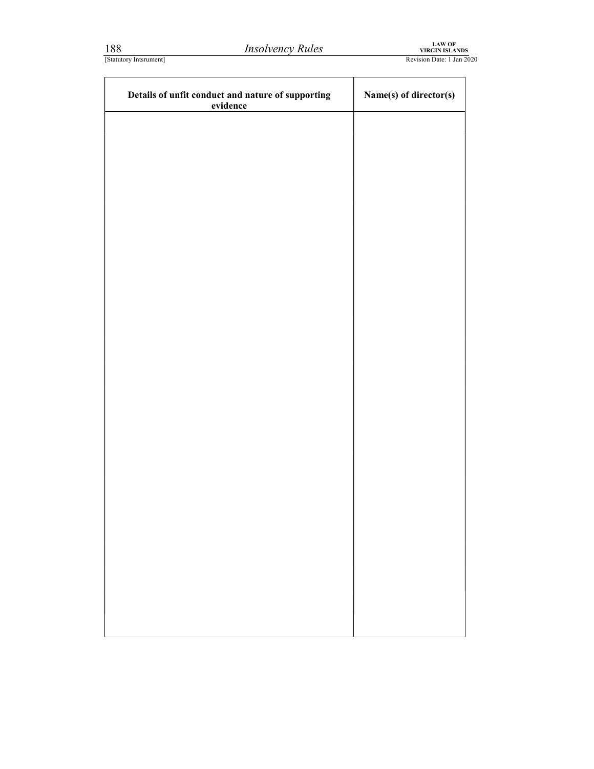| Details of unfit conduct and nature of supporting evidence | Name(s) of director(s) |
| --- | --- |
| | |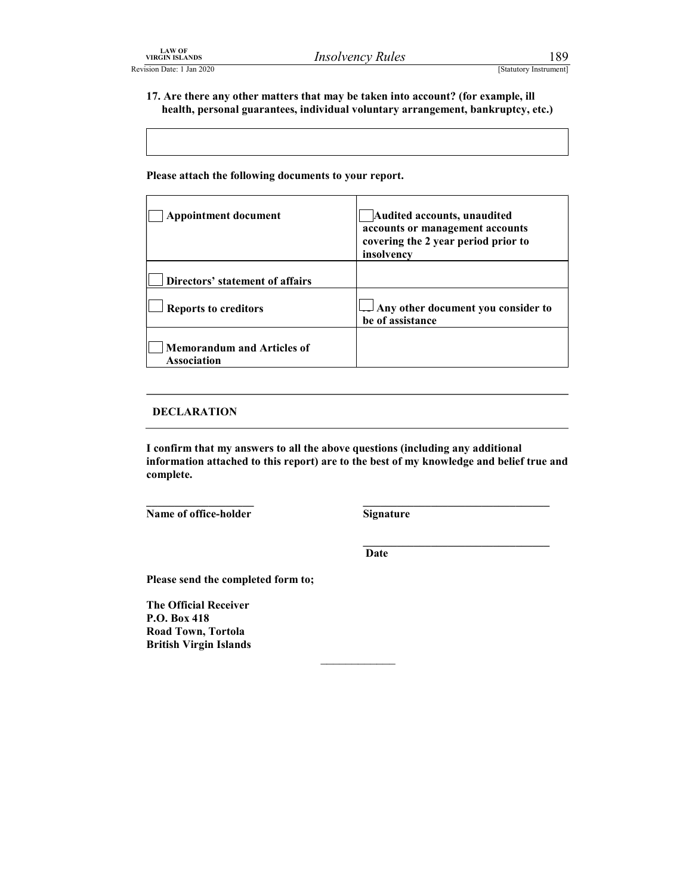**17. Are there any other matters that may be taken into account? (for example, ill health, personal guarantees, individual voluntary arrangement, bankruptcy, etc.)**

| |
|---|
| |

**Please attach the following documents to your report.**

| | |
|---|---|
| ☐ **Appointment document** | ☐ **Audited accounts, unaudited accounts or management accounts covering the 2 year period prior to insolvency** |
| ☐ **Directors' statement of affairs** | |
| ☐ **Reports to creditors** | ☐ **Any other document you consider to be of assistance** |
| ☐ **Memorandum and Articles of Association** | |

---

**DECLARATION**

---

**I confirm that my answers to all the above questions (including any additional information attached to this report) are to the best of my knowledge and belief true and complete.**

____________________ ____________________________________

**Name of office-holder** **Signature**

____________________________________

**Date**

**Please send the completed form to;**

**The Official Receiver**
**P.O. Box 418**
**Road Town, Tortola**
**British Virgin Islands**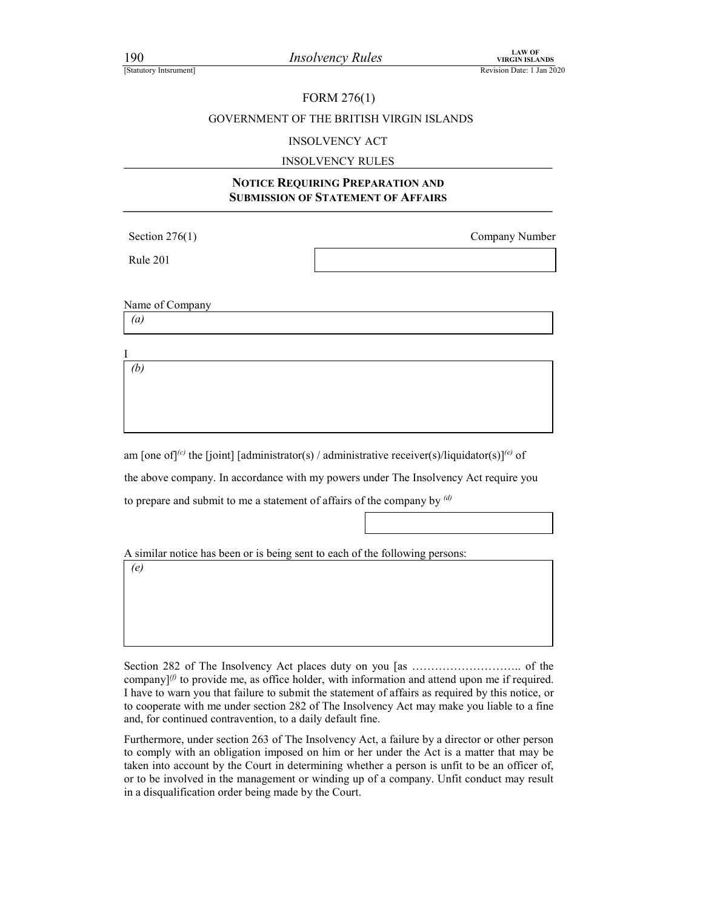FORM 276(1)

GOVERNMENT OF THE BRITISH VIRGIN ISLANDS

INSOLVENCY ACT

INSOLVENCY RULES

## NOTICE REQUIRING PREPARATION AND SUBMISSION OF STATEMENT OF AFFAIRS

Section 276(1)

Rule 201

Company Number

| |
|---|
| |

Name of Company

| |
|---|
| *(a)* |

I

| |
|---|
| *(b)* |

am [one of][(c)] the [joint] [administrator(s) / administrative receiver(s)/liquidator(s)][(e)] of the above company. In accordance with my powers under The Insolvency Act require you to prepare and submit to me a statement of affairs of the company by [(d)]

| |
|---|
| |

A similar notice has been or is being sent to each of the following persons:

| |
|---|
| *(e)* |

Section 282 of The Insolvency Act places duty on you [as ……………………….. of the company][(f)] to provide me, as office holder, with information and attend upon me if required. I have to warn you that failure to submit the statement of affairs as required by this notice, or to cooperate with me under section 282 of The Insolvency Act may make you liable to a fine and, for continued contravention, to a daily default fine.

Furthermore, under section 263 of The Insolvency Act, a failure by a director or other person to comply with an obligation imposed on him or her under the Act is a matter that may be taken into account by the Court in determining whether a person is unfit to be an officer of, or to be involved in the management or winding up of a company. Unfit conduct may result in a disqualification order being made by the Court.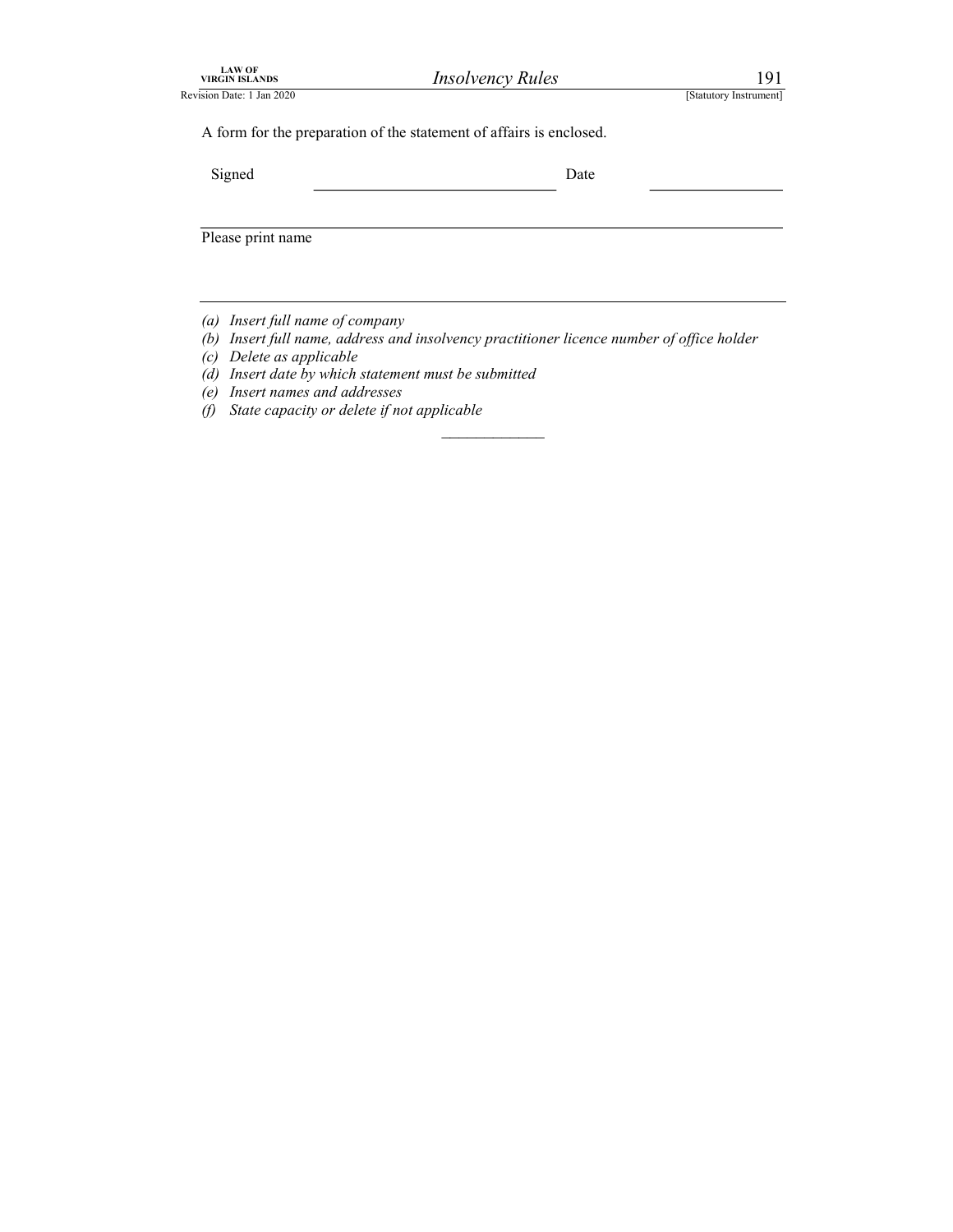A form for the preparation of the statement of affairs is enclosed.

Signed \_\_\_\_\_\_\_\_\_\_\_\_\_\_\_\_\_\_\_\_\_\_\_\_\_\_\_\_\_\_ Date \_\_\_\_\_\_\_\_\_\_\_\_\_\_\_\_

\_\_\_\_\_\_\_\_\_\_\_\_\_\_\_\_\_\_\_\_\_\_\_\_\_\_\_\_\_\_\_\_\_\_\_\_\_\_\_\_\_\_\_\_\_\_\_\_\_\_\_\_\_\_\_\_\_\_\_\_\_\_\_\_\_\_\_\_

Please print name

---

*(a) Insert full name of company*
*(b) Insert full name, address and insolvency practitioner licence number of office holder*
*(c) Delete as applicable*
*(d) Insert date by which statement must be submitted*
*(e) Insert names and addresses*
*(f) State capacity or delete if not applicable*

---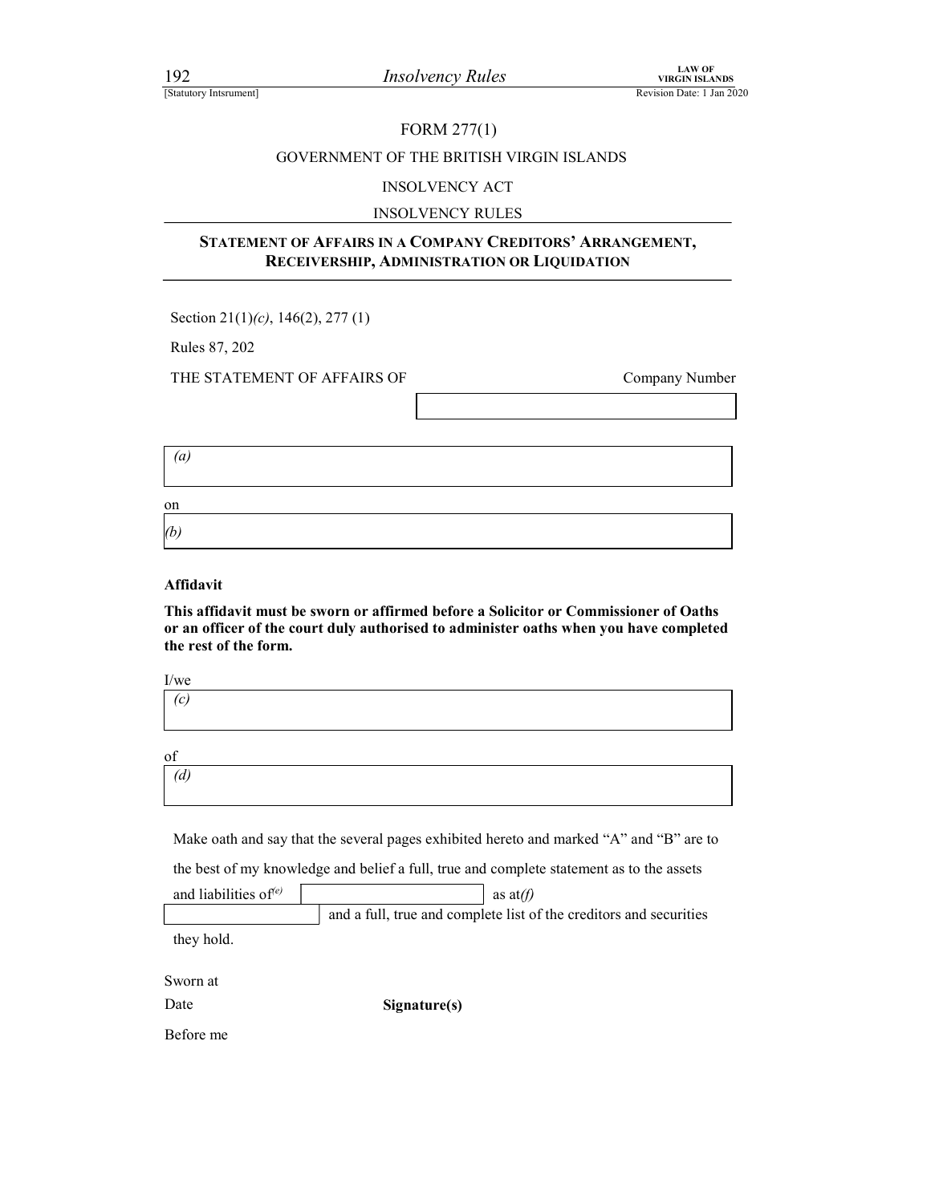FORM 277(1)

GOVERNMENT OF THE BRITISH VIRGIN ISLANDS

INSOLVENCY ACT

INSOLVENCY RULES

## STATEMENT OF AFFAIRS IN A COMPANY CREDITORS' ARRANGEMENT, RECEIVERSHIP, ADMINISTRATION OR LIQUIDATION

Section 21(1)*(c)*, 146(2), 277 (1)

Rules 87, 202

THE STATEMENT OF AFFAIRS OF

Company Number

*(a)*

on

*(b)*

**Affidavit**

**This affidavit must be sworn or affirmed before a Solicitor or Commissioner of Oaths or an officer of the court duly authorised to administer oaths when you have completed the rest of the form.**

I/we

*(c)*

of

*(d)*

Make oath and say that the several pages exhibited hereto and marked "A" and "B" are to the best of my knowledge and belief a full, true and complete statement as to the assets and liabilities of*(e)* \_\_\_\_\_\_\_\_\_\_ as at*(f)* \_\_\_\_\_\_\_\_\_\_ and a full, true and complete list of the creditors and securities they hold.

Sworn at

Date

**Signature(s)**

Before me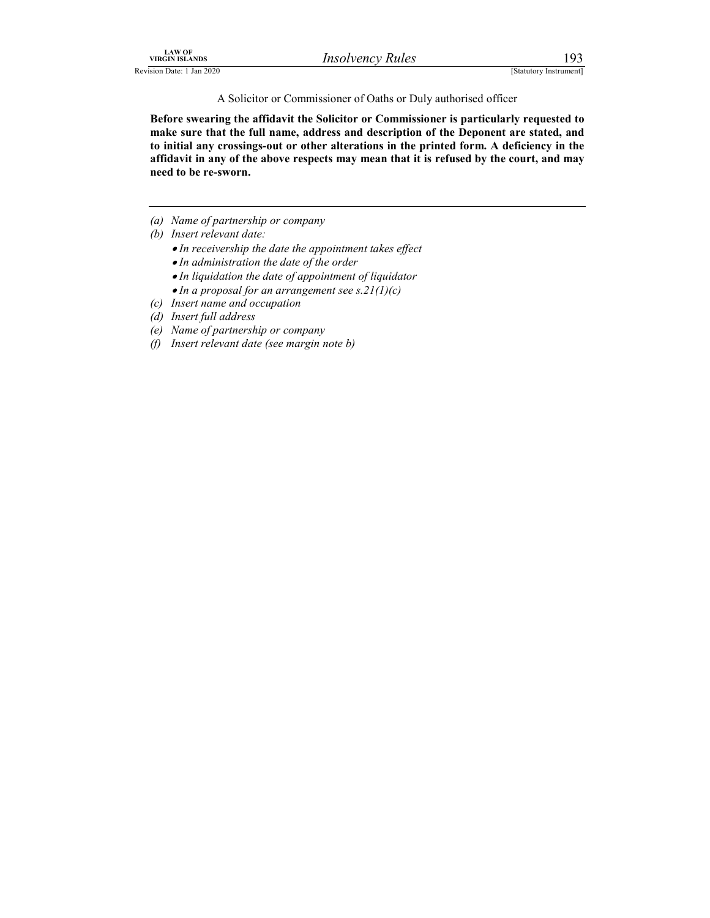A Solicitor or Commissioner of Oaths or Duly authorised officer

**Before swearing the affidavit the Solicitor or Commissioner is particularly requested to make sure that the full name, address and description of the Deponent are stated, and to initial any crossings-out or other alterations in the printed form. A deficiency in the affidavit in any of the above respects may mean that it is refused by the court, and may need to be re-sworn.**

---

*(a) Name of partnership or company*

*(b) Insert relevant date:*

- *In receivership the date the appointment takes effect*
- *In administration the date of the order*
- *In liquidation the date of appointment of liquidator*
- *In a proposal for an arrangement see s.21(1)(c)*

*(c) Insert name and occupation*

*(d) Insert full address*

*(e) Name of partnership or company*

*(f) Insert relevant date (see margin note b)*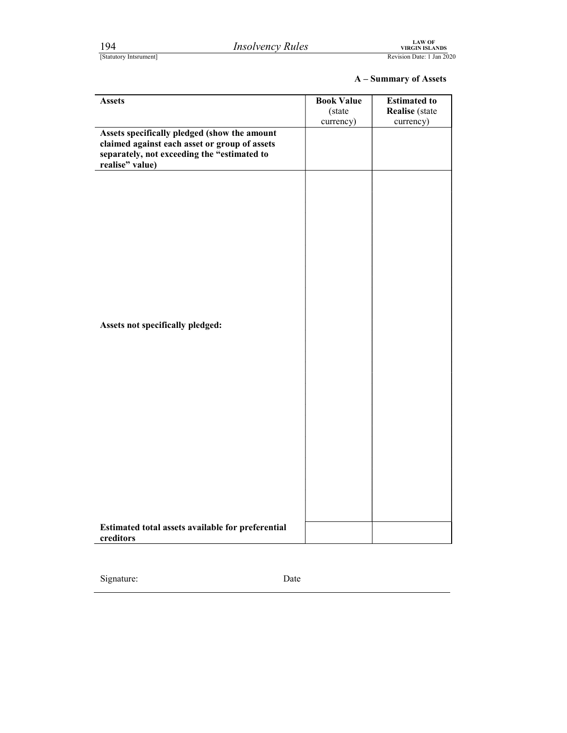**A – Summary of Assets**

| **Assets** | **Book Value** (state currency) | **Estimated to Realise** (state currency) |
|---|---|---|
| **Assets specifically pledged (show the amount claimed against each asset or group of assets separately, not exceeding the "estimated to realise" value)** | | |
| | | |
| **Assets not specifically pledged:** | | |
| | | |
| **Estimated total assets available for preferential creditors** | | |

Signature: Date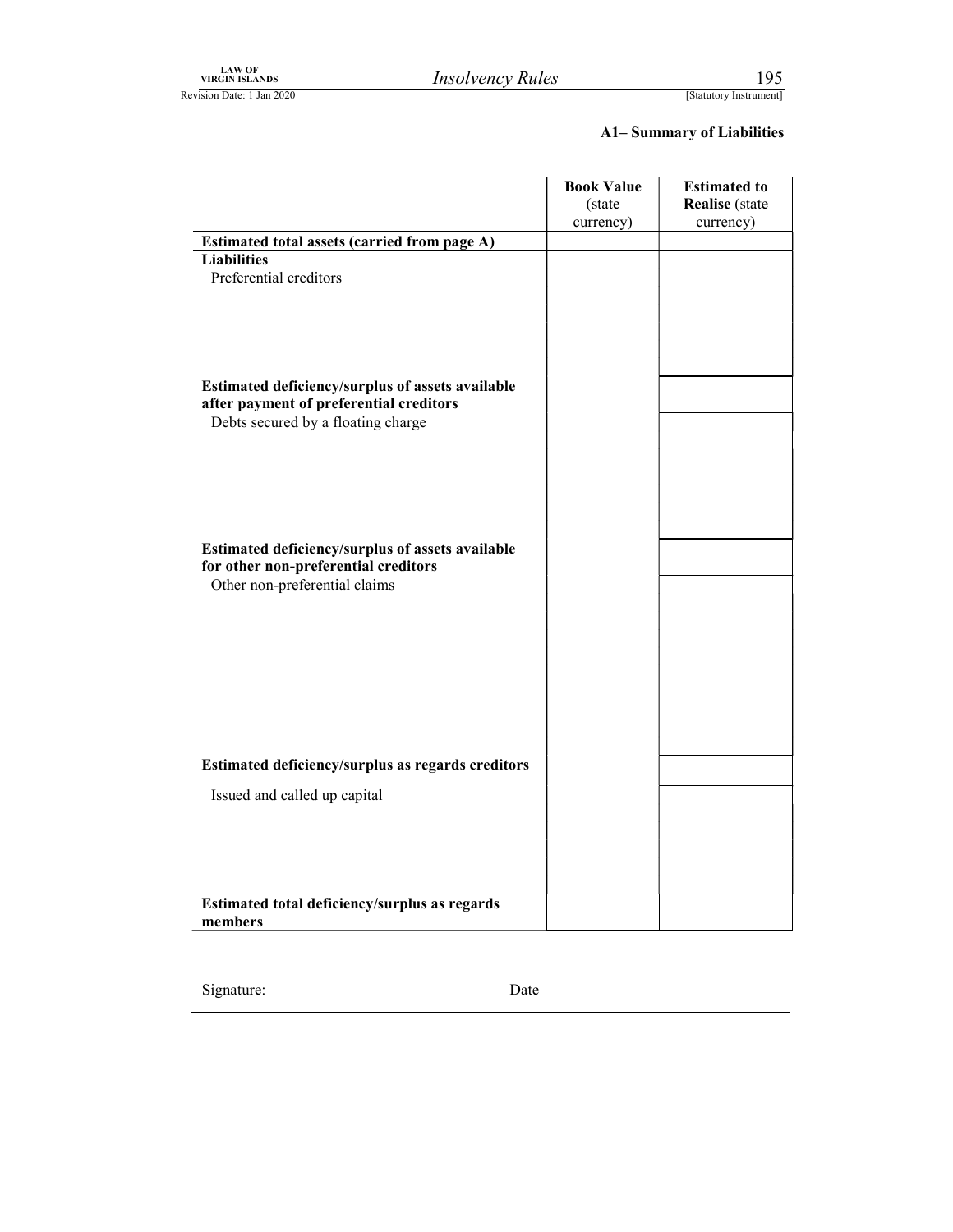**A1– Summary of Liabilities**

| | Book Value (state currency) | Estimated to Realise (state currency) |
|---|---|---|
| **Estimated total assets (carried from page A)** | | |
| **Liabilities** | | |
| Preferential creditors | | |
| **Estimated deficiency/surplus of assets available after payment of preferential creditors** | | |
| Debts secured by a floating charge | | |
| **Estimated deficiency/surplus of assets available for other non-preferential creditors** | | |
| Other non-preferential claims | | |
| **Estimated deficiency/surplus as regards creditors** | | |
| Issued and called up capital | | |
| **Estimated total deficiency/surplus as regards members** | | |

Signature: Date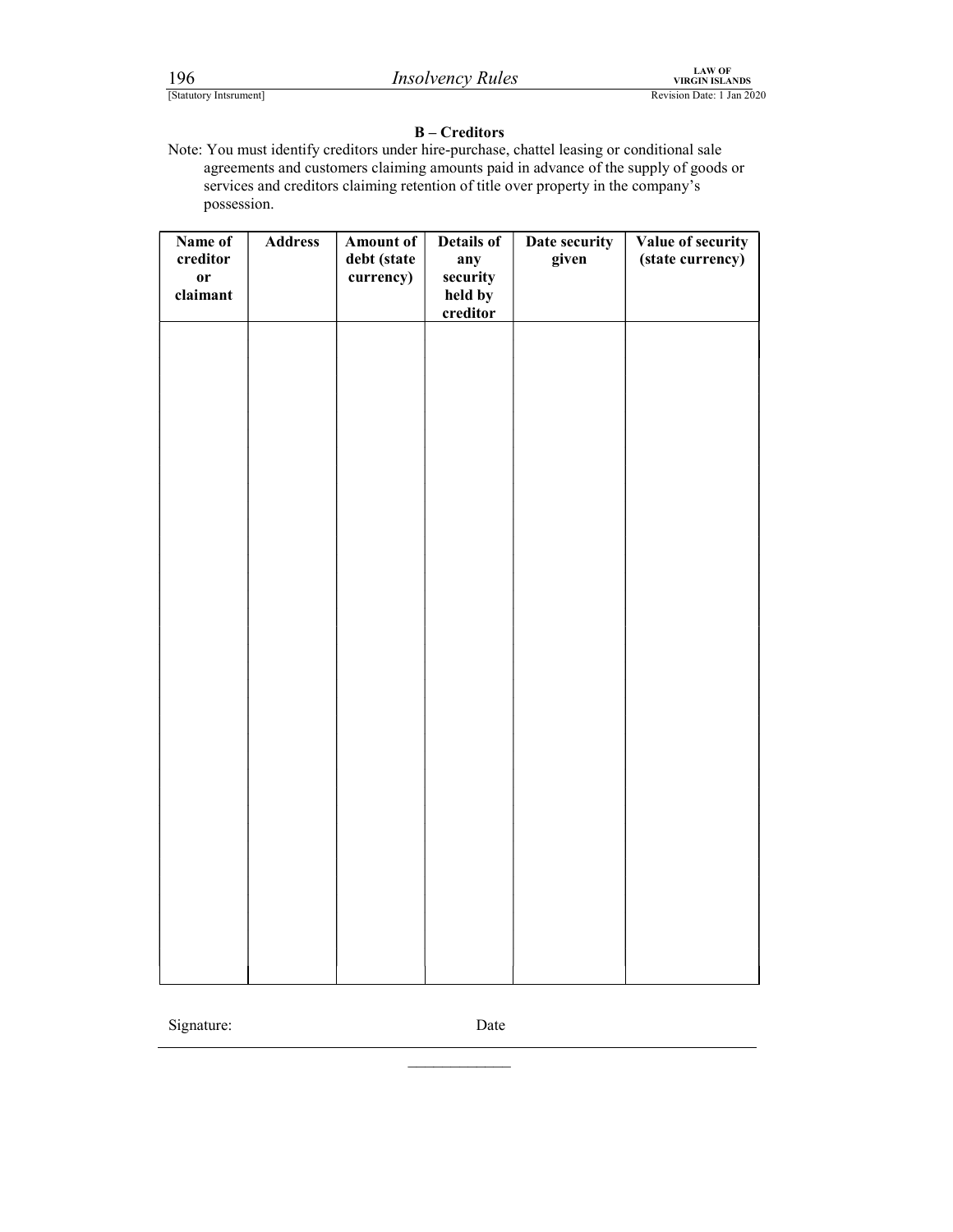**B – Creditors**

Note: You must identify creditors under hire-purchase, chattel leasing or conditional sale agreements and customers claiming amounts paid in advance of the supply of goods or services and creditors claiming retention of title over property in the company's possession.

| Name of creditor or claimant | Address | Amount of debt (state currency) | Details of any security held by creditor | Date security given | Value of security (state currency) |
|---|---|---|---|---|---|
| | | | | | |

Signature: Date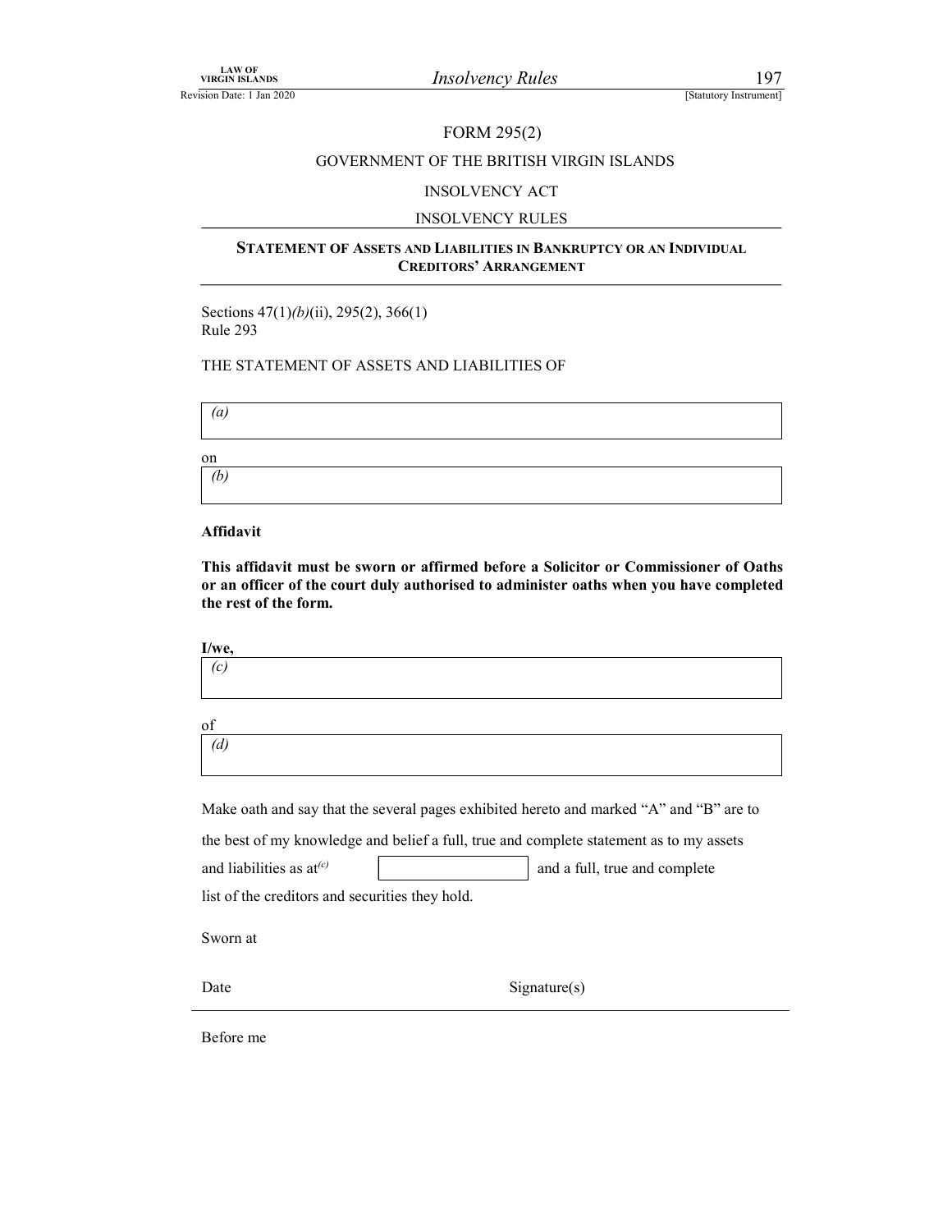FORM 295(2)

GOVERNMENT OF THE BRITISH VIRGIN ISLANDS

INSOLVENCY ACT

INSOLVENCY RULES

## STATEMENT OF ASSETS AND LIABILITIES IN BANKRUPTCY OR AN INDIVIDUAL CREDITORS' ARRANGEMENT

Sections 47(1)*(b)*(ii), 295(2), 366(1)
Rule 293

THE STATEMENT OF ASSETS AND LIABILITIES OF

| *(a)* |
|---|

on

| *(b)* |
|---|

**Affidavit**

**This affidavit must be sworn or affirmed before a Solicitor or Commissioner of Oaths or an officer of the court duly authorised to administer oaths when you have completed the rest of the form.**

**I/we,**

| *(c)* |
|---|

of

| *(d)* |
|---|

Make oath and say that the several pages exhibited hereto and marked "A" and "B" are to the best of my knowledge and belief a full, true and complete statement as to my assets and liabilities as at[(c)] ______ and a full, true and complete list of the creditors and securities they hold.

Sworn at

Date Signature(s)

Before me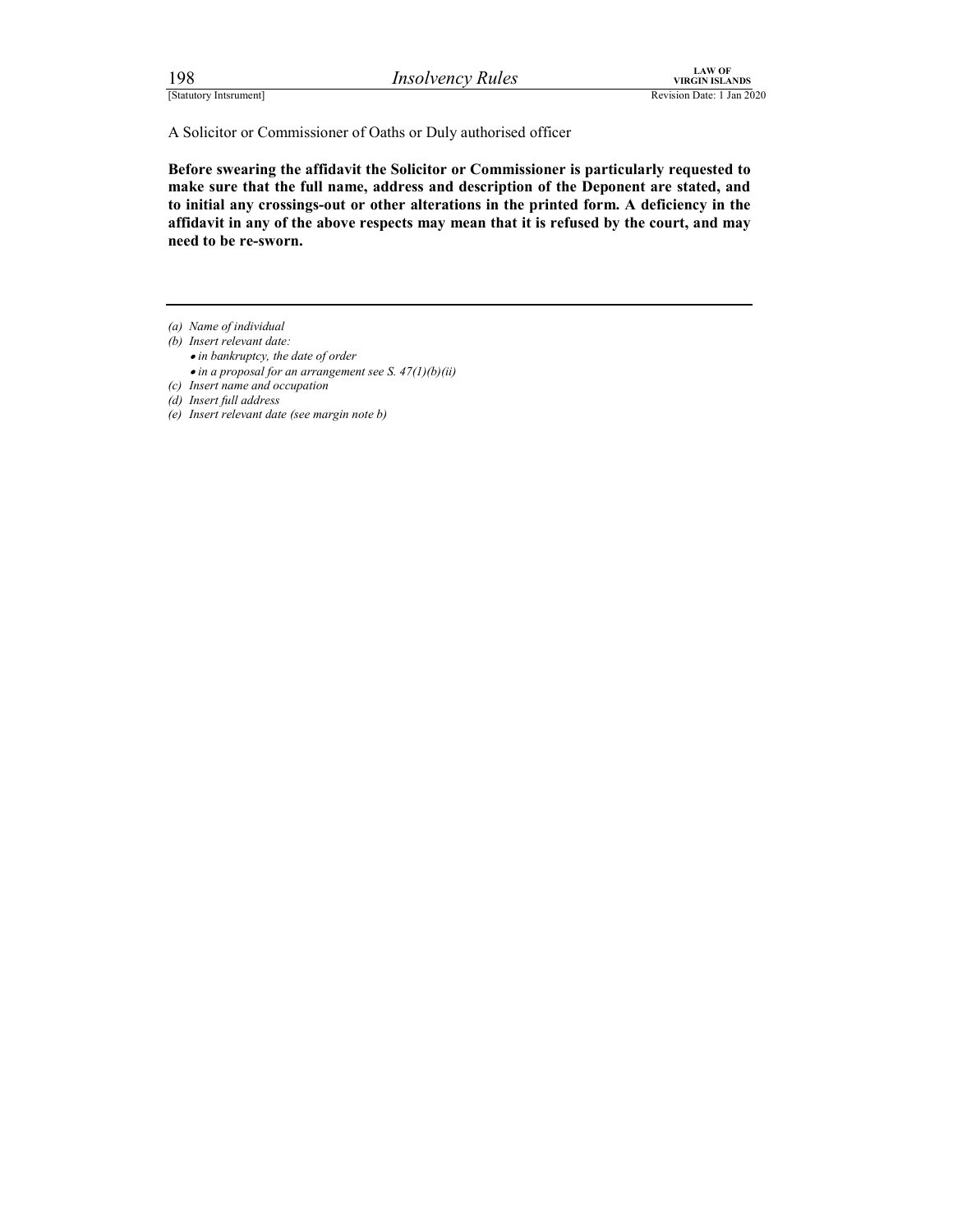A Solicitor or Commissioner of Oaths or Duly authorised officer

**Before swearing the affidavit the Solicitor or Commissioner is particularly requested to make sure that the full name, address and description of the Deponent are stated, and to initial any crossings-out or other alterations in the printed form. A deficiency in the affidavit in any of the above respects may mean that it is refused by the court, and may need to be re-sworn.**

---

*(a) Name of individual*

*(b) Insert relevant date:*
- *in bankruptcy, the date of order*
- *in a proposal for an arrangement see S. 47(1)(b)(ii)*

*(c) Insert name and occupation*

*(d) Insert full address*

*(e) Insert relevant date (see margin note b)*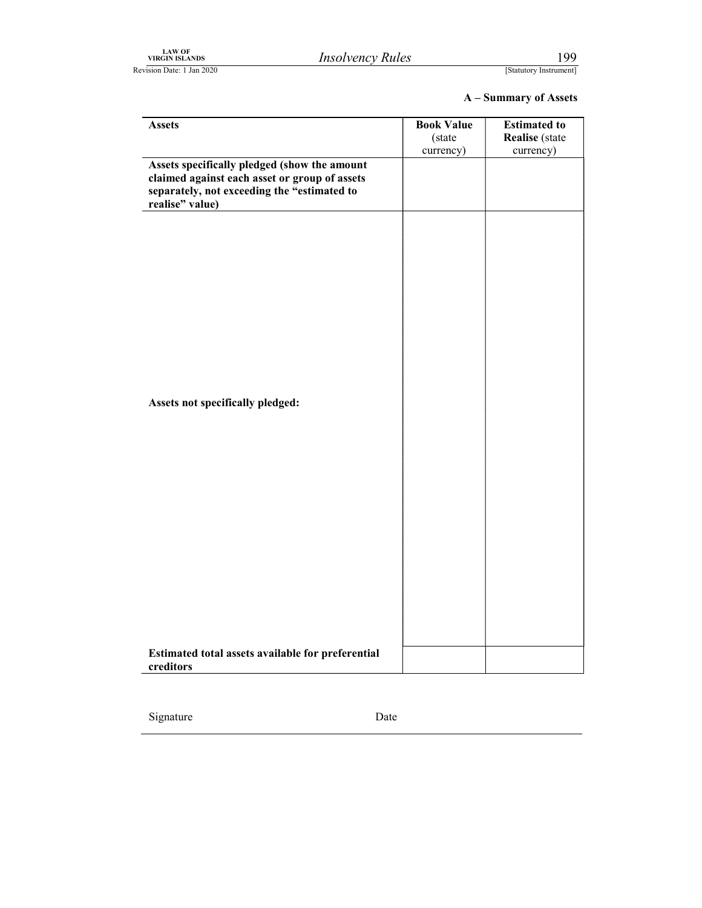**A – Summary of Assets**

| Assets | Book Value (state currency) | Estimated to Realise (state currency) |
|---|---|---|
| **Assets specifically pledged (show the amount claimed against each asset or group of assets separately, not exceeding the "estimated to realise" value)** | | |
| | | |
| **Assets not specifically pledged:** | | |
| | | |
| **Estimated total assets available for preferential creditors** | | |

Signature Date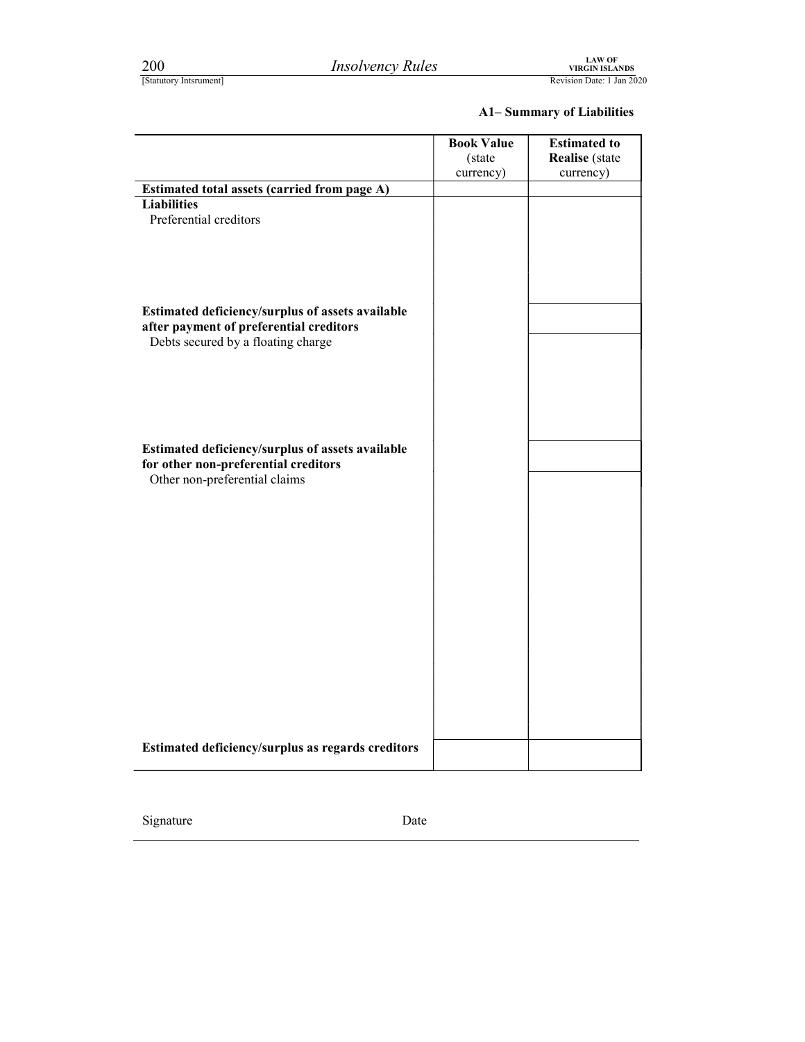### A1– Summary of Liabilities

| | **Book Value** (state currency) | **Estimated to Realise** (state currency) |
|---|---|---|
| **Estimated total assets (carried from page A)** | | |
| **Liabilities** | | |
| Preferential creditors | | |
| **Estimated deficiency/surplus of assets available after payment of preferential creditors** | | |
| Debts secured by a floating charge | | |
| **Estimated deficiency/surplus of assets available for other non-preferential creditors** | | |
| Other non-preferential claims | | |
| **Estimated deficiency/surplus as regards creditors** | | |

Signature                                        Date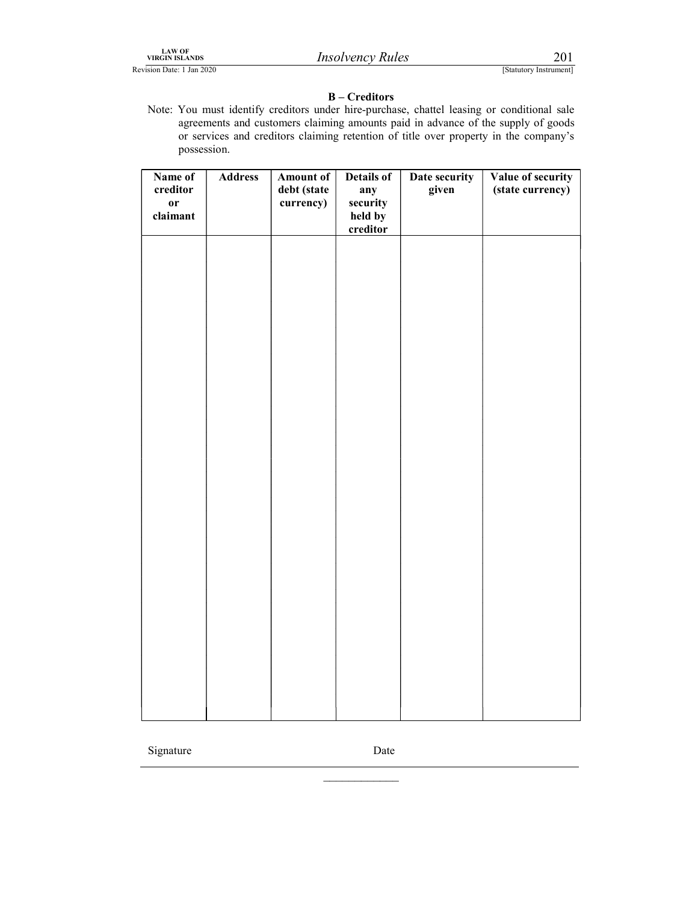## B – Creditors

Note: You must identify creditors under hire-purchase, chattel leasing or conditional sale agreements and customers claiming amounts paid in advance of the supply of goods or services and creditors claiming retention of title over property in the company's possession.

| Name of creditor or claimant | Address | Amount of debt (state currency) | Details of any security held by creditor | Date security given | Value of security (state currency) |
|---|---|---|---|---|---|
| | | | | | |

Signature Date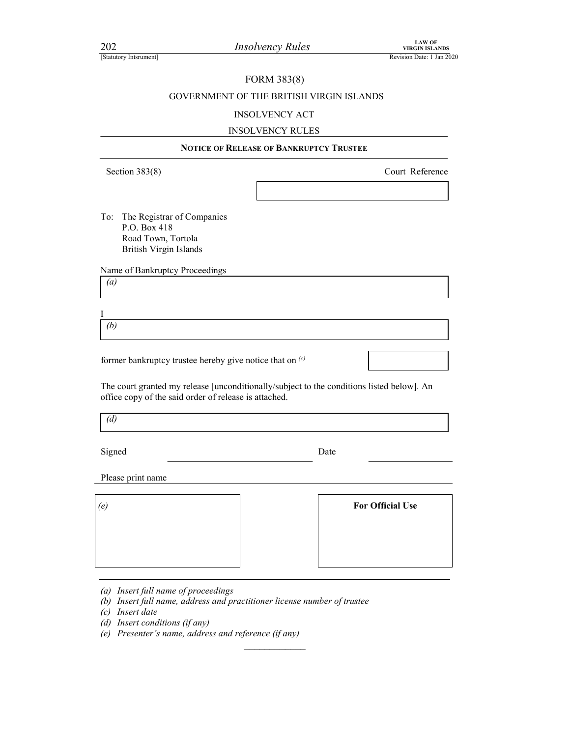FORM 383(8)

GOVERNMENT OF THE BRITISH VIRGIN ISLANDS

INSOLVENCY ACT

INSOLVENCY RULES

**NOTICE OF RELEASE OF BANKRUPTCY TRUSTEE**

Section 383(8) Court Reference

To: The Registrar of Companies
P.O. Box 418
Road Town, Tortola
British Virgin Islands

Name of Bankruptcy Proceedings

*(a)*

I

*(b)*

former bankruptcy trustee hereby give notice that on *(c)*

The court granted my release [unconditionally/subject to the conditions listed below]. An office copy of the said order of release is attached.

*(d)*

Signed Date

Please print name

*(e)*

**For Official Use**

---

*(a) Insert full name of proceedings*
*(b) Insert full name, address and practitioner license number of trustee*
*(c) Insert date*
*(d) Insert conditions (if any)*
*(e) Presenter's name, address and reference (if any)*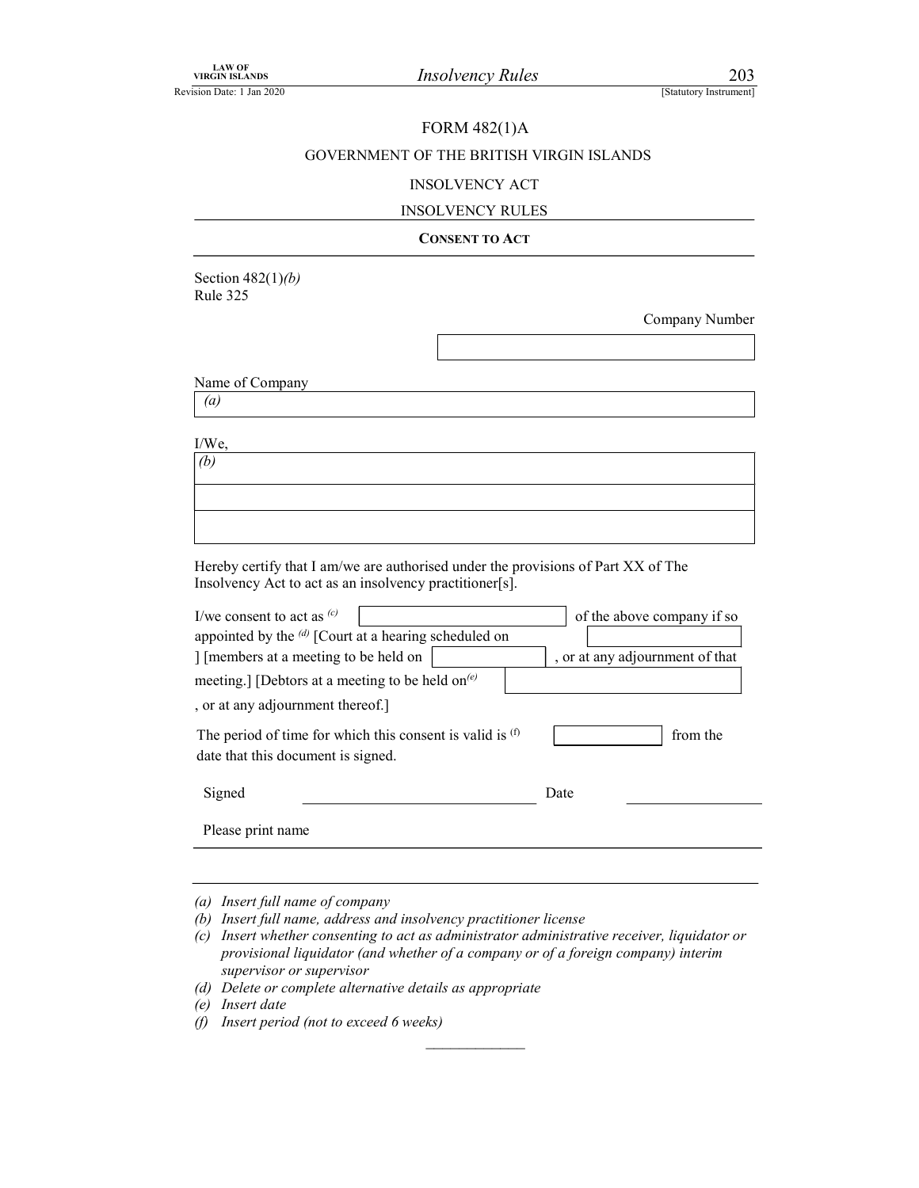FORM 482(1)A

GOVERNMENT OF THE BRITISH VIRGIN ISLANDS

INSOLVENCY ACT

INSOLVENCY RULES

**CONSENT TO ACT**

Section 482(1)*(b)*
Rule 325

Company Number

Name of Company
*(a)*

I/We,
*(b)*

Hereby certify that I am/we are authorised under the provisions of Part XX of The Insolvency Act to act as an insolvency practitioner[s].

I/we consent to act as *(c)* \_\_\_\_\_\_\_\_ of the above company if so appointed by the *(d)* [Court at a hearing scheduled on \_\_\_\_\_\_\_\_ ] [members at a meeting to be held on \_\_\_\_\_\_\_\_ , or at any adjournment of that meeting.] [Debtors at a meeting to be held on*(e)* \_\_\_\_\_\_\_\_ , or at any adjournment thereof.]

The period of time for which this consent is valid is *(f)* \_\_\_\_\_\_\_\_ from the date that this document is signed.

Signed \_\_\_\_\_\_\_\_\_\_\_\_\_\_\_\_\_\_\_\_ Date \_\_\_\_\_\_\_\_\_\_

Please print name

---

*(a) Insert full name of company*

*(b) Insert full name, address and insolvency practitioner license*

*(c) Insert whether consenting to act as administrator administrative receiver, liquidator or provisional liquidator (and whether of a company or of a foreign company) interim supervisor or supervisor*

*(d) Delete or complete alternative details as appropriate*

*(e) Insert date*

*(f) Insert period (not to exceed 6 weeks)*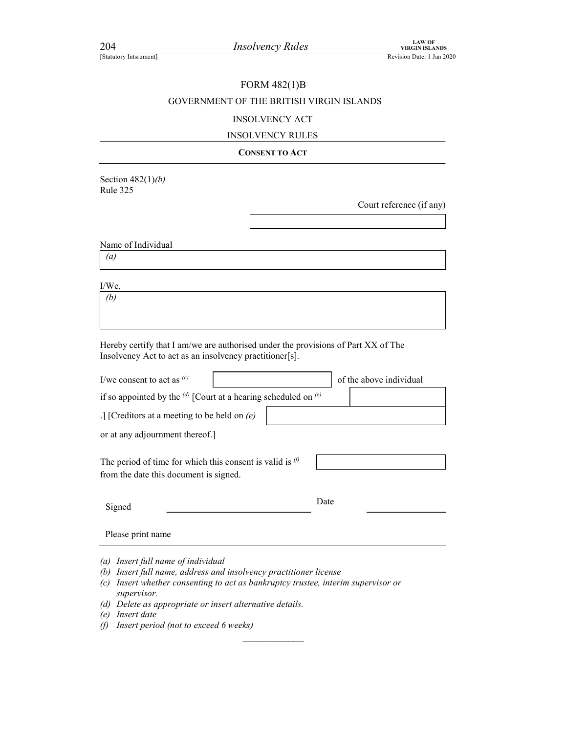FORM 482(1)B

GOVERNMENT OF THE BRITISH VIRGIN ISLANDS

INSOLVENCY ACT

INSOLVENCY RULES

**CONSENT TO ACT**

Section 482(1)*(b)*
Rule 325

Court reference (if any)

Name of Individual
*(a)*

I/We,
*(b)*

Hereby certify that I am/we are authorised under the provisions of Part XX of The Insolvency Act to act as an insolvency practitioner[s].

I/we consent to act as *(c)* ____________ of the above individual

if so appointed by the *(d)* [Court at a hearing scheduled on *(e)* ____________

.] [Creditors at a meeting to be held on *(e)* ____________

or at any adjournment thereof.]

The period of time for which this consent is valid is *(f)* ____________ from the date this document is signed.

Signed ______________________________ Date ________________

Please print name

*(a) Insert full name of individual*
*(b) Insert full name, address and insolvency practitioner license*
*(c) Insert whether consenting to act as bankruptcy trustee, interim supervisor or supervisor.*
*(d) Delete as appropriate or insert alternative details.*
*(e) Insert date*
*(f) Insert period (not to exceed 6 weeks)*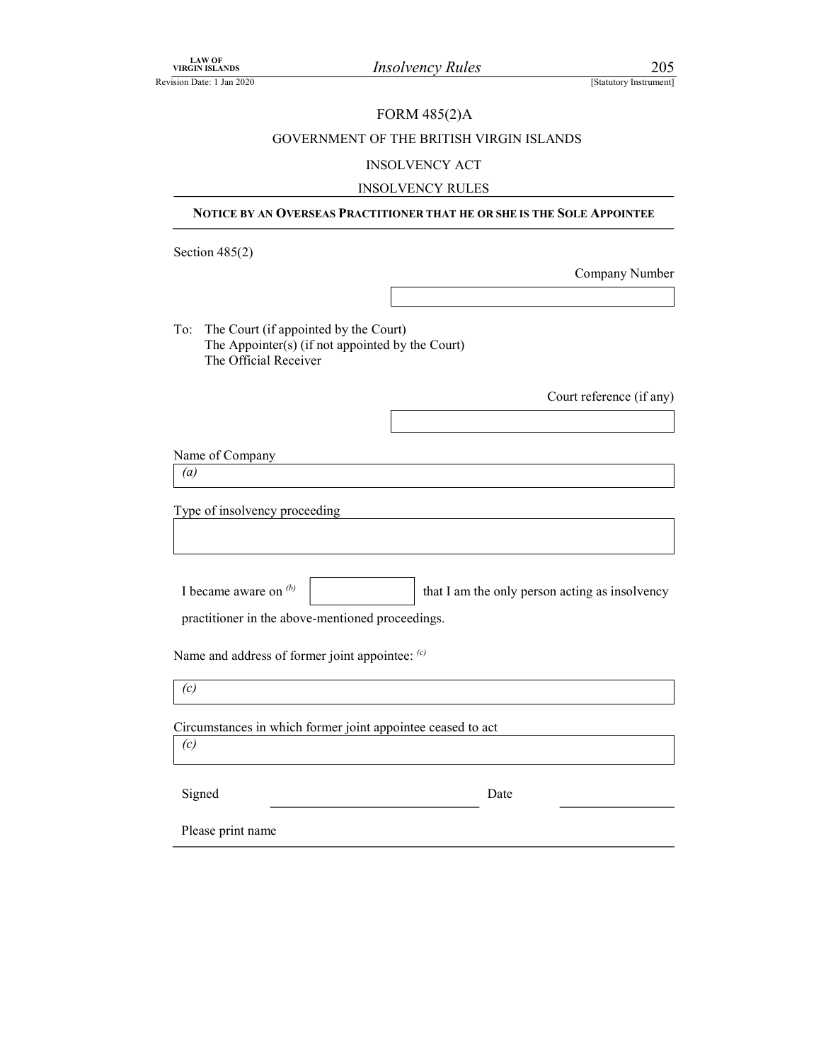FORM 485(2)A

GOVERNMENT OF THE BRITISH VIRGIN ISLANDS

INSOLVENCY ACT

INSOLVENCY RULES

**NOTICE BY AN OVERSEAS PRACTITIONER THAT HE OR SHE IS THE SOLE APPOINTEE**

Section 485(2)

Company Number

| |
|---|

To: The Court (if appointed by the Court)
The Appointer(s) (if not appointed by the Court)
The Official Receiver

Court reference (if any)

| |
|---|

Name of Company

| *(a)* |
|---|

Type of insolvency proceeding

| |
|---|

I became aware on [(b)] ________ that I am the only person acting as insolvency practitioner in the above-mentioned proceedings.

Name and address of former joint appointee: [(c)]

| *(c)* |
|---|

Circumstances in which former joint appointee ceased to act

| *(c)* |
|---|

Signed ______________________ Date ______________

Please print name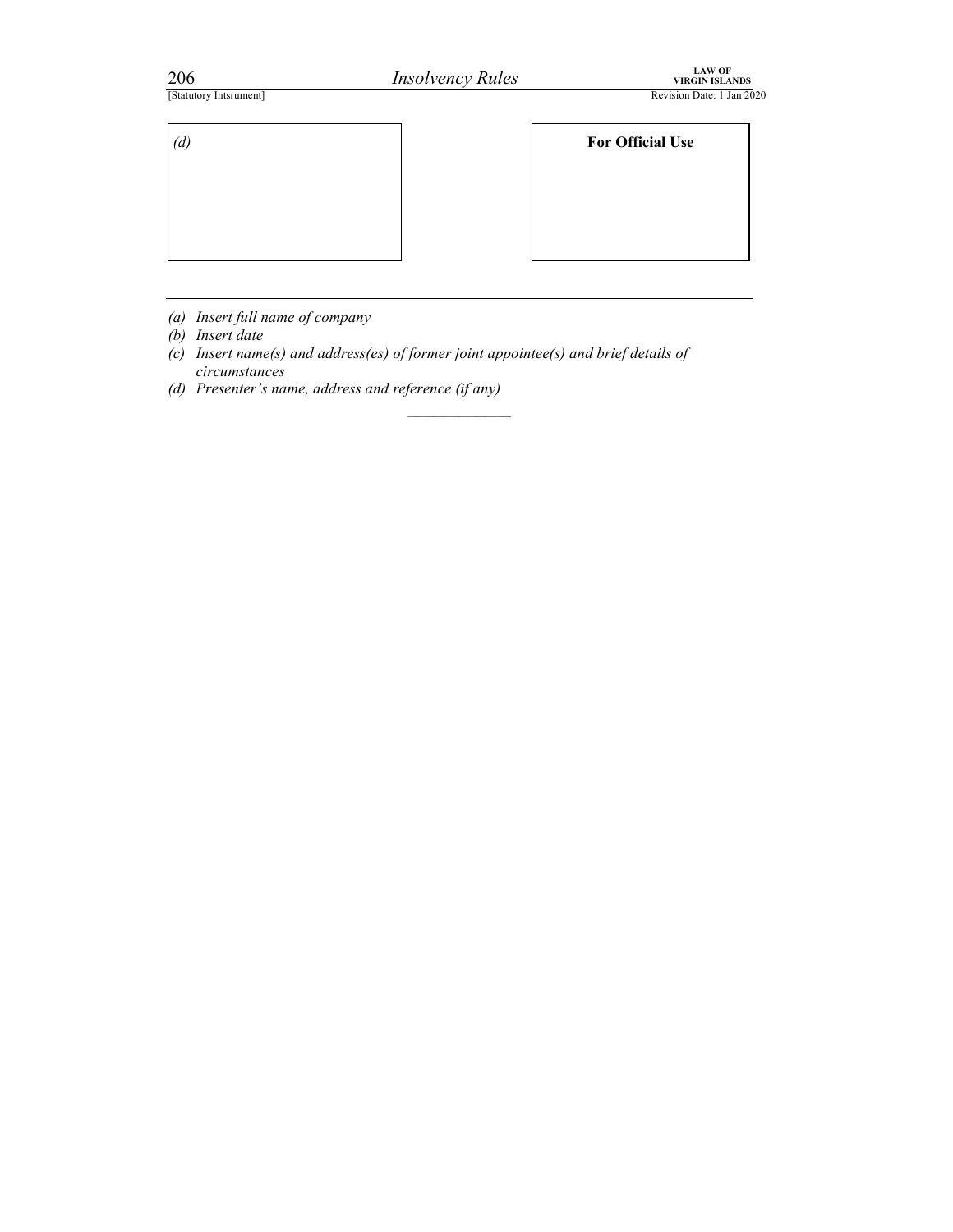| *(d)* | | **For Official Use** |
|---|---|---|

---

*(a) Insert full name of company*

*(b) Insert date*

*(c) Insert name(s) and address(es) of former joint appointee(s) and brief details of circumstances*

*(d) Presenter's name, address and reference (if any)*

---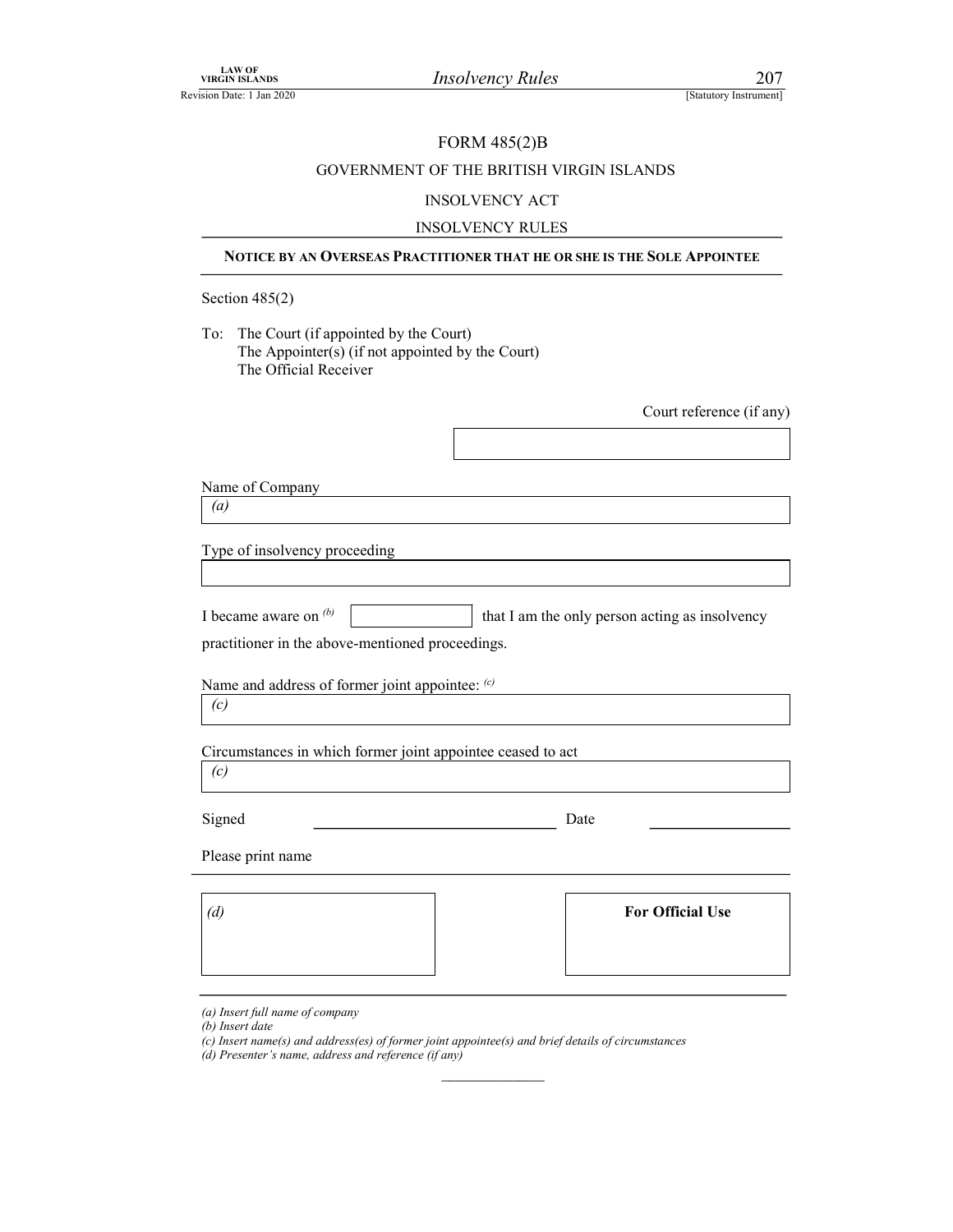FORM 485(2)B

GOVERNMENT OF THE BRITISH VIRGIN ISLANDS

INSOLVENCY ACT

INSOLVENCY RULES

**NOTICE BY AN OVERSEAS PRACTITIONER THAT HE OR SHE IS THE SOLE APPOINTEE**

Section 485(2)

To: The Court (if appointed by the Court)
The Appointer(s) (if not appointed by the Court)
The Official Receiver

Court reference (if any)

Name of Company

*(a)*

Type of insolvency proceeding

I became aware on *(b)* ____________ that I am the only person acting as insolvency practitioner in the above-mentioned proceedings.

Name and address of former joint appointee: *(c)*

*(c)*

Circumstances in which former joint appointee ceased to act

*(c)*

Signed ______________________________ Date __________________

Please print name

| *(d)* | **For Official Use** |
|---|---|
| | |

*(a) Insert full name of company*
*(b) Insert date*
*(c) Insert name(s) and address(es) of former joint appointee(s) and brief details of circumstances*
*(d) Presenter's name, address and reference (if any)*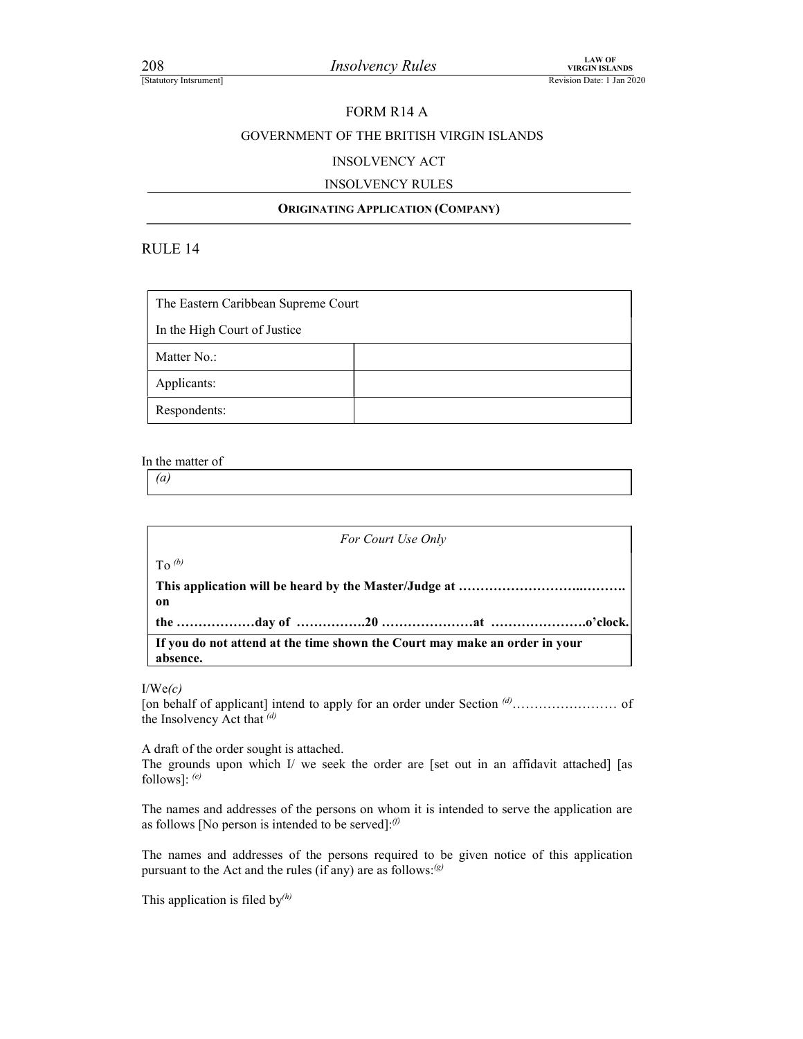FORM R14 A

GOVERNMENT OF THE BRITISH VIRGIN ISLANDS

INSOLVENCY ACT

INSOLVENCY RULES

**ORIGINATING APPLICATION (COMPANY)**

RULE 14

| The Eastern Caribbean Supreme Court | |
|---|---|
| In the High Court of Justice | |
| Matter No.: | |
| Applicants: | |
| Respondents: | |

In the matter of

| *(a)* |
|---|

| *For Court Use Only* |
|---|
| To [(b)] |
| **This application will be heard by the Master/Judge at ……………………..………. on** |
| **the ………………day of …………….20 …………………at ………………….o'clock.** |
| **If you do not attend at the time shown the Court may make an order in your absence.** |

I/We*(c)*
[on behalf of applicant] intend to apply for an order under Section [(d)]…………………… of the Insolvency Act that [(d)]

A draft of the order sought is attached.
The grounds upon which I/ we seek the order are [set out in an affidavit attached] [as follows]: [(e)]

The names and addresses of the persons on whom it is intended to serve the application are as follows [No person is intended to be served]:[(f)]

The names and addresses of the persons required to be given notice of this application pursuant to the Act and the rules (if any) are as follows:[(g)]

This application is filed by[(h)]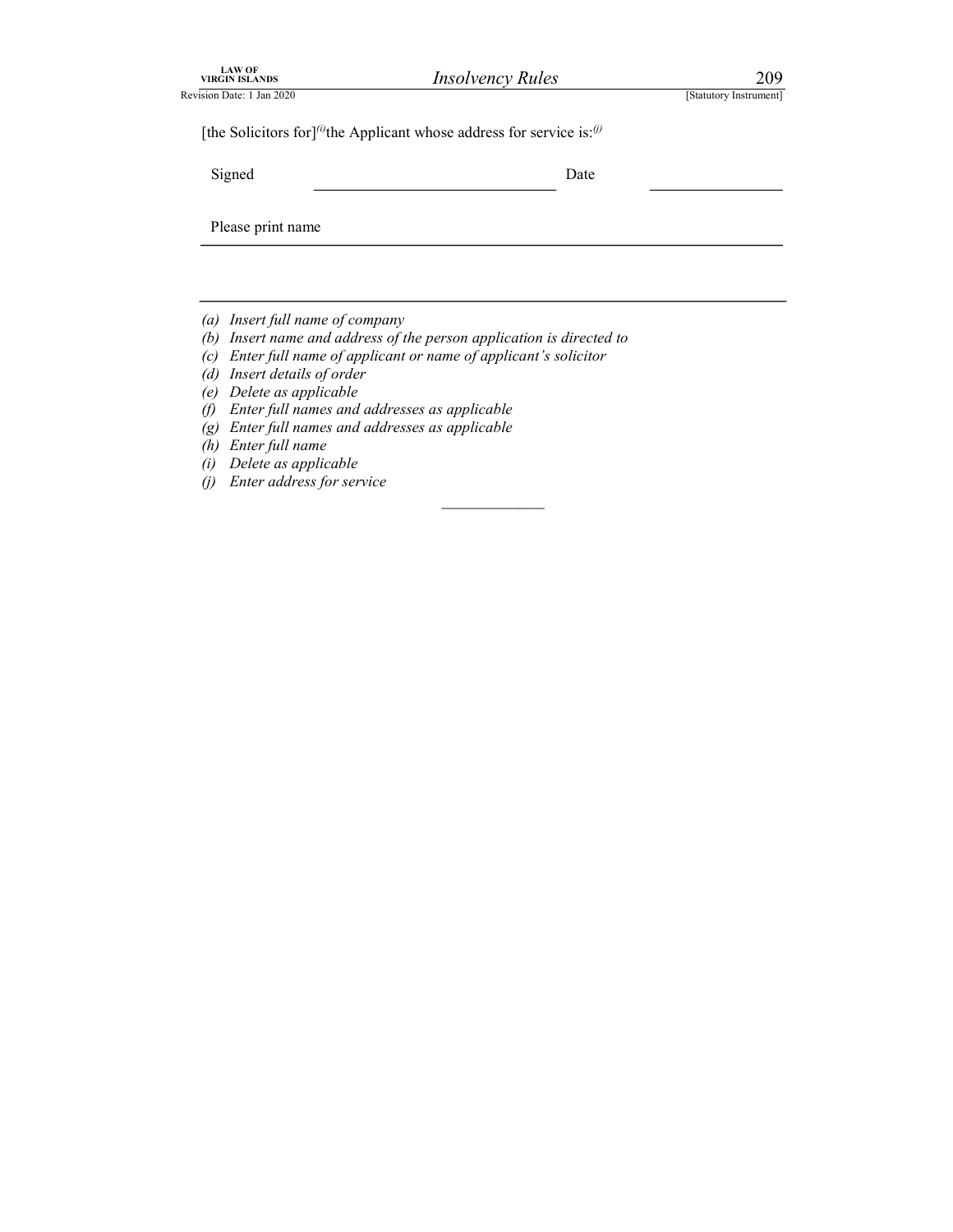[the Solicitors for][(i)]the Applicant whose address for service is:[(j)]

Signed \_\_\_\_\_\_\_\_\_\_\_\_\_\_\_\_\_\_\_\_\_\_\_\_\_\_\_\_ Date \_\_\_\_\_\_\_\_\_\_\_\_\_\_\_

Please print name

---

*(a) Insert full name of company*
*(b) Insert name and address of the person application is directed to*
*(c) Enter full name of applicant or name of applicant's solicitor*
*(d) Insert details of order*
*(e) Delete as applicable*
*(f) Enter full names and addresses as applicable*
*(g) Enter full names and addresses as applicable*
*(h) Enter full name*
*(i) Delete as applicable*
*(j) Enter address for service*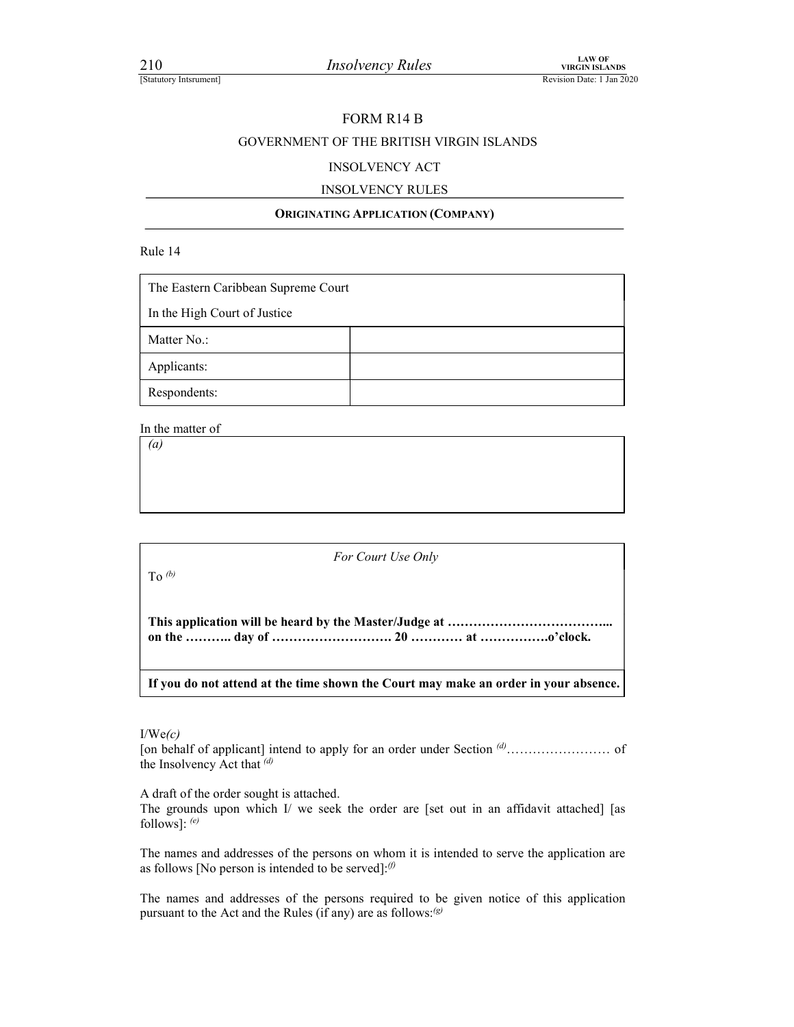FORM R14 B

GOVERNMENT OF THE BRITISH VIRGIN ISLANDS

INSOLVENCY ACT

INSOLVENCY RULES

**ORIGINATING APPLICATION (COMPANY)**

Rule 14

| The Eastern Caribbean Supreme Court | |
|---|---|
| In the High Court of Justice | |
| Matter No.: | |
| Applicants: | |
| Respondents: | |

In the matter of

| *(a)* |
|---|

| *For Court Use Only* |
|---|
| To [(b)] |
| **This application will be heard by the Master/Judge at ………………………………... on the ……….. day of ………………………. 20 ………… at …………….o'clock.** |
| **If you do not attend at the time shown the Court may make an order in your absence.** |

I/We*(c)*
[on behalf of applicant] intend to apply for an order under Section [(d)]…………………… of the Insolvency Act that [(d)]

A draft of the order sought is attached.
The grounds upon which I/ we seek the order are [set out in an affidavit attached] [as follows]: [(e)]

The names and addresses of the persons on whom it is intended to serve the application are as follows [No person is intended to be served]:[(f)]

The names and addresses of the persons required to be given notice of this application pursuant to the Act and the Rules (if any) are as follows:[(g)]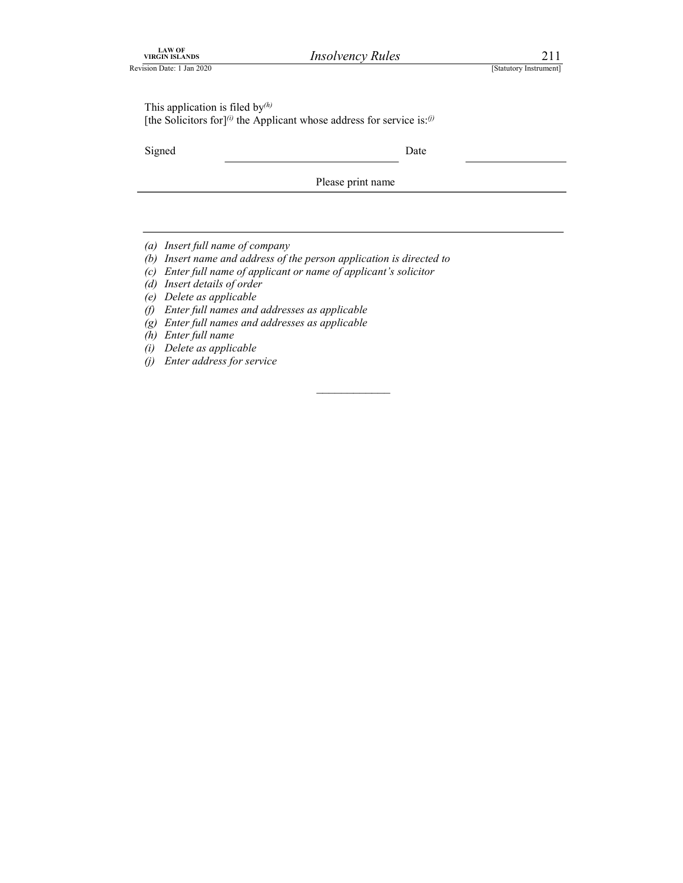This application is filed by[(h)]
[the Solicitors for][(i)] the Applicant whose address for service is:[(j)]

Signed ______________________________ Date __________________

Please print name

---

- *(a) Insert full name of company*
- *(b) Insert name and address of the person application is directed to*
- *(c) Enter full name of applicant or name of applicant's solicitor*
- *(d) Insert details of order*
- *(e) Delete as applicable*
- *(f) Enter full names and addresses as applicable*
- *(g) Enter full names and addresses as applicable*
- *(h) Enter full name*
- *(i) Delete as applicable*
- *(j) Enter address for service*

______________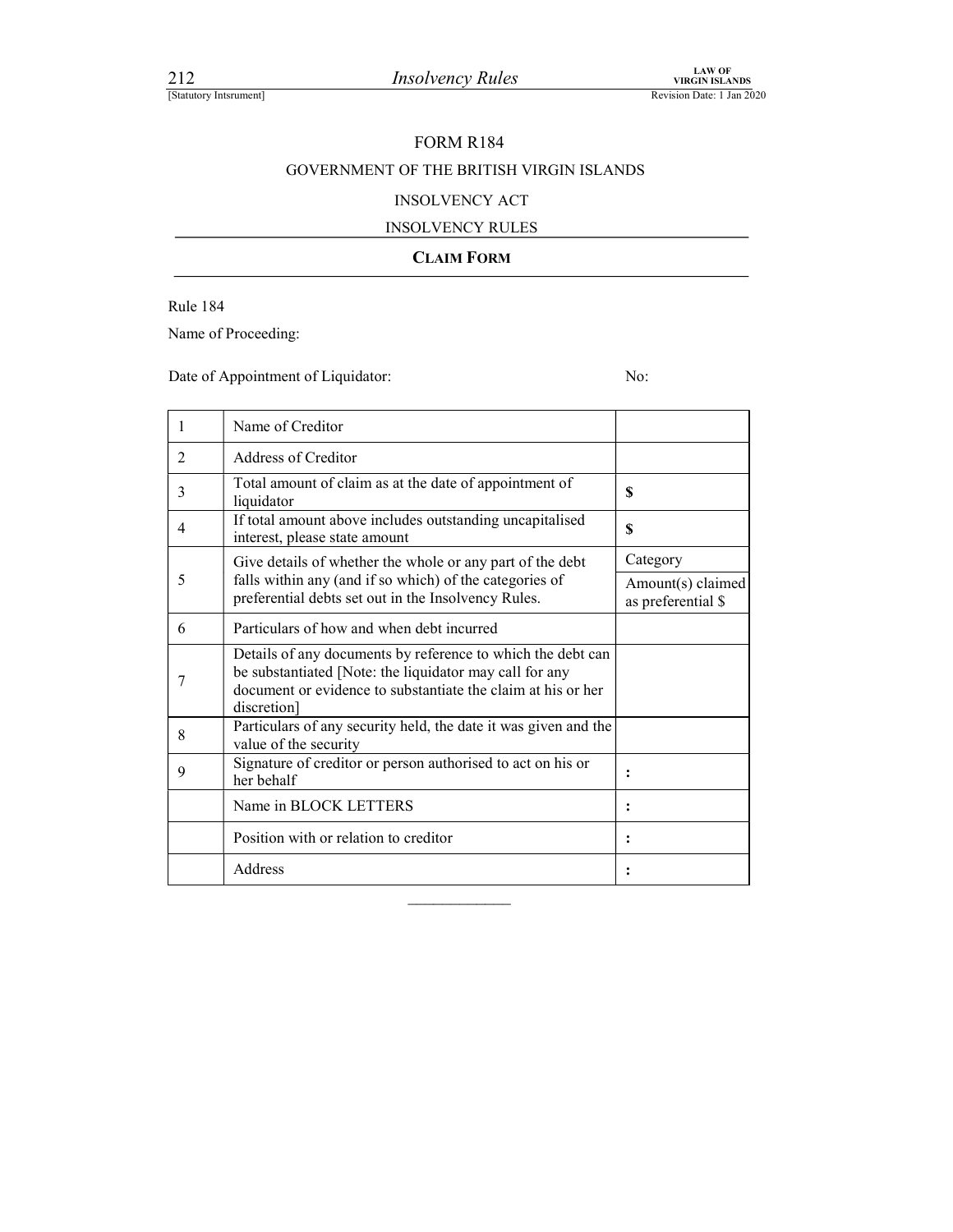FORM R184

GOVERNMENT OF THE BRITISH VIRGIN ISLANDS

INSOLVENCY ACT

INSOLVENCY RULES

## CLAIM FORM

Rule 184

Name of Proceeding:

Date of Appointment of Liquidator: No:

| | | |
|---|---|---|
| 1 | Name of Creditor | |
| 2 | Address of Creditor | |
| 3 | Total amount of claim as at the date of appointment of liquidator | **$** |
| 4 | If total amount above includes outstanding uncapitalised interest, please state amount | **$** |
| 5 | Give details of whether the whole or any part of the debt falls within any (and if so which) of the categories of preferential debts set out in the Insolvency Rules. | Category |
| | | Amount(s) claimed as preferential $ |
| 6 | Particulars of how and when debt incurred | |
| 7 | Details of any documents by reference to which the debt can be substantiated [Note: the liquidator may call for any document or evidence to substantiate the claim at his or her discretion] | |
| 8 | Particulars of any security held, the date it was given and the value of the security | |
| 9 | Signature of creditor or person authorised to act on his or her behalf | **:** |
| | Name in BLOCK LETTERS | **:** |
| | Position with or relation to creditor | **:** |
| | Address | **:** |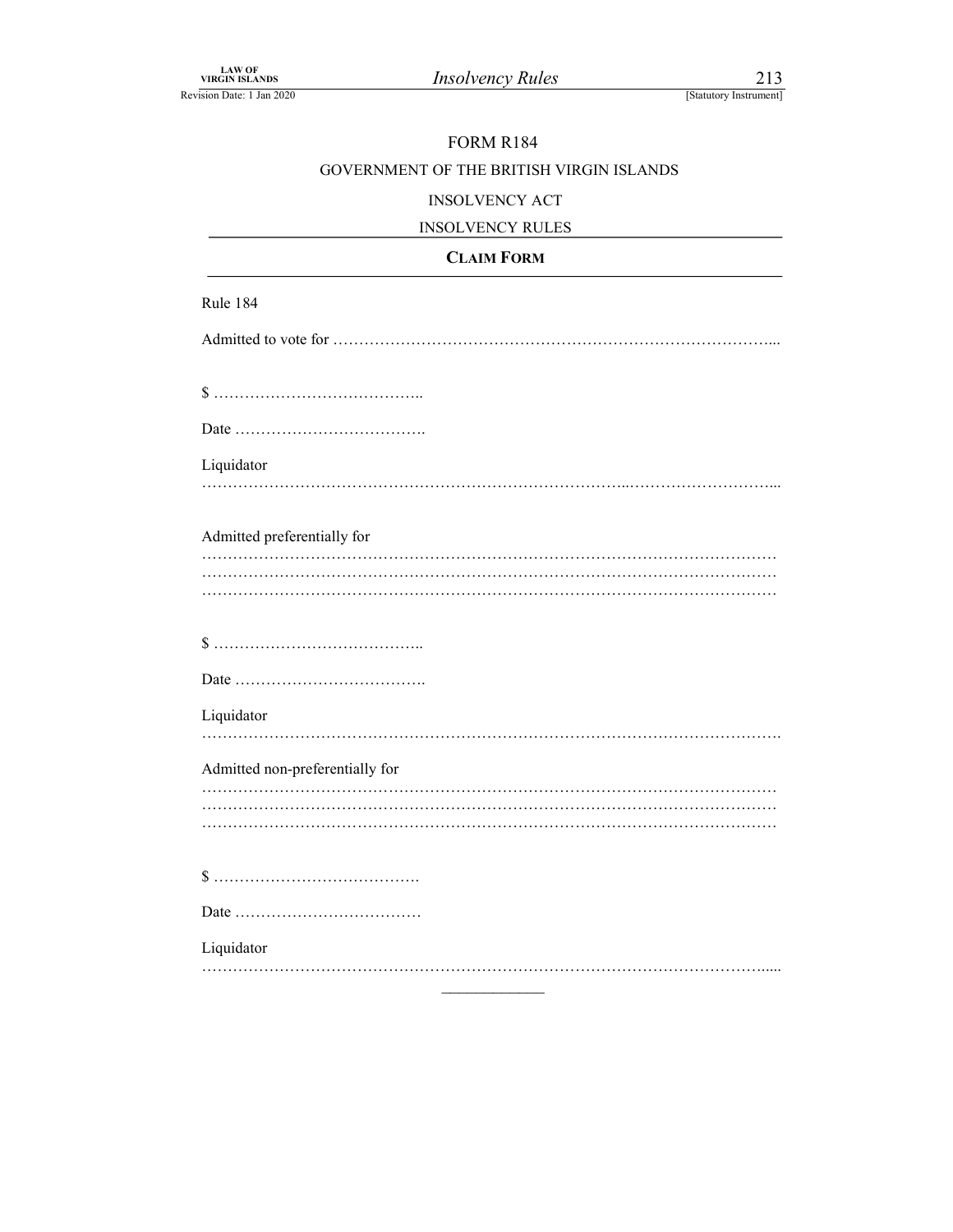FORM R184

GOVERNMENT OF THE BRITISH VIRGIN ISLANDS

INSOLVENCY ACT

INSOLVENCY RULES

## CLAIM FORM

Rule 184

Admitted to vote for …………………………………………………………………………...

$ …………………………………..

Date ……………………………….

Liquidator

………………………………………………………………………..………………………...

Admitted preferentially for

…………………………………………………………………………………………………
…………………………………………………………………………………………………
…………………………………………………………………………………………………

$ …………………………………..

Date ……………………………….

Liquidator

………………………………………………………………………………………………….

Admitted non-preferentially for

…………………………………………………………………………………………………
…………………………………………………………………………………………………
…………………………………………………………………………………………………

$ ………………………………….

Date ………………………………

Liquidator

……………………………………………………………………………………………….....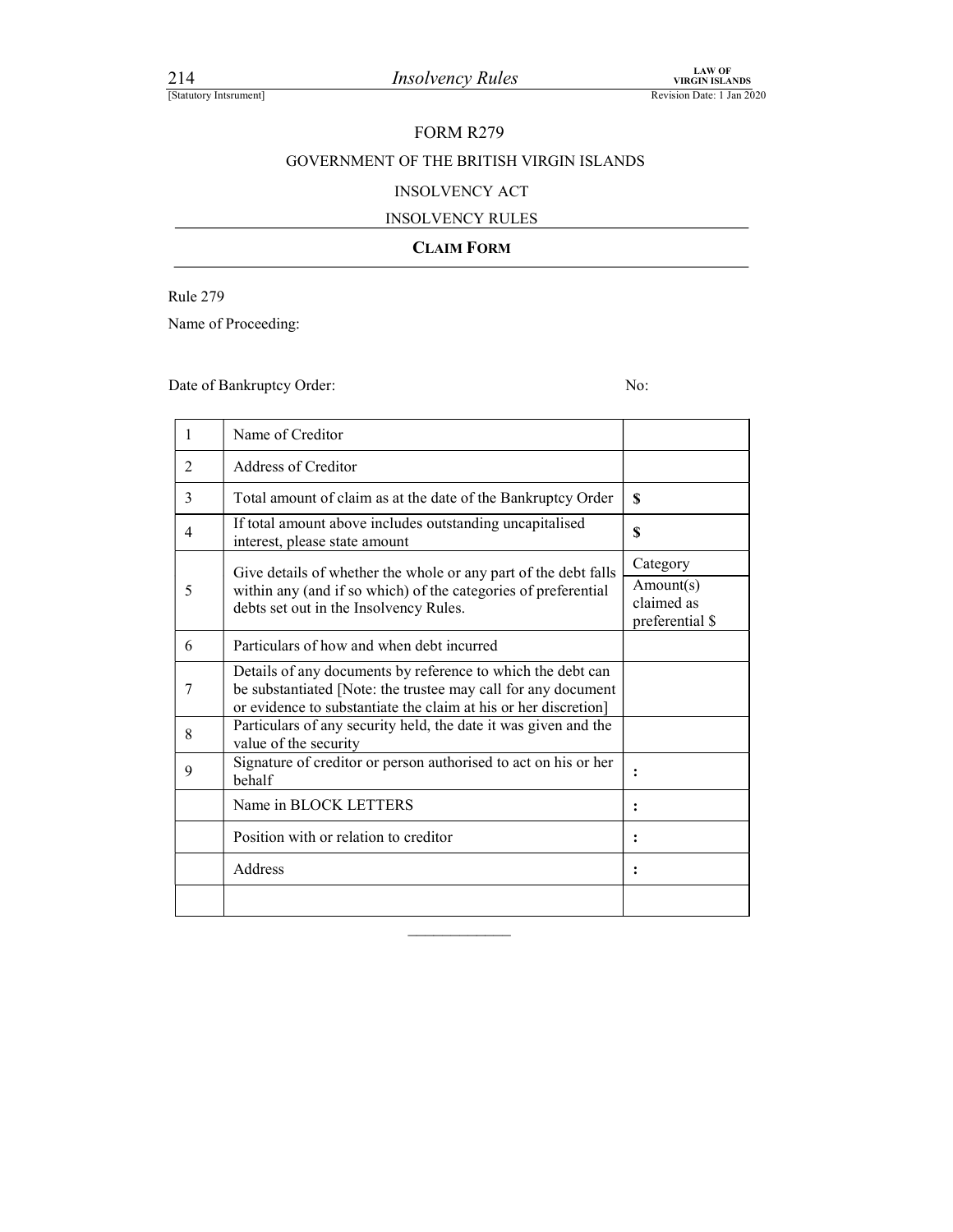FORM R279

GOVERNMENT OF THE BRITISH VIRGIN ISLANDS

INSOLVENCY ACT

INSOLVENCY RULES

## CLAIM FORM

Rule 279

Name of Proceeding:

Date of Bankruptcy Order: No:

| | | | |
|---|---|---|---|
| 1 | Name of Creditor | | |
| 2 | Address of Creditor | | |
| 3 | Total amount of claim as at the date of the Bankruptcy Order | $ | |
| 4 | If total amount above includes outstanding uncapitalised interest, please state amount | $ | |
| 5 | Give details of whether the whole or any part of the debt falls within any (and if so which) of the categories of preferential debts set out in the Insolvency Rules. | Category | Amount(s) claimed as preferential $ |
| 6 | Particulars of how and when debt incurred | | |
| 7 | Details of any documents by reference to which the debt can be substantiated [Note: the trustee may call for any document or evidence to substantiate the claim at his or her discretion] | | |
| 8 | Particulars of any security held, the date it was given and the value of the security | | |
| 9 | Signature of creditor or person authorised to act on his or her behalf | : | |
| | Name in BLOCK LETTERS | : | |
| | Position with or relation to creditor | : | |
| | Address | : | |
| | | | |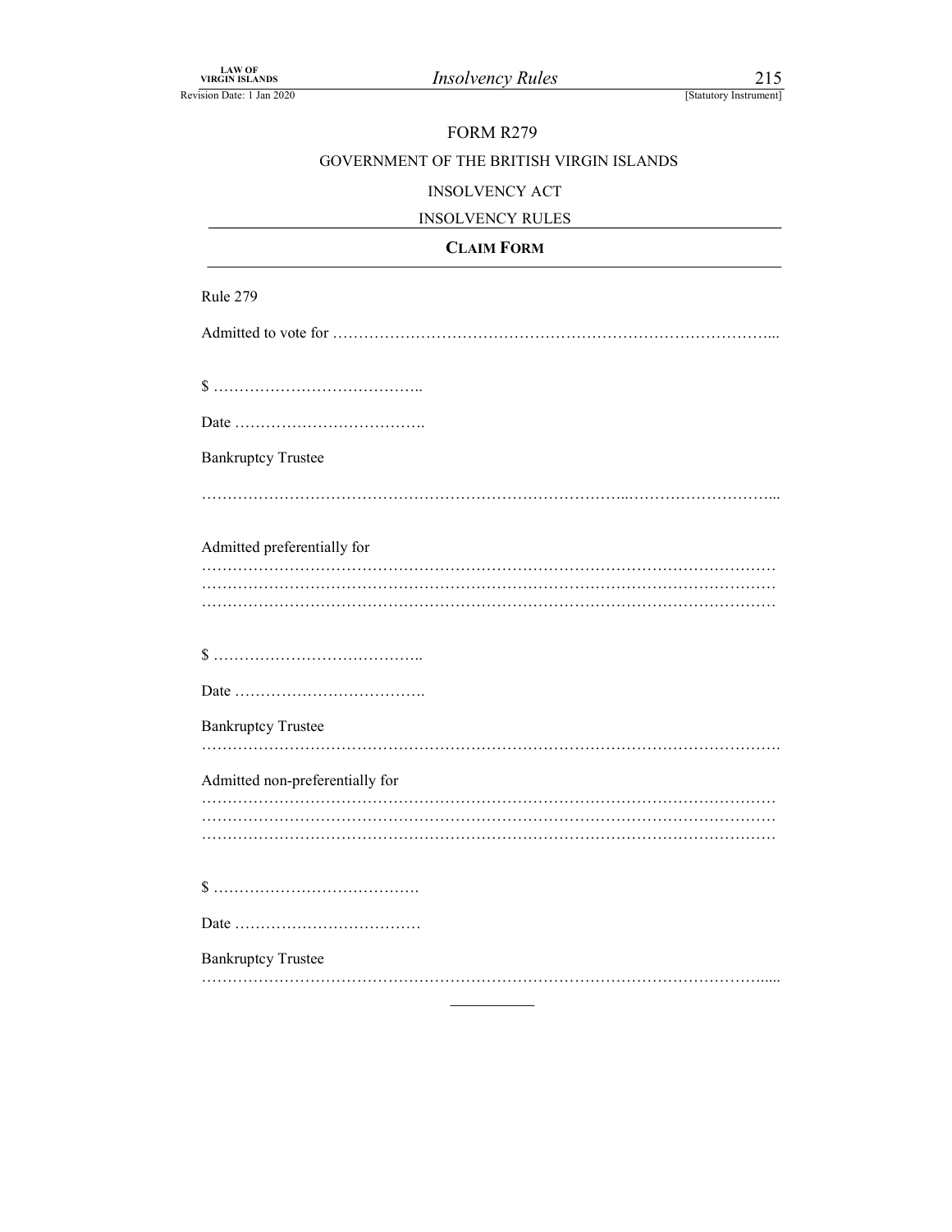FORM R279

GOVERNMENT OF THE BRITISH VIRGIN ISLANDS

INSOLVENCY ACT

INSOLVENCY RULES

## CLAIM FORM

Rule 279

Admitted to vote for …………………………………………………………………………...

$ …………………………………..

Date ……………………………….

Bankruptcy Trustee

……………………………………………………………………...………………………...

Admitted preferentially for
………………………………………………………………………………………………
………………………………………………………………………………………………
………………………………………………………………………………………………

$ …………………………………..

Date ……………………………….

Bankruptcy Trustee
……………………………………………………………………………………………….

Admitted non-preferentially for
………………………………………………………………………………………………
………………………………………………………………………………………………
………………………………………………………………………………………………

$ ………………………………….

Date ………………………………

Bankruptcy Trustee
……………………………………………………………………………………………......